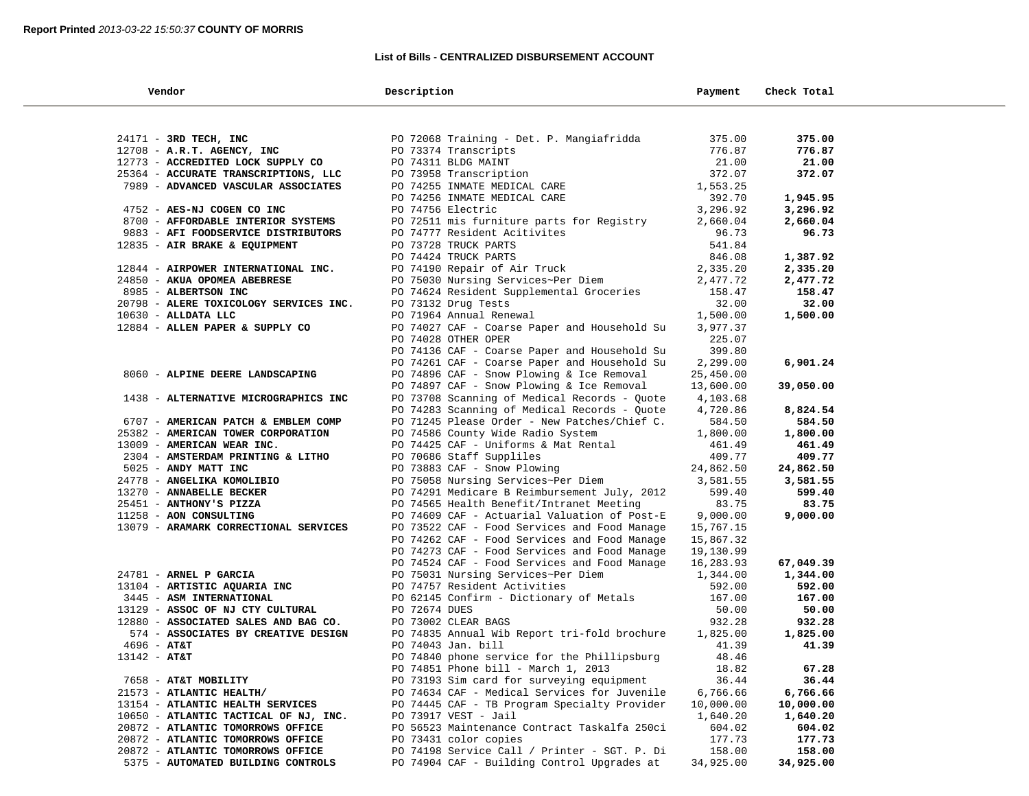**Report Printed** *2013-03-22 15:50:37* **COUNTY OF MORRIS**

**List of Bills - CENTRALIZED DISBURSEMENT ACCOUNT**

| Vendor | Description | Payment | Check Total |
|---|---|---|---|
| 24171 - **3RD TECH, INC** | PO 72068 Training - Det. P. Mangiafridda | 375.00 | **375.00** |
| 12708 - **A.R.T. AGENCY, INC** | PO 73374 Transcripts | 776.87 | **776.87** |
| 12773 - **ACCREDITED LOCK SUPPLY CO** | PO 74311 BLDG MAINT | 21.00 | **21.00** |
| 25364 - **ACCURATE TRANSCRIPTIONS, LLC** | PO 73958 Transcription | 372.07 | **372.07** |
| 7989 - **ADVANCED VASCULAR ASSOCIATES** | PO 74255 INMATE MEDICAL CARE | 1,553.25 | |
| | PO 74256 INMATE MEDICAL CARE | 392.70 | **1,945.95** |
| 4752 - **AES-NJ COGEN CO INC** | PO 74756 Electric | 3,296.92 | **3,296.92** |
| 8700 - **AFFORDABLE INTERIOR SYSTEMS** | PO 72511 mis furniture parts for Registry | 2,660.04 | **2,660.04** |
| 9883 - **AFI FOODSERVICE DISTRIBUTORS** | PO 74777 Resident Acitivites | 96.73 | **96.73** |
| 12835 - **AIR BRAKE & EQUIPMENT** | PO 73728 TRUCK PARTS | 541.84 | |
| | PO 74424 TRUCK PARTS | 846.08 | **1,387.92** |
| 12844 - **AIRPOWER INTERNATIONAL INC.** | PO 74190 Repair of Air Truck | 2,335.20 | **2,335.20** |
| 24850 - **AKUA OPOMEA ABEBRESE** | PO 75030 Nursing Services~Per Diem | 2,477.72 | **2,477.72** |
| 8985 - **ALBERTSON INC** | PO 74624 Resident Supplemental Groceries | 158.47 | **158.47** |
| 20798 - **ALERE TOXICOLOGY SERVICES INC.** | PO 73132 Drug Tests | 32.00 | **32.00** |
| 10630 - **ALLDATA LLC** | PO 71964 Annual Renewal | 1,500.00 | **1,500.00** |
| 12884 - **ALLEN PAPER & SUPPLY CO** | PO 74027 CAF - Coarse Paper and Household Su | 3,977.37 | |
| | PO 74028 OTHER OPER | 225.07 | |
| | PO 74136 CAF - Coarse Paper and Household Su | 399.80 | |
| | PO 74261 CAF - Coarse Paper and Household Su | 2,299.00 | **6,901.24** |
| 8060 - **ALPINE DEERE LANDSCAPING** | PO 74896 CAF - Snow Plowing & Ice Removal | 25,450.00 | |
| | PO 74897 CAF - Snow Plowing & Ice Removal | 13,600.00 | **39,050.00** |
| 1438 - **ALTERNATIVE MICROGRAPHICS INC** | PO 73708 Scanning of Medical Records - Quote | 4,103.68 | |
| | PO 74283 Scanning of Medical Records - Quote | 4,720.86 | **8,824.54** |
| 6707 - **AMERICAN PATCH & EMBLEM COMP** | PO 71245 Please Order - New Patches/Chief C. | 584.50 | **584.50** |
| 25382 - **AMERICAN TOWER CORPORATION** | PO 74586 County Wide Radio System | 1,800.00 | **1,800.00** |
| 13009 - **AMERICAN WEAR INC.** | PO 74425 CAF - Uniforms & Mat Rental | 461.49 | **461.49** |
| 2304 - **AMSTERDAM PRINTING & LITHO** | PO 70686 Staff Suppliles | 409.77 | **409.77** |
| 5025 - **ANDY MATT INC** | PO 73883 CAF - Snow Plowing | 24,862.50 | **24,862.50** |
| 24778 - **ANGELIKA KOMOLIBIO** | PO 75058 Nursing Services~Per Diem | 3,581.55 | **3,581.55** |
| 13270 - **ANNABELLE BECKER** | PO 74291 Medicare B Reimbursement July, 2012 | 599.40 | **599.40** |
| 25451 - **ANTHONY'S PIZZA** | PO 74565 Health Benefit/Intranet Meeting | 83.75 | **83.75** |
| 11258 - **AON CONSULTING** | PO 74609 CAF - Actuarial Valuation of Post-E | 9,000.00 | **9,000.00** |
| 13079 - **ARAMARK CORRECTIONAL SERVICES** | PO 73522 CAF - Food Services and Food Manage | 15,767.15 | |
| | PO 74262 CAF - Food Services and Food Manage | 15,867.32 | |
| | PO 74273 CAF - Food Services and Food Manage | 19,130.99 | |
| | PO 74524 CAF - Food Services and Food Manage | 16,283.93 | **67,049.39** |
| 24781 - **ARNEL P GARCIA** | PO 75031 Nursing Services~Per Diem | 1,344.00 | **1,344.00** |
| 13104 - **ARTISTIC AQUARIA INC** | PO 74757 Resident Activities | 592.00 | **592.00** |
| 3445 - **ASM INTERNATIONAL** | PO 62145 Confirm - Dictionary of Metals | 167.00 | **167.00** |
| 13129 - **ASSOC OF NJ CTY CULTURAL** | PO 72674 DUES | 50.00 | **50.00** |
| 12880 - **ASSOCIATED SALES AND BAG CO.** | PO 73002 CLEAR BAGS | 932.28 | **932.28** |
| 574 - **ASSOCIATES BY CREATIVE DESIGN** | PO 74835 Annual Wib Report tri-fold brochure | 1,825.00 | **1,825.00** |
| 4696 - **AT&T** | PO 74043 Jan. bill | 41.39 | **41.39** |
| 13142 - **AT&T** | PO 74840 phone service for the Phillipsburg | 48.46 | |
| | PO 74851 Phone bill - March 1, 2013 | 18.82 | **67.28** |
| 7658 - **AT&T MOBILITY** | PO 73193 Sim card for surveying equipment | 36.44 | **36.44** |
| 21573 - **ATLANTIC HEALTH/** | PO 74634 CAF - Medical Services for Juvenile | 6,766.66 | **6,766.66** |
| 13154 - **ATLANTIC HEALTH SERVICES** | PO 74445 CAF - TB Program Specialty Provider | 10,000.00 | **10,000.00** |
| 10650 - **ATLANTIC TACTICAL OF NJ, INC.** | PO 73917 VEST - Jail | 1,640.20 | **1,640.20** |
| 20872 - **ATLANTIC TOMORROWS OFFICE** | PO 56523 Maintenance Contract Taskalfa 250ci | 604.02 | **604.02** |
| 20872 - **ATLANTIC TOMORROWS OFFICE** | PO 73431 color copies | 177.73 | **177.73** |
| 20872 - **ATLANTIC TOMORROWS OFFICE** | PO 74198 Service Call / Printer - SGT. P. Di | 158.00 | **158.00** |
| 5375 - **AUTOMATED BUILDING CONTROLS** | PO 74904 CAF - Building Control Upgrades at | 34,925.00 | **34,925.00** |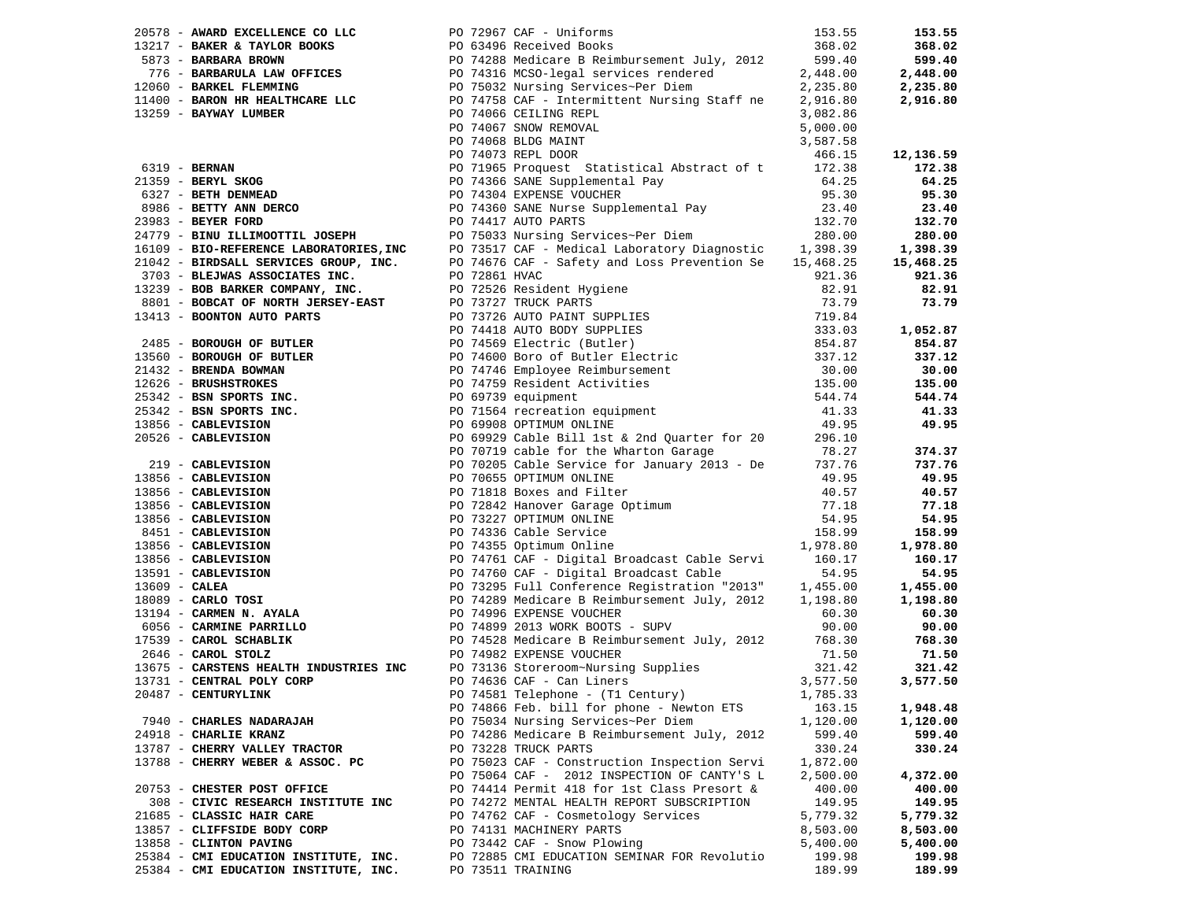| Vendor | PO / Description | Amount | Total |
|---|---|---|---|
| 20578 - **AWARD EXCELLENCE CO LLC** | PO 72967 CAF - Uniforms | 153.55 | **153.55** |
| 13217 - **BAKER & TAYLOR BOOKS** | PO 63496 Received Books | 368.02 | **368.02** |
| 5873 - **BARBARA BROWN** | PO 74288 Medicare B Reimbursement July, 2012 | 599.40 | **599.40** |
| 776 - **BARBARULA LAW OFFICES** | PO 74316 MCSO-legal services rendered | 2,448.00 | **2,448.00** |
| 12060 - **BARKEL FLEMMING** | PO 75032 Nursing Services~Per Diem | 2,235.80 | **2,235.80** |
| 11400 - **BARON HR HEALTHCARE LLC** | PO 74758 CAF - Intermittent Nursing Staff ne | 2,916.80 | **2,916.80** |
| 13259 - **BAYWAY LUMBER** | PO 74066 CEILING REPL | 3,082.86 | |
| | PO 74067 SNOW REMOVAL | 5,000.00 | |
| | PO 74068 BLDG MAINT | 3,587.58 | |
| | PO 74073 REPL DOOR | 466.15 | **12,136.59** |
| 6319 - **BERNAN** | PO 71965 Proquest Statistical Abstract of t | 172.38 | **172.38** |
| 21359 - **BERYL SKOG** | PO 74366 SANE Supplemental Pay | 64.25 | **64.25** |
| 6327 - **BETH DENMEAD** | PO 74304 EXPENSE VOUCHER | 95.30 | **95.30** |
| 8986 - **BETTY ANN DERCO** | PO 74360 SANE Nurse Supplemental Pay | 23.40 | **23.40** |
| 23983 - **BEYER FORD** | PO 74417 AUTO PARTS | 132.70 | **132.70** |
| 24779 - **BINU ILLIMOOTTIL JOSEPH** | PO 75033 Nursing Services~Per Diem | 280.00 | **280.00** |
| 16109 - **BIO-REFERENCE LABORATORIES,INC** | PO 73517 CAF - Medical Laboratory Diagnostic | 1,398.39 | **1,398.39** |
| 21042 - **BIRDSALL SERVICES GROUP, INC.** | PO 74676 CAF - Safety and Loss Prevention Se | 15,468.25 | **15,468.25** |
| 3703 - **BLEJWAS ASSOCIATES INC.** | PO 72861 HVAC | 921.36 | **921.36** |
| 13239 - **BOB BARKER COMPANY, INC.** | PO 72526 Resident Hygiene | 82.91 | **82.91** |
| 8801 - **BOBCAT OF NORTH JERSEY-EAST** | PO 73727 TRUCK PARTS | 73.79 | **73.79** |
| 13413 - **BOONTON AUTO PARTS** | PO 73726 AUTO PAINT SUPPLIES | 719.84 | |
| | PO 74418 AUTO BODY SUPPLIES | 333.03 | **1,052.87** |
| 2485 - **BOROUGH OF BUTLER** | PO 74569 Electric (Butler) | 854.87 | **854.87** |
| 13560 - **BOROUGH OF BUTLER** | PO 74600 Boro of Butler Electric | 337.12 | **337.12** |
| 21432 - **BRENDA BOWMAN** | PO 74746 Employee Reimbursement | 30.00 | **30.00** |
| 12626 - **BRUSHSTROKES** | PO 74759 Resident Activities | 135.00 | **135.00** |
| 25342 - **BSN SPORTS INC.** | PO 69739 equipment | 544.74 | **544.74** |
| 25342 - **BSN SPORTS INC.** | PO 71564 recreation equipment | 41.33 | **41.33** |
| 13856 - **CABLEVISION** | PO 69908 OPTIMUM ONLINE | 49.95 | **49.95** |
| 20526 - **CABLEVISION** | PO 69929 Cable Bill 1st & 2nd Quarter for 20 | 296.10 | |
| | PO 70719 cable for the Wharton Garage | 78.27 | **374.37** |
| 219 - **CABLEVISION** | PO 70205 Cable Service for January 2013 - De | 737.76 | **737.76** |
| 13856 - **CABLEVISION** | PO 70655 OPTIMUM ONLINE | 49.95 | **49.95** |
| 13856 - **CABLEVISION** | PO 71818 Boxes and Filter | 40.57 | **40.57** |
| 13856 - **CABLEVISION** | PO 72842 Hanover Garage Optimum | 77.18 | **77.18** |
| 13856 - **CABLEVISION** | PO 73227 OPTIMUM ONLINE | 54.95 | **54.95** |
| 8451 - **CABLEVISION** | PO 74336 Cable Service | 158.99 | **158.99** |
| 13856 - **CABLEVISION** | PO 74355 Optimum Online | 1,978.80 | **1,978.80** |
| 13856 - **CABLEVISION** | PO 74761 CAF - Digital Broadcast Cable Servi | 160.17 | **160.17** |
| 13591 - **CABLEVISION** | PO 74760 CAF - Digital Broadcast Cable | 54.95 | **54.95** |
| 13609 - **CALEA** | PO 73295 Full Conference Registration "2013" | 1,455.00 | **1,455.00** |
| 18089 - **CARLO TOSI** | PO 74289 Medicare B Reimbursement July, 2012 | 1,198.80 | **1,198.80** |
| 13194 - **CARMEN N. AYALA** | PO 74996 EXPENSE VOUCHER | 60.30 | **60.30** |
| 6056 - **CARMINE PARRILLO** | PO 74899 2013 WORK BOOTS - SUPV | 90.00 | **90.00** |
| 17539 - **CAROL SCHABLIK** | PO 74528 Medicare B Reimbursement July, 2012 | 768.30 | **768.30** |
| 2646 - **CAROL STOLZ** | PO 74982 EXPENSE VOUCHER | 71.50 | **71.50** |
| 13675 - **CARSTENS HEALTH INDUSTRIES INC** | PO 73136 Storeroom~Nursing Supplies | 321.42 | **321.42** |
| 13731 - **CENTRAL POLY CORP** | PO 74636 CAF - Can Liners | 3,577.50 | **3,577.50** |
| 20487 - **CENTURYLINK** | PO 74581 Telephone - (T1 Century) | 1,785.33 | |
| | PO 74866 Feb. bill for phone - Newton ETS | 163.15 | **1,948.48** |
| 7940 - **CHARLES NADARAJAH** | PO 75034 Nursing Services~Per Diem | 1,120.00 | **1,120.00** |
| 24918 - **CHARLIE KRANZ** | PO 74286 Medicare B Reimbursement July, 2012 | 599.40 | **599.40** |
| 13787 - **CHERRY VALLEY TRACTOR** | PO 73228 TRUCK PARTS | 330.24 | **330.24** |
| 13788 - **CHERRY WEBER & ASSOC. PC** | PO 75023 CAF - Construction Inspection Servi | 1,872.00 | |
| | PO 75064 CAF - 2012 INSPECTION OF CANTY'S L | 2,500.00 | **4,372.00** |
| 20753 - **CHESTER POST OFFICE** | PO 74414 Permit 418 for 1st Class Presort & | 400.00 | **400.00** |
| 308 - **CIVIC RESEARCH INSTITUTE INC** | PO 74272 MENTAL HEALTH REPORT SUBSCRIPTION | 149.95 | **149.95** |
| 21685 - **CLASSIC HAIR CARE** | PO 74762 CAF - Cosmetology Services | 5,779.32 | **5,779.32** |
| 13857 - **CLIFFSIDE BODY CORP** | PO 74131 MACHINERY PARTS | 8,503.00 | **8,503.00** |
| 13858 - **CLINTON PAVING** | PO 73442 CAF - Snow Plowing | 5,400.00 | **5,400.00** |
| 25384 - **CMI EDUCATION INSTITUTE, INC.** | PO 72885 CMI EDUCATION SEMINAR FOR Revolutio | 199.98 | **199.98** |
| 25384 - **CMI EDUCATION INSTITUTE, INC.** | PO 73511 TRAINING | 189.99 | **189.99** |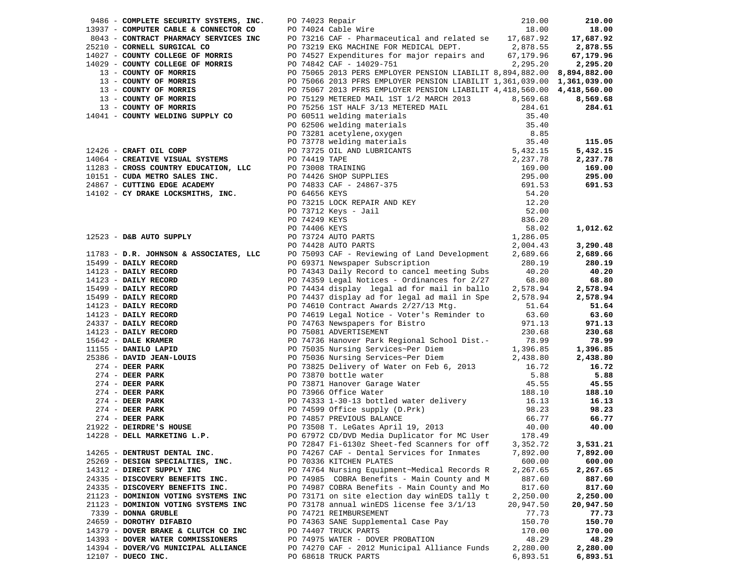| Vendor | PO / Description | Amount | Total |
|---|---|---|---|
| 9486 - **COMPLETE SECURITY SYSTEMS, INC.** | PO 74023 Repair | 210.00 | **210.00** |
| 13937 - **COMPUTER CABLE & CONNECTOR CO** | PO 74024 Cable Wire | 18.00 | **18.00** |
| 8043 - **CONTRACT PHARMACY SERVICES INC** | PO 73216 CAF - Pharmaceutical and related se | 17,687.92 | **17,687.92** |
| 25210 - **CORNELL SURGICAL CO** | PO 73219 EKG MACHINE FOR MEDICAL DEPT. | 2,878.55 | **2,878.55** |
| 14027 - **COUNTY COLLEGE OF MORRIS** | PO 74527 Expenditures for major repairs and | 67,179.96 | **67,179.96** |
| 14029 - **COUNTY COLLEGE OF MORRIS** | PO 74842 CAF - 14029-751 | 2,295.20 | **2,295.20** |
| 13 - **COUNTY OF MORRIS** | PO 75065 2013 PERS EMPLOYER PENSION LIABILIT | 8,894,882.00 | **8,894,882.00** |
| 13 - **COUNTY OF MORRIS** | PO 75066 2013 PFRS EMPLOYER PENSION LIABILIT | 1,361,039.00 | **1,361,039.00** |
| 13 - **COUNTY OF MORRIS** | PO 75067 2013 PFRS EMPLOYER PENSION LIABILIT | 4,418,560.00 | **4,418,560.00** |
| 13 - **COUNTY OF MORRIS** | PO 75129 METERED MAIL 1ST 1/2 MARCH 2013 | 8,569.68 | **8,569.68** |
| 13 - **COUNTY OF MORRIS** | PO 75256 1ST HALF 3/13 METERED MAIL | 284.61 | **284.61** |
| 14041 - **COUNTY WELDING SUPPLY CO** | PO 60511 welding materials | 35.40 | |
| | PO 62506 welding materials | 35.40 | |
| | PO 73281 acetylene,oxygen | 8.85 | |
| | PO 73778 welding materials | 35.40 | **115.05** |
| 12426 - **CRAFT OIL CORP** | PO 73725 OIL AND LUBRICANTS | 5,432.15 | **5,432.15** |
| 14064 - **CREATIVE VISUAL SYSTEMS** | PO 74419 TAPE | 2,237.78 | **2,237.78** |
| 11283 - **CROSS COUNTRY EDUCATION, LLC** | PO 73008 TRAINING | 169.00 | **169.00** |
| 10151 - **CUDA METRO SALES INC.** | PO 74426 SHOP SUPPLIES | 295.00 | **295.00** |
| 24867 - **CUTTING EDGE ACADEMY** | PO 74833 CAF - 24867-375 | 691.53 | **691.53** |
| 14102 - **CY DRAKE LOCKSMITHS, INC.** | PO 64656 KEYS | 54.20 | |
| | PO 73215 LOCK REPAIR AND KEY | 12.20 | |
| | PO 73712 Keys - Jail | 52.00 | |
| | PO 74249 KEYS | 836.20 | |
| | PO 74406 KEYS | 58.02 | **1,012.62** |
| 12523 - **D&B AUTO SUPPLY** | PO 73724 AUTO PARTS | 1,286.05 | |
| | PO 74428 AUTO PARTS | 2,004.43 | **3,290.48** |
| 11783 - **D.R. JOHNSON & ASSOCIATES, LLC** | PO 75093 CAF - Reviewing of Land Development | 2,689.66 | **2,689.66** |
| 15499 - **DAILY RECORD** | PO 69371 Newspaper Subscription | 280.19 | **280.19** |
| 14123 - **DAILY RECORD** | PO 74343 Daily Record to cancel meeting Subs | 40.20 | **40.20** |
| 14123 - **DAILY RECORD** | PO 74359 Legal Notices - Ordinances for 2/27 | 68.80 | **68.80** |
| 15499 - **DAILY RECORD** | PO 74434 display legal ad for mail in ballo | 2,578.94 | **2,578.94** |
| 15499 - **DAILY RECORD** | PO 74437 display ad for legal ad mail in Spe | 2,578.94 | **2,578.94** |
| 14123 - **DAILY RECORD** | PO 74610 Contract Awards 2/27/13 Mtg. | 51.64 | **51.64** |
| 14123 - **DAILY RECORD** | PO 74619 Legal Notice - Voter's Reminder to | 63.60 | **63.60** |
| 24337 - **DAILY RECORD** | PO 74763 Newspapers for Bistro | 971.13 | **971.13** |
| 14123 - **DAILY RECORD** | PO 75081 ADVERTISEMENT | 230.68 | **230.68** |
| 15642 - **DALE KRAMER** | PO 74736 Hanover Park Regional School Dist.- | 78.99 | **78.99** |
| 11155 - **DANILO LAPID** | PO 75035 Nursing Services~Per Diem | 1,396.85 | **1,396.85** |
| 25386 - **DAVID JEAN-LOUIS** | PO 75036 Nursing Services~Per Diem | 2,438.80 | **2,438.80** |
| 274 - **DEER PARK** | PO 73825 Delivery of Water on Feb 6, 2013 | 16.72 | **16.72** |
| 274 - **DEER PARK** | PO 73870 bottle water | 5.88 | **5.88** |
| 274 - **DEER PARK** | PO 73871 Hanover Garage Water | 45.55 | **45.55** |
| 274 - **DEER PARK** | PO 73966 Office Water | 188.10 | **188.10** |
| 274 - **DEER PARK** | PO 74333 1-30-13 bottled water delivery | 16.13 | **16.13** |
| 274 - **DEER PARK** | PO 74599 Office supply (D.Prk) | 98.23 | **98.23** |
| 274 - **DEER PARK** | PO 74857 PREVIOUS BALANCE | 66.77 | **66.77** |
| 21922 - **DEIRDRE'S HOUSE** | PO 73508 T. LeGates April 19, 2013 | 40.00 | **40.00** |
| 14228 - **DELL MARKETING L.P.** | PO 67972 CD/DVD Media Duplicator for MC User | 178.49 | |
| | PO 72847 Fi-6130z Sheet-fed Scanners for off | 3,352.72 | **3,531.21** |
| 14265 - **DENTRUST DENTAL INC.** | PO 74267 CAF - Dental Services for Inmates | 7,892.00 | **7,892.00** |
| 25269 - **DESIGN SPECIALTIES, INC.** | PO 70336 KITCHEN PLATES | 600.00 | **600.00** |
| 14312 - **DIRECT SUPPLY INC** | PO 74764 Nursing Equipment~Medical Records R | 2,267.65 | **2,267.65** |
| 24335 - **DISCOVERY BENEFITS INC.** | PO 74985 COBRA Benefits - Main County and M | 887.60 | **887.60** |
| 24335 - **DISCOVERY BENEFITS INC.** | PO 74987 COBRA Benefits - Main County and Mo | 817.60 | **817.60** |
| 21123 - **DOMINION VOTING SYSTEMS INC** | PO 73171 on site election day winEDS tally t | 2,250.00 | **2,250.00** |
| 21123 - **DOMINION VOTING SYSTEMS INC** | PO 73178 annual winEDS license fee 3/1/13 | 20,947.50 | **20,947.50** |
| 7339 - **DONNA GRUBLE** | PO 74721 REIMBURSEMENT | 77.73 | **77.73** |
| 24659 - **DOROTHY DIFABIO** | PO 74363 SANE Supplemental Case Pay | 150.70 | **150.70** |
| 14379 - **DOVER BRAKE & CLUTCH CO INC** | PO 74407 TRUCK PARTS | 170.00 | **170.00** |
| 14393 - **DOVER WATER COMMISSIONERS** | PO 74975 WATER - DOVER PROBATION | 48.29 | **48.29** |
| 14394 - **DOVER/VG MUNICIPAL ALLIANCE** | PO 74270 CAF - 2012 Municipal Alliance Funds | 2,280.00 | **2,280.00** |
| 12107 - **DUECO INC.** | PO 68618 TRUCK PARTS | 6,893.51 | **6,893.51** |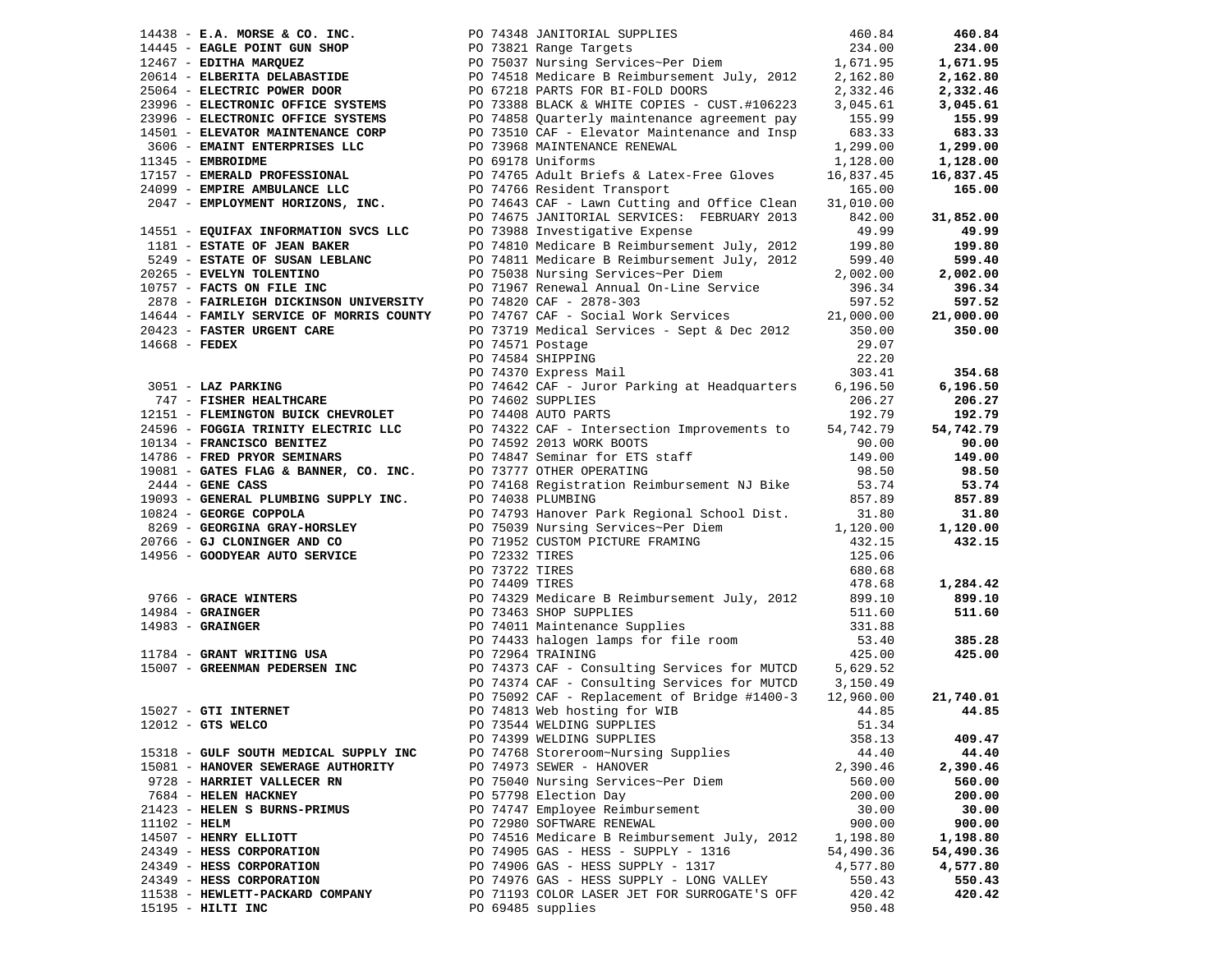| Vendor | PO / Description | Amount | Total |
|---|---|---|---|
| 14438 - **E.A. MORSE & CO. INC.** | PO 74348 JANITORIAL SUPPLIES | 460.84 | **460.84** |
| 14445 - **EAGLE POINT GUN SHOP** | PO 73821 Range Targets | 234.00 | **234.00** |
| 12467 - **EDITHA MARQUEZ** | PO 75037 Nursing Services~Per Diem | 1,671.95 | **1,671.95** |
| 20614 - **ELBERITA DELABASTIDE** | PO 74518 Medicare B Reimbursement July, 2012 | 2,162.80 | **2,162.80** |
| 25064 - **ELECTRIC POWER DOOR** | PO 67218 PARTS FOR BI-FOLD DOORS | 2,332.46 | **2,332.46** |
| 23996 - **ELECTRONIC OFFICE SYSTEMS** | PO 73388 BLACK & WHITE COPIES - CUST.#106223 | 3,045.61 | **3,045.61** |
| 23996 - **ELECTRONIC OFFICE SYSTEMS** | PO 74858 Quarterly maintenance agreement pay | 155.99 | **155.99** |
| 14501 - **ELEVATOR MAINTENANCE CORP** | PO 73510 CAF - Elevator Maintenance and Insp | 683.33 | **683.33** |
| 3606 - **EMAINT ENTERPRISES LLC** | PO 73968 MAINTENANCE RENEWAL | 1,299.00 | **1,299.00** |
| 11345 - **EMBROIDME** | PO 69178 Uniforms | 1,128.00 | **1,128.00** |
| 17157 - **EMERALD PROFESSIONAL** | PO 74765 Adult Briefs & Latex-Free Gloves | 16,837.45 | **16,837.45** |
| 24099 - **EMPIRE AMBULANCE LLC** | PO 74766 Resident Transport | 165.00 | **165.00** |
| 2047 - **EMPLOYMENT HORIZONS, INC.** | PO 74643 CAF - Lawn Cutting and Office Clean | 31,010.00 | |
| | PO 74675 JANITORIAL SERVICES: FEBRUARY 2013 | 842.00 | **31,852.00** |
| 14551 - **EQUIFAX INFORMATION SVCS LLC** | PO 73988 Investigative Expense | 49.99 | **49.99** |
| 1181 - **ESTATE OF JEAN BAKER** | PO 74810 Medicare B Reimbursement July, 2012 | 199.80 | **199.80** |
| 5249 - **ESTATE OF SUSAN LEBLANC** | PO 74811 Medicare B Reimbursement July, 2012 | 599.40 | **599.40** |
| 20265 - **EVELYN TOLENTINO** | PO 75038 Nursing Services~Per Diem | 2,002.00 | **2,002.00** |
| 10757 - **FACTS ON FILE INC** | PO 71967 Renewal Annual On-Line Service | 396.34 | **396.34** |
| 2878 - **FAIRLEIGH DICKINSON UNIVERSITY** | PO 74820 CAF - 2878-303 | 597.52 | **597.52** |
| 14644 - **FAMILY SERVICE OF MORRIS COUNTY** | PO 74767 CAF - Social Work Services | 21,000.00 | **21,000.00** |
| 20423 - **FASTER URGENT CARE** | PO 73719 Medical Services - Sept & Dec 2012 | 350.00 | **350.00** |
| 14668 - **FEDEX** | PO 74571 Postage | 29.07 | |
| | PO 74584 SHIPPING | 22.20 | |
| | PO 74370 Express Mail | 303.41 | **354.68** |
| 3051 - **LAZ PARKING** | PO 74642 CAF - Juror Parking at Headquarters | 6,196.50 | **6,196.50** |
| 747 - **FISHER HEALTHCARE** | PO 74602 SUPPLIES | 206.27 | **206.27** |
| 12151 - **FLEMINGTON BUICK CHEVROLET** | PO 74408 AUTO PARTS | 192.79 | **192.79** |
| 24596 - **FOGGIA TRINITY ELECTRIC LLC** | PO 74322 CAF - Intersection Improvements to | 54,742.79 | **54,742.79** |
| 10134 - **FRANCISCO BENITEZ** | PO 74592 2013 WORK BOOTS | 90.00 | **90.00** |
| 14786 - **FRED PRYOR SEMINARS** | PO 74847 Seminar for ETS staff | 149.00 | **149.00** |
| 19081 - **GATES FLAG & BANNER, CO. INC.** | PO 73777 OTHER OPERATING | 98.50 | **98.50** |
| 2444 - **GENE CASS** | PO 74168 Registration Reimbursement NJ Bike | 53.74 | **53.74** |
| 19093 - **GENERAL PLUMBING SUPPLY INC.** | PO 74038 PLUMBING | 857.89 | **857.89** |
| 10824 - **GEORGE COPPOLA** | PO 74793 Hanover Park Regional School Dist. | 31.80 | **31.80** |
| 8269 - **GEORGINA GRAY-HORSLEY** | PO 75039 Nursing Services~Per Diem | 1,120.00 | **1,120.00** |
| 20766 - **GJ CLONINGER AND CO** | PO 71952 CUSTOM PICTURE FRAMING | 432.15 | **432.15** |
| 14956 - **GOODYEAR AUTO SERVICE** | PO 72332 TIRES | 125.06 | |
| | PO 73722 TIRES | 680.68 | |
| | PO 74409 TIRES | 478.68 | **1,284.42** |
| 9766 - **GRACE WINTERS** | PO 74329 Medicare B Reimbursement July, 2012 | 899.10 | **899.10** |
| 14984 - **GRAINGER** | PO 73463 SHOP SUPPLIES | 511.60 | **511.60** |
| 14983 - **GRAINGER** | PO 74011 Maintenance Supplies | 331.88 | |
| | PO 74433 halogen lamps for file room | 53.40 | **385.28** |
| 11784 - **GRANT WRITING USA** | PO 72964 TRAINING | 425.00 | **425.00** |
| 15007 - **GREENMAN PEDERSEN INC** | PO 74373 CAF - Consulting Services for MUTCD | 5,629.52 | |
| | PO 74374 CAF - Consulting Services for MUTCD | 3,150.49 | |
| | PO 75092 CAF - Replacement of Bridge #1400-3 | 12,960.00 | **21,740.01** |
| 15027 - **GTI INTERNET** | PO 74813 Web hosting for WIB | 44.85 | **44.85** |
| 12012 - **GTS WELCO** | PO 73544 WELDING SUPPLIES | 51.34 | |
| | PO 74399 WELDING SUPPLIES | 358.13 | **409.47** |
| 15318 - **GULF SOUTH MEDICAL SUPPLY INC** | PO 74768 Storeroom~Nursing Supplies | 44.40 | **44.40** |
| 15081 - **HANOVER SEWERAGE AUTHORITY** | PO 74973 SEWER - HANOVER | 2,390.46 | **2,390.46** |
| 9728 - **HARRIET VALLECER RN** | PO 75040 Nursing Services~Per Diem | 560.00 | **560.00** |
| 7684 - **HELEN HACKNEY** | PO 57798 Election Day | 200.00 | **200.00** |
| 21423 - **HELEN S BURNS-PRIMUS** | PO 74747 Employee Reimbursement | 30.00 | **30.00** |
| 11102 - **HELM** | PO 72980 SOFTWARE RENEWAL | 900.00 | **900.00** |
| 14507 - **HENRY ELLIOTT** | PO 74516 Medicare B Reimbursement July, 2012 | 1,198.80 | **1,198.80** |
| 24349 - **HESS CORPORATION** | PO 74905 GAS - HESS - SUPPLY - 1316 | 54,490.36 | **54,490.36** |
| 24349 - **HESS CORPORATION** | PO 74906 GAS - HESS SUPPLY - 1317 | 4,577.80 | **4,577.80** |
| 24349 - **HESS CORPORATION** | PO 74976 GAS - HESS SUPPLY - LONG VALLEY | 550.43 | **550.43** |
| 11538 - **HEWLETT-PACKARD COMPANY** | PO 71193 COLOR LASER JET FOR SURROGATE'S OFF | 420.42 | **420.42** |
| 15195 - **HILTI INC** | PO 69485 supplies | 950.48 | |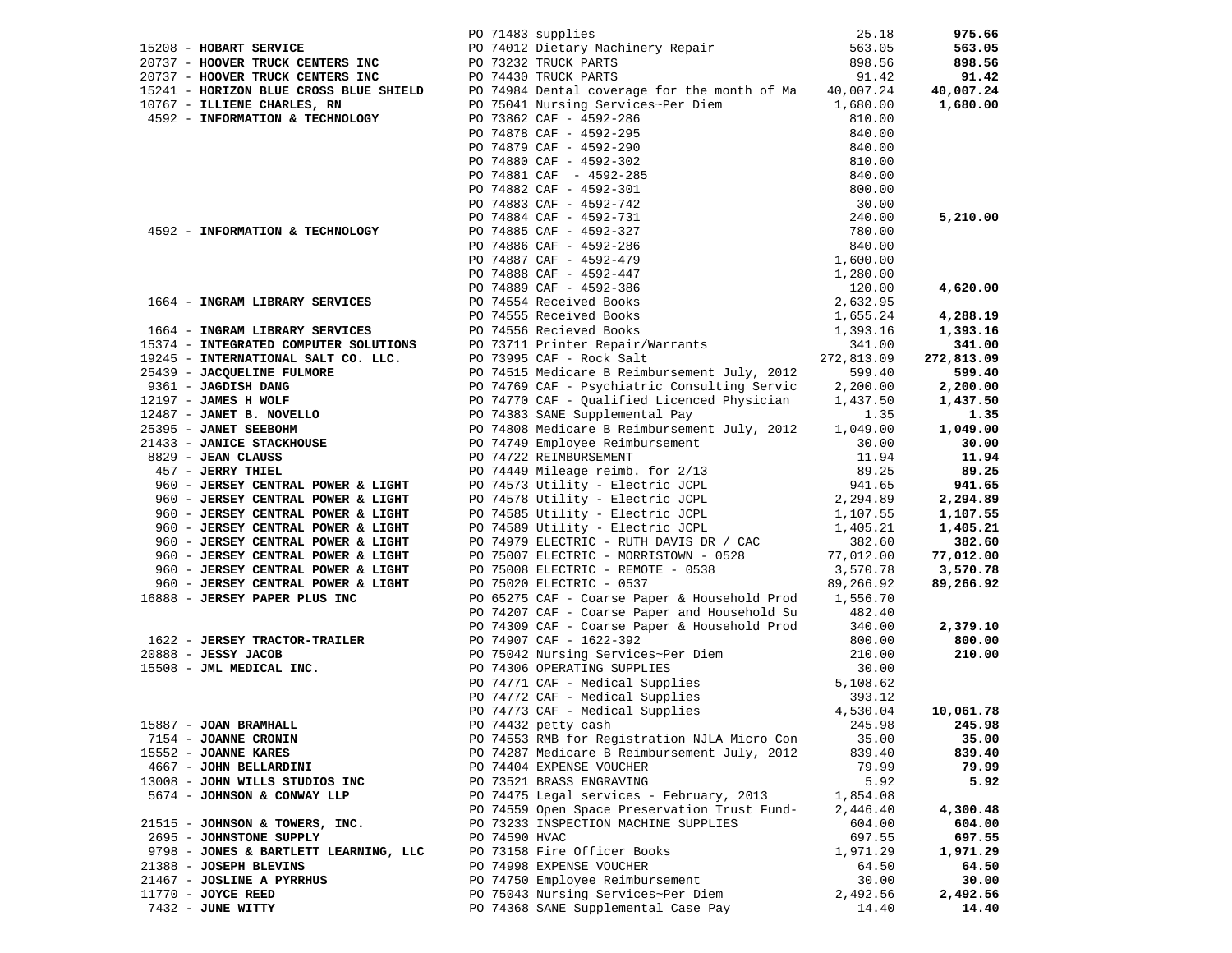| Vendor | PO / Description | Amount | Total |
|---|---|---|---|
| | PO 71483 supplies | 25.18 | **975.66** |
| 15208 - **HOBART SERVICE** | PO 74012 Dietary Machinery Repair | 563.05 | **563.05** |
| 20737 - **HOOVER TRUCK CENTERS INC** | PO 73232 TRUCK PARTS | 898.56 | **898.56** |
| 20737 - **HOOVER TRUCK CENTERS INC** | PO 74430 TRUCK PARTS | 91.42 | **91.42** |
| 15241 - **HORIZON BLUE CROSS BLUE SHIELD** | PO 74984 Dental coverage for the month of Ma | 40,007.24 | **40,007.24** |
| 10767 - **ILLIENE CHARLES, RN** | PO 75041 Nursing Services~Per Diem | 1,680.00 | **1,680.00** |
| 4592 - **INFORMATION & TECHNOLOGY** | PO 73862 CAF - 4592-286 | 810.00 | |
| | PO 74878 CAF - 4592-295 | 840.00 | |
| | PO 74879 CAF - 4592-290 | 840.00 | |
| | PO 74880 CAF - 4592-302 | 810.00 | |
| | PO 74881 CAF - 4592-285 | 840.00 | |
| | PO 74882 CAF - 4592-301 | 800.00 | |
| | PO 74883 CAF - 4592-742 | 30.00 | |
| | PO 74884 CAF - 4592-731 | 240.00 | **5,210.00** |
| 4592 - **INFORMATION & TECHNOLOGY** | PO 74885 CAF - 4592-327 | 780.00 | |
| | PO 74886 CAF - 4592-286 | 840.00 | |
| | PO 74887 CAF - 4592-479 | 1,600.00 | |
| | PO 74888 CAF - 4592-447 | 1,280.00 | |
| | PO 74889 CAF - 4592-386 | 120.00 | **4,620.00** |
| 1664 - **INGRAM LIBRARY SERVICES** | PO 74554 Received Books | 2,632.95 | |
| | PO 74555 Received Books | 1,655.24 | **4,288.19** |
| 1664 - **INGRAM LIBRARY SERVICES** | PO 74556 Recieved Books | 1,393.16 | **1,393.16** |
| 15374 - **INTEGRATED COMPUTER SOLUTIONS** | PO 73711 Printer Repair/Warrants | 341.00 | **341.00** |
| 19245 - **INTERNATIONAL SALT CO. LLC.** | PO 73995 CAF - Rock Salt | 272,813.09 | **272,813.09** |
| 25439 - **JACQUELINE FULMORE** | PO 74515 Medicare B Reimbursement July, 2012 | 599.40 | **599.40** |
| 9361 - **JAGDISH DANG** | PO 74769 CAF - Psychiatric Consulting Servic | 2,200.00 | **2,200.00** |
| 12197 - **JAMES H WOLF** | PO 74770 CAF - Qualified Licenced Physician | 1,437.50 | **1,437.50** |
| 12487 - **JANET B. NOVELLO** | PO 74383 SANE Supplemental Pay | 1.35 | **1.35** |
| 25395 - **JANET SEEBOHM** | PO 74808 Medicare B Reimbursement July, 2012 | 1,049.00 | **1,049.00** |
| 21433 - **JANICE STACKHOUSE** | PO 74749 Employee Reimbursement | 30.00 | **30.00** |
| 8829 - **JEAN CLAUSS** | PO 74722 REIMBURSEMENT | 11.94 | **11.94** |
| 457 - **JERRY THIEL** | PO 74449 Mileage reimb. for 2/13 | 89.25 | **89.25** |
| 960 - **JERSEY CENTRAL POWER & LIGHT** | PO 74573 Utility - Electric JCPL | 941.65 | **941.65** |
| 960 - **JERSEY CENTRAL POWER & LIGHT** | PO 74578 Utility - Electric JCPL | 2,294.89 | **2,294.89** |
| 960 - **JERSEY CENTRAL POWER & LIGHT** | PO 74585 Utility - Electric JCPL | 1,107.55 | **1,107.55** |
| 960 - **JERSEY CENTRAL POWER & LIGHT** | PO 74589 Utility - Electric JCPL | 1,405.21 | **1,405.21** |
| 960 - **JERSEY CENTRAL POWER & LIGHT** | PO 74979 ELECTRIC - RUTH DAVIS DR / CAC | 382.60 | **382.60** |
| 960 - **JERSEY CENTRAL POWER & LIGHT** | PO 75007 ELECTRIC - MORRISTOWN - 0528 | 77,012.00 | **77,012.00** |
| 960 - **JERSEY CENTRAL POWER & LIGHT** | PO 75008 ELECTRIC - REMOTE - 0538 | 3,570.78 | **3,570.78** |
| 960 - **JERSEY CENTRAL POWER & LIGHT** | PO 75020 ELECTRIC - 0537 | 89,266.92 | **89,266.92** |
| 16888 - **JERSEY PAPER PLUS INC** | PO 65275 CAF - Coarse Paper & Household Prod | 1,556.70 | |
| | PO 74207 CAF - Coarse Paper and Household Su | 482.40 | |
| | PO 74309 CAF - Coarse Paper & Household Prod | 340.00 | **2,379.10** |
| 1622 - **JERSEY TRACTOR-TRAILER** | PO 74907 CAF - 1622-392 | 800.00 | **800.00** |
| 20888 - **JESSY JACOB** | PO 75042 Nursing Services~Per Diem | 210.00 | **210.00** |
| 15508 - **JML MEDICAL INC.** | PO 74306 OPERATING SUPPLIES | 30.00 | |
| | PO 74771 CAF - Medical Supplies | 5,108.62 | |
| | PO 74772 CAF - Medical Supplies | 393.12 | |
| | PO 74773 CAF - Medical Supplies | 4,530.04 | **10,061.78** |
| 15887 - **JOAN BRAMHALL** | PO 74432 petty cash | 245.98 | **245.98** |
| 7154 - **JOANNE CRONIN** | PO 74553 RMB for Registration NJLA Micro Con | 35.00 | **35.00** |
| 15552 - **JOANNE KARES** | PO 74287 Medicare B Reimbursement July, 2012 | 839.40 | **839.40** |
| 4667 - **JOHN BELLARDINI** | PO 74404 EXPENSE VOUCHER | 79.99 | **79.99** |
| 13008 - **JOHN WILLS STUDIOS INC** | PO 73521 BRASS ENGRAVING | 5.92 | **5.92** |
| 5674 - **JOHNSON & CONWAY LLP** | PO 74475 Legal services - February, 2013 | 1,854.08 | |
| | PO 74559 Open Space Preservation Trust Fund- | 2,446.40 | **4,300.48** |
| 21515 - **JOHNSON & TOWERS, INC.** | PO 73233 INSPECTION MACHINE SUPPLIES | 604.00 | **604.00** |
| 2695 - **JOHNSTONE SUPPLY** | PO 74590 HVAC | 697.55 | **697.55** |
| 9798 - **JONES & BARTLETT LEARNING, LLC** | PO 73158 Fire Officer Books | 1,971.29 | **1,971.29** |
| 21388 - **JOSEPH BLEVINS** | PO 74998 EXPENSE VOUCHER | 64.50 | **64.50** |
| 21467 - **JOSLINE A PYRRHUS** | PO 74750 Employee Reimbursement | 30.00 | **30.00** |
| 11770 - **JOYCE REED** | PO 75043 Nursing Services~Per Diem | 2,492.56 | **2,492.56** |
| 7432 - **JUNE WITTY** | PO 74368 SANE Supplemental Case Pay | 14.40 | **14.40** |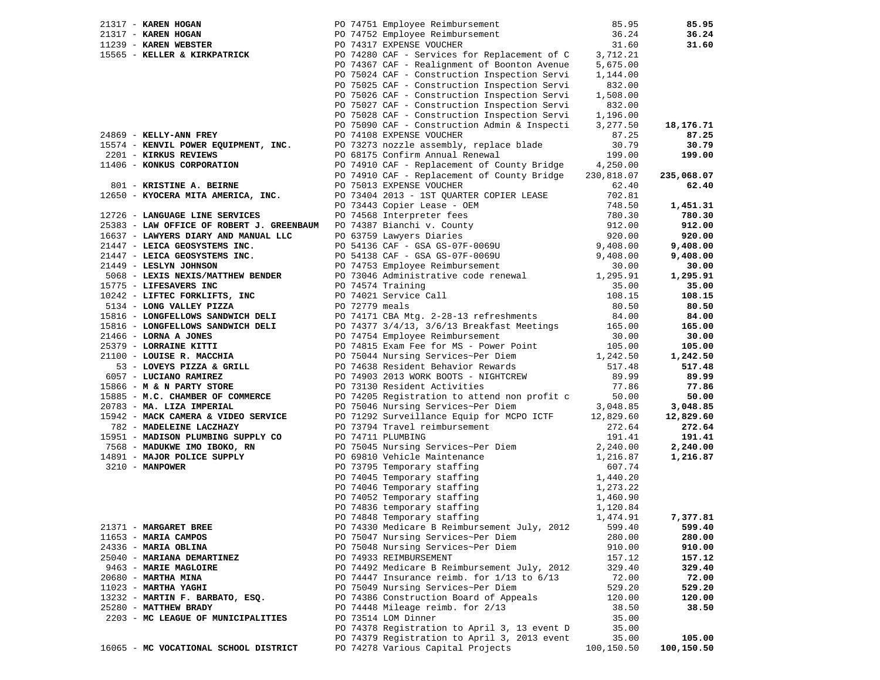| Vendor | PO / Description | Amount | Total |
|---|---|---|---|
| 21317 - **KAREN HOGAN** | PO 74751 Employee Reimbursement | 85.95 | **85.95** |
| 21317 - **KAREN HOGAN** | PO 74752 Employee Reimbursement | 36.24 | **36.24** |
| 11239 - **KAREN WEBSTER** | PO 74317 EXPENSE VOUCHER | 31.60 | **31.60** |
| 15565 - **KELLER & KIRKPATRICK** | PO 74280 CAF - Services for Replacement of C | 3,712.21 | |
| | PO 74367 CAF - Realignment of Boonton Avenue | 5,675.00 | |
| | PO 75024 CAF - Construction Inspection Servi | 1,144.00 | |
| | PO 75025 CAF - Construction Inspection Servi | 832.00 | |
| | PO 75026 CAF - Construction Inspection Servi | 1,508.00 | |
| | PO 75027 CAF - Construction Inspection Servi | 832.00 | |
| | PO 75028 CAF - Construction Inspection Servi | 1,196.00 | |
| | PO 75090 CAF - Construction Admin & Inspecti | 3,277.50 | **18,176.71** |
| 24869 - **KELLY-ANN FREY** | PO 74108 EXPENSE VOUCHER | 87.25 | **87.25** |
| 15574 - **KENVIL POWER EQUIPMENT, INC.** | PO 73273 nozzle assembly, replace blade | 30.79 | **30.79** |
| 2201 - **KIRKUS REVIEWS** | PO 68175 Confirm Annual Renewal | 199.00 | **199.00** |
| 11406 - **KONKUS CORPORATION** | PO 74910 CAF - Replacement of County Bridge | 4,250.00 | |
| | PO 74910 CAF - Replacement of County Bridge | 230,818.07 | **235,068.07** |
| 801 - **KRISTINE A. BEIRNE** | PO 75013 EXPENSE VOUCHER | 62.40 | **62.40** |
| 12650 - **KYOCERA MITA AMERICA, INC.** | PO 73404 2013 - 1ST QUARTER COPIER LEASE | 702.81 | |
| | PO 73443 Copier Lease - OEM | 748.50 | **1,451.31** |
| 12726 - **LANGUAGE LINE SERVICES** | PO 74568 Interpreter fees | 780.30 | **780.30** |
| 25383 - **LAW OFFICE OF ROBERT J. GREENBAUM** | PO 74387 Bianchi v. County | 912.00 | **912.00** |
| 16637 - **LAWYERS DIARY AND MANUAL LLC** | PO 63759 Lawyers Diaries | 920.00 | **920.00** |
| 21447 - **LEICA GEOSYSTEMS INC.** | PO 54136 CAF - GSA GS-07F-0069U | 9,408.00 | **9,408.00** |
| 21447 - **LEICA GEOSYSTEMS INC.** | PO 54138 CAF - GSA GS-07F-0069U | 9,408.00 | **9,408.00** |
| 21449 - **LESLYN JOHNSON** | PO 74753 Employee Reimbursement | 30.00 | **30.00** |
| 5068 - **LEXIS NEXIS/MATTHEW BENDER** | PO 73046 Administrative code renewal | 1,295.91 | **1,295.91** |
| 15775 - **LIFESAVERS INC** | PO 74574 Training | 35.00 | **35.00** |
| 10242 - **LIFTEC FORKLIFTS, INC** | PO 74021 Service Call | 108.15 | **108.15** |
| 5134 - **LONG VALLEY PIZZA** | PO 72779 meals | 80.50 | **80.50** |
| 15816 - **LONGFELLOWS SANDWICH DELI** | PO 74171 CBA Mtg. 2-28-13 refreshments | 84.00 | **84.00** |
| 15816 - **LONGFELLOWS SANDWICH DELI** | PO 74377 3/4/13, 3/6/13 Breakfast Meetings | 165.00 | **165.00** |
| 21466 - **LORNA A JONES** | PO 74754 Employee Reimbursement | 30.00 | **30.00** |
| 25379 - **LORRAINE KITTI** | PO 74815 Exam Fee for MS - Power Point | 105.00 | **105.00** |
| 21100 - **LOUISE R. MACCHIA** | PO 75044 Nursing Services~Per Diem | 1,242.50 | **1,242.50** |
| 53 - **LOVEYS PIZZA & GRILL** | PO 74638 Resident Behavior Rewards | 517.48 | **517.48** |
| 6057 - **LUCIANO RAMIREZ** | PO 74903 2013 WORK BOOTS - NIGHTCREW | 89.99 | **89.99** |
| 15866 - **M & N PARTY STORE** | PO 73130 Resident Activities | 77.86 | **77.86** |
| 15885 - **M.C. CHAMBER OF COMMERCE** | PO 74205 Registration to attend non profit c | 50.00 | **50.00** |
| 20783 - **MA. LIZA IMPERIAL** | PO 75046 Nursing Services~Per Diem | 3,048.85 | **3,048.85** |
| 15942 - **MACK CAMERA & VIDEO SERVICE** | PO 71292 Surveillance Equip for MCPO ICTF | 12,829.60 | **12,829.60** |
| 782 - **MADELEINE LACZHAZY** | PO 73794 Travel reimbursement | 272.64 | **272.64** |
| 15951 - **MADISON PLUMBING SUPPLY CO** | PO 74711 PLUMBING | 191.41 | **191.41** |
| 7568 - **MADUKWE IMO IBOKO, RN** | PO 75045 Nursing Services~Per Diem | 2,240.00 | **2,240.00** |
| 14891 - **MAJOR POLICE SUPPLY** | PO 69810 Vehicle Maintenance | 1,216.87 | **1,216.87** |
| 3210 - **MANPOWER** | PO 73795 Temporary staffing | 607.74 | |
| | PO 74045 Temporary staffing | 1,440.20 | |
| | PO 74046 Temporary staffing | 1,273.22 | |
| | PO 74052 Temporary staffing | 1,460.90 | |
| | PO 74836 temporary staffing | 1,120.84 | |
| | PO 74848 Temporary staffing | 1,474.91 | **7,377.81** |
| 21371 - **MARGARET BREE** | PO 74330 Medicare B Reimbursement July, 2012 | 599.40 | **599.40** |
| 11653 - **MARIA CAMPOS** | PO 75047 Nursing Services~Per Diem | 280.00 | **280.00** |
| 24336 - **MARIA OBLINA** | PO 75048 Nursing Services~Per Diem | 910.00 | **910.00** |
| 25040 - **MARIANA DEMARTINEZ** | PO 74933 REIMBURSEMENT | 157.12 | **157.12** |
| 9463 - **MARIE MAGLOIRE** | PO 74492 Medicare B Reimbursement July, 2012 | 329.40 | **329.40** |
| 20680 - **MARTHA MINA** | PO 74447 Insurance reimb. for 1/13 to 6/13 | 72.00 | **72.00** |
| 11023 - **MARTHA YAGHI** | PO 75049 Nursing Services~Per Diem | 529.20 | **529.20** |
| 13232 - **MARTIN F. BARBATO, ESQ.** | PO 74386 Construction Board of Appeals | 120.00 | **120.00** |
| 25280 - **MATTHEW BRADY** | PO 74448 Mileage reimb. for 2/13 | 38.50 | **38.50** |
| 2203 - **MC LEAGUE OF MUNICIPALITIES** | PO 73514 LOM Dinner | 35.00 | |
| | PO 74378 Registration to April 3, 13 event D | 35.00 | |
| | PO 74379 Registration to April 3, 2013 event | 35.00 | **105.00** |
| 16065 - **MC VOCATIONAL SCHOOL DISTRICT** | PO 74278 Various Capital Projects | 100,150.50 | **100,150.50** |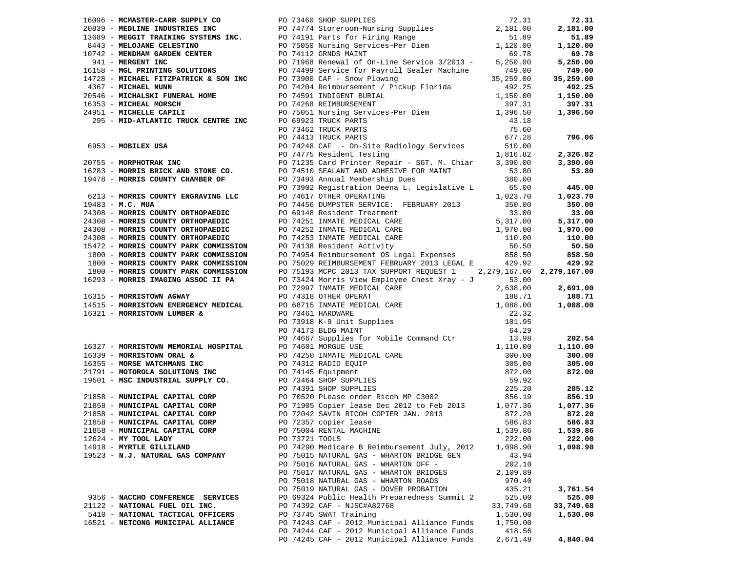| Vendor | PO / Description | Amount | Total |
|---|---|---|---|
| 16096 - **MCMASTER-CARR SUPPLY CO** | PO 73460 SHOP SUPPLIES | 72.31 | **72.31** |
| 20839 - **MEDLINE INDUSTRIES INC** | PO 74774 Storeroom~Nursing Supplies | 2,181.00 | **2,181.00** |
| 13689 - **MEGGIT TRAINING SYSTEMS INC.** | PO 74191 Parts for Firing Range | 51.89 | **51.89** |
| 8443 - **MELOJANE CELESTINO** | PO 75050 Nursing Services~Per Diem | 1,120.00 | **1,120.00** |
| 10742 - **MENDHAM GARDEN CENTER** | PO 74112 GRNDS MAINT | 69.78 | **69.78** |
| 941 - **MERGENT INC** | PO 71968 Renewal of On-Line Service 3/2013 - | 5,250.00 | **5,250.00** |
| 16158 - **MGL PRINTING SOLUTIONS** | PO 74499 Service for Payroll Sealer Machine | 749.00 | **749.00** |
| 14728 - **MICHAEL FITZPATRICK & SON INC** | PO 73900 CAF - Snow Plowing | 35,259.00 | **35,259.00** |
| 4367 - **MICHAEL NUNN** | PO 74204 Reimbursement / Pickup Florida | 492.25 | **492.25** |
| 20546 - **MICHALSKI FUNERAL HOME** | PO 74591 INDIGENT BURIAL | 1,150.00 | **1,150.00** |
| 16353 - **MICHEAL MORSCH** | PO 74268 REIMBURSEMENT | 397.31 | **397.31** |
| 24951 - **MICHELLE CAPILI** | PO 75051 Nursing Services~Per Diem | 1,396.50 | **1,396.50** |
| 295 - **MID-ATLANTIC TRUCK CENTRE INC** | PO 69923 TRUCK PARTS | 43.18 | |
| | PO 73462 TRUCK PARTS | 75.60 | |
| | PO 74413 TRUCK PARTS | 677.28 | **796.06** |
| 6953 - **MOBILEX USA** | PO 74248 CAF - On-Site Radiology Services | 510.00 | |
| | PO 74775 Resident Testing | 1,816.82 | **2,326.82** |
| 20755 - **MORPHOTRAK INC** | PO 71235 Card Printer Repair - SGT. M. Chiar | 3,390.00 | **3,390.00** |
| 16283 - **MORRIS BRICK AND STONE CO.** | PO 74510 SEALANT AND ADHESIVE FOR MAINT | 53.80 | **53.80** |
| 19478 - **MORRIS COUNTY CHAMBER OF** | PO 73493 Annual Membership Dues | 380.00 | |
| | PO 73902 Registration Deena L. Legislative L | 65.00 | **445.00** |
| 6213 - **MORRIS COUNTY ENGRAVING LLC** | PO 74617 OTHER OPERATING | 1,023.70 | **1,023.70** |
| 19483 - **M.C. MUA** | PO 74456 DUMPSTER SERVICE: FEBRUARY 2013 | 350.00 | **350.00** |
| 24308 - **MORRIS COUNTY ORTHOPAEDIC** | PO 69148 Resident Treatment | 33.00 | **33.00** |
| 24308 - **MORRIS COUNTY ORTHOPAEDIC** | PO 74251 INMATE MEDICAL CARE | 5,317.00 | **5,317.00** |
| 24308 - **MORRIS COUNTY ORTHOPAEDIC** | PO 74252 INMATE MEDICAL CARE | 1,970.00 | **1,970.00** |
| 24308 - **MORRIS COUNTY ORTHOPAEDIC** | PO 74253 INMATE MEDICAL CARE | 110.00 | **110.00** |
| 15472 - **MORRIS COUNTY PARK COMMISSION** | PO 74138 Resident Activity | 50.50 | **50.50** |
| 1800 - **MORRIS COUNTY PARK COMMISSION** | PO 74954 Reimbursement OS Legal Expenses | 858.50 | **858.50** |
| 1800 - **MORRIS COUNTY PARK COMMISSION** | PO 75029 REIMBURSEMENT FEBRUARY 2013 LEGAL E | 429.92 | **429.92** |
| 1800 - **MORRIS COUNTY PARK COMMISSION** | PO 75193 MCPC 2013 TAX SUPPORT REQUEST 1 | 2,279,167.00 | **2,279,167.00** |
| 16293 - **MORRIS IMAGING ASSOC II PA** | PO 73424 Morris View Employee Chest Xray - J | 53.00 | |
| | PO 72997 INMATE MEDICAL CARE | 2,638.00 | **2,691.00** |
| 16315 - **MORRISTOWN AGWAY** | PO 74318 OTHER OPERAT | 188.71 | **188.71** |
| 14515 - **MORRISTOWN EMERGENCY MEDICAL** | PO 68715 INMATE MEDICAL CARE | 1,088.00 | **1,088.00** |
| 16321 - **MORRISTOWN LUMBER &** | PO 73461 HARDWARE | 22.32 | |
| | PO 73918 K-9 Unit Supplies | 101.95 | |
| | PO 74173 BLDG MAINT | 64.29 | |
| | PO 74667 Supplies for Mobile Command Ctr | 13.98 | **202.54** |
| 16327 - **MORRISTOWN MEMORIAL HOSPITAL** | PO 74601 MORGUE USE | 1,110.00 | **1,110.00** |
| 16339 - **MORRISTOWN ORAL &** | PO 74250 INMATE MEDICAL CARE | 300.00 | **300.00** |
| 16355 - **MORSE WATCHMANS INC** | PO 74312 RADIO EQUIP | 305.00 | **305.00** |
| 21791 - **MOTOROLA SOLUTIONS INC** | PO 74145 Equipment | 872.00 | **872.00** |
| 19501 - **MSC INDUSTRIAL SUPPLY CO.** | PO 73464 SHOP SUPPLIES | 59.92 | |
| | PO 74391 SHOP SUPPLIES | 225.20 | **285.12** |
| 21858 - **MUNICIPAL CAPITAL CORP** | PO 70520 PLease order Ricoh MP C3002 | 856.19 | **856.19** |
| 21858 - **MUNICIPAL CAPITAL CORP** | PO 71905 Copier lease Dec 2012 to Feb 2013 | 1,077.36 | **1,077.36** |
| 21858 - **MUNICIPAL CAPITAL CORP** | PO 72042 SAVIN RICOH COPIER JAN. 2013 | 872.20 | **872.20** |
| 21858 - **MUNICIPAL CAPITAL CORP** | PO 72357 copier lease | 586.83 | **586.83** |
| 21858 - **MUNICIPAL CAPITAL CORP** | PO 75004 RENTAL MACHINE | 1,539.86 | **1,539.86** |
| 12624 - **MY TOOL LADY** | PO 73721 TOOLS | 222.00 | **222.00** |
| 14918 - **MYRTLE GILLILAND** | PO 74290 Medicare B Reimbursement July, 2012 | 1,098.90 | **1,098.90** |
| 19523 - **N.J. NATURAL GAS COMPANY** | PO 75015 NATURAL GAS - WHARTON BRIDGE GEN | 43.94 | |
| | PO 75016 NATURAL GAS - WHARTON OFF - | 202.10 | |
| | PO 75017 NATURAL GAS - WHARTON BRIDGES | 2,109.89 | |
| | PO 75018 NATURAL GAS - WHARTON ROADS | 970.40 | |
| | PO 75019 NATURAL GAS - DOVER PROBATION | 435.21 | **3,761.54** |
| 9356 - **NACCHO CONFERENCE SERVICES** | PO 69324 Public Health Preparedness Summit 2 | 525.00 | **525.00** |
| 21122 - **NATIONAL FUEL OIL INC.** | PO 74392 CAF - NJSC#A82768 | 33,749.68 | **33,749.68** |
| 5410 - **NATIONAL TACTICAL OFFICERS** | PO 73745 SWAT Training | 1,530.00 | **1,530.00** |
| 16521 - **NETCONG MUNICIPAL ALLIANCE** | PO 74243 CAF - 2012 Municipal Alliance Funds | 1,750.00 | |
| | PO 74244 CAF - 2012 Municipal Alliance Funds | 418.56 | |
| | PO 74245 CAF - 2012 Municipal Alliance Funds | 2,671.48 | **4,840.04** |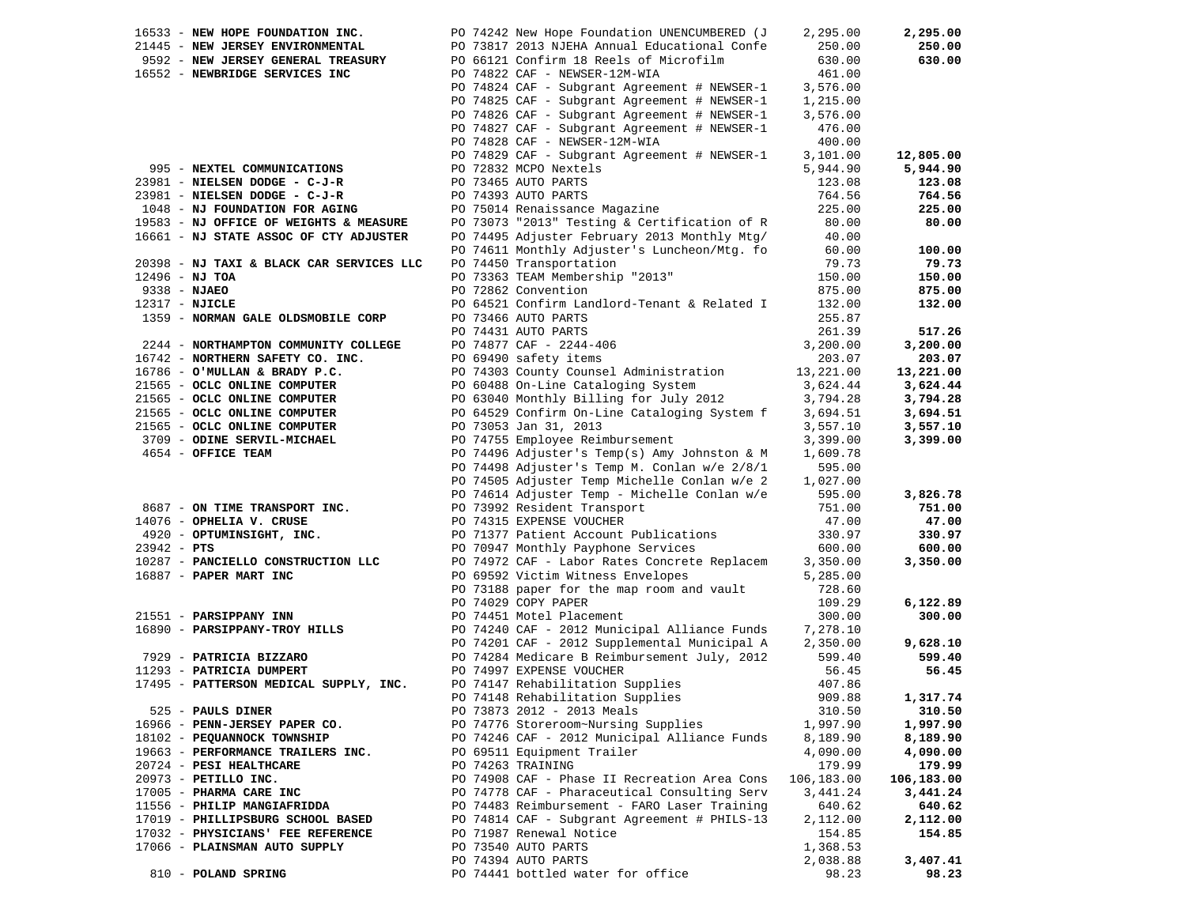| Vendor | Description | Amount | Total |
|---|---|---|---|
| 16533 - **NEW HOPE FOUNDATION INC.** | PO 74242 New Hope Foundation UNENCUMBERED (J | 2,295.00 | **2,295.00** |
| 21445 - **NEW JERSEY ENVIRONMENTAL** | PO 73817 2013 NJEHA Annual Educational Confe | 250.00 | **250.00** |
| 9592 - **NEW JERSEY GENERAL TREASURY** | PO 66121 Confirm 18 Reels of Microfilm | 630.00 | **630.00** |
| 16552 - **NEWBRIDGE SERVICES INC** | PO 74822 CAF - NEWSER-12M-WIA | 461.00 | |
| | PO 74824 CAF - Subgrant Agreement # NEWSER-1 | 3,576.00 | |
| | PO 74825 CAF - Subgrant Agreement # NEWSER-1 | 1,215.00 | |
| | PO 74826 CAF - Subgrant Agreement # NEWSER-1 | 3,576.00 | |
| | PO 74827 CAF - Subgrant Agreement # NEWSER-1 | 476.00 | |
| | PO 74828 CAF - NEWSER-12M-WIA | 400.00 | |
| | PO 74829 CAF - Subgrant Agreement # NEWSER-1 | 3,101.00 | **12,805.00** |
| 995 - **NEXTEL COMMUNICATIONS** | PO 72832 MCPO Nextels | 5,944.90 | **5,944.90** |
| 23981 - **NIELSEN DODGE - C-J-R** | PO 73465 AUTO PARTS | 123.08 | **123.08** |
| 23981 - **NIELSEN DODGE - C-J-R** | PO 74393 AUTO PARTS | 764.56 | **764.56** |
| 1048 - **NJ FOUNDATION FOR AGING** | PO 75014 Renaissance Magazine | 225.00 | **225.00** |
| 19583 - **NJ OFFICE OF WEIGHTS & MEASURE** | PO 73073 "2013" Testing & Certification of R | 80.00 | **80.00** |
| 16661 - **NJ STATE ASSOC OF CTY ADJUSTER** | PO 74495 Adjuster February 2013 Monthly Mtg/ | 40.00 | |
| | PO 74611 Monthly Adjuster's Luncheon/Mtg. fo | 60.00 | **100.00** |
| 20398 - **NJ TAXI & BLACK CAR SERVICES LLC** | PO 74450 Transportation | 79.73 | **79.73** |
| 12496 - **NJ TOA** | PO 73363 TEAM Membership "2013" | 150.00 | **150.00** |
| 9338 - **NJAEO** | PO 72862 Convention | 875.00 | **875.00** |
| 12317 - **NJICLE** | PO 64521 Confirm Landlord-Tenant & Related I | 132.00 | **132.00** |
| 1359 - **NORMAN GALE OLDSMOBILE CORP** | PO 73466 AUTO PARTS | 255.87 | |
| | PO 74431 AUTO PARTS | 261.39 | **517.26** |
| 2244 - **NORTHAMPTON COMMUNITY COLLEGE** | PO 74877 CAF - 2244-406 | 3,200.00 | **3,200.00** |
| 16742 - **NORTHERN SAFETY CO. INC.** | PO 69490 safety items | 203.07 | **203.07** |
| 16786 - **O'MULLAN & BRADY P.C.** | PO 74303 County Counsel Administration | 13,221.00 | **13,221.00** |
| 21565 - **OCLC ONLINE COMPUTER** | PO 60488 On-Line Cataloging System | 3,624.44 | **3,624.44** |
| 21565 - **OCLC ONLINE COMPUTER** | PO 63040 Monthly Billing for July 2012 | 3,794.28 | **3,794.28** |
| 21565 - **OCLC ONLINE COMPUTER** | PO 64529 Confirm On-Line Cataloging System f | 3,694.51 | **3,694.51** |
| 21565 - **OCLC ONLINE COMPUTER** | PO 73053 Jan 31, 2013 | 3,557.10 | **3,557.10** |
| 3709 - **ODINE SERVIL-MICHAEL** | PO 74755 Employee Reimbursement | 3,399.00 | **3,399.00** |
| 4654 - **OFFICE TEAM** | PO 74496 Adjuster's Temp(s) Amy Johnston & M | 1,609.78 | |
| | PO 74498 Adjuster's Temp M. Conlan w/e 2/8/1 | 595.00 | |
| | PO 74505 Adjuster Temp Michelle Conlan w/e 2 | 1,027.00 | |
| | PO 74614 Adjuster Temp - Michelle Conlan w/e | 595.00 | **3,826.78** |
| 8687 - **ON TIME TRANSPORT INC.** | PO 73992 Resident Transport | 751.00 | **751.00** |
| 14076 - **OPHELIA V. CRUSE** | PO 74315 EXPENSE VOUCHER | 47.00 | **47.00** |
| 4920 - **OPTUMINSIGHT, INC.** | PO 71377 Patient Account Publications | 330.97 | **330.97** |
| 23942 - **PTS** | PO 70947 Monthly Payphone Services | 600.00 | **600.00** |
| 10287 - **PANCIELLO CONSTRUCTION LLC** | PO 74972 CAF - Labor Rates Concrete Replacem | 3,350.00 | **3,350.00** |
| 16887 - **PAPER MART INC** | PO 69592 Victim Witness Envelopes | 5,285.00 | |
| | PO 73188 paper for the map room and vault | 728.60 | |
| | PO 74029 COPY PAPER | 109.29 | **6,122.89** |
| 21551 - **PARSIPPANY INN** | PO 74451 Motel Placement | 300.00 | **300.00** |
| 16890 - **PARSIPPANY-TROY HILLS** | PO 74240 CAF - 2012 Municipal Alliance Funds | 7,278.10 | |
| | PO 74201 CAF - 2012 Supplemental Municipal A | 2,350.00 | **9,628.10** |
| 7929 - **PATRICIA BIZZARO** | PO 74284 Medicare B Reimbursement July, 2012 | 599.40 | **599.40** |
| 11293 - **PATRICIA DUMPERT** | PO 74997 EXPENSE VOUCHER | 56.45 | **56.45** |
| 17495 - **PATTERSON MEDICAL SUPPLY, INC.** | PO 74147 Rehabilitation Supplies | 407.86 | |
| | PO 74148 Rehabilitation Supplies | 909.88 | **1,317.74** |
| 525 - **PAULS DINER** | PO 73873 2012 - 2013 Meals | 310.50 | **310.50** |
| 16966 - **PENN-JERSEY PAPER CO.** | PO 74776 Storeroom~Nursing Supplies | 1,997.90 | **1,997.90** |
| 18102 - **PEQUANNOCK TOWNSHIP** | PO 74246 CAF - 2012 Municipal Alliance Funds | 8,189.90 | **8,189.90** |
| 19663 - **PERFORMANCE TRAILERS INC.** | PO 69511 Equipment Trailer | 4,090.00 | **4,090.00** |
| 20724 - **PESI HEALTHCARE** | PO 74263 TRAINING | 179.99 | **179.99** |
| 20973 - **PETILLO INC.** | PO 74908 CAF - Phase II Recreation Area Cons | 106,183.00 | **106,183.00** |
| 17005 - **PHARMA CARE INC** | PO 74778 CAF - Pharaceutical Consulting Serv | 3,441.24 | **3,441.24** |
| 11556 - **PHILIP MANGIAFRIDDA** | PO 74483 Reimbursement - FARO Laser Training | 640.62 | **640.62** |
| 17019 - **PHILLIPSBURG SCHOOL BASED** | PO 74814 CAF - Subgrant Agreement # PHILS-13 | 2,112.00 | **2,112.00** |
| 17032 - **PHYSICIANS' FEE REFERENCE** | PO 71987 Renewal Notice | 154.85 | **154.85** |
| 17066 - **PLAINSMAN AUTO SUPPLY** | PO 73540 AUTO PARTS | 1,368.53 | |
| | PO 74394 AUTO PARTS | 2,038.88 | **3,407.41** |
| 810 - **POLAND SPRING** | PO 74441 bottled water for office | 98.23 | **98.23** |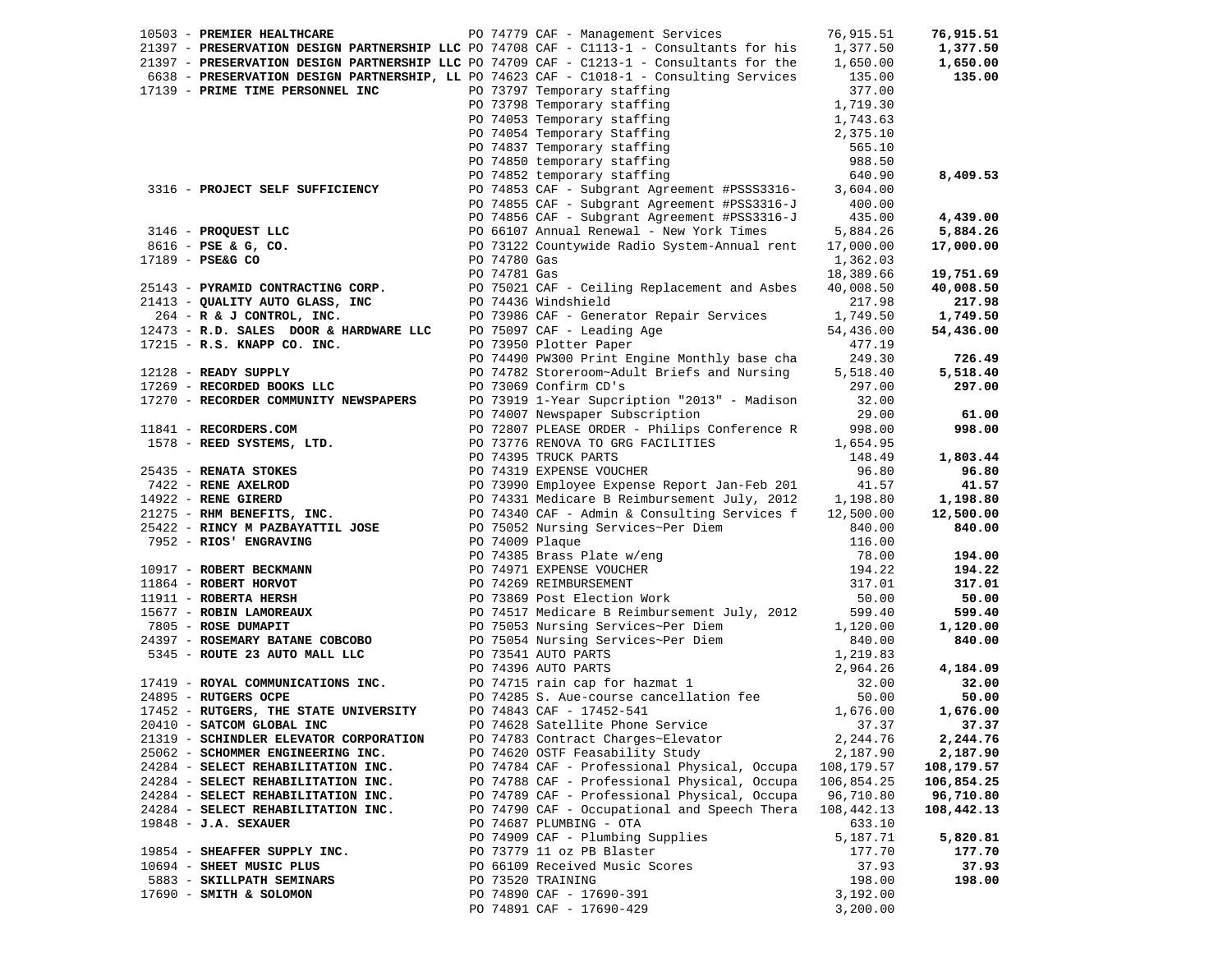| Vendor | PO / Description | Amount | Total |
|---|---|---|---|
| 10503 - **PREMIER HEALTHCARE** | PO 74779 CAF - Management Services | 76,915.51 | **76,915.51** |
| 21397 - **PRESERVATION DESIGN PARTNERSHIP LLC** | PO 74708 CAF - C1113-1 - Consultants for his | 1,377.50 | **1,377.50** |
| 21397 - **PRESERVATION DESIGN PARTNERSHIP LLC** | PO 74709 CAF - C1213-1 - Consultants for the | 1,650.00 | **1,650.00** |
| 6638 - **PRESERVATION DESIGN PARTNERSHIP, LL** | PO 74623 CAF - C1018-1 - Consulting Services | 135.00 | **135.00** |
| 17139 - **PRIME TIME PERSONNEL INC** | PO 73797 Temporary staffing | 377.00 | |
| | PO 73798 Temporary staffing | 1,719.30 | |
| | PO 74053 Temporary staffing | 1,743.63 | |
| | PO 74054 Temporary Staffing | 2,375.10 | |
| | PO 74837 Temporary staffing | 565.10 | |
| | PO 74850 temporary staffing | 988.50 | |
| | PO 74852 temporary staffing | 640.90 | **8,409.53** |
| 3316 - **PROJECT SELF SUFFICIENCY** | PO 74853 CAF - Subgrant Agreement #PSSS3316- | 3,604.00 | |
| | PO 74855 CAF - Subgrant Agreement #PSS3316-J | 400.00 | |
| | PO 74856 CAF - Subgrant Agreement #PSS3316-J | 435.00 | **4,439.00** |
| 3146 - **PROQUEST LLC** | PO 66107 Annual Renewal - New York Times | 5,884.26 | **5,884.26** |
| 8616 - **PSE & G, CO.** | PO 73122 Countywide Radio System-Annual rent | 17,000.00 | **17,000.00** |
| 17189 - **PSE&G CO** | PO 74780 Gas | 1,362.03 | |
| | PO 74781 Gas | 18,389.66 | **19,751.69** |
| 25143 - **PYRAMID CONTRACTING CORP.** | PO 75021 CAF - Ceiling Replacement and Asbes | 40,008.50 | **40,008.50** |
| 21413 - **QUALITY AUTO GLASS, INC** | PO 74436 Windshield | 217.98 | **217.98** |
| 264 - **R & J CONTROL, INC.** | PO 73986 CAF - Generator Repair Services | 1,749.50 | **1,749.50** |
| 12473 - **R.D. SALES DOOR & HARDWARE LLC** | PO 75097 CAF - Leading Age | 54,436.00 | **54,436.00** |
| 17215 - **R.S. KNAPP CO. INC.** | PO 73950 Plotter Paper | 477.19 | |
| | PO 74490 PW300 Print Engine Monthly base cha | 249.30 | **726.49** |
| 12128 - **READY SUPPLY** | PO 74782 Storeroom~Adult Briefs and Nursing | 5,518.40 | **5,518.40** |
| 17269 - **RECORDED BOOKS LLC** | PO 73069 Confirm CD's | 297.00 | **297.00** |
| 17270 - **RECORDER COMMUNITY NEWSPAPERS** | PO 73919 1-Year Supcription "2013" - Madison | 32.00 | |
| | PO 74007 Newspaper Subscription | 29.00 | **61.00** |
| 11841 - **RECORDERS.COM** | PO 72807 PLEASE ORDER - Philips Conference R | 998.00 | **998.00** |
| 1578 - **REED SYSTEMS, LTD.** | PO 73776 RENOVA TO GRG FACILITIES | 1,654.95 | |
| | PO 74395 TRUCK PARTS | 148.49 | **1,803.44** |
| 25435 - **RENATA STOKES** | PO 74319 EXPENSE VOUCHER | 96.80 | **96.80** |
| 7422 - **RENE AXELROD** | PO 73990 Employee Expense Report Jan-Feb 201 | 41.57 | **41.57** |
| 14922 - **RENE GIRERD** | PO 74331 Medicare B Reimbursement July, 2012 | 1,198.80 | **1,198.80** |
| 21275 - **RHM BENEFITS, INC.** | PO 74340 CAF - Admin & Consulting Services f | 12,500.00 | **12,500.00** |
| 25422 - **RINCY M PAZBAYATTIL JOSE** | PO 75052 Nursing Services~Per Diem | 840.00 | **840.00** |
| 7952 - **RIOS' ENGRAVING** | PO 74009 Plaque | 116.00 | |
| | PO 74385 Brass Plate w/eng | 78.00 | **194.00** |
| 10917 - **ROBERT BECKMANN** | PO 74971 EXPENSE VOUCHER | 194.22 | **194.22** |
| 11864 - **ROBERT HORVOT** | PO 74269 REIMBURSEMENT | 317.01 | **317.01** |
| 11911 - **ROBERTA HERSH** | PO 73869 Post Election Work | 50.00 | **50.00** |
| 15677 - **ROBIN LAMOREAUX** | PO 74517 Medicare B Reimbursement July, 2012 | 599.40 | **599.40** |
| 7805 - **ROSE DUMAPIT** | PO 75053 Nursing Services~Per Diem | 1,120.00 | **1,120.00** |
| 24397 - **ROSEMARY BATANE COBCOBO** | PO 75054 Nursing Services~Per Diem | 840.00 | **840.00** |
| 5345 - **ROUTE 23 AUTO MALL LLC** | PO 73541 AUTO PARTS | 1,219.83 | |
| | PO 74396 AUTO PARTS | 2,964.26 | **4,184.09** |
| 17419 - **ROYAL COMMUNICATIONS INC.** | PO 74715 rain cap for hazmat 1 | 32.00 | **32.00** |
| 24895 - **RUTGERS OCPE** | PO 74285 S. Aue-course cancellation fee | 50.00 | **50.00** |
| 17452 - **RUTGERS, THE STATE UNIVERSITY** | PO 74843 CAF - 17452-541 | 1,676.00 | **1,676.00** |
| 20410 - **SATCOM GLOBAL INC** | PO 74628 Satellite Phone Service | 37.37 | **37.37** |
| 21319 - **SCHINDLER ELEVATOR CORPORATION** | PO 74783 Contract Charges~Elevator | 2,244.76 | **2,244.76** |
| 25062 - **SCHOMMER ENGINEERING INC.** | PO 74620 OSTF Feasability Study | 2,187.90 | **2,187.90** |
| 24284 - **SELECT REHABILITATION INC.** | PO 74784 CAF - Professional Physical, Occupa | 108,179.57 | **108,179.57** |
| 24284 - **SELECT REHABILITATION INC.** | PO 74788 CAF - Professional Physical, Occupa | 106,854.25 | **106,854.25** |
| 24284 - **SELECT REHABILITATION INC.** | PO 74789 CAF - Professional Physical, Occupa | 96,710.80 | **96,710.80** |
| 24284 - **SELECT REHABILITATION INC.** | PO 74790 CAF - Occupational and Speech Thera | 108,442.13 | **108,442.13** |
| 19848 - **J.A. SEXAUER** | PO 74687 PLUMBING - OTA | 633.10 | |
| | PO 74909 CAF - Plumbing Supplies | 5,187.71 | **5,820.81** |
| 19854 - **SHEAFFER SUPPLY INC.** | PO 73779 11 oz PB Blaster | 177.70 | **177.70** |
| 10694 - **SHEET MUSIC PLUS** | PO 66109 Received Music Scores | 37.93 | **37.93** |
| 5883 - **SKILLPATH SEMINARS** | PO 73520 TRAINING | 198.00 | **198.00** |
| 17690 - **SMITH & SOLOMON** | PO 74890 CAF - 17690-391 | 3,192.00 | |
| | PO 74891 CAF - 17690-429 | 3,200.00 | |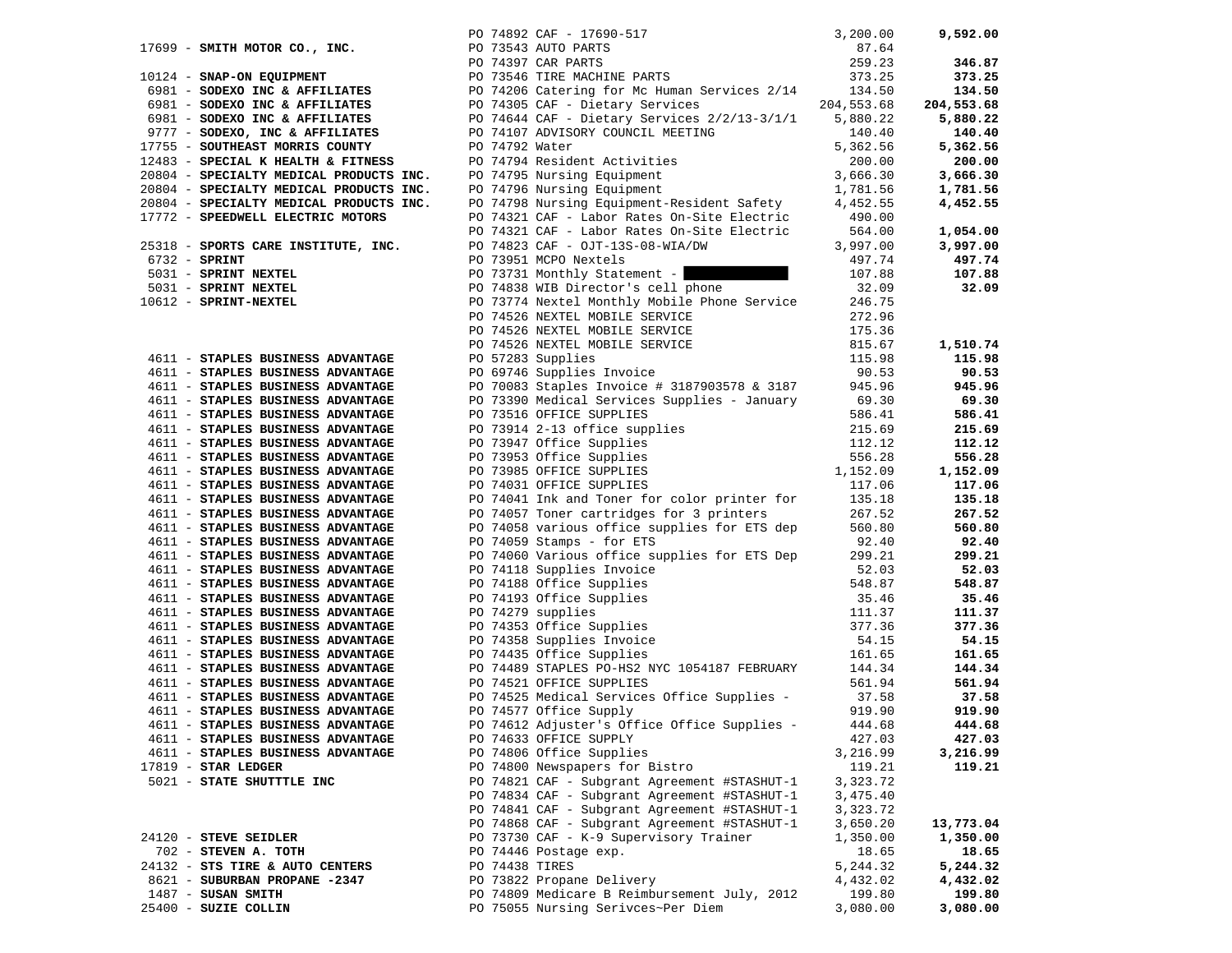| Vendor | Description | Amount | Total |
|---|---|---|---|
| | PO 74892 CAF - 17690-517 | 3,200.00 | **9,592.00** |
| 17699 - **SMITH MOTOR CO., INC.** | PO 73543 AUTO PARTS | 87.64 | |
| | PO 74397 CAR PARTS | 259.23 | **346.87** |
| 10124 - **SNAP-ON EQUIPMENT** | PO 73546 TIRE MACHINE PARTS | 373.25 | **373.25** |
| 6981 - **SODEXO INC & AFFILIATES** | PO 74206 Catering for Mc Human Services 2/14 | 134.50 | **134.50** |
| 6981 - **SODEXO INC & AFFILIATES** | PO 74305 CAF - Dietary Services | 204,553.68 | **204,553.68** |
| 6981 - **SODEXO INC & AFFILIATES** | PO 74644 CAF - Dietary Services 2/2/13-3/1/1 | 5,880.22 | **5,880.22** |
| 9777 - **SODEXO, INC & AFFILIATES** | PO 74107 ADVISORY COUNCIL MEETING | 140.40 | **140.40** |
| 17755 - **SOUTHEAST MORRIS COUNTY** | PO 74792 Water | 5,362.56 | **5,362.56** |
| 12483 - **SPECIAL K HEALTH & FITNESS** | PO 74794 Resident Activities | 200.00 | **200.00** |
| 20804 - **SPECIALTY MEDICAL PRODUCTS INC.** | PO 74795 Nursing Equipment | 3,666.30 | **3,666.30** |
| 20804 - **SPECIALTY MEDICAL PRODUCTS INC.** | PO 74796 Nursing Equipment | 1,781.56 | **1,781.56** |
| 20804 - **SPECIALTY MEDICAL PRODUCTS INC.** | PO 74798 Nursing Equipment-Resident Safety | 4,452.55 | **4,452.55** |
| 17772 - **SPEEDWELL ELECTRIC MOTORS** | PO 74321 CAF - Labor Rates On-Site Electric | 490.00 | |
| | PO 74321 CAF - Labor Rates On-Site Electric | 564.00 | **1,054.00** |
| 25318 - **SPORTS CARE INSTITUTE, INC.** | PO 74823 CAF - OJT-13S-08-WIA/DW | 3,997.00 | **3,997.00** |
| 6732 - **SPRINT** | PO 73951 MCPO Nextels | 497.74 | **497.74** |
| 5031 - **SPRINT NEXTEL** | PO 73731 Monthly Statement - | 107.88 | **107.88** |
| 5031 - **SPRINT NEXTEL** | PO 74838 WIB Director's cell phone | 32.09 | **32.09** |
| 10612 - **SPRINT-NEXTEL** | PO 73774 Nextel Monthly Mobile Phone Service | 246.75 | |
| | PO 74526 NEXTEL MOBILE SERVICE | 272.96 | |
| | PO 74526 NEXTEL MOBILE SERVICE | 175.36 | |
| | PO 74526 NEXTEL MOBILE SERVICE | 815.67 | **1,510.74** |
| 4611 - **STAPLES BUSINESS ADVANTAGE** | PO 57283 Supplies | 115.98 | **115.98** |
| 4611 - **STAPLES BUSINESS ADVANTAGE** | PO 69746 Supplies Invoice | 90.53 | **90.53** |
| 4611 - **STAPLES BUSINESS ADVANTAGE** | PO 70083 Staples Invoice # 3187903578 & 3187 | 945.96 | **945.96** |
| 4611 - **STAPLES BUSINESS ADVANTAGE** | PO 73390 Medical Services Supplies - January | 69.30 | **69.30** |
| 4611 - **STAPLES BUSINESS ADVANTAGE** | PO 73516 OFFICE SUPPLIES | 586.41 | **586.41** |
| 4611 - **STAPLES BUSINESS ADVANTAGE** | PO 73914 2-13 office supplies | 215.69 | **215.69** |
| 4611 - **STAPLES BUSINESS ADVANTAGE** | PO 73947 Office Supplies | 112.12 | **112.12** |
| 4611 - **STAPLES BUSINESS ADVANTAGE** | PO 73953 Office Supplies | 556.28 | **556.28** |
| 4611 - **STAPLES BUSINESS ADVANTAGE** | PO 73985 OFFICE SUPPLIES | 1,152.09 | **1,152.09** |
| 4611 - **STAPLES BUSINESS ADVANTAGE** | PO 74031 OFFICE SUPPLIES | 117.06 | **117.06** |
| 4611 - **STAPLES BUSINESS ADVANTAGE** | PO 74041 Ink and Toner for color printer for | 135.18 | **135.18** |
| 4611 - **STAPLES BUSINESS ADVANTAGE** | PO 74057 Toner cartridges for 3 printers | 267.52 | **267.52** |
| 4611 - **STAPLES BUSINESS ADVANTAGE** | PO 74058 various office supplies for ETS dep | 560.80 | **560.80** |
| 4611 - **STAPLES BUSINESS ADVANTAGE** | PO 74059 Stamps - for ETS | 92.40 | **92.40** |
| 4611 - **STAPLES BUSINESS ADVANTAGE** | PO 74060 Various office supplies for ETS Dep | 299.21 | **299.21** |
| 4611 - **STAPLES BUSINESS ADVANTAGE** | PO 74118 Supplies Invoice | 52.03 | **52.03** |
| 4611 - **STAPLES BUSINESS ADVANTAGE** | PO 74188 Office Supplies | 548.87 | **548.87** |
| 4611 - **STAPLES BUSINESS ADVANTAGE** | PO 74193 Office Supplies | 35.46 | **35.46** |
| 4611 - **STAPLES BUSINESS ADVANTAGE** | PO 74279 supplies | 111.37 | **111.37** |
| 4611 - **STAPLES BUSINESS ADVANTAGE** | PO 74353 Office Supplies | 377.36 | **377.36** |
| 4611 - **STAPLES BUSINESS ADVANTAGE** | PO 74358 Supplies Invoice | 54.15 | **54.15** |
| 4611 - **STAPLES BUSINESS ADVANTAGE** | PO 74435 Office Supplies | 161.65 | **161.65** |
| 4611 - **STAPLES BUSINESS ADVANTAGE** | PO 74489 STAPLES PO-HS2 NYC 1054187 FEBRUARY | 144.34 | **144.34** |
| 4611 - **STAPLES BUSINESS ADVANTAGE** | PO 74521 OFFICE SUPPLIES | 561.94 | **561.94** |
| 4611 - **STAPLES BUSINESS ADVANTAGE** | PO 74525 Medical Services Office Supplies - | 37.58 | **37.58** |
| 4611 - **STAPLES BUSINESS ADVANTAGE** | PO 74577 Office Supply | 919.90 | **919.90** |
| 4611 - **STAPLES BUSINESS ADVANTAGE** | PO 74612 Adjuster's Office Office Supplies - | 444.68 | **444.68** |
| 4611 - **STAPLES BUSINESS ADVANTAGE** | PO 74633 OFFICE SUPPLY | 427.03 | **427.03** |
| 4611 - **STAPLES BUSINESS ADVANTAGE** | PO 74806 Office Supplies | 3,216.99 | **3,216.99** |
| 17819 - **STAR LEDGER** | PO 74800 Newspapers for Bistro | 119.21 | **119.21** |
| 5021 - **STATE SHUTTTLE INC** | PO 74821 CAF - Subgrant Agreement #STASHUT-1 | 3,323.72 | |
| | PO 74834 CAF - Subgrant Agreement #STASHUT-1 | 3,475.40 | |
| | PO 74841 CAF - Subgrant Agreement #STASHUT-1 | 3,323.72 | |
| | PO 74868 CAF - Subgrant Agreement #STASHUT-1 | 3,650.20 | **13,773.04** |
| 24120 - **STEVE SEIDLER** | PO 73730 CAF - K-9 Supervisory Trainer | 1,350.00 | **1,350.00** |
| 702 - **STEVEN A. TOTH** | PO 74446 Postage exp. | 18.65 | **18.65** |
| 24132 - **STS TIRE & AUTO CENTERS** | PO 74438 TIRES | 5,244.32 | **5,244.32** |
| 8621 - **SUBURBAN PROPANE -2347** | PO 73822 Propane Delivery | 4,432.02 | **4,432.02** |
| 1487 - **SUSAN SMITH** | PO 74809 Medicare B Reimbursement July, 2012 | 199.80 | **199.80** |
| 25400 - **SUZIE COLLIN** | PO 75055 Nursing Serivces~Per Diem | 3,080.00 | **3,080.00** |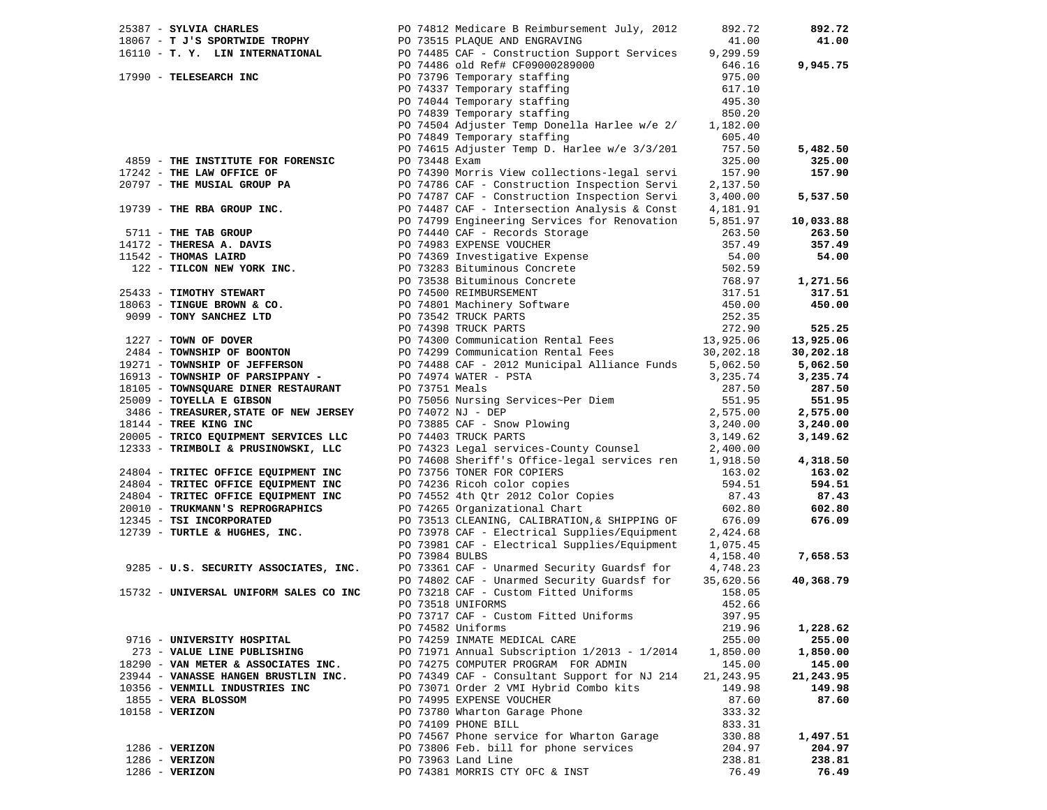| Vendor | PO / Description | Amount | Total |
|---|---|---|---|
| 25387 - **SYLVIA CHARLES** | PO 74812 Medicare B Reimbursement July, 2012 | 892.72 | **892.72** |
| 18067 - **T J'S SPORTWIDE TROPHY** | PO 73515 PLAQUE AND ENGRAVING | 41.00 | **41.00** |
| 16110 - **T. Y. LIN INTERNATIONAL** | PO 74485 CAF - Construction Support Services | 9,299.59 | |
| | PO 74486 old Ref# CF09000289000 | 646.16 | **9,945.75** |
| 17990 - **TELESEARCH INC** | PO 73796 Temporary staffing | 975.00 | |
| | PO 74337 Temporary staffing | 617.10 | |
| | PO 74044 Temporary staffing | 495.30 | |
| | PO 74839 Temporary staffing | 850.20 | |
| | PO 74504 Adjuster Temp Donella Harlee w/e 2/ | 1,182.00 | |
| | PO 74849 Temporary staffing | 605.40 | |
| | PO 74615 Adjuster Temp D. Harlee w/e 3/3/201 | 757.50 | **5,482.50** |
| 4859 - **THE INSTITUTE FOR FORENSIC** | PO 73448 Exam | 325.00 | **325.00** |
| 17242 - **THE LAW OFFICE OF** | PO 74390 Morris View collections-legal servi | 157.90 | **157.90** |
| 20797 - **THE MUSIAL GROUP PA** | PO 74786 CAF - Construction Inspection Servi | 2,137.50 | |
| | PO 74787 CAF - Construction Inspection Servi | 3,400.00 | **5,537.50** |
| 19739 - **THE RBA GROUP INC.** | PO 74487 CAF - Intersection Analysis & Const | 4,181.91 | |
| | PO 74799 Engineering Services for Renovation | 5,851.97 | **10,033.88** |
| 5711 - **THE TAB GROUP** | PO 74440 CAF - Records Storage | 263.50 | **263.50** |
| 14172 - **THERESA A. DAVIS** | PO 74983 EXPENSE VOUCHER | 357.49 | **357.49** |
| 11542 - **THOMAS LAIRD** | PO 74369 Investigative Expense | 54.00 | **54.00** |
| 122 - **TILCON NEW YORK INC.** | PO 73283 Bituminous Concrete | 502.59 | |
| | PO 73538 Bituminous Concrete | 768.97 | **1,271.56** |
| 25433 - **TIMOTHY STEWART** | PO 74500 REIMBURSEMENT | 317.51 | **317.51** |
| 18063 - **TINGUE BROWN & CO.** | PO 74801 Machinery Software | 450.00 | **450.00** |
| 9099 - **TONY SANCHEZ LTD** | PO 73542 TRUCK PARTS | 252.35 | |
| | PO 74398 TRUCK PARTS | 272.90 | **525.25** |
| 1227 - **TOWN OF DOVER** | PO 74300 Communication Rental Fees | 13,925.06 | **13,925.06** |
| 2484 - **TOWNSHIP OF BOONTON** | PO 74299 Communication Rental Fees | 30,202.18 | **30,202.18** |
| 19271 - **TOWNSHIP OF JEFFERSON** | PO 74488 CAF - 2012 Municipal Alliance Funds | 5,062.50 | **5,062.50** |
| 16913 - **TOWNSHIP OF PARSIPPANY -** | PO 74974 WATER - PSTA | 3,235.74 | **3,235.74** |
| 18105 - **TOWNSQUARE DINER RESTAURANT** | PO 73751 Meals | 287.50 | **287.50** |
| 25009 - **TOYELLA E GIBSON** | PO 75056 Nursing Services~Per Diem | 551.95 | **551.95** |
| 3486 - **TREASURER,STATE OF NEW JERSEY** | PO 74072 NJ - DEP | 2,575.00 | **2,575.00** |
| 18144 - **TREE KING INC** | PO 73885 CAF - Snow Plowing | 3,240.00 | **3,240.00** |
| 20005 - **TRICO EQUIPMENT SERVICES LLC** | PO 74403 TRUCK PARTS | 3,149.62 | **3,149.62** |
| 12333 - **TRIMBOLI & PRUSINOWSKI, LLC** | PO 74323 Legal services-County Counsel | 2,400.00 | |
| | PO 74608 Sheriff's Office-legal services ren | 1,918.50 | **4,318.50** |
| 24804 - **TRITEC OFFICE EQUIPMENT INC** | PO 73756 TONER FOR COPIERS | 163.02 | **163.02** |
| 24804 - **TRITEC OFFICE EQUIPMENT INC** | PO 74236 Ricoh color copies | 594.51 | **594.51** |
| 24804 - **TRITEC OFFICE EQUIPMENT INC** | PO 74552 4th Qtr 2012 Color Copies | 87.43 | **87.43** |
| 20010 - **TRUKMANN'S REPROGRAPHICS** | PO 74265 Organizational Chart | 602.80 | **602.80** |
| 12345 - **TSI INCORPORATED** | PO 73513 CLEANING, CALIBRATION,& SHIPPING OF | 676.09 | **676.09** |
| 12739 - **TURTLE & HUGHES, INC.** | PO 73978 CAF - Electrical Supplies/Equipment | 2,424.68 | |
| | PO 73981 CAF - Electrical Supplies/Equipment | 1,075.45 | |
| | PO 73984 BULBS | 4,158.40 | **7,658.53** |
| 9285 - **U.S. SECURITY ASSOCIATES, INC.** | PO 73361 CAF - Unarmed Security Guardsf for | 4,748.23 | |
| | PO 74802 CAF - Unarmed Security Guardsf for | 35,620.56 | **40,368.79** |
| 15732 - **UNIVERSAL UNIFORM SALES CO INC** | PO 73218 CAF - Custom Fitted Uniforms | 158.05 | |
| | PO 73518 UNIFORMS | 452.66 | |
| | PO 73717 CAF - Custom Fitted Uniforms | 397.95 | |
| | PO 74582 Uniforms | 219.96 | **1,228.62** |
| 9716 - **UNIVERSITY HOSPITAL** | PO 74259 INMATE MEDICAL CARE | 255.00 | **255.00** |
| 273 - **VALUE LINE PUBLISHING** | PO 71971 Annual Subscription 1/2013 - 1/2014 | 1,850.00 | **1,850.00** |
| 18290 - **VAN METER & ASSOCIATES INC.** | PO 74275 COMPUTER PROGRAM FOR ADMIN | 145.00 | **145.00** |
| 23944 - **VANASSE HANGEN BRUSTLIN INC.** | PO 74349 CAF - Consultant Support for NJ 214 | 21,243.95 | **21,243.95** |
| 10356 - **VENMILL INDUSTRIES INC** | PO 73071 Order 2 VMI Hybrid Combo kits | 149.98 | **149.98** |
| 1855 - **VERA BLOSSOM** | PO 74995 EXPENSE VOUCHER | 87.60 | **87.60** |
| 10158 - **VERIZON** | PO 73780 Wharton Garage Phone | 333.32 | |
| | PO 74109 PHONE BILL | 833.31 | |
| | PO 74567 Phone service for Wharton Garage | 330.88 | **1,497.51** |
| 1286 - **VERIZON** | PO 73806 Feb. bill for phone services | 204.97 | **204.97** |
| 1286 - **VERIZON** | PO 73963 Land Line | 238.81 | **238.81** |
| 1286 - **VERIZON** | PO 74381 MORRIS CTY OFC & INST | 76.49 | **76.49** |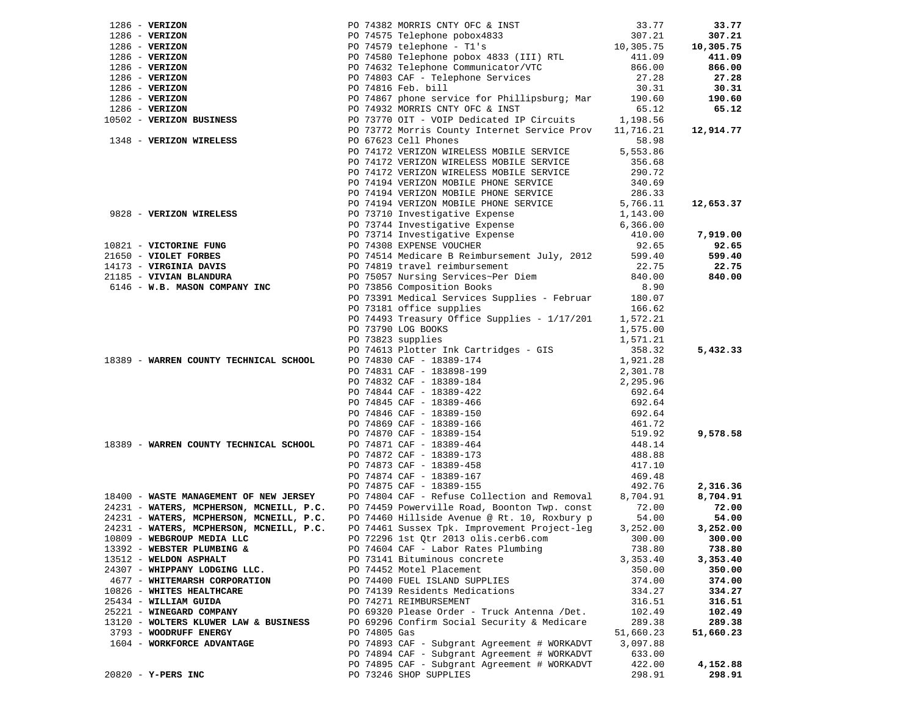| Vendor | PO / Description | Amount | Total |
|---|---|---|---|
| 1286 - **VERIZON** | PO 74382 MORRIS CNTY OFC & INST | 33.77 | **33.77** |
| 1286 - **VERIZON** | PO 74575 Telephone pobox4833 | 307.21 | **307.21** |
| 1286 - **VERIZON** | PO 74579 telephone - T1's | 10,305.75 | **10,305.75** |
| 1286 - **VERIZON** | PO 74580 Telephone pobox 4833 (III) RTL | 411.09 | **411.09** |
| 1286 - **VERIZON** | PO 74632 Telephone Communicator/VTC | 866.00 | **866.00** |
| 1286 - **VERIZON** | PO 74803 CAF - Telephone Services | 27.28 | **27.28** |
| 1286 - **VERIZON** | PO 74816 Feb. bill | 30.31 | **30.31** |
| 1286 - **VERIZON** | PO 74867 phone service for Phillipsburg; Mar | 190.60 | **190.60** |
| 1286 - **VERIZON** | PO 74932 MORRIS CNTY OFC & INST | 65.12 | **65.12** |
| 10502 - **VERIZON BUSINESS** | PO 73770 OIT - VOIP Dedicated IP Circuits | 1,198.56 | |
| | PO 73772 Morris County Internet Service Prov | 11,716.21 | **12,914.77** |
| 1348 - **VERIZON WIRELESS** | PO 67623 Cell Phones | 58.98 | |
| | PO 74172 VERIZON WIRELESS MOBILE SERVICE | 5,553.86 | |
| | PO 74172 VERIZON WIRELESS MOBILE SERVICE | 356.68 | |
| | PO 74172 VERIZON WIRELESS MOBILE SERVICE | 290.72 | |
| | PO 74194 VERIZON MOBILE PHONE SERVICE | 340.69 | |
| | PO 74194 VERIZON MOBILE PHONE SERVICE | 286.33 | |
| | PO 74194 VERIZON MOBILE PHONE SERVICE | 5,766.11 | **12,653.37** |
| 9828 - **VERIZON WIRELESS** | PO 73710 Investigative Expense | 1,143.00 | |
| | PO 73744 Investigative Expense | 6,366.00 | |
| | PO 73714 Investigative Expense | 410.00 | **7,919.00** |
| 10821 - **VICTORINE FUNG** | PO 74308 EXPENSE VOUCHER | 92.65 | **92.65** |
| 21650 - **VIOLET FORBES** | PO 74514 Medicare B Reimbursement July, 2012 | 599.40 | **599.40** |
| 14173 - **VIRGINIA DAVIS** | PO 74819 travel reimbursement | 22.75 | **22.75** |
| 21185 - **VIVIAN BLANDURA** | PO 75057 Nursing Services~Per Diem | 840.00 | **840.00** |
| 6146 - **W.B. MASON COMPANY INC** | PO 73856 Composition Books | 8.90 | |
| | PO 73391 Medical Services Supplies - Februar | 180.07 | |
| | PO 73181 office supplies | 166.62 | |
| | PO 74493 Treasury Office Supplies - 1/17/201 | 1,572.21 | |
| | PO 73790 LOG BOOKS | 1,575.00 | |
| | PO 73823 supplies | 1,571.21 | |
| | PO 74613 Plotter Ink Cartridges - GIS | 358.32 | **5,432.33** |
| 18389 - **WARREN COUNTY TECHNICAL SCHOOL** | PO 74830 CAF - 18389-174 | 1,921.28 | |
| | PO 74831 CAF - 183898-199 | 2,301.78 | |
| | PO 74832 CAF - 18389-184 | 2,295.96 | |
| | PO 74844 CAF - 18389-422 | 692.64 | |
| | PO 74845 CAF - 18389-466 | 692.64 | |
| | PO 74846 CAF - 18389-150 | 692.64 | |
| | PO 74869 CAF - 18389-166 | 461.72 | |
| | PO 74870 CAF - 18389-154 | 519.92 | **9,578.58** |
| 18389 - **WARREN COUNTY TECHNICAL SCHOOL** | PO 74871 CAF - 18389-464 | 448.14 | |
| | PO 74872 CAF - 18389-173 | 488.88 | |
| | PO 74873 CAF - 18389-458 | 417.10 | |
| | PO 74874 CAF - 18389-167 | 469.48 | |
| | PO 74875 CAF - 18389-155 | 492.76 | **2,316.36** |
| 18400 - **WASTE MANAGEMENT OF NEW JERSEY** | PO 74804 CAF - Refuse Collection and Removal | 8,704.91 | **8,704.91** |
| 24231 - **WATERS, MCPHERSON, MCNEILL, P.C.** | PO 74459 Powerville Road, Boonton Twp. const | 72.00 | **72.00** |
| 24231 - **WATERS, MCPHERSON, MCNEILL, P.C.** | PO 74460 Hillside Avenue @ Rt. 10, Roxbury p | 54.00 | **54.00** |
| 24231 - **WATERS, MCPHERSON, MCNEILL, P.C.** | PO 74461 Sussex Tpk. Improvement Project-leg | 3,252.00 | **3,252.00** |
| 10809 - **WEBGROUP MEDIA LLC** | PO 72296 1st Qtr 2013 olis.cerb6.com | 300.00 | **300.00** |
| 13392 - **WEBSTER PLUMBING &** | PO 74604 CAF - Labor Rates Plumbing | 738.80 | **738.80** |
| 13512 - **WELDON ASPHALT** | PO 73141 Bituminous concrete | 3,353.40 | **3,353.40** |
| 24307 - **WHIPPANY LODGING LLC.** | PO 74452 Motel Placement | 350.00 | **350.00** |
| 4677 - **WHITEMARSH CORPORATION** | PO 74400 FUEL ISLAND SUPPLIES | 374.00 | **374.00** |
| 10826 - **WHITES HEALTHCARE** | PO 74139 Residents Medications | 334.27 | **334.27** |
| 25434 - **WILLIAM GUIDA** | PO 74271 REIMBURSEMENT | 316.51 | **316.51** |
| 25221 - **WINEGARD COMPANY** | PO 69320 Please Order - Truck Antenna /Det. | 102.49 | **102.49** |
| 13120 - **WOLTERS KLUWER LAW & BUSINESS** | PO 69296 Confirm Social Security & Medicare | 289.38 | **289.38** |
| 3793 - **WOODRUFF ENERGY** | PO 74805 Gas | 51,660.23 | **51,660.23** |
| 1604 - **WORKFORCE ADVANTAGE** | PO 74893 CAF - Subgrant Agreement # WORKADVT | 3,097.88 | |
| | PO 74894 CAF - Subgrant Agreement # WORKADVT | 633.00 | |
| | PO 74895 CAF - Subgrant Agreement # WORKADVT | 422.00 | **4,152.88** |
| 20820 - **Y-PERS INC** | PO 73246 SHOP SUPPLIES | 298.91 | **298.91** |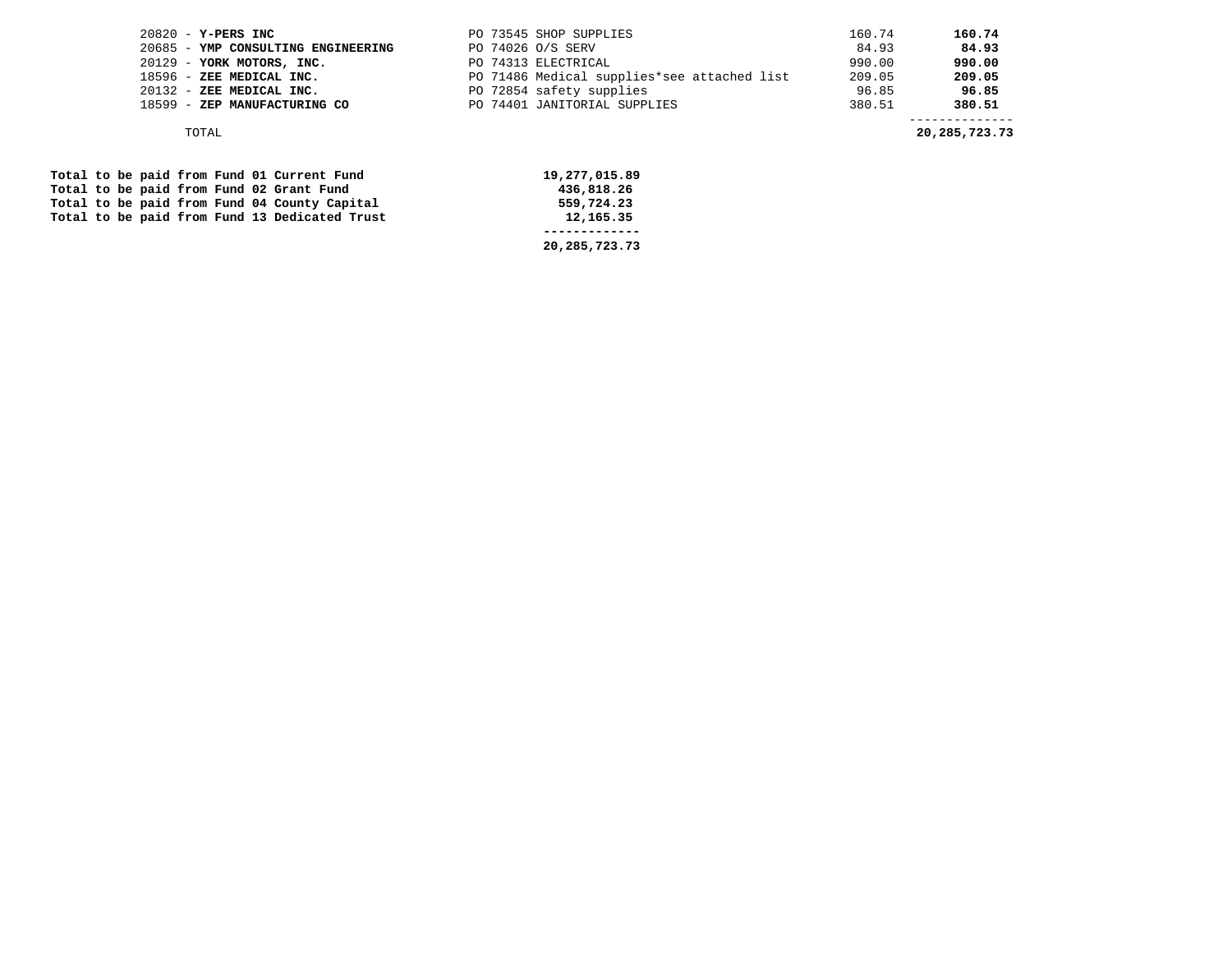| Vendor | Description | Amount | Total |
|---|---|---|---|
| 20820 - **Y-PERS INC** | PO 73545 SHOP SUPPLIES | 160.74 | **160.74** |
| 20685 - **YMP CONSULTING ENGINEERING** | PO 74026 O/S SERV | 84.93 | **84.93** |
| 20129 - **YORK MOTORS, INC.** | PO 74313 ELECTRICAL | 990.00 | **990.00** |
| 18596 - **ZEE MEDICAL INC.** | PO 71486 Medical supplies*see attached list | 209.05 | **209.05** |
| 20132 - **ZEE MEDICAL INC.** | PO 72854 safety supplies | 96.85 | **96.85** |
| 18599 - **ZEP MANUFACTURING CO** | PO 74401 JANITORIAL SUPPLIES | 380.51 | **380.51** |
| TOTAL | | | **20,285,723.73** |

| | |
|---|---|
| **Total to be paid from Fund 01 Current Fund** | **19,277,015.89** |
| **Total to be paid from Fund 02 Grant Fund** | **436,818.26** |
| **Total to be paid from Fund 04 County Capital** | **559,724.23** |
| **Total to be paid from Fund 13 Dedicated Trust** | **12,165.35** |
| | **20,285,723.73** |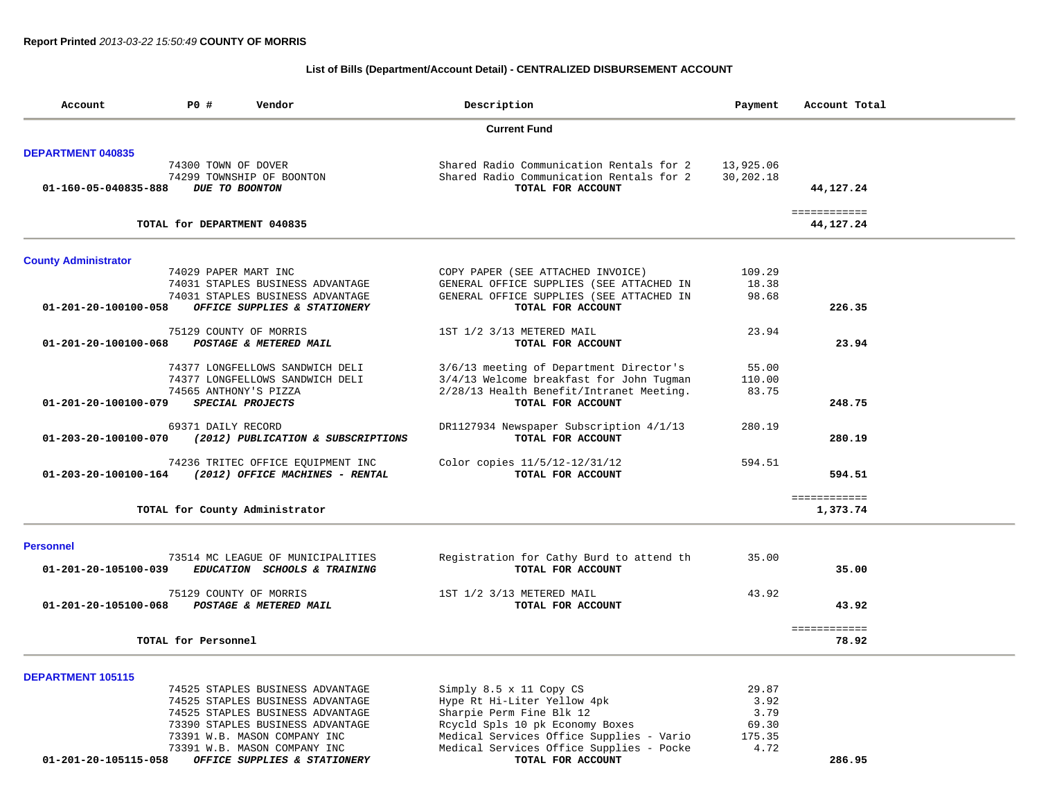**Report Printed** *2013-03-22 15:50:49* **COUNTY OF MORRIS**

**List of Bills (Department/Account Detail) - CENTRALIZED DISBURSEMENT ACCOUNT**

| Account | PO # | Vendor | Description | Payment | Account Total |
|---|---|---|---|---|---|
| | | | **Current Fund** | | |
| **DEPARTMENT 040835** | | | | | |
| | 74300 | TOWN OF DOVER | Shared Radio Communication Rentals for 2 | 13,925.06 | |
| | 74299 | TOWNSHIP OF BOONTON | Shared Radio Communication Rentals for 2 | 30,202.18 | |
| **01-160-05-040835-888** | | ***DUE TO BOONTON*** | **TOTAL FOR ACCOUNT** | | **44,127.24** |
| | | **TOTAL for DEPARTMENT 040835** | | | ============ **44,127.24** |
| **County Administrator** | | | | | |
| | 74029 | PAPER MART INC | COPY PAPER (SEE ATTACHED INVOICE) | 109.29 | |
| | 74031 | STAPLES BUSINESS ADVANTAGE | GENERAL OFFICE SUPPLIES (SEE ATTACHED IN | 18.38 | |
| | 74031 | STAPLES BUSINESS ADVANTAGE | GENERAL OFFICE SUPPLIES (SEE ATTACHED IN | 98.68 | |
| **01-201-20-100100-058** | | ***OFFICE SUPPLIES & STATIONERY*** | **TOTAL FOR ACCOUNT** | | **226.35** |
| | 75129 | COUNTY OF MORRIS | 1ST 1/2 3/13 METERED MAIL | 23.94 | |
| **01-201-20-100100-068** | | ***POSTAGE & METERED MAIL*** | **TOTAL FOR ACCOUNT** | | **23.94** |
| | 74377 | LONGFELLOWS SANDWICH DELI | 3/6/13 meeting of Department Director's | 55.00 | |
| | 74377 | LONGFELLOWS SANDWICH DELI | 3/4/13 Welcome breakfast for John Tugman | 110.00 | |
| | 74565 | ANTHONY'S PIZZA | 2/28/13 Health Benefit/Intranet Meeting. | 83.75 | |
| **01-201-20-100100-079** | | ***SPECIAL PROJECTS*** | **TOTAL FOR ACCOUNT** | | **248.75** |
| | 69371 | DAILY RECORD | DR1127934 Newspaper Subscription 4/1/13 | 280.19 | |
| **01-203-20-100100-070** | | ***(2012) PUBLICATION & SUBSCRIPTIONS*** | **TOTAL FOR ACCOUNT** | | **280.19** |
| | 74236 | TRITEC OFFICE EQUIPMENT INC | Color copies 11/5/12-12/31/12 | 594.51 | |
| **01-203-20-100100-164** | | ***(2012) OFFICE MACHINES - RENTAL*** | **TOTAL FOR ACCOUNT** | | **594.51** |
| | | **TOTAL for County Administrator** | | | ============ **1,373.74** |
| **Personnel** | | | | | |
| | 73514 | MC LEAGUE OF MUNICIPALITIES | Registration for Cathy Burd to attend th | 35.00 | |
| **01-201-20-105100-039** | | ***EDUCATION SCHOOLS & TRAINING*** | **TOTAL FOR ACCOUNT** | | **35.00** |
| | 75129 | COUNTY OF MORRIS | 1ST 1/2 3/13 METERED MAIL | 43.92 | |
| **01-201-20-105100-068** | | ***POSTAGE & METERED MAIL*** | **TOTAL FOR ACCOUNT** | | **43.92** |
| | | **TOTAL for Personnel** | | | ============ **78.92** |
| **DEPARTMENT 105115** | | | | | |
| | 74525 | STAPLES BUSINESS ADVANTAGE | Simply 8.5 x 11 Copy CS | 29.87 | |
| | 74525 | STAPLES BUSINESS ADVANTAGE | Hype Rt Hi-Liter Yellow 4pk | 3.92 | |
| | 74525 | STAPLES BUSINESS ADVANTAGE | Sharpie Perm Fine Blk 12 | 3.79 | |
| | 73390 | STAPLES BUSINESS ADVANTAGE | Rcycld Spls 10 pk Economy Boxes | 69.30 | |
| | 73391 | W.B. MASON COMPANY INC | Medical Services Office Supplies - Vario | 175.35 | |
| | 73391 | W.B. MASON COMPANY INC | Medical Services Office Supplies - Pocke | 4.72 | |
| **01-201-20-105115-058** | | ***OFFICE SUPPLIES & STATIONERY*** | **TOTAL FOR ACCOUNT** | | **286.95** |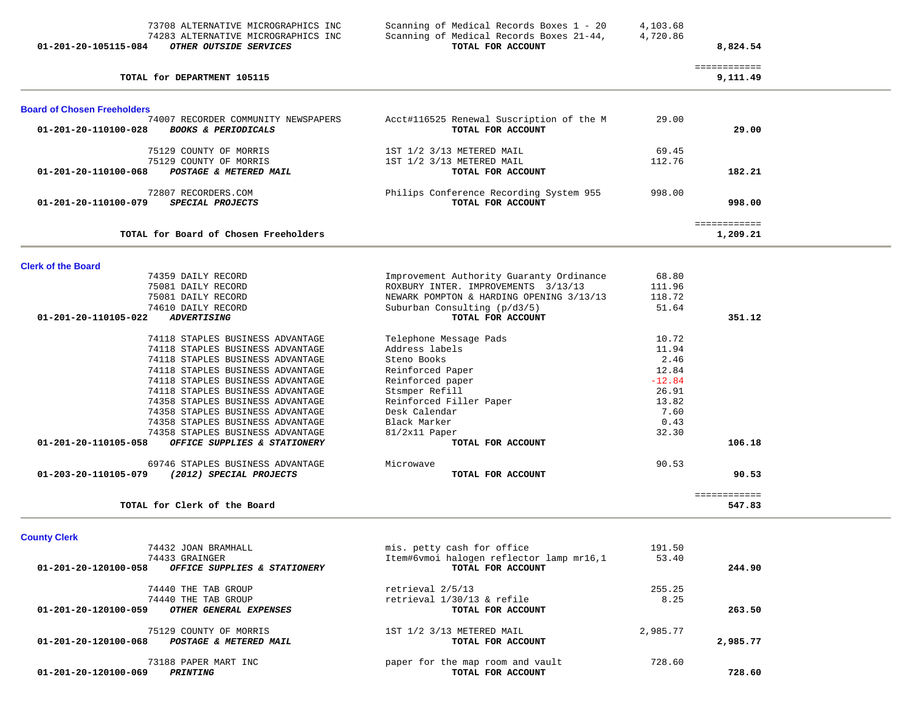| Account | Vendor | Description | Amount | Total |
|---|---|---|---|---|
| | 73708 ALTERNATIVE MICROGRAPHICS INC | Scanning of Medical Records Boxes 1 - 20 | 4,103.68 | |
| | 74283 ALTERNATIVE MICROGRAPHICS INC | Scanning of Medical Records Boxes 21-44, | 4,720.86 | |
| 01-201-20-105115-084 | ***OTHER OUTSIDE SERVICES*** | **TOTAL FOR ACCOUNT** | | **8,824.54** |
| | | | | ============ |
| | **TOTAL for DEPARTMENT 105115** | | | **9,111.49** |

## Board of Chosen Freeholders

| Account | Vendor | Description | Amount | Total |
|---|---|---|---|---|
| | 74007 RECORDER COMMUNITY NEWSPAPERS | Acct#116525 Renewal Suscription of the M | 29.00 | |
| 01-201-20-110100-028 | ***BOOKS & PERIODICALS*** | **TOTAL FOR ACCOUNT** | | **29.00** |
| | 75129 COUNTY OF MORRIS | 1ST 1/2 3/13 METERED MAIL | 69.45 | |
| | 75129 COUNTY OF MORRIS | 1ST 1/2 3/13 METERED MAIL | 112.76 | |
| 01-201-20-110100-068 | ***POSTAGE & METERED MAIL*** | **TOTAL FOR ACCOUNT** | | **182.21** |
| | 72807 RECORDERS.COM | Philips Conference Recording System 955 | 998.00 | |
| 01-201-20-110100-079 | ***SPECIAL PROJECTS*** | **TOTAL FOR ACCOUNT** | | **998.00** |
| | | | | ============ |
| | **TOTAL for Board of Chosen Freeholders** | | | **1,209.21** |

## Clerk of the Board

| Account | Vendor | Description | Amount | Total |
|---|---|---|---|---|
| | 74359 DAILY RECORD | Improvement Authority Guaranty Ordinance | 68.80 | |
| | 75081 DAILY RECORD | ROXBURY INTER. IMPROVEMENTS 3/13/13 | 111.96 | |
| | 75081 DAILY RECORD | NEWARK POMPTON & HARDING OPENING 3/13/13 | 118.72 | |
| | 74610 DAILY RECORD | Suburban Consulting (p/d3/5) | 51.64 | |
| 01-201-20-110105-022 | ***ADVERTISING*** | **TOTAL FOR ACCOUNT** | | **351.12** |
| | 74118 STAPLES BUSINESS ADVANTAGE | Telephone Message Pads | 10.72 | |
| | 74118 STAPLES BUSINESS ADVANTAGE | Address labels | 11.94 | |
| | 74118 STAPLES BUSINESS ADVANTAGE | Steno Books | 2.46 | |
| | 74118 STAPLES BUSINESS ADVANTAGE | Reinforced Paper | 12.84 | |
| | 74118 STAPLES BUSINESS ADVANTAGE | Reinforced paper | -12.84 | |
| | 74118 STAPLES BUSINESS ADVANTAGE | Stsmper Refill | 26.91 | |
| | 74358 STAPLES BUSINESS ADVANTAGE | Reinforced Filler Paper | 13.82 | |
| | 74358 STAPLES BUSINESS ADVANTAGE | Desk Calendar | 7.60 | |
| | 74358 STAPLES BUSINESS ADVANTAGE | Black Marker | 0.43 | |
| | 74358 STAPLES BUSINESS ADVANTAGE | 81/2x11 Paper | 32.30 | |
| 01-201-20-110105-058 | ***OFFICE SUPPLIES & STATIONERY*** | **TOTAL FOR ACCOUNT** | | **106.18** |
| | 69746 STAPLES BUSINESS ADVANTAGE | Microwave | 90.53 | |
| 01-203-20-110105-079 | ***(2012) SPECIAL PROJECTS*** | **TOTAL FOR ACCOUNT** | | **90.53** |
| | | | | ============ |
| | **TOTAL for Clerk of the Board** | | | **547.83** |

## County Clerk

| Account | Vendor | Description | Amount | Total |
|---|---|---|---|---|
| | 74432 JOAN BRAMHALL | mis. petty cash for office | 191.50 | |
| | 74433 GRAINGER | Item#6vmoi halogen reflector lamp mr16,1 | 53.40 | |
| 01-201-20-120100-058 | ***OFFICE SUPPLIES & STATIONERY*** | **TOTAL FOR ACCOUNT** | | **244.90** |
| | 74440 THE TAB GROUP | retrieval 2/5/13 | 255.25 | |
| | 74440 THE TAB GROUP | retrieval 1/30/13 & refile | 8.25 | |
| 01-201-20-120100-059 | ***OTHER GENERAL EXPENSES*** | **TOTAL FOR ACCOUNT** | | **263.50** |
| | 75129 COUNTY OF MORRIS | 1ST 1/2 3/13 METERED MAIL | 2,985.77 | |
| 01-201-20-120100-068 | ***POSTAGE & METERED MAIL*** | **TOTAL FOR ACCOUNT** | | **2,985.77** |
| | 73188 PAPER MART INC | paper for the map room and vault | 728.60 | |
| 01-201-20-120100-069 | ***PRINTING*** | **TOTAL FOR ACCOUNT** | | **728.60** |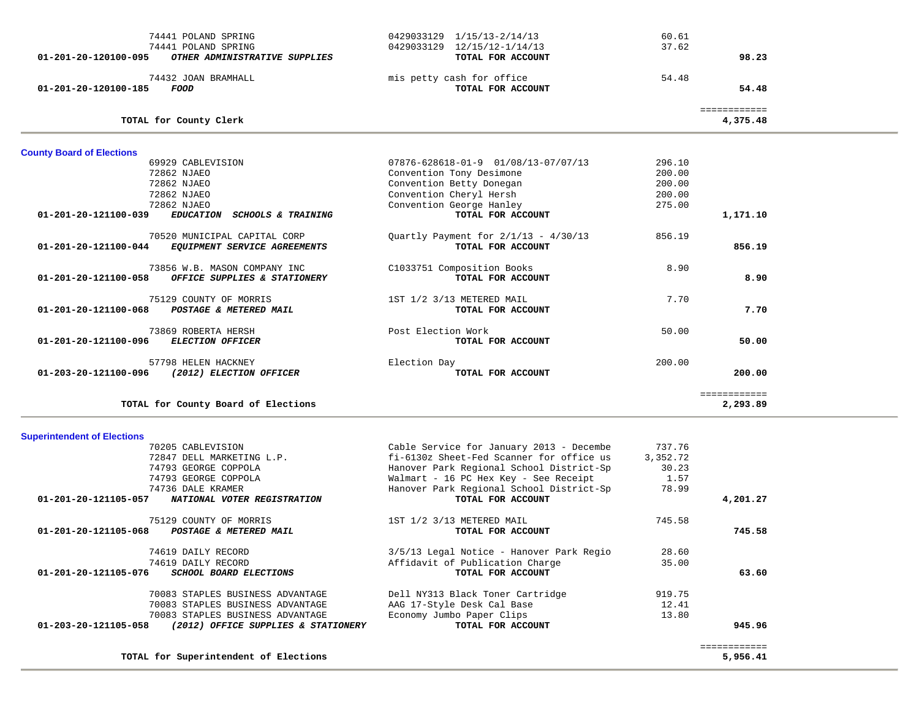| Account | Vendor | Description | Amount | Total |
|---|---|---|---|---|
| | 74441 POLAND SPRING | 0429033129 1/15/13-2/14/13 | 60.61 | |
| | 74441 POLAND SPRING | 0429033129 12/15/12-1/14/13 | 37.62 | |
| 01-201-20-120100-095 | ***OTHER ADMINISTRATIVE SUPPLIES*** | **TOTAL FOR ACCOUNT** | | **98.23** |
| | 74432 JOAN BRAMHALL | mis petty cash for office | 54.48 | |
| 01-201-20-120100-185 | ***FOOD*** | **TOTAL FOR ACCOUNT** | | **54.48** |
| | | | | ============ |
| | **TOTAL for County Clerk** | | | **4,375.48** |

## County Board of Elections

| Account | Vendor | Description | Amount | Total |
|---|---|---|---|---|
| | 69929 CABLEVISION | 07876-628618-01-9 01/08/13-07/07/13 | 296.10 | |
| | 72862 NJAEO | Convention Tony Desimone | 200.00 | |
| | 72862 NJAEO | Convention Betty Donegan | 200.00 | |
| | 72862 NJAEO | Convention Cheryl Hersh | 200.00 | |
| | 72862 NJAEO | Convention George Hanley | 275.00 | |
| 01-201-20-121100-039 | ***EDUCATION SCHOOLS & TRAINING*** | **TOTAL FOR ACCOUNT** | | **1,171.10** |
| | 70520 MUNICIPAL CAPITAL CORP | Quartly Payment for 2/1/13 - 4/30/13 | 856.19 | |
| 01-201-20-121100-044 | ***EQUIPMENT SERVICE AGREEMENTS*** | **TOTAL FOR ACCOUNT** | | **856.19** |
| | 73856 W.B. MASON COMPANY INC | C1033751 Composition Books | 8.90 | |
| 01-201-20-121100-058 | ***OFFICE SUPPLIES & STATIONERY*** | **TOTAL FOR ACCOUNT** | | **8.90** |
| | 75129 COUNTY OF MORRIS | 1ST 1/2 3/13 METERED MAIL | 7.70 | |
| 01-201-20-121100-068 | ***POSTAGE & METERED MAIL*** | **TOTAL FOR ACCOUNT** | | **7.70** |
| | 73869 ROBERTA HERSH | Post Election Work | 50.00 | |
| 01-201-20-121100-096 | ***ELECTION OFFICER*** | **TOTAL FOR ACCOUNT** | | **50.00** |
| | 57798 HELEN HACKNEY | Election Day | 200.00 | |
| 01-203-20-121100-096 | ***(2012) ELECTION OFFICER*** | **TOTAL FOR ACCOUNT** | | **200.00** |
| | | | | ============ |
| | **TOTAL for County Board of Elections** | | | **2,293.89** |

## Superintendent of Elections

| Account | Vendor | Description | Amount | Total |
|---|---|---|---|---|
| | 70205 CABLEVISION | Cable Service for January 2013 - Decembe | 737.76 | |
| | 72847 DELL MARKETING L.P. | fi-6130z Sheet-Fed Scanner for office us | 3,352.72 | |
| | 74793 GEORGE COPPOLA | Hanover Park Regional School District-Sp | 30.23 | |
| | 74793 GEORGE COPPOLA | Walmart - 16 PC Hex Key - See Receipt | 1.57 | |
| | 74736 DALE KRAMER | Hanover Park Regional School District-Sp | 78.99 | |
| 01-201-20-121105-057 | ***NATIONAL VOTER REGISTRATION*** | **TOTAL FOR ACCOUNT** | | **4,201.27** |
| | 75129 COUNTY OF MORRIS | 1ST 1/2 3/13 METERED MAIL | 745.58 | |
| 01-201-20-121105-068 | ***POSTAGE & METERED MAIL*** | **TOTAL FOR ACCOUNT** | | **745.58** |
| | 74619 DAILY RECORD | 3/5/13 Legal Notice - Hanover Park Regio | 28.60 | |
| | 74619 DAILY RECORD | Affidavit of Publication Charge | 35.00 | |
| 01-201-20-121105-076 | ***SCHOOL BOARD ELECTIONS*** | **TOTAL FOR ACCOUNT** | | **63.60** |
| | 70083 STAPLES BUSINESS ADVANTAGE | Dell NY313 Black Toner Cartridge | 919.75 | |
| | 70083 STAPLES BUSINESS ADVANTAGE | AAG 17-Style Desk Cal Base | 12.41 | |
| | 70083 STAPLES BUSINESS ADVANTAGE | Economy Jumbo Paper Clips | 13.80 | |
| 01-203-20-121105-058 | ***(2012) OFFICE SUPPLIES & STATIONERY*** | **TOTAL FOR ACCOUNT** | | **945.96** |
| | | | | ============ |
| | **TOTAL for Superintendent of Elections** | | | **5,956.41** |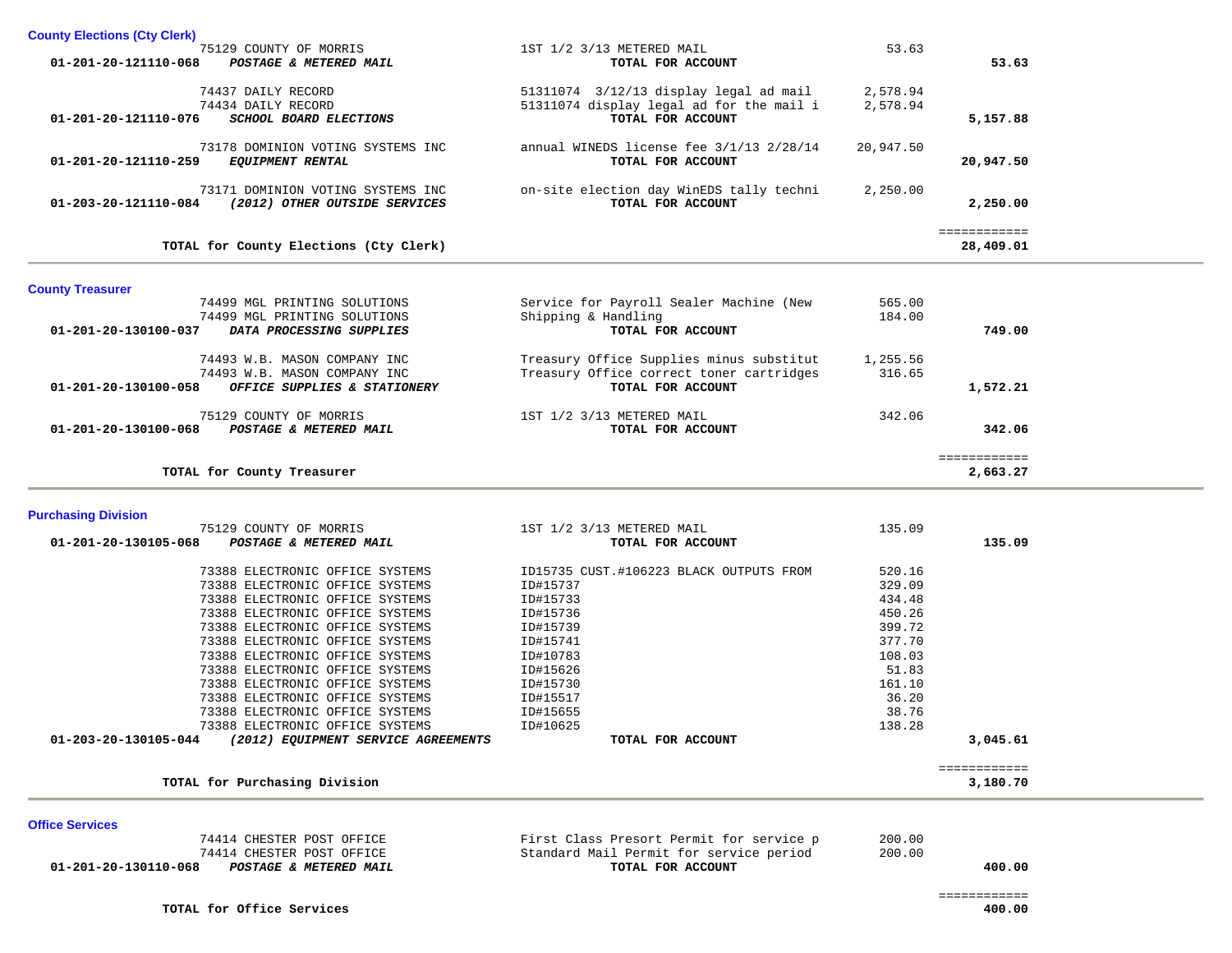## County Elections (Cty Clerk)

| Account | Vendor / Account Name | Description | Amount | Total |
|---|---|---|---|---|
| | 75129 COUNTY OF MORRIS | 1ST 1/2 3/13 METERED MAIL | 53.63 | |
| 01-201-20-121110-068 | ***POSTAGE & METERED MAIL*** | **TOTAL FOR ACCOUNT** | | **53.63** |
| | 74437 DAILY RECORD | 51311074 3/12/13 display legal ad mail | 2,578.94 | |
| | 74434 DAILY RECORD | 51311074 display legal ad for the mail i | 2,578.94 | |
| 01-201-20-121110-076 | ***SCHOOL BOARD ELECTIONS*** | **TOTAL FOR ACCOUNT** | | **5,157.88** |
| | 73178 DOMINION VOTING SYSTEMS INC | annual WINEDS license fee 3/1/13 2/28/14 | 20,947.50 | |
| 01-201-20-121110-259 | ***EQUIPMENT RENTAL*** | **TOTAL FOR ACCOUNT** | | **20,947.50** |
| | 73171 DOMINION VOTING SYSTEMS INC | on-site election day WinEDS tally techni | 2,250.00 | |
| 01-203-20-121110-084 | ***(2012) OTHER OUTSIDE SERVICES*** | **TOTAL FOR ACCOUNT** | | **2,250.00** |
| | **TOTAL for County Elections (Cty Clerk)** | | | **28,409.01** |

## County Treasurer

| Account | Vendor / Account Name | Description | Amount | Total |
|---|---|---|---|---|
| | 74499 MGL PRINTING SOLUTIONS | Service for Payroll Sealer Machine (New | 565.00 | |
| | 74499 MGL PRINTING SOLUTIONS | Shipping & Handling | 184.00 | |
| 01-201-20-130100-037 | ***DATA PROCESSING SUPPLIES*** | **TOTAL FOR ACCOUNT** | | **749.00** |
| | 74493 W.B. MASON COMPANY INC | Treasury Office Supplies minus substitut | 1,255.56 | |
| | 74493 W.B. MASON COMPANY INC | Treasury Office correct toner cartridges | 316.65 | |
| 01-201-20-130100-058 | ***OFFICE SUPPLIES & STATIONERY*** | **TOTAL FOR ACCOUNT** | | **1,572.21** |
| | 75129 COUNTY OF MORRIS | 1ST 1/2 3/13 METERED MAIL | 342.06 | |
| 01-201-20-130100-068 | ***POSTAGE & METERED MAIL*** | **TOTAL FOR ACCOUNT** | | **342.06** |
| | **TOTAL for County Treasurer** | | | **2,663.27** |

## Purchasing Division

| Account | Vendor / Account Name | Description | Amount | Total |
|---|---|---|---|---|
| | 75129 COUNTY OF MORRIS | 1ST 1/2 3/13 METERED MAIL | 135.09 | |
| 01-201-20-130105-068 | ***POSTAGE & METERED MAIL*** | **TOTAL FOR ACCOUNT** | | **135.09** |
| | 73388 ELECTRONIC OFFICE SYSTEMS | ID15735 CUST.#106223 BLACK OUTPUTS FROM | 520.16 | |
| | 73388 ELECTRONIC OFFICE SYSTEMS | ID#15737 | 329.09 | |
| | 73388 ELECTRONIC OFFICE SYSTEMS | ID#15733 | 434.48 | |
| | 73388 ELECTRONIC OFFICE SYSTEMS | ID#15736 | 450.26 | |
| | 73388 ELECTRONIC OFFICE SYSTEMS | ID#15739 | 399.72 | |
| | 73388 ELECTRONIC OFFICE SYSTEMS | ID#15741 | 377.70 | |
| | 73388 ELECTRONIC OFFICE SYSTEMS | ID#10783 | 108.03 | |
| | 73388 ELECTRONIC OFFICE SYSTEMS | ID#15626 | 51.83 | |
| | 73388 ELECTRONIC OFFICE SYSTEMS | ID#15730 | 161.10 | |
| | 73388 ELECTRONIC OFFICE SYSTEMS | ID#15517 | 36.20 | |
| | 73388 ELECTRONIC OFFICE SYSTEMS | ID#15655 | 38.76 | |
| | 73388 ELECTRONIC OFFICE SYSTEMS | ID#10625 | 138.28 | |
| 01-203-20-130105-044 | ***(2012) EQUIPMENT SERVICE AGREEMENTS*** | **TOTAL FOR ACCOUNT** | | **3,045.61** |
| | **TOTAL for Purchasing Division** | | | **3,180.70** |

## Office Services

| Account | Vendor / Account Name | Description | Amount | Total |
|---|---|---|---|---|
| | 74414 CHESTER POST OFFICE | First Class Presort Permit for service p | 200.00 | |
| | 74414 CHESTER POST OFFICE | Standard Mail Permit for service period | 200.00 | |
| 01-201-20-130110-068 | ***POSTAGE & METERED MAIL*** | **TOTAL FOR ACCOUNT** | | **400.00** |
| | **TOTAL for Office Services** | | | **400.00** |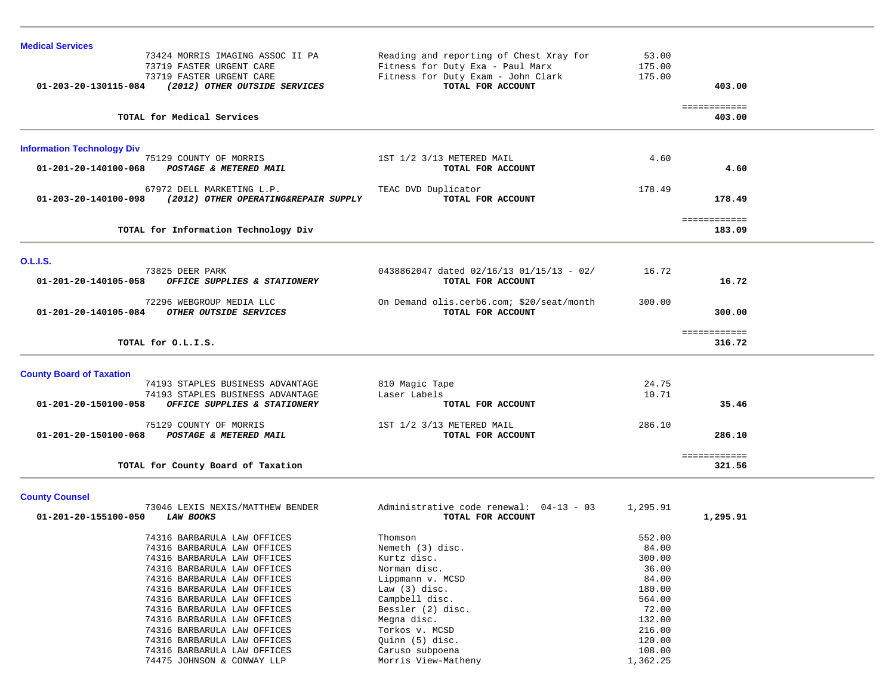## Medical Services

| | | | | |
|---|---|---|---|---|
| | 73424 MORRIS IMAGING ASSOC II PA | Reading and reporting of Chest Xray for | 53.00 | |
| | 73719 FASTER URGENT CARE | Fitness for Duty Exa - Paul Marx | 175.00 | |
| | 73719 FASTER URGENT CARE | Fitness for Duty Exam - John Clark | 175.00 | |
| **01-203-20-130115-084** | ***(2012) OTHER OUTSIDE SERVICES*** | **TOTAL FOR ACCOUNT** | | **403.00** |
| | **TOTAL for Medical Services** | | | ============ **403.00** |

## Information Technology Div

| | | | | |
|---|---|---|---|---|
| | 75129 COUNTY OF MORRIS | 1ST 1/2 3/13 METERED MAIL | 4.60 | |
| **01-201-20-140100-068** | ***POSTAGE & METERED MAIL*** | **TOTAL FOR ACCOUNT** | | **4.60** |
| | 67972 DELL MARKETING L.P. | TEAC DVD Duplicator | 178.49 | |
| **01-203-20-140100-098** | ***(2012) OTHER OPERATING&REPAIR SUPPLY*** | **TOTAL FOR ACCOUNT** | | **178.49** |
| | **TOTAL for Information Technology Div** | | | ============ **183.09** |

## O.L.I.S.

| | | | | |
|---|---|---|---|---|
| | 73825 DEER PARK | 0438862047 dated 02/16/13 01/15/13 - 02/ | 16.72 | |
| **01-201-20-140105-058** | ***OFFICE SUPPLIES & STATIONERY*** | **TOTAL FOR ACCOUNT** | | **16.72** |
| | 72296 WEBGROUP MEDIA LLC | On Demand olis.cerb6.com; $20/seat/month | 300.00 | |
| **01-201-20-140105-084** | ***OTHER OUTSIDE SERVICES*** | **TOTAL FOR ACCOUNT** | | **300.00** |
| | **TOTAL for O.L.I.S.** | | | ============ **316.72** |

## County Board of Taxation

| | | | | |
|---|---|---|---|---|
| | 74193 STAPLES BUSINESS ADVANTAGE | 810 Magic Tape | 24.75 | |
| | 74193 STAPLES BUSINESS ADVANTAGE | Laser Labels | 10.71 | |
| **01-201-20-150100-058** | ***OFFICE SUPPLIES & STATIONERY*** | **TOTAL FOR ACCOUNT** | | **35.46** |
| | 75129 COUNTY OF MORRIS | 1ST 1/2 3/13 METERED MAIL | 286.10 | |
| **01-201-20-150100-068** | ***POSTAGE & METERED MAIL*** | **TOTAL FOR ACCOUNT** | | **286.10** |
| | **TOTAL for County Board of Taxation** | | | ============ **321.56** |

## County Counsel

| | | | | |
|---|---|---|---|---|
| | 73046 LEXIS NEXIS/MATTHEW BENDER | Administrative code renewal: 04-13 - 03 | 1,295.91 | |
| **01-201-20-155100-050** | ***LAW BOOKS*** | **TOTAL FOR ACCOUNT** | | **1,295.91** |
| | 74316 BARBARULA LAW OFFICES | Thomson | 552.00 | |
| | 74316 BARBARULA LAW OFFICES | Nemeth (3) disc. | 84.00 | |
| | 74316 BARBARULA LAW OFFICES | Kurtz disc. | 300.00 | |
| | 74316 BARBARULA LAW OFFICES | Norman disc. | 36.00 | |
| | 74316 BARBARULA LAW OFFICES | Lippmann v. MCSD | 84.00 | |
| | 74316 BARBARULA LAW OFFICES | Law (3) disc. | 180.00 | |
| | 74316 BARBARULA LAW OFFICES | Campbell disc. | 564.00 | |
| | 74316 BARBARULA LAW OFFICES | Bessler (2) disc. | 72.00 | |
| | 74316 BARBARULA LAW OFFICES | Megna disc. | 132.00 | |
| | 74316 BARBARULA LAW OFFICES | Torkos v. MCSD | 216.00 | |
| | 74316 BARBARULA LAW OFFICES | Quinn (5) disc. | 120.00 | |
| | 74316 BARBARULA LAW OFFICES | Caruso subpoena | 108.00 | |
| | 74475 JOHNSON & CONWAY LLP | Morris View-Matheny | 1,362.25 | |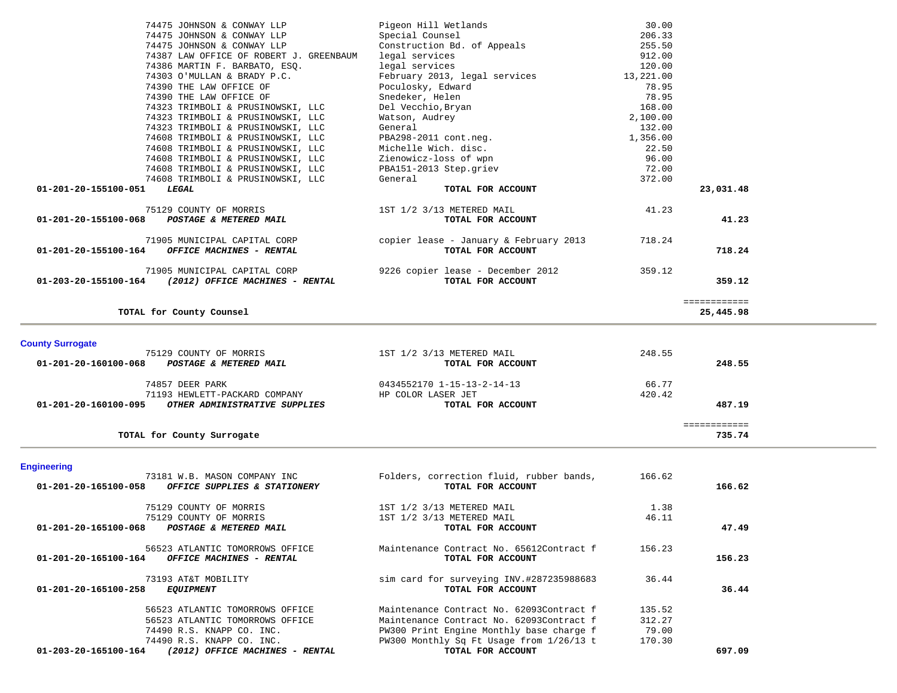| Account | Vendor / Description | Item | Amount | Total |
|---|---|---|---|---|
| | 74475 JOHNSON & CONWAY LLP | Pigeon Hill Wetlands | 30.00 | |
| | 74475 JOHNSON & CONWAY LLP | Special Counsel | 206.33 | |
| | 74475 JOHNSON & CONWAY LLP | Construction Bd. of Appeals | 255.50 | |
| | 74387 LAW OFFICE OF ROBERT J. GREENBAUM | legal services | 912.00 | |
| | 74386 MARTIN F. BARBATO, ESQ. | legal services | 120.00 | |
| | 74303 O'MULLAN & BRADY P.C. | February 2013, legal services | 13,221.00 | |
| | 74390 THE LAW OFFICE OF | Poculosky, Edward | 78.95 | |
| | 74390 THE LAW OFFICE OF | Snedeker, Helen | 78.95 | |
| | 74323 TRIMBOLI & PRUSINOWSKI, LLC | Del Vecchio,Bryan | 168.00 | |
| | 74323 TRIMBOLI & PRUSINOWSKI, LLC | Watson, Audrey | 2,100.00 | |
| | 74323 TRIMBOLI & PRUSINOWSKI, LLC | General | 132.00 | |
| | 74608 TRIMBOLI & PRUSINOWSKI, LLC | PBA298-2011 cont.neg. | 1,356.00 | |
| | 74608 TRIMBOLI & PRUSINOWSKI, LLC | Michelle Wich. disc. | 22.50 | |
| | 74608 TRIMBOLI & PRUSINOWSKI, LLC | Zienowicz-loss of wpn | 96.00 | |
| | 74608 TRIMBOLI & PRUSINOWSKI, LLC | PBA151-2013 Step.griev | 72.00 | |
| | 74608 TRIMBOLI & PRUSINOWSKI, LLC | General | 372.00 | |
| **01-201-20-155100-051** | ***LEGAL*** | **TOTAL FOR ACCOUNT** | | **23,031.48** |
| | 75129 COUNTY OF MORRIS | 1ST 1/2 3/13 METERED MAIL | 41.23 | |
| **01-201-20-155100-068** | ***POSTAGE & METERED MAIL*** | **TOTAL FOR ACCOUNT** | | **41.23** |
| | 71905 MUNICIPAL CAPITAL CORP | copier lease - January & February 2013 | 718.24 | |
| **01-201-20-155100-164** | ***OFFICE MACHINES - RENTAL*** | **TOTAL FOR ACCOUNT** | | **718.24** |
| | 71905 MUNICIPAL CAPITAL CORP | 9226 copier lease - December 2012 | 359.12 | |
| **01-203-20-155100-164** | ***(2012) OFFICE MACHINES - RENTAL*** | **TOTAL FOR ACCOUNT** | | **359.12** |
| | **TOTAL for County Counsel** | | | **25,445.98** |

## County Surrogate

| Account | Vendor / Description | Item | Amount | Total |
|---|---|---|---|---|
| | 75129 COUNTY OF MORRIS | 1ST 1/2 3/13 METERED MAIL | 248.55 | |
| **01-201-20-160100-068** | ***POSTAGE & METERED MAIL*** | **TOTAL FOR ACCOUNT** | | **248.55** |
| | 74857 DEER PARK | 0434552170 1-15-13-2-14-13 | 66.77 | |
| | 71193 HEWLETT-PACKARD COMPANY | HP COLOR LASER JET | 420.42 | |
| **01-201-20-160100-095** | ***OTHER ADMINISTRATIVE SUPPLIES*** | **TOTAL FOR ACCOUNT** | | **487.19** |
| | **TOTAL for County Surrogate** | | | **735.74** |

## Engineering

| Account | Vendor / Description | Item | Amount | Total |
|---|---|---|---|---|
| | 73181 W.B. MASON COMPANY INC | Folders, correction fluid, rubber bands, | 166.62 | |
| **01-201-20-165100-058** | ***OFFICE SUPPLIES & STATIONERY*** | **TOTAL FOR ACCOUNT** | | **166.62** |
| | 75129 COUNTY OF MORRIS | 1ST 1/2 3/13 METERED MAIL | 1.38 | |
| | 75129 COUNTY OF MORRIS | 1ST 1/2 3/13 METERED MAIL | 46.11 | |
| **01-201-20-165100-068** | ***POSTAGE & METERED MAIL*** | **TOTAL FOR ACCOUNT** | | **47.49** |
| | 56523 ATLANTIC TOMORROWS OFFICE | Maintenance Contract No. 65612Contract f | 156.23 | |
| **01-201-20-165100-164** | ***OFFICE MACHINES - RENTAL*** | **TOTAL FOR ACCOUNT** | | **156.23** |
| | 73193 AT&T MOBILITY | sim card for surveying INV.#287235988683 | 36.44 | |
| **01-201-20-165100-258** | ***EQUIPMENT*** | **TOTAL FOR ACCOUNT** | | **36.44** |
| | 56523 ATLANTIC TOMORROWS OFFICE | Maintenance Contract No. 62093Contract f | 135.52 | |
| | 56523 ATLANTIC TOMORROWS OFFICE | Maintenance Contract No. 62093Contract f | 312.27 | |
| | 74490 R.S. KNAPP CO. INC. | PW300 Print Engine Monthly base charge f | 79.00 | |
| | 74490 R.S. KNAPP CO. INC. | PW300 Monthly Sq Ft Usage from 1/26/13 t | 170.30 | |
| **01-203-20-165100-164** | ***(2012) OFFICE MACHINES - RENTAL*** | **TOTAL FOR ACCOUNT** | | **697.09** |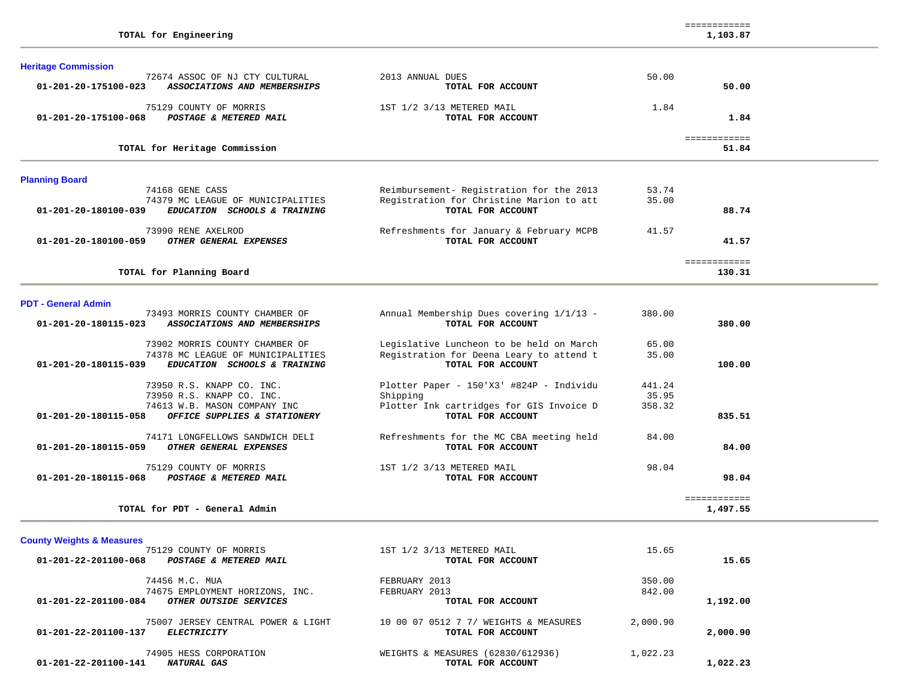| | | | |
|---|---|---|---|
| **TOTAL for Engineering** | | | **1,103.87** |

### Heritage Commission

| Account | Vendor / Description | Description | Amount | Total |
|---|---|---|---|---|
| | 72674 ASSOC OF NJ CTY CULTURAL | 2013 ANNUAL DUES | 50.00 | |
| **01-201-20-175100-023** | ***ASSOCIATIONS AND MEMBERSHIPS*** | **TOTAL FOR ACCOUNT** | | **50.00** |
| | 75129 COUNTY OF MORRIS | 1ST 1/2 3/13 METERED MAIL | 1.84 | |
| **01-201-20-175100-068** | ***POSTAGE & METERED MAIL*** | **TOTAL FOR ACCOUNT** | | **1.84** |
| | **TOTAL for Heritage Commission** | | | **51.84** |

### Planning Board

| Account | Vendor / Description | Description | Amount | Total |
|---|---|---|---|---|
| | 74168 GENE CASS | Reimbursement- Registration for the 2013 | 53.74 | |
| | 74379 MC LEAGUE OF MUNICIPALITIES | Registration for Christine Marion to att | 35.00 | |
| **01-201-20-180100-039** | ***EDUCATION SCHOOLS & TRAINING*** | **TOTAL FOR ACCOUNT** | | **88.74** |
| | 73990 RENE AXELROD | Refreshments for January & February MCPB | 41.57 | |
| **01-201-20-180100-059** | ***OTHER GENERAL EXPENSES*** | **TOTAL FOR ACCOUNT** | | **41.57** |
| | **TOTAL for Planning Board** | | | **130.31** |

### PDT - General Admin

| Account | Vendor / Description | Description | Amount | Total |
|---|---|---|---|---|
| | 73493 MORRIS COUNTY CHAMBER OF | Annual Membership Dues covering 1/1/13 - | 380.00 | |
| **01-201-20-180115-023** | ***ASSOCIATIONS AND MEMBERSHIPS*** | **TOTAL FOR ACCOUNT** | | **380.00** |
| | 73902 MORRIS COUNTY CHAMBER OF | Legislative Luncheon to be held on March | 65.00 | |
| | 74378 MC LEAGUE OF MUNICIPALITIES | Registration for Deena Leary to attend t | 35.00 | |
| **01-201-20-180115-039** | ***EDUCATION SCHOOLS & TRAINING*** | **TOTAL FOR ACCOUNT** | | **100.00** |
| | 73950 R.S. KNAPP CO. INC. | Plotter Paper - 150'X3' #824P - Individu | 441.24 | |
| | 73950 R.S. KNAPP CO. INC. | Shipping | 35.95 | |
| | 74613 W.B. MASON COMPANY INC | Plotter Ink cartridges for GIS Invoice D | 358.32 | |
| **01-201-20-180115-058** | ***OFFICE SUPPLIES & STATIONERY*** | **TOTAL FOR ACCOUNT** | | **835.51** |
| | 74171 LONGFELLOWS SANDWICH DELI | Refreshments for the MC CBA meeting held | 84.00 | |
| **01-201-20-180115-059** | ***OTHER GENERAL EXPENSES*** | **TOTAL FOR ACCOUNT** | | **84.00** |
| | 75129 COUNTY OF MORRIS | 1ST 1/2 3/13 METERED MAIL | 98.04 | |
| **01-201-20-180115-068** | ***POSTAGE & METERED MAIL*** | **TOTAL FOR ACCOUNT** | | **98.04** |
| | **TOTAL for PDT - General Admin** | | | **1,497.55** |

### County Weights & Measures

| Account | Vendor / Description | Description | Amount | Total |
|---|---|---|---|---|
| | 75129 COUNTY OF MORRIS | 1ST 1/2 3/13 METERED MAIL | 15.65 | |
| **01-201-22-201100-068** | ***POSTAGE & METERED MAIL*** | **TOTAL FOR ACCOUNT** | | **15.65** |
| | 74456 M.C. MUA | FEBRUARY 2013 | 350.00 | |
| | 74675 EMPLOYMENT HORIZONS, INC. | FEBRUARY 2013 | 842.00 | |
| **01-201-22-201100-084** | ***OTHER OUTSIDE SERVICES*** | **TOTAL FOR ACCOUNT** | | **1,192.00** |
| | 75007 JERSEY CENTRAL POWER & LIGHT | 10 00 07 0512 7 7/ WEIGHTS & MEASURES | 2,000.90 | |
| **01-201-22-201100-137** | ***ELECTRICITY*** | **TOTAL FOR ACCOUNT** | | **2,000.90** |
| | 74905 HESS CORPORATION | WEIGHTS & MEASURES (62830/612936) | 1,022.23 | |
| **01-201-22-201100-141** | ***NATURAL GAS*** | **TOTAL FOR ACCOUNT** | | **1,022.23** |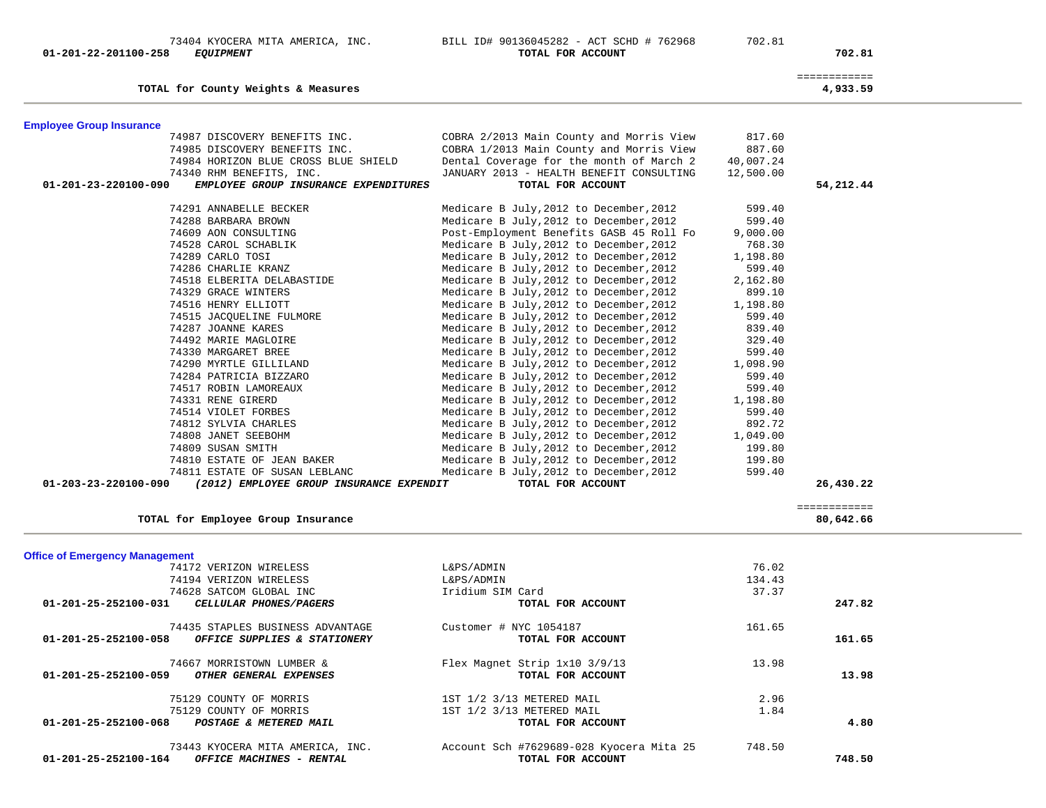| | | | |
|---|---|---|---|
| 73404 KYOCERA MITA AMERICA, INC. | BILL ID# 90136045282 - ACT SCHD # 762968 | 702.81 | |
| **01-201-22-201100-258** ***EQUIPMENT*** | **TOTAL FOR ACCOUNT** | | **702.81** |
| | | | ============ |
| **TOTAL for County Weights & Measures** | | | **4,933.59** |

## Employee Group Insurance

| | | | |
|---|---|---|---|
| 74987 DISCOVERY BENEFITS INC. | COBRA 2/2013 Main County and Morris View | 817.60 | |
| 74985 DISCOVERY BENEFITS INC. | COBRA 1/2013 Main County and Morris View | 887.60 | |
| 74984 HORIZON BLUE CROSS BLUE SHIELD | Dental Coverage for the month of March 2 | 40,007.24 | |
| 74340 RHM BENEFITS, INC. | JANUARY 2013 - HEALTH BENEFIT CONSULTING | 12,500.00 | |
| **01-201-23-220100-090** ***EMPLOYEE GROUP INSURANCE EXPENDITURES*** | **TOTAL FOR ACCOUNT** | | **54,212.44** |
| 74291 ANNABELLE BECKER | Medicare B July,2012 to December,2012 | 599.40 | |
| 74288 BARBARA BROWN | Medicare B July,2012 to December,2012 | 599.40 | |
| 74609 AON CONSULTING | Post-Employment Benefits GASB 45 Roll Fo | 9,000.00 | |
| 74528 CAROL SCHABLIK | Medicare B July,2012 to December,2012 | 768.30 | |
| 74289 CARLO TOSI | Medicare B July,2012 to December,2012 | 1,198.80 | |
| 74286 CHARLIE KRANZ | Medicare B July,2012 to December,2012 | 599.40 | |
| 74518 ELBERITA DELABASTIDE | Medicare B July,2012 to December,2012 | 2,162.80 | |
| 74329 GRACE WINTERS | Medicare B July,2012 to December,2012 | 899.10 | |
| 74516 HENRY ELLIOTT | Medicare B July,2012 to December,2012 | 1,198.80 | |
| 74515 JACQUELINE FULMORE | Medicare B July,2012 to December,2012 | 599.40 | |
| 74287 JOANNE KARES | Medicare B July,2012 to December,2012 | 839.40 | |
| 74492 MARIE MAGLOIRE | Medicare B July,2012 to December,2012 | 329.40 | |
| 74330 MARGARET BREE | Medicare B July,2012 to December,2012 | 599.40 | |
| 74290 MYRTLE GILLILAND | Medicare B July,2012 to December,2012 | 1,098.90 | |
| 74284 PATRICIA BIZZARO | Medicare B July,2012 to December,2012 | 599.40 | |
| 74517 ROBIN LAMOREAUX | Medicare B July,2012 to December,2012 | 599.40 | |
| 74331 RENE GIRERD | Medicare B July,2012 to December,2012 | 1,198.80 | |
| 74514 VIOLET FORBES | Medicare B July,2012 to December,2012 | 599.40 | |
| 74812 SYLVIA CHARLES | Medicare B July,2012 to December,2012 | 892.72 | |
| 74808 JANET SEEBOHM | Medicare B July,2012 to December,2012 | 1,049.00 | |
| 74809 SUSAN SMITH | Medicare B July,2012 to December,2012 | 199.80 | |
| 74810 ESTATE OF JEAN BAKER | Medicare B July,2012 to December,2012 | 199.80 | |
| 74811 ESTATE OF SUSAN LEBLANC | Medicare B July,2012 to December,2012 | 599.40 | |
| **01-203-23-220100-090** ***(2012) EMPLOYEE GROUP INSURANCE EXPENDIT*** | **TOTAL FOR ACCOUNT** | | **26,430.22** |
| | | | ============ |
| **TOTAL for Employee Group Insurance** | | | **80,642.66** |

## Office of Emergency Management

| | | | |
|---|---|---|---|
| 74172 VERIZON WIRELESS | L&PS/ADMIN | 76.02 | |
| 74194 VERIZON WIRELESS | L&PS/ADMIN | 134.43 | |
| 74628 SATCOM GLOBAL INC | Iridium SIM Card | 37.37 | |
| **01-201-25-252100-031** ***CELLULAR PHONES/PAGERS*** | **TOTAL FOR ACCOUNT** | | **247.82** |
| 74435 STAPLES BUSINESS ADVANTAGE | Customer # NYC 1054187 | 161.65 | |
| **01-201-25-252100-058** ***OFFICE SUPPLIES & STATIONERY*** | **TOTAL FOR ACCOUNT** | | **161.65** |
| 74667 MORRISTOWN LUMBER & | Flex Magnet Strip 1x10 3/9/13 | 13.98 | |
| **01-201-25-252100-059** ***OTHER GENERAL EXPENSES*** | **TOTAL FOR ACCOUNT** | | **13.98** |
| 75129 COUNTY OF MORRIS | 1ST 1/2 3/13 METERED MAIL | 2.96 | |
| 75129 COUNTY OF MORRIS | 1ST 1/2 3/13 METERED MAIL | 1.84 | |
| **01-201-25-252100-068** ***POSTAGE & METERED MAIL*** | **TOTAL FOR ACCOUNT** | | **4.80** |
| 73443 KYOCERA MITA AMERICA, INC. | Account Sch #7629689-028 Kyocera Mita 25 | 748.50 | |
| **01-201-25-252100-164** ***OFFICE MACHINES - RENTAL*** | **TOTAL FOR ACCOUNT** | | **748.50** |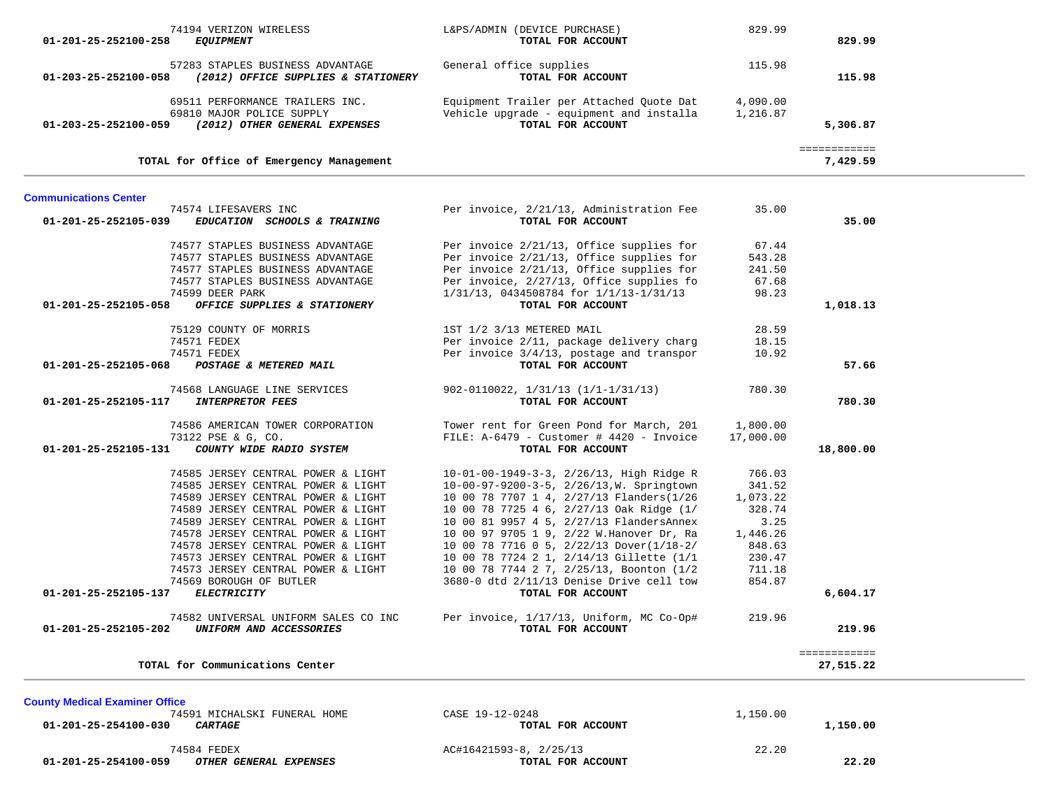| Account | Vendor / Account Name | Description | Amount | Total |
|---|---|---|---|---|
| | 74194 VERIZON WIRELESS | L&PS/ADMIN (DEVICE PURCHASE) | 829.99 | |
| 01-201-25-252100-258 | ***EQUIPMENT*** | **TOTAL FOR ACCOUNT** | | **829.99** |
| | 57283 STAPLES BUSINESS ADVANTAGE | General office supplies | 115.98 | |
| 01-203-25-252100-058 | ***(2012) OFFICE SUPPLIES & STATIONERY*** | **TOTAL FOR ACCOUNT** | | **115.98** |
| | 69511 PERFORMANCE TRAILERS INC. | Equipment Trailer per Attached Quote Dat | 4,090.00 | |
| | 69810 MAJOR POLICE SUPPLY | Vehicle upgrade - equipment and installa | 1,216.87 | |
| 01-203-25-252100-059 | ***(2012) OTHER GENERAL EXPENSES*** | **TOTAL FOR ACCOUNT** | | **5,306.87** |
| | **TOTAL for Office of Emergency Management** | | | ============ **7,429.59** |

## Communications Center

| Account | Vendor / Account Name | Description | Amount | Total |
|---|---|---|---|---|
| | 74574 LIFESAVERS INC | Per invoice, 2/21/13, Administration Fee | 35.00 | |
| 01-201-25-252105-039 | ***EDUCATION SCHOOLS & TRAINING*** | **TOTAL FOR ACCOUNT** | | **35.00** |
| | 74577 STAPLES BUSINESS ADVANTAGE | Per invoice 2/21/13, Office supplies for | 67.44 | |
| | 74577 STAPLES BUSINESS ADVANTAGE | Per invoice 2/21/13, Office supplies for | 543.28 | |
| | 74577 STAPLES BUSINESS ADVANTAGE | Per invoice 2/21/13, Office supplies for | 241.50 | |
| | 74577 STAPLES BUSINESS ADVANTAGE | Per invoice, 2/27/13, Office supplies fo | 67.68 | |
| | 74599 DEER PARK | 1/31/13, 0434508784 for 1/1/13-1/31/13 | 98.23 | |
| 01-201-25-252105-058 | ***OFFICE SUPPLIES & STATIONERY*** | **TOTAL FOR ACCOUNT** | | **1,018.13** |
| | 75129 COUNTY OF MORRIS | 1ST 1/2 3/13 METERED MAIL | 28.59 | |
| | 74571 FEDEX | Per invoice 2/11, package delivery charg | 18.15 | |
| | 74571 FEDEX | Per invoice 3/4/13, postage and transpor | 10.92 | |
| 01-201-25-252105-068 | ***POSTAGE & METERED MAIL*** | **TOTAL FOR ACCOUNT** | | **57.66** |
| | 74568 LANGUAGE LINE SERVICES | 902-0110022, 1/31/13 (1/1-1/31/13) | 780.30 | |
| 01-201-25-252105-117 | ***INTERPRETOR FEES*** | **TOTAL FOR ACCOUNT** | | **780.30** |
| | 74586 AMERICAN TOWER CORPORATION | Tower rent for Green Pond for March, 201 | 1,800.00 | |
| | 73122 PSE & G, CO. | FILE: A-6479 - Customer # 4420 - Invoice | 17,000.00 | |
| 01-201-25-252105-131 | ***COUNTY WIDE RADIO SYSTEM*** | **TOTAL FOR ACCOUNT** | | **18,800.00** |
| | 74585 JERSEY CENTRAL POWER & LIGHT | 10-01-00-1949-3-3, 2/26/13, High Ridge R | 766.03 | |
| | 74585 JERSEY CENTRAL POWER & LIGHT | 10-00-97-9200-3-5, 2/26/13,W. Springtown | 341.52 | |
| | 74589 JERSEY CENTRAL POWER & LIGHT | 10 00 78 7707 1 4, 2/27/13 Flanders(1/26 | 1,073.22 | |
| | 74589 JERSEY CENTRAL POWER & LIGHT | 10 00 78 7725 4 6, 2/27/13 Oak Ridge (1/ | 328.74 | |
| | 74589 JERSEY CENTRAL POWER & LIGHT | 10 00 81 9957 4 5, 2/27/13 FlandersAnnex | 3.25 | |
| | 74578 JERSEY CENTRAL POWER & LIGHT | 10 00 97 9705 1 9, 2/22 W.Hanover Dr, Ra | 1,446.26 | |
| | 74578 JERSEY CENTRAL POWER & LIGHT | 10 00 78 7716 0 5, 2/22/13 Dover(1/18-2/ | 848.63 | |
| | 74573 JERSEY CENTRAL POWER & LIGHT | 10 00 78 7724 2 1, 2/14/13 Gillette (1/1 | 230.47 | |
| | 74573 JERSEY CENTRAL POWER & LIGHT | 10 00 78 7744 2 7, 2/25/13, Boonton (1/2 | 711.18 | |
| | 74569 BOROUGH OF BUTLER | 3680-0 dtd 2/11/13 Denise Drive cell tow | 854.87 | |
| 01-201-25-252105-137 | ***ELECTRICITY*** | **TOTAL FOR ACCOUNT** | | **6,604.17** |
| | 74582 UNIVERSAL UNIFORM SALES CO INC | Per invoice, 1/17/13, Uniform, MC Co-Op# | 219.96 | |
| 01-201-25-252105-202 | ***UNIFORM AND ACCESSORIES*** | **TOTAL FOR ACCOUNT** | | **219.96** |
| | **TOTAL for Communications Center** | | | ============ **27,515.22** |

## County Medical Examiner Office

| Account | Vendor / Account Name | Description | Amount | Total |
|---|---|---|---|---|
| | 74591 MICHALSKI FUNERAL HOME | CASE 19-12-0248 | 1,150.00 | |
| 01-201-25-254100-030 | ***CARTAGE*** | **TOTAL FOR ACCOUNT** | | **1,150.00** |
| | 74584 FEDEX | AC#16421593-8, 2/25/13 | 22.20 | |
| 01-201-25-254100-059 | ***OTHER GENERAL EXPENSES*** | **TOTAL FOR ACCOUNT** | | **22.20** |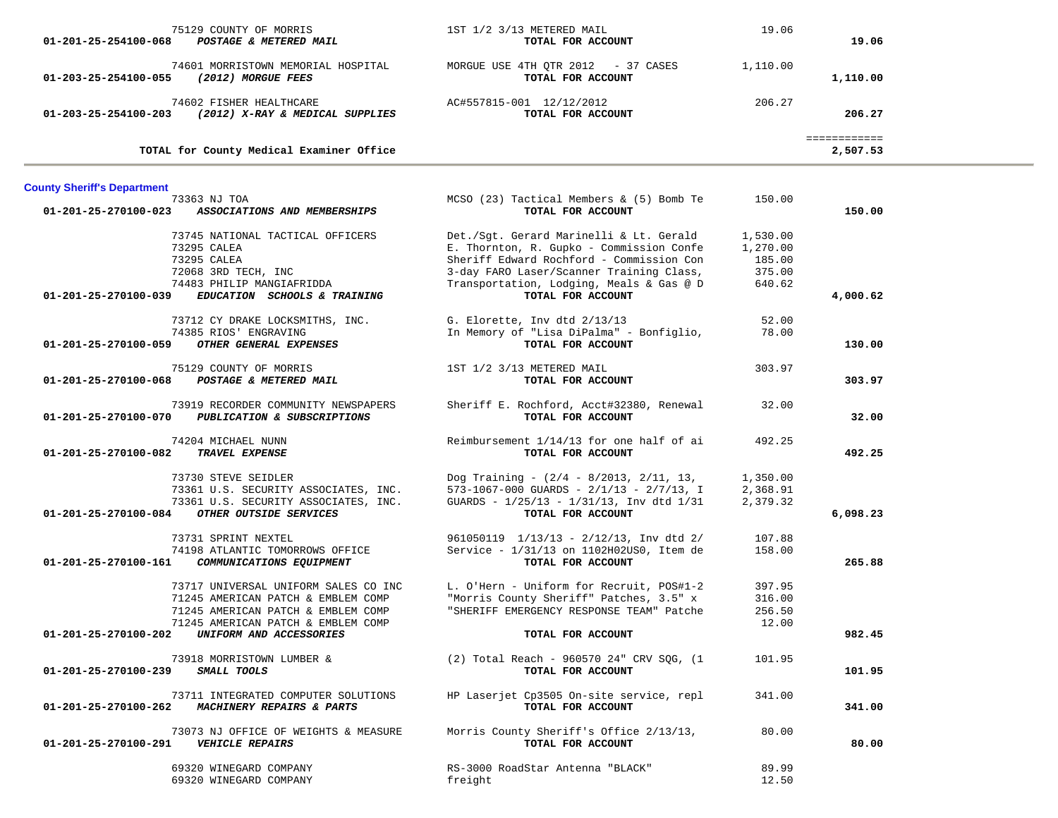| Account | Vendor / Account Name | Description | Amount | Total |
|---|---|---|---|---|
| | 75129 COUNTY OF MORRIS | 1ST 1/2 3/13 METERED MAIL | 19.06 | |
| 01-201-25-254100-068 | *POSTAGE & METERED MAIL* | **TOTAL FOR ACCOUNT** | | **19.06** |
| | 74601 MORRISTOWN MEMORIAL HOSPITAL | MORGUE USE 4TH QTR 2012 - 37 CASES | 1,110.00 | |
| 01-203-25-254100-055 | *(2012) MORGUE FEES* | **TOTAL FOR ACCOUNT** | | **1,110.00** |
| | 74602 FISHER HEALTHCARE | AC#557815-001 12/12/2012 | 206.27 | |
| 01-203-25-254100-203 | *(2012) X-RAY & MEDICAL SUPPLIES* | **TOTAL FOR ACCOUNT** | | **206.27** |
| | | | | ============ |
| | **TOTAL for County Medical Examiner Office** | | | **2,507.53** |

## County Sheriff's Department

| Account | Vendor / Account Name | Description | Amount | Total |
|---|---|---|---|---|
| | 73363 NJ TOA | MCSO (23) Tactical Members & (5) Bomb Te | 150.00 | |
| 01-201-25-270100-023 | *ASSOCIATIONS AND MEMBERSHIPS* | **TOTAL FOR ACCOUNT** | | **150.00** |
| | 73745 NATIONAL TACTICAL OFFICERS | Det./Sgt. Gerard Marinelli & Lt. Gerald | 1,530.00 | |
| | 73295 CALEA | E. Thornton, R. Gupko - Commission Confe | 1,270.00 | |
| | 73295 CALEA | Sheriff Edward Rochford - Commission Con | 185.00 | |
| | 72068 3RD TECH, INC | 3-day FARO Laser/Scanner Training Class, | 375.00 | |
| | 74483 PHILIP MANGIAFRIDDA | Transportation, Lodging, Meals & Gas @ D | 640.62 | |
| 01-201-25-270100-039 | *EDUCATION SCHOOLS & TRAINING* | **TOTAL FOR ACCOUNT** | | **4,000.62** |
| | 73712 CY DRAKE LOCKSMITHS, INC. | G. Elorette, Inv dtd 2/13/13 | 52.00 | |
| | 74385 RIOS' ENGRAVING | In Memory of "Lisa DiPalma" - Bonfiglio, | 78.00 | |
| 01-201-25-270100-059 | *OTHER GENERAL EXPENSES* | **TOTAL FOR ACCOUNT** | | **130.00** |
| | 75129 COUNTY OF MORRIS | 1ST 1/2 3/13 METERED MAIL | 303.97 | |
| 01-201-25-270100-068 | *POSTAGE & METERED MAIL* | **TOTAL FOR ACCOUNT** | | **303.97** |
| | 73919 RECORDER COMMUNITY NEWSPAPERS | Sheriff E. Rochford, Acct#32380, Renewal | 32.00 | |
| 01-201-25-270100-070 | *PUBLICATION & SUBSCRIPTIONS* | **TOTAL FOR ACCOUNT** | | **32.00** |
| | 74204 MICHAEL NUNN | Reimbursement 1/14/13 for one half of ai | 492.25 | |
| 01-201-25-270100-082 | *TRAVEL EXPENSE* | **TOTAL FOR ACCOUNT** | | **492.25** |
| | 73730 STEVE SEIDLER | Dog Training - (2/4 - 8/2013, 2/11, 13, | 1,350.00 | |
| | 73361 U.S. SECURITY ASSOCIATES, INC. | 573-1067-000 GUARDS - 2/1/13 - 2/7/13, I | 2,368.91 | |
| | 73361 U.S. SECURITY ASSOCIATES, INC. | GUARDS - 1/25/13 - 1/31/13, Inv dtd 1/31 | 2,379.32 | |
| 01-201-25-270100-084 | *OTHER OUTSIDE SERVICES* | **TOTAL FOR ACCOUNT** | | **6,098.23** |
| | 73731 SPRINT NEXTEL | 961050119 1/13/13 - 2/12/13, Inv dtd 2/ | 107.88 | |
| | 74198 ATLANTIC TOMORROWS OFFICE | Service - 1/31/13 on 1102H02US0, Item de | 158.00 | |
| 01-201-25-270100-161 | *COMMUNICATIONS EQUIPMENT* | **TOTAL FOR ACCOUNT** | | **265.88** |
| | 73717 UNIVERSAL UNIFORM SALES CO INC | L. O'Hern - Uniform for Recruit, POS#1-2 | 397.95 | |
| | 71245 AMERICAN PATCH & EMBLEM COMP | "Morris County Sheriff" Patches, 3.5" x | 316.00 | |
| | 71245 AMERICAN PATCH & EMBLEM COMP | "SHERIFF EMERGENCY RESPONSE TEAM" Patche | 256.50 | |
| | 71245 AMERICAN PATCH & EMBLEM COMP | | 12.00 | |
| 01-201-25-270100-202 | *UNIFORM AND ACCESSORIES* | **TOTAL FOR ACCOUNT** | | **982.45** |
| | 73918 MORRISTOWN LUMBER & | (2) Total Reach - 960570 24" CRV SQG, (1 | 101.95 | |
| 01-201-25-270100-239 | *SMALL TOOLS* | **TOTAL FOR ACCOUNT** | | **101.95** |
| | 73711 INTEGRATED COMPUTER SOLUTIONS | HP Laserjet Cp3505 On-site service, repl | 341.00 | |
| 01-201-25-270100-262 | *MACHINERY REPAIRS & PARTS* | **TOTAL FOR ACCOUNT** | | **341.00** |
| | 73073 NJ OFFICE OF WEIGHTS & MEASURE | Morris County Sheriff's Office 2/13/13, | 80.00 | |
| 01-201-25-270100-291 | *VEHICLE REPAIRS* | **TOTAL FOR ACCOUNT** | | **80.00** |
| | 69320 WINEGARD COMPANY | RS-3000 RoadStar Antenna "BLACK" | 89.99 | |
| | 69320 WINEGARD COMPANY | freight | 12.50 | |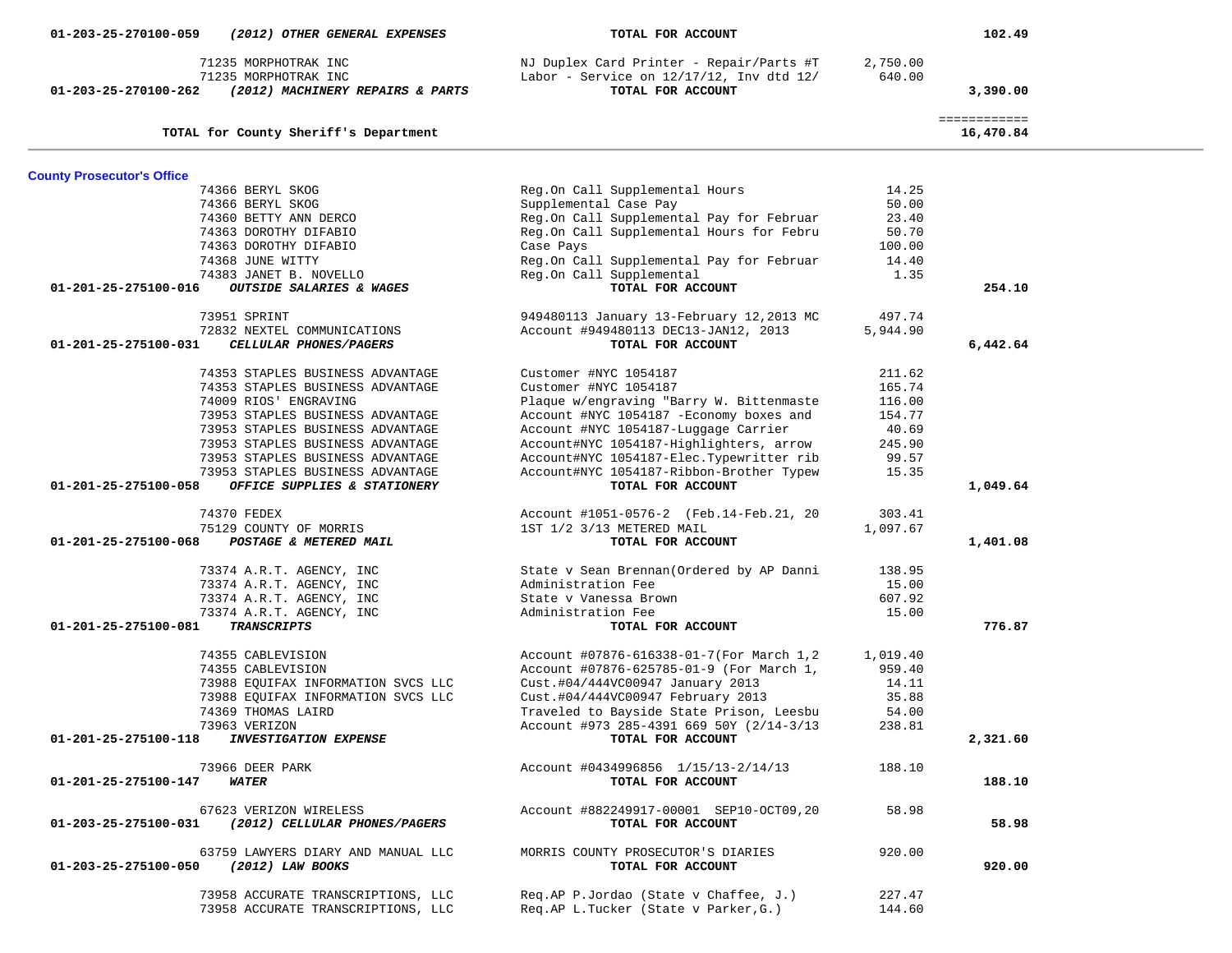| Account | Vendor | Description | Amount | Total |
|---|---|---|---|---|
| 01-203-25-270100-059 | *(2012) OTHER GENERAL EXPENSES* | **TOTAL FOR ACCOUNT** | | **102.49** |
| | 71235 MORPHOTRAK INC | NJ Duplex Card Printer - Repair/Parts #T | 2,750.00 | |
| | 71235 MORPHOTRAK INC | Labor - Service on 12/17/12, Inv dtd 12/ | 640.00 | |
| 01-203-25-270100-262 | *(2012) MACHINERY REPAIRS & PARTS* | **TOTAL FOR ACCOUNT** | | **3,390.00** |
| | | | | ============ |
| | **TOTAL for County Sheriff's Department** | | | **16,470.84** |

**County Prosecutor's Office**

| Account | Vendor | Description | Amount | Total |
|---|---|---|---|---|
| | 74366 BERYL SKOG | Reg.On Call Supplemental Hours | 14.25 | |
| | 74366 BERYL SKOG | Supplemental Case Pay | 50.00 | |
| | 74360 BETTY ANN DERCO | Reg.On Call Supplemental Pay for Februar | 23.40 | |
| | 74363 DOROTHY DIFABIO | Reg.On Call Supplemental Hours for Febru | 50.70 | |
| | 74363 DOROTHY DIFABIO | Case Pays | 100.00 | |
| | 74368 JUNE WITTY | Reg.On Call Supplemental Pay for Februar | 14.40 | |
| | 74383 JANET B. NOVELLO | Reg.On Call Supplemental | 1.35 | |
| 01-201-25-275100-016 | *OUTSIDE SALARIES & WAGES* | **TOTAL FOR ACCOUNT** | | **254.10** |
| | 73951 SPRINT | 949480113 January 13-February 12,2013 MC | 497.74 | |
| | 72832 NEXTEL COMMUNICATIONS | Account #949480113 DEC13-JAN12, 2013 | 5,944.90 | |
| 01-201-25-275100-031 | *CELLULAR PHONES/PAGERS* | **TOTAL FOR ACCOUNT** | | **6,442.64** |
| | 74353 STAPLES BUSINESS ADVANTAGE | Customer #NYC 1054187 | 211.62 | |
| | 74353 STAPLES BUSINESS ADVANTAGE | Customer #NYC 1054187 | 165.74 | |
| | 74009 RIOS' ENGRAVING | Plaque w/engraving "Barry W. Bittenmaste | 116.00 | |
| | 73953 STAPLES BUSINESS ADVANTAGE | Account #NYC 1054187 -Economy boxes and | 154.77 | |
| | 73953 STAPLES BUSINESS ADVANTAGE | Account #NYC 1054187-Luggage Carrier | 40.69 | |
| | 73953 STAPLES BUSINESS ADVANTAGE | Account#NYC 1054187-Highlighters, arrow | 245.90 | |
| | 73953 STAPLES BUSINESS ADVANTAGE | Account#NYC 1054187-Elec.Typewritter rib | 99.57 | |
| | 73953 STAPLES BUSINESS ADVANTAGE | Account#NYC 1054187-Ribbon-Brother Typew | 15.35 | |
| 01-201-25-275100-058 | *OFFICE SUPPLIES & STATIONERY* | **TOTAL FOR ACCOUNT** | | **1,049.64** |
| | 74370 FEDEX | Account #1051-0576-2 (Feb.14-Feb.21, 20 | 303.41 | |
| | 75129 COUNTY OF MORRIS | 1ST 1/2 3/13 METERED MAIL | 1,097.67 | |
| 01-201-25-275100-068 | *POSTAGE & METERED MAIL* | **TOTAL FOR ACCOUNT** | | **1,401.08** |
| | 73374 A.R.T. AGENCY, INC | State v Sean Brennan(Ordered by AP Danni | 138.95 | |
| | 73374 A.R.T. AGENCY, INC | Administration Fee | 15.00 | |
| | 73374 A.R.T. AGENCY, INC | State v Vanessa Brown | 607.92 | |
| | 73374 A.R.T. AGENCY, INC | Administration Fee | 15.00 | |
| 01-201-25-275100-081 | *TRANSCRIPTS* | **TOTAL FOR ACCOUNT** | | **776.87** |
| | 74355 CABLEVISION | Account #07876-616338-01-7(For March 1,2 | 1,019.40 | |
| | 74355 CABLEVISION | Account #07876-625785-01-9 (For March 1, | 959.40 | |
| | 73988 EQUIFAX INFORMATION SVCS LLC | Cust.#04/444VC00947 January 2013 | 14.11 | |
| | 73988 EQUIFAX INFORMATION SVCS LLC | Cust.#04/444VC00947 February 2013 | 35.88 | |
| | 74369 THOMAS LAIRD | Traveled to Bayside State Prison, Leesbu | 54.00 | |
| | 73963 VERIZON | Account #973 285-4391 669 50Y (2/14-3/13 | 238.81 | |
| 01-201-25-275100-118 | *INVESTIGATION EXPENSE* | **TOTAL FOR ACCOUNT** | | **2,321.60** |
| | 73966 DEER PARK | Account #0434996856 1/15/13-2/14/13 | 188.10 | |
| 01-201-25-275100-147 | *WATER* | **TOTAL FOR ACCOUNT** | | **188.10** |
| | 67623 VERIZON WIRELESS | Account #882249917-00001 SEP10-OCT09,20 | 58.98 | |
| 01-203-25-275100-031 | *(2012) CELLULAR PHONES/PAGERS* | **TOTAL FOR ACCOUNT** | | **58.98** |
| | 63759 LAWYERS DIARY AND MANUAL LLC | MORRIS COUNTY PROSECUTOR'S DIARIES | 920.00 | |
| 01-203-25-275100-050 | *(2012) LAW BOOKS* | **TOTAL FOR ACCOUNT** | | **920.00** |
| | 73958 ACCURATE TRANSCRIPTIONS, LLC | Req.AP P.Jordao (State v Chaffee, J.) | 227.47 | |
| | 73958 ACCURATE TRANSCRIPTIONS, LLC | Req.AP L.Tucker (State v Parker,G.) | 144.60 | |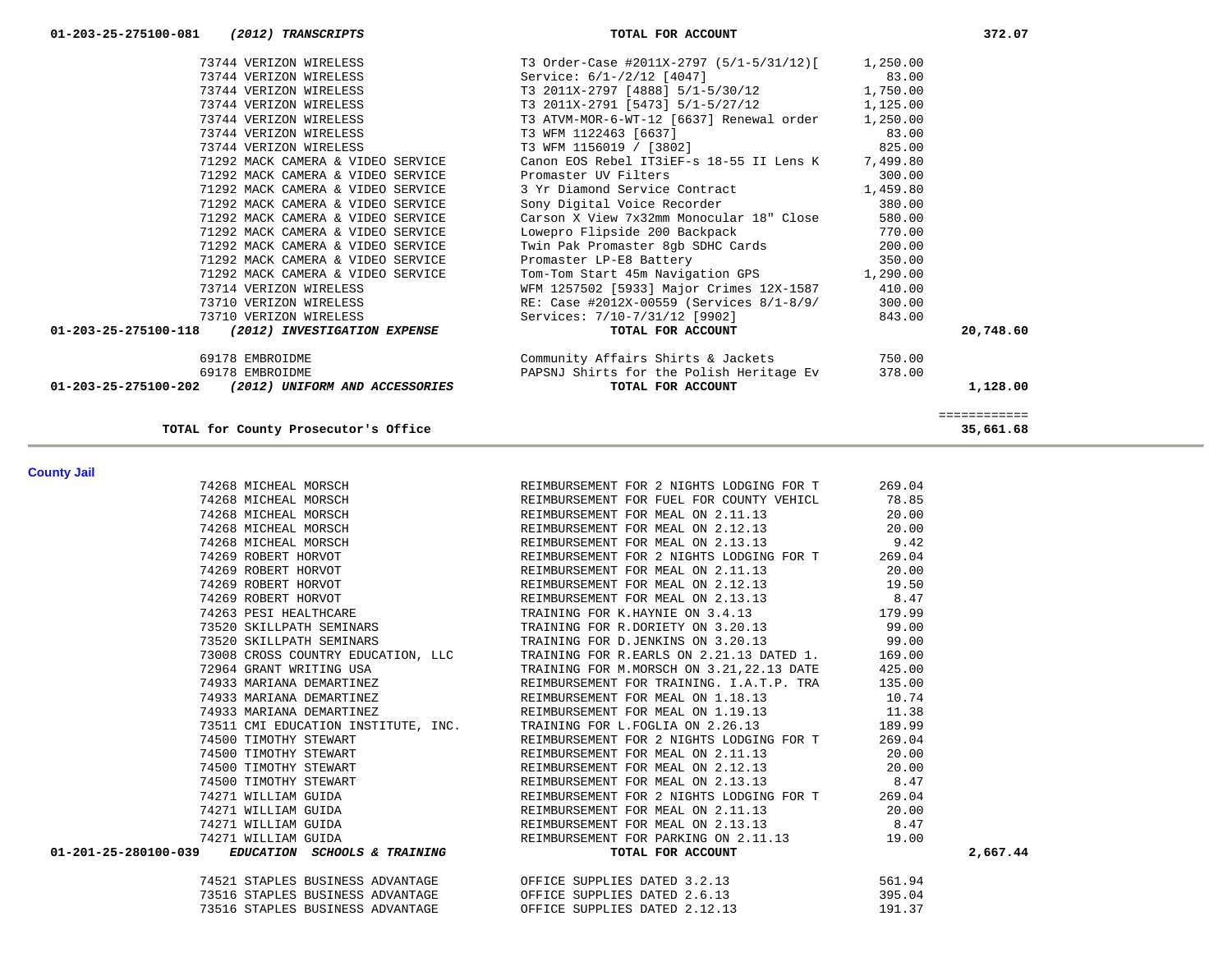| | | | | |
|---|---|---|---|---|
| **01-203-25-275100-081** | ***(2012) TRANSCRIPTS*** | **TOTAL FOR ACCOUNT** | | **372.07** |
| | 73744 VERIZON WIRELESS | T3 Order-Case #2011X-2797 (5/1-5/31/12)[ | 1,250.00 | |
| | 73744 VERIZON WIRELESS | Service: 6/1-/2/12 [4047] | 83.00 | |
| | 73744 VERIZON WIRELESS | T3 2011X-2797 [4888] 5/1-5/30/12 | 1,750.00 | |
| | 73744 VERIZON WIRELESS | T3 2011X-2791 [5473] 5/1-5/27/12 | 1,125.00 | |
| | 73744 VERIZON WIRELESS | T3 ATVM-MOR-6-WT-12 [6637] Renewal order | 1,250.00 | |
| | 73744 VERIZON WIRELESS | T3 WFM 1122463 [6637] | 83.00 | |
| | 73744 VERIZON WIRELESS | T3 WFM 1156019 / [3802] | 825.00 | |
| | 71292 MACK CAMERA & VIDEO SERVICE | Canon EOS Rebel IT3iEF-s 18-55 II Lens K | 7,499.80 | |
| | 71292 MACK CAMERA & VIDEO SERVICE | Promaster UV Filters | 300.00 | |
| | 71292 MACK CAMERA & VIDEO SERVICE | 3 Yr Diamond Service Contract | 1,459.80 | |
| | 71292 MACK CAMERA & VIDEO SERVICE | Sony Digital Voice Recorder | 380.00 | |
| | 71292 MACK CAMERA & VIDEO SERVICE | Carson X View 7x32mm Monocular 18" Close | 580.00 | |
| | 71292 MACK CAMERA & VIDEO SERVICE | Lowepro Flipside 200 Backpack | 770.00 | |
| | 71292 MACK CAMERA & VIDEO SERVICE | Twin Pak Promaster 8gb SDHC Cards | 200.00 | |
| | 71292 MACK CAMERA & VIDEO SERVICE | Promaster LP-E8 Battery | 350.00 | |
| | 71292 MACK CAMERA & VIDEO SERVICE | Tom-Tom Start 45m Navigation GPS | 1,290.00 | |
| | 73714 VERIZON WIRELESS | WFM 1257502 [5933] Major Crimes 12X-1587 | 410.00 | |
| | 73710 VERIZON WIRELESS | RE: Case #2012X-00559 (Services 8/1-8/9/ | 300.00 | |
| | 73710 VERIZON WIRELESS | Services: 7/10-7/31/12 [9902] | 843.00 | |
| **01-203-25-275100-118** | ***(2012) INVESTIGATION EXPENSE*** | **TOTAL FOR ACCOUNT** | | **20,748.60** |
| | 69178 EMBROIDME | Community Affairs Shirts & Jackets | 750.00 | |
| | 69178 EMBROIDME | PAPSNJ Shirts for the Polish Heritage Ev | 378.00 | |
| **01-203-25-275100-202** | ***(2012) UNIFORM AND ACCESSORIES*** | **TOTAL FOR ACCOUNT** | | **1,128.00** |
| | | | | ============ |
| | **TOTAL for County Prosecutor's Office** | | | **35,661.68** |

**County Jail**

| | | | | |
|---|---|---|---|---|
| | 74268 MICHEAL MORSCH | REIMBURSEMENT FOR 2 NIGHTS LODGING FOR T | 269.04 | |
| | 74268 MICHEAL MORSCH | REIMBURSEMENT FOR FUEL FOR COUNTY VEHICL | 78.85 | |
| | 74268 MICHEAL MORSCH | REIMBURSEMENT FOR MEAL ON 2.11.13 | 20.00 | |
| | 74268 MICHEAL MORSCH | REIMBURSEMENT FOR MEAL ON 2.12.13 | 20.00 | |
| | 74268 MICHEAL MORSCH | REIMBURSEMENT FOR MEAL ON 2.13.13 | 9.42 | |
| | 74269 ROBERT HORVOT | REIMBURSEMENT FOR 2 NIGHTS LODGING FOR T | 269.04 | |
| | 74269 ROBERT HORVOT | REIMBURSEMENT FOR MEAL ON 2.11.13 | 20.00 | |
| | 74269 ROBERT HORVOT | REIMBURSEMENT FOR MEAL ON 2.12.13 | 19.50 | |
| | 74269 ROBERT HORVOT | REIMBURSEMENT FOR MEAL ON 2.13.13 | 8.47 | |
| | 74263 PESI HEALTHCARE | TRAINING FOR K.HAYNIE ON 3.4.13 | 179.99 | |
| | 73520 SKILLPATH SEMINARS | TRAINING FOR R.DORIETY ON 3.20.13 | 99.00 | |
| | 73520 SKILLPATH SEMINARS | TRAINING FOR D.JENKINS ON 3.20.13 | 99.00 | |
| | 73008 CROSS COUNTRY EDUCATION, LLC | TRAINING FOR R.EARLS ON 2.21.13 DATED 1. | 169.00 | |
| | 72964 GRANT WRITING USA | TRAINING FOR M.MORSCH ON 3.21,22.13 DATE | 425.00 | |
| | 74933 MARIANA DEMARTINEZ | REIMBURSEMENT FOR TRAINING. I.A.T.P. TRA | 135.00 | |
| | 74933 MARIANA DEMARTINEZ | REIMBURSEMENT FOR MEAL ON 1.18.13 | 10.74 | |
| | 74933 MARIANA DEMARTINEZ | REIMBURSEMENT FOR MEAL ON 1.19.13 | 11.38 | |
| | 73511 CMI EDUCATION INSTITUTE, INC. | TRAINING FOR L.FOGLIA ON 2.26.13 | 189.99 | |
| | 74500 TIMOTHY STEWART | REIMBURSEMENT FOR 2 NIGHTS LODGING FOR T | 269.04 | |
| | 74500 TIMOTHY STEWART | REIMBURSEMENT FOR MEAL ON 2.11.13 | 20.00 | |
| | 74500 TIMOTHY STEWART | REIMBURSEMENT FOR MEAL ON 2.12.13 | 20.00 | |
| | 74500 TIMOTHY STEWART | REIMBURSEMENT FOR MEAL ON 2.13.13 | 8.47 | |
| | 74271 WILLIAM GUIDA | REIMBURSEMENT FOR 2 NIGHTS LODGING FOR T | 269.04 | |
| | 74271 WILLIAM GUIDA | REIMBURSEMENT FOR MEAL ON 2.11.13 | 20.00 | |
| | 74271 WILLIAM GUIDA | REIMBURSEMENT FOR MEAL ON 2.13.13 | 8.47 | |
| | 74271 WILLIAM GUIDA | REIMBURSEMENT FOR PARKING ON 2.11.13 | 19.00 | |
| **01-201-25-280100-039** | ***EDUCATION SCHOOLS & TRAINING*** | **TOTAL FOR ACCOUNT** | | **2,667.44** |
| | 74521 STAPLES BUSINESS ADVANTAGE | OFFICE SUPPLIES DATED 3.2.13 | 561.94 | |
| | 73516 STAPLES BUSINESS ADVANTAGE | OFFICE SUPPLIES DATED 2.6.13 | 395.04 | |
| | 73516 STAPLES BUSINESS ADVANTAGE | OFFICE SUPPLIES DATED 2.12.13 | 191.37 | |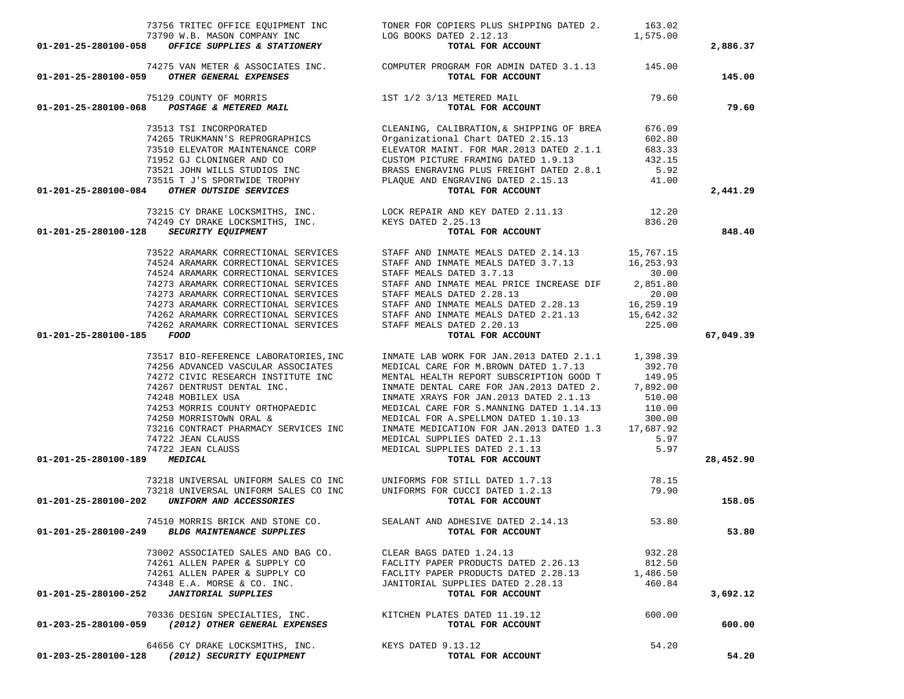| Account | Vendor | Description | Amount | Total |
|---|---|---|---|---|
| | 73756 TRITEC OFFICE EQUIPMENT INC | TONER FOR COPIERS PLUS SHIPPING DATED 2. | 163.02 | |
| | 73790 W.B. MASON COMPANY INC | LOG BOOKS DATED 2.12.13 | 1,575.00 | |
| 01-201-25-280100-058 | *OFFICE SUPPLIES & STATIONERY* | **TOTAL FOR ACCOUNT** | | **2,886.37** |
| | 74275 VAN METER & ASSOCIATES INC. | COMPUTER PROGRAM FOR ADMIN DATED 3.1.13 | 145.00 | |
| 01-201-25-280100-059 | *OTHER GENERAL EXPENSES* | **TOTAL FOR ACCOUNT** | | **145.00** |
| | 75129 COUNTY OF MORRIS | 1ST 1/2 3/13 METERED MAIL | 79.60 | |
| 01-201-25-280100-068 | *POSTAGE & METERED MAIL* | **TOTAL FOR ACCOUNT** | | **79.60** |
| | 73513 TSI INCORPORATED | CLEANING, CALIBRATION,& SHIPPING OF BREA | 676.09 | |
| | 74265 TRUKMANN'S REPROGRAPHICS | Organizational Chart DATED 2.15.13 | 602.80 | |
| | 73510 ELEVATOR MAINTENANCE CORP | ELEVATOR MAINT. FOR MAR.2013 DATED 2.1.1 | 683.33 | |
| | 71952 GJ CLONINGER AND CO | CUSTOM PICTURE FRAMING DATED 1.9.13 | 432.15 | |
| | 73521 JOHN WILLS STUDIOS INC | BRASS ENGRAVING PLUS FREIGHT DATED 2.8.1 | 5.92 | |
| | 73515 T J'S SPORTWIDE TROPHY | PLAQUE AND ENGRAVING DATED 2.15.13 | 41.00 | |
| 01-201-25-280100-084 | *OTHER OUTSIDE SERVICES* | **TOTAL FOR ACCOUNT** | | **2,441.29** |
| | 73215 CY DRAKE LOCKSMITHS, INC. | LOCK REPAIR AND KEY DATED 2.11.13 | 12.20 | |
| | 74249 CY DRAKE LOCKSMITHS, INC. | KEYS DATED 2.25.13 | 836.20 | |
| 01-201-25-280100-128 | *SECURITY EQUIPMENT* | **TOTAL FOR ACCOUNT** | | **848.40** |
| | 73522 ARAMARK CORRECTIONAL SERVICES | STAFF AND INMATE MEALS DATED 2.14.13 | 15,767.15 | |
| | 74524 ARAMARK CORRECTIONAL SERVICES | STAFF AND INMATE MEALS DATED 3.7.13 | 16,253.93 | |
| | 74524 ARAMARK CORRECTIONAL SERVICES | STAFF MEALS DATED 3.7.13 | 30.00 | |
| | 74273 ARAMARK CORRECTIONAL SERVICES | STAFF AND INMATE MEAL PRICE INCREASE DIF | 2,851.80 | |
| | 74273 ARAMARK CORRECTIONAL SERVICES | STAFF MEALS DATED 2.28.13 | 20.00 | |
| | 74273 ARAMARK CORRECTIONAL SERVICES | STAFF AND INMATE MEALS DATED 2.28.13 | 16,259.19 | |
| | 74262 ARAMARK CORRECTIONAL SERVICES | STAFF AND INMATE MEALS DATED 2.21.13 | 15,642.32 | |
| | 74262 ARAMARK CORRECTIONAL SERVICES | STAFF MEALS DATED 2.20.13 | 225.00 | |
| 01-201-25-280100-185 | *FOOD* | **TOTAL FOR ACCOUNT** | | **67,049.39** |
| | 73517 BIO-REFERENCE LABORATORIES,INC | INMATE LAB WORK FOR JAN.2013 DATED 2.1.1 | 1,398.39 | |
| | 74256 ADVANCED VASCULAR ASSOCIATES | MEDICAL CARE FOR M.BROWN DATED 1.7.13 | 392.70 | |
| | 74272 CIVIC RESEARCH INSTITUTE INC | MENTAL HEALTH REPORT SUBSCRIPTION GOOD T | 149.95 | |
| | 74267 DENTRUST DENTAL INC. | INMATE DENTAL CARE FOR JAN.2013 DATED 2. | 7,892.00 | |
| | 74248 MOBILEX USA | INMATE XRAYS FOR JAN.2013 DATED 2.1.13 | 510.00 | |
| | 74253 MORRIS COUNTY ORTHOPAEDIC | MEDICAL CARE FOR S.MANNING DATED 1.14.13 | 110.00 | |
| | 74250 MORRISTOWN ORAL & | MEDICAL FOR A.SPELLMON DATED 1.10.13 | 300.00 | |
| | 73216 CONTRACT PHARMACY SERVICES INC | INMATE MEDICATION FOR JAN.2013 DATED 1.3 | 17,687.92 | |
| | 74722 JEAN CLAUSS | MEDICAL SUPPLIES DATED 2.1.13 | 5.97 | |
| | 74722 JEAN CLAUSS | MEDICAL SUPPLIES DATED 2.1.13 | 5.97 | |
| 01-201-25-280100-189 | *MEDICAL* | **TOTAL FOR ACCOUNT** | | **28,452.90** |
| | 73218 UNIVERSAL UNIFORM SALES CO INC | UNIFORMS FOR STILL DATED 1.7.13 | 78.15 | |
| | 73218 UNIVERSAL UNIFORM SALES CO INC | UNIFORMS FOR CUCCI DATED 1.2.13 | 79.90 | |
| 01-201-25-280100-202 | *UNIFORM AND ACCESSORIES* | **TOTAL FOR ACCOUNT** | | **158.05** |
| | 74510 MORRIS BRICK AND STONE CO. | SEALANT AND ADHESIVE DATED 2.14.13 | 53.80 | |
| 01-201-25-280100-249 | *BLDG MAINTENANCE SUPPLIES* | **TOTAL FOR ACCOUNT** | | **53.80** |
| | 73002 ASSOCIATED SALES AND BAG CO. | CLEAR BAGS DATED 1.24.13 | 932.28 | |
| | 74261 ALLEN PAPER & SUPPLY CO | FACLITY PAPER PRODUCTS DATED 2.26.13 | 812.50 | |
| | 74261 ALLEN PAPER & SUPPLY CO | FACLITY PAPER PRODUCTS DATED 2.28.13 | 1,486.50 | |
| | 74348 E.A. MORSE & CO. INC. | JANITORIAL SUPPLIES DATED 2.28.13 | 460.84 | |
| 01-201-25-280100-252 | *JANITORIAL SUPPLIES* | **TOTAL FOR ACCOUNT** | | **3,692.12** |
| | 70336 DESIGN SPECIALTIES, INC. | KITCHEN PLATES DATED 11.19.12 | 600.00 | |
| 01-203-25-280100-059 | *(2012) OTHER GENERAL EXPENSES* | **TOTAL FOR ACCOUNT** | | **600.00** |
| | 64656 CY DRAKE LOCKSMITHS, INC. | KEYS DATED 9.13.12 | 54.20 | |
| 01-203-25-280100-128 | *(2012) SECURITY EQUIPMENT* | **TOTAL FOR ACCOUNT** | | **54.20** |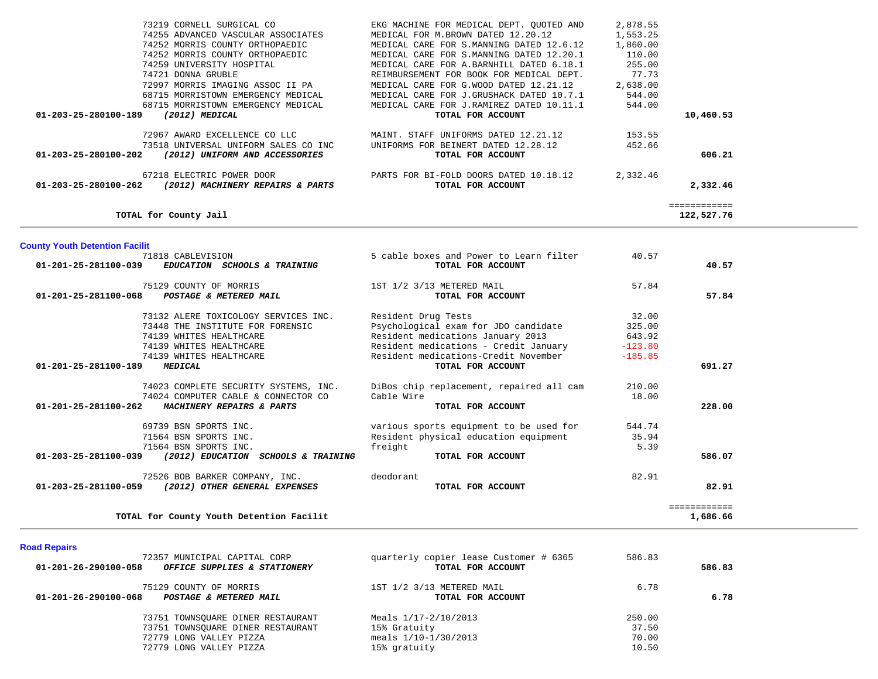| Account | Vendor / Account Description | Description | Amount | Total |
|---|---|---|---|---|
| | 73219 CORNELL SURGICAL CO | EKG MACHINE FOR MEDICAL DEPT. QUOTED AND | 2,878.55 | |
| | 74255 ADVANCED VASCULAR ASSOCIATES | MEDICAL FOR M.BROWN DATED 12.20.12 | 1,553.25 | |
| | 74252 MORRIS COUNTY ORTHOPAEDIC | MEDICAL CARE FOR S.MANNING DATED 12.6.12 | 1,860.00 | |
| | 74252 MORRIS COUNTY ORTHOPAEDIC | MEDICAL CARE FOR S.MANNING DATED 12.20.1 | 110.00 | |
| | 74259 UNIVERSITY HOSPITAL | MEDICAL CARE FOR A.BARNHILL DATED 6.18.1 | 255.00 | |
| | 74721 DONNA GRUBLE | REIMBURSEMENT FOR BOOK FOR MEDICAL DEPT. | 77.73 | |
| | 72997 MORRIS IMAGING ASSOC II PA | MEDICAL CARE FOR G.WOOD DATED 12.21.12 | 2,638.00 | |
| | 68715 MORRISTOWN EMERGENCY MEDICAL | MEDICAL CARE FOR J.GRUSHACK DATED 10.7.1 | 544.00 | |
| | 68715 MORRISTOWN EMERGENCY MEDICAL | MEDICAL CARE FOR J.RAMIREZ DATED 10.11.1 | 544.00 | |
| **01-203-25-280100-189** | ***(2012) MEDICAL*** | **TOTAL FOR ACCOUNT** | | **10,460.53** |
| | 72967 AWARD EXCELLENCE CO LLC | MAINT. STAFF UNIFORMS DATED 12.21.12 | 153.55 | |
| | 73518 UNIVERSAL UNIFORM SALES CO INC | UNIFORMS FOR BEINERT DATED 12.28.12 | 452.66 | |
| **01-203-25-280100-202** | ***(2012) UNIFORM AND ACCESSORIES*** | **TOTAL FOR ACCOUNT** | | **606.21** |
| | 67218 ELECTRIC POWER DOOR | PARTS FOR BI-FOLD DOORS DATED 10.18.12 | 2,332.46 | |
| **01-203-25-280100-262** | ***(2012) MACHINERY REPAIRS & PARTS*** | **TOTAL FOR ACCOUNT** | | **2,332.46** |
| | | | | ============ |
| | **TOTAL for County Jail** | | | **122,527.76** |

## County Youth Detention Facilit

| Account | Vendor / Account Description | Description | Amount | Total |
|---|---|---|---|---|
| | 71818 CABLEVISION | 5 cable boxes and Power to Learn filter | 40.57 | |
| **01-201-25-281100-039** | ***EDUCATION SCHOOLS & TRAINING*** | **TOTAL FOR ACCOUNT** | | **40.57** |
| | 75129 COUNTY OF MORRIS | 1ST 1/2 3/13 METERED MAIL | 57.84 | |
| **01-201-25-281100-068** | ***POSTAGE & METERED MAIL*** | **TOTAL FOR ACCOUNT** | | **57.84** |
| | 73132 ALERE TOXICOLOGY SERVICES INC. | Resident Drug Tests | 32.00 | |
| | 73448 THE INSTITUTE FOR FORENSIC | Psychological exam for JDO candidate | 325.00 | |
| | 74139 WHITES HEALTHCARE | Resident medications January 2013 | 643.92 | |
| | 74139 WHITES HEALTHCARE | Resident medications - Credit January | -123.80 | |
| | 74139 WHITES HEALTHCARE | Resident medications-Credit November | -185.85 | |
| **01-201-25-281100-189** | ***MEDICAL*** | **TOTAL FOR ACCOUNT** | | **691.27** |
| | 74023 COMPLETE SECURITY SYSTEMS, INC. | DiBos chip replacement, repaired all cam | 210.00 | |
| | 74024 COMPUTER CABLE & CONNECTOR CO | Cable Wire | 18.00 | |
| **01-201-25-281100-262** | ***MACHINERY REPAIRS & PARTS*** | **TOTAL FOR ACCOUNT** | | **228.00** |
| | 69739 BSN SPORTS INC. | various sports equipment to be used for | 544.74 | |
| | 71564 BSN SPORTS INC. | Resident physical education equipment | 35.94 | |
| | 71564 BSN SPORTS INC. | freight | 5.39 | |
| **01-203-25-281100-039** | ***(2012) EDUCATION SCHOOLS & TRAINING*** | **TOTAL FOR ACCOUNT** | | **586.07** |
| | 72526 BOB BARKER COMPANY, INC. | deodorant | 82.91 | |
| **01-203-25-281100-059** | ***(2012) OTHER GENERAL EXPENSES*** | **TOTAL FOR ACCOUNT** | | **82.91** |
| | | | | ============ |
| | **TOTAL for County Youth Detention Facilit** | | | **1,686.66** |

## Road Repairs

| Account | Vendor / Account Description | Description | Amount | Total |
|---|---|---|---|---|
| | 72357 MUNICIPAL CAPITAL CORP | quarterly copier lease Customer # 6365 | 586.83 | |
| **01-201-26-290100-058** | ***OFFICE SUPPLIES & STATIONERY*** | **TOTAL FOR ACCOUNT** | | **586.83** |
| | 75129 COUNTY OF MORRIS | 1ST 1/2 3/13 METERED MAIL | 6.78 | |
| **01-201-26-290100-068** | ***POSTAGE & METERED MAIL*** | **TOTAL FOR ACCOUNT** | | **6.78** |
| | 73751 TOWNSQUARE DINER RESTAURANT | Meals 1/17-2/10/2013 | 250.00 | |
| | 73751 TOWNSQUARE DINER RESTAURANT | 15% Gratuity | 37.50 | |
| | 72779 LONG VALLEY PIZZA | meals 1/10-1/30/2013 | 70.00 | |
| | 72779 LONG VALLEY PIZZA | 15% gratuity | 10.50 | |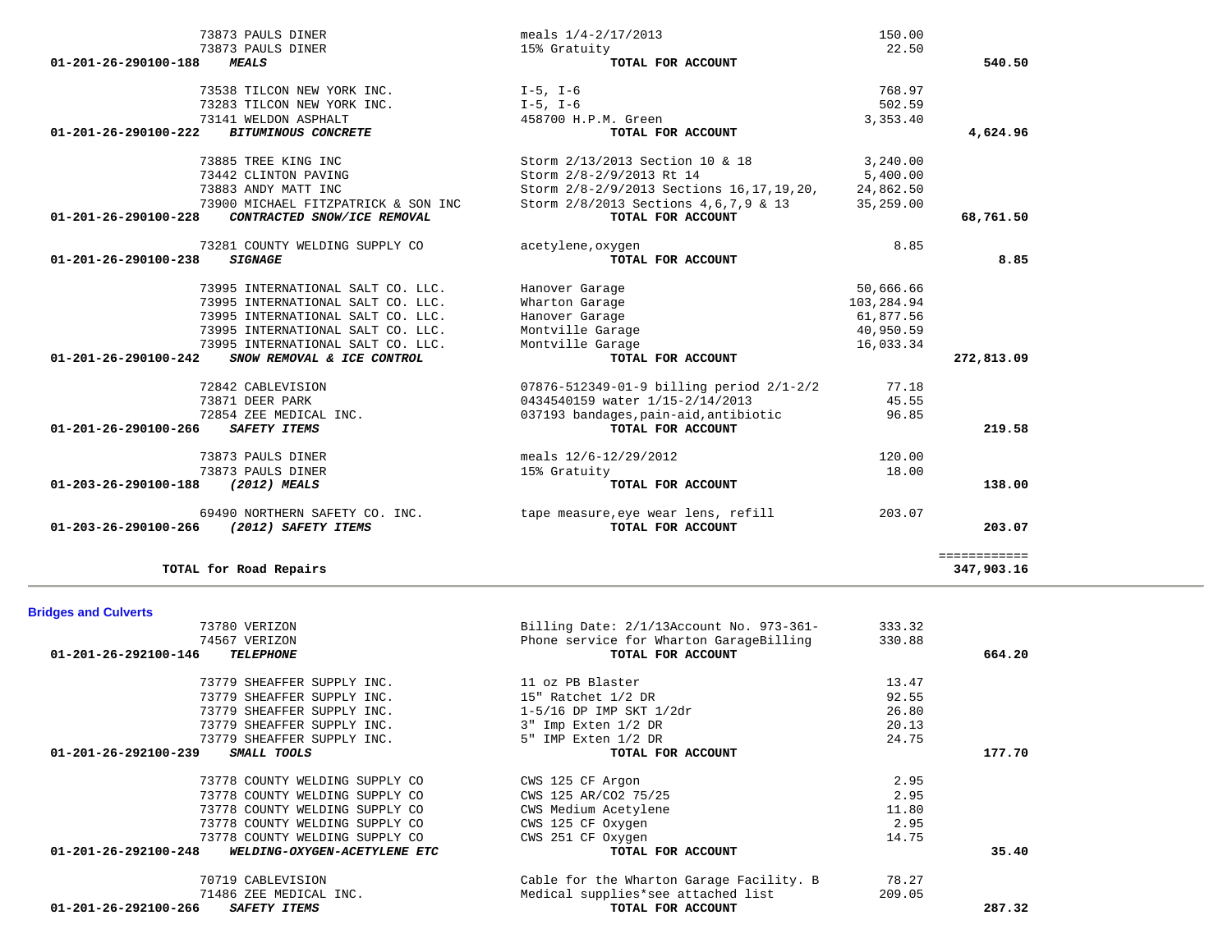| Account | Vendor / Description | Detail | Amount | Total |
|---|---|---|---|---|
| | 73873 PAULS DINER | meals 1/4-2/17/2013 | 150.00 | |
| | 73873 PAULS DINER | 15% Gratuity | 22.50 | |
| 01-201-26-290100-188 | ***MEALS*** | **TOTAL FOR ACCOUNT** | | **540.50** |
| | 73538 TILCON NEW YORK INC. | I-5, I-6 | 768.97 | |
| | 73283 TILCON NEW YORK INC. | I-5, I-6 | 502.59 | |
| | 73141 WELDON ASPHALT | 458700 H.P.M. Green | 3,353.40 | |
| 01-201-26-290100-222 | ***BITUMINOUS CONCRETE*** | **TOTAL FOR ACCOUNT** | | **4,624.96** |
| | 73885 TREE KING INC | Storm 2/13/2013 Section 10 & 18 | 3,240.00 | |
| | 73442 CLINTON PAVING | Storm 2/8-2/9/2013 Rt 14 | 5,400.00 | |
| | 73883 ANDY MATT INC | Storm 2/8-2/9/2013 Sections 16,17,19,20, | 24,862.50 | |
| | 73900 MICHAEL FITZPATRICK & SON INC | Storm 2/8/2013 Sections 4,6,7,9 & 13 | 35,259.00 | |
| 01-201-26-290100-228 | ***CONTRACTED SNOW/ICE REMOVAL*** | **TOTAL FOR ACCOUNT** | | **68,761.50** |
| | 73281 COUNTY WELDING SUPPLY CO | acetylene,oxygen | 8.85 | |
| 01-201-26-290100-238 | ***SIGNAGE*** | **TOTAL FOR ACCOUNT** | | **8.85** |
| | 73995 INTERNATIONAL SALT CO. LLC. | Hanover Garage | 50,666.66 | |
| | 73995 INTERNATIONAL SALT CO. LLC. | Wharton Garage | 103,284.94 | |
| | 73995 INTERNATIONAL SALT CO. LLC. | Hanover Garage | 61,877.56 | |
| | 73995 INTERNATIONAL SALT CO. LLC. | Montville Garage | 40,950.59 | |
| | 73995 INTERNATIONAL SALT CO. LLC. | Montville Garage | 16,033.34 | |
| 01-201-26-290100-242 | ***SNOW REMOVAL & ICE CONTROL*** | **TOTAL FOR ACCOUNT** | | **272,813.09** |
| | 72842 CABLEVISION | 07876-512349-01-9 billing period 2/1-2/2 | 77.18 | |
| | 73871 DEER PARK | 0434540159 water 1/15-2/14/2013 | 45.55 | |
| | 72854 ZEE MEDICAL INC. | 037193 bandages,pain-aid,antibiotic | 96.85 | |
| 01-201-26-290100-266 | ***SAFETY ITEMS*** | **TOTAL FOR ACCOUNT** | | **219.58** |
| | 73873 PAULS DINER | meals 12/6-12/29/2012 | 120.00 | |
| | 73873 PAULS DINER | 15% Gratuity | 18.00 | |
| 01-203-26-290100-188 | ***(2012) MEALS*** | **TOTAL FOR ACCOUNT** | | **138.00** |
| | 69490 NORTHERN SAFETY CO. INC. | tape measure,eye wear lens, refill | 203.07 | |
| 01-203-26-290100-266 | ***(2012) SAFETY ITEMS*** | **TOTAL FOR ACCOUNT** | | **203.07** |
| | | | | ============ |
| | **TOTAL for Road Repairs** | | | **347,903.16** |

## Bridges and Culverts

| Account | Vendor / Description | Detail | Amount | Total |
|---|---|---|---|---|
| | 73780 VERIZON | Billing Date: 2/1/13Account No. 973-361- | 333.32 | |
| | 74567 VERIZON | Phone service for Wharton GarageBilling | 330.88 | |
| 01-201-26-292100-146 | ***TELEPHONE*** | **TOTAL FOR ACCOUNT** | | **664.20** |
| | 73779 SHEAFFER SUPPLY INC. | 11 oz PB Blaster | 13.47 | |
| | 73779 SHEAFFER SUPPLY INC. | 15" Ratchet 1/2 DR | 92.55 | |
| | 73779 SHEAFFER SUPPLY INC. | 1-5/16 DP IMP SKT 1/2dr | 26.80 | |
| | 73779 SHEAFFER SUPPLY INC. | 3" Imp Exten 1/2 DR | 20.13 | |
| | 73779 SHEAFFER SUPPLY INC. | 5" IMP Exten 1/2 DR | 24.75 | |
| 01-201-26-292100-239 | ***SMALL TOOLS*** | **TOTAL FOR ACCOUNT** | | **177.70** |
| | 73778 COUNTY WELDING SUPPLY CO | CWS 125 CF Argon | 2.95 | |
| | 73778 COUNTY WELDING SUPPLY CO | CWS 125 AR/CO2 75/25 | 2.95 | |
| | 73778 COUNTY WELDING SUPPLY CO | CWS Medium Acetylene | 11.80 | |
| | 73778 COUNTY WELDING SUPPLY CO | CWS 125 CF Oxygen | 2.95 | |
| | 73778 COUNTY WELDING SUPPLY CO | CWS 251 CF Oxygen | 14.75 | |
| 01-201-26-292100-248 | ***WELDING-OXYGEN-ACETYLENE ETC*** | **TOTAL FOR ACCOUNT** | | **35.40** |
| | 70719 CABLEVISION | Cable for the Wharton Garage Facility. B | 78.27 | |
| | 71486 ZEE MEDICAL INC. | Medical supplies*see attached list | 209.05 | |
| 01-201-26-292100-266 | ***SAFETY ITEMS*** | **TOTAL FOR ACCOUNT** | | **287.32** |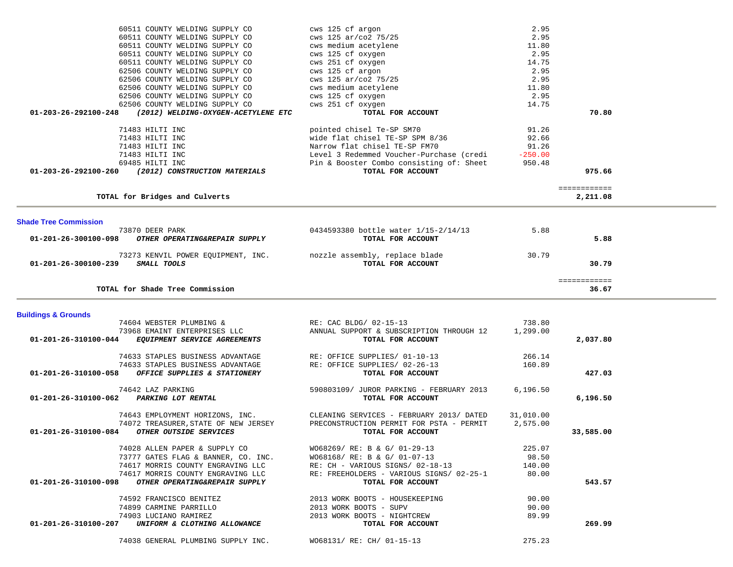| Account / Vendor | Description | Amount | Total |
|---|---|---|---|
| 60511 COUNTY WELDING SUPPLY CO | cws 125 cf argon | 2.95 | |
| 60511 COUNTY WELDING SUPPLY CO | cws 125 ar/co2 75/25 | 2.95 | |
| 60511 COUNTY WELDING SUPPLY CO | cws medium acetylene | 11.80 | |
| 60511 COUNTY WELDING SUPPLY CO | cws 125 cf oxygen | 2.95 | |
| 60511 COUNTY WELDING SUPPLY CO | cws 251 cf oxygen | 14.75 | |
| 62506 COUNTY WELDING SUPPLY CO | cws 125 cf argon | 2.95 | |
| 62506 COUNTY WELDING SUPPLY CO | cws 125 ar/co2 75/25 | 2.95 | |
| 62506 COUNTY WELDING SUPPLY CO | cws medium acetylene | 11.80 | |
| 62506 COUNTY WELDING SUPPLY CO | cws 125 cf oxygen | 2.95 | |
| 62506 COUNTY WELDING SUPPLY CO | cws 251 cf oxygen | 14.75 | |
| **01-203-26-292100-248** ***(2012) WELDING-OXYGEN-ACETYLENE ETC*** | **TOTAL FOR ACCOUNT** | | **70.80** |
| 71483 HILTI INC | pointed chisel Te-SP SM70 | 91.26 | |
| 71483 HILTI INC | wide flat chisel TE-SP SPM 8/36 | 92.66 | |
| 71483 HILTI INC | Narrow flat chisel TE-SP FM70 | 91.26 | |
| 71483 HILTI INC | Level 3 Redemmed Voucher-Purchase (credi | -250.00 | |
| 69485 HILTI INC | Pin & Booster Combo consisting of: Sheet | 950.48 | |
| **01-203-26-292100-260** ***(2012) CONSTRUCTION MATERIALS*** | **TOTAL FOR ACCOUNT** | | **975.66** |
| | | | ============ |
| **TOTAL for Bridges and Culverts** | | | **2,211.08** |

## Shade Tree Commission

| Account / Vendor | Description | Amount | Total |
|---|---|---|---|
| 73870 DEER PARK | 0434593380 bottle water 1/15-2/14/13 | 5.88 | |
| **01-201-26-300100-098** ***OTHER OPERATING&REPAIR SUPPLY*** | **TOTAL FOR ACCOUNT** | | **5.88** |
| 73273 KENVIL POWER EQUIPMENT, INC. | nozzle assembly, replace blade | 30.79 | |
| **01-201-26-300100-239** ***SMALL TOOLS*** | **TOTAL FOR ACCOUNT** | | **30.79** |
| | | | ============ |
| **TOTAL for Shade Tree Commission** | | | **36.67** |

## Buildings & Grounds

| Account / Vendor | Description | Amount | Total |
|---|---|---|---|
| 74604 WEBSTER PLUMBING & | RE: CAC BLDG/ 02-15-13 | 738.80 | |
| 73968 EMAINT ENTERPRISES LLC | ANNUAL SUPPORT & SUBSCRIPTION THROUGH 12 | 1,299.00 | |
| **01-201-26-310100-044** ***EQUIPMENT SERVICE AGREEMENTS*** | **TOTAL FOR ACCOUNT** | | **2,037.80** |
| 74633 STAPLES BUSINESS ADVANTAGE | RE: OFFICE SUPPLIES/ 01-10-13 | 266.14 | |
| 74633 STAPLES BUSINESS ADVANTAGE | RE: OFFICE SUPPLIES/ 02-26-13 | 160.89 | |
| **01-201-26-310100-058** ***OFFICE SUPPLIES & STATIONERY*** | **TOTAL FOR ACCOUNT** | | **427.03** |
| 74642 LAZ PARKING | 590803109/ JUROR PARKING - FEBRUARY 2013 | 6,196.50 | |
| **01-201-26-310100-062** ***PARKING LOT RENTAL*** | **TOTAL FOR ACCOUNT** | | **6,196.50** |
| 74643 EMPLOYMENT HORIZONS, INC. | CLEANING SERVICES - FEBRUARY 2013/ DATED | 31,010.00 | |
| 74072 TREASURER,STATE OF NEW JERSEY | PRECONSTRUCTION PERMIT FOR PSTA - PERMIT | 2,575.00 | |
| **01-201-26-310100-084** ***OTHER OUTSIDE SERVICES*** | **TOTAL FOR ACCOUNT** | | **33,585.00** |
| 74028 ALLEN PAPER & SUPPLY CO | WO68269/ RE: B & G/ 01-29-13 | 225.07 | |
| 73777 GATES FLAG & BANNER, CO. INC. | WO68168/ RE: B & G/ 01-07-13 | 98.50 | |
| 74617 MORRIS COUNTY ENGRAVING LLC | RE: CH - VARIOUS SIGNS/ 02-18-13 | 140.00 | |
| 74617 MORRIS COUNTY ENGRAVING LLC | RE: FREEHOLDERS - VARIOUS SIGNS/ 02-25-1 | 80.00 | |
| **01-201-26-310100-098** ***OTHER OPERATING&REPAIR SUPPLY*** | **TOTAL FOR ACCOUNT** | | **543.57** |
| 74592 FRANCISCO BENITEZ | 2013 WORK BOOTS - HOUSEKEEPING | 90.00 | |
| 74899 CARMINE PARRILLO | 2013 WORK BOOTS - SUPV | 90.00 | |
| 74903 LUCIANO RAMIREZ | 2013 WORK BOOTS - NIGHTCREW | 89.99 | |
| **01-201-26-310100-207** ***UNIFORM & CLOTHING ALLOWANCE*** | **TOTAL FOR ACCOUNT** | | **269.99** |
| 74038 GENERAL PLUMBING SUPPLY INC. | WO68131/ RE: CH/ 01-15-13 | 275.23 | |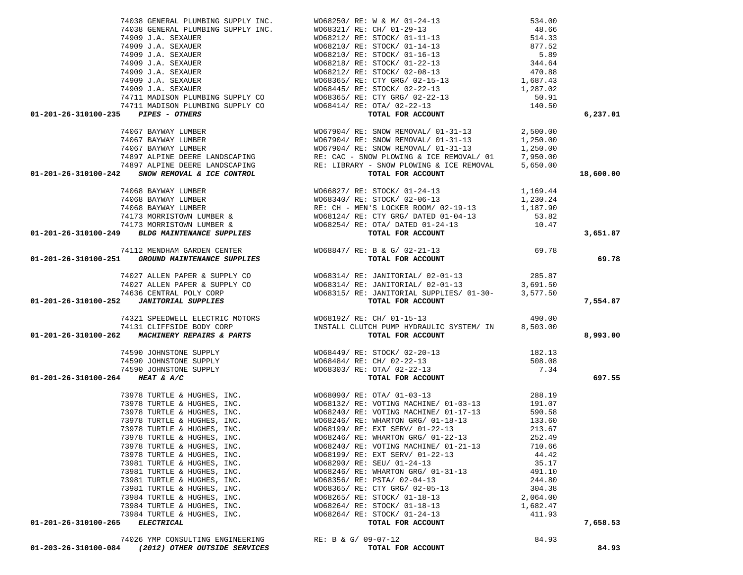| Account | Vendor | Description | Amount | Total |
|---|---|---|---|---|
| | 74038 GENERAL PLUMBING SUPPLY INC. | WO68250/ RE: W & M/ 01-24-13 | 534.00 | |
| | 74038 GENERAL PLUMBING SUPPLY INC. | WO68321/ RE: CH/ 01-29-13 | 48.66 | |
| | 74909 J.A. SEXAUER | WO68212/ RE: STOCK/ 01-11-13 | 514.33 | |
| | 74909 J.A. SEXAUER | WO68210/ RE: STOCK/ 01-14-13 | 877.52 | |
| | 74909 J.A. SEXAUER | WO68210/ RE: STOCK/ 01-16-13 | 5.89 | |
| | 74909 J.A. SEXAUER | WO68218/ RE: STOCK/ 01-22-13 | 344.64 | |
| | 74909 J.A. SEXAUER | WO68212/ RE: STOCK/ 02-08-13 | 470.88 | |
| | 74909 J.A. SEXAUER | WO68365/ RE: CTY GRG/ 02-15-13 | 1,687.43 | |
| | 74909 J.A. SEXAUER | WO68445/ RE: STOCK/ 02-22-13 | 1,287.02 | |
| | 74711 MADISON PLUMBING SUPPLY CO | WO68365/ RE: CTY GRG/ 02-22-13 | 50.91 | |
| | 74711 MADISON PLUMBING SUPPLY CO | WO68414/ RE: OTA/ 02-22-13 | 140.50 | |
| **01-201-26-310100-235** *PIPES - OTHERS* | | **TOTAL FOR ACCOUNT** | | **6,237.01** |
| | 74067 BAYWAY LUMBER | WO67904/ RE: SNOW REMOVAL/ 01-31-13 | 2,500.00 | |
| | 74067 BAYWAY LUMBER | WO67904/ RE: SNOW REMOVAL/ 01-31-13 | 1,250.00 | |
| | 74067 BAYWAY LUMBER | WO67904/ RE: SNOW REMOVAL/ 01-31-13 | 1,250.00 | |
| | 74897 ALPINE DEERE LANDSCAPING | RE: CAC - SNOW PLOWING & ICE REMOVAL/ 01 | 7,950.00 | |
| | 74897 ALPINE DEERE LANDSCAPING | RE: LIBRARY - SNOW PLOWING & ICE REMOVAL | 5,650.00 | |
| **01-201-26-310100-242** *SNOW REMOVAL & ICE CONTROL* | | **TOTAL FOR ACCOUNT** | | **18,600.00** |
| | 74068 BAYWAY LUMBER | WO66827/ RE: STOCK/ 01-24-13 | 1,169.44 | |
| | 74068 BAYWAY LUMBER | WO68340/ RE: STOCK/ 02-06-13 | 1,230.24 | |
| | 74068 BAYWAY LUMBER | RE: CH - MEN'S LOCKER ROOM/ 02-19-13 | 1,187.90 | |
| | 74173 MORRISTOWN LUMBER & | WO68124/ RE: CTY GRG/ DATED 01-04-13 | 53.82 | |
| | 74173 MORRISTOWN LUMBER & | WO68254/ RE: OTA/ DATED 01-24-13 | 10.47 | |
| **01-201-26-310100-249** *BLDG MAINTENANCE SUPPLIES* | | **TOTAL FOR ACCOUNT** | | **3,651.87** |
| | 74112 MENDHAM GARDEN CENTER | WO68847/ RE: B & G/ 02-21-13 | 69.78 | |
| **01-201-26-310100-251** *GROUND MAINTENANCE SUPPLIES* | | **TOTAL FOR ACCOUNT** | | **69.78** |
| | 74027 ALLEN PAPER & SUPPLY CO | WO68314/ RE: JANITORIAL/ 02-01-13 | 285.87 | |
| | 74027 ALLEN PAPER & SUPPLY CO | WO68314/ RE: JANITORIAL/ 02-01-13 | 3,691.50 | |
| | 74636 CENTRAL POLY CORP | WO68315/ RE: JANITORIAL SUPPLIES/ 01-30- | 3,577.50 | |
| **01-201-26-310100-252** *JANITORIAL SUPPLIES* | | **TOTAL FOR ACCOUNT** | | **7,554.87** |
| | 74321 SPEEDWELL ELECTRIC MOTORS | WO68192/ RE: CH/ 01-15-13 | 490.00 | |
| | 74131 CLIFFSIDE BODY CORP | INSTALL CLUTCH PUMP HYDRAULIC SYSTEM/ IN | 8,503.00 | |
| **01-201-26-310100-262** *MACHINERY REPAIRS & PARTS* | | **TOTAL FOR ACCOUNT** | | **8,993.00** |
| | 74590 JOHNSTONE SUPPLY | WO68449/ RE: STOCK/ 02-20-13 | 182.13 | |
| | 74590 JOHNSTONE SUPPLY | WO68484/ RE: CH/ 02-22-13 | 508.08 | |
| | 74590 JOHNSTONE SUPPLY | WO68303/ RE: OTA/ 02-22-13 | 7.34 | |
| **01-201-26-310100-264** *HEAT & A/C* | | **TOTAL FOR ACCOUNT** | | **697.55** |
| | 73978 TURTLE & HUGHES, INC. | WO68090/ RE: OTA/ 01-03-13 | 288.19 | |
| | 73978 TURTLE & HUGHES, INC. | WO68132/ RE: VOTING MACHINE/ 01-03-13 | 191.07 | |
| | 73978 TURTLE & HUGHES, INC. | WO68240/ RE: VOTING MACHINE/ 01-17-13 | 590.58 | |
| | 73978 TURTLE & HUGHES, INC. | WO68246/ RE: WHARTON GRG/ 01-18-13 | 133.60 | |
| | 73978 TURTLE & HUGHES, INC. | WO68199/ RE: EXT SERV/ 01-22-13 | 213.67 | |
| | 73978 TURTLE & HUGHES, INC. | WO68246/ RE: WHARTON GRG/ 01-22-13 | 252.49 | |
| | 73978 TURTLE & HUGHES, INC. | WO68240/ RE: VOTING MACHINE/ 01-21-13 | 710.66 | |
| | 73978 TURTLE & HUGHES, INC. | WO68199/ RE: EXT SERV/ 01-22-13 | 44.42 | |
| | 73981 TURTLE & HUGHES, INC. | WO68290/ RE: SEU/ 01-24-13 | 35.17 | |
| | 73981 TURTLE & HUGHES, INC. | WO68246/ RE: WHARTON GRG/ 01-31-13 | 491.10 | |
| | 73981 TURTLE & HUGHES, INC. | WO68356/ RE: PSTA/ 02-04-13 | 244.80 | |
| | 73981 TURTLE & HUGHES, INC. | WO68365/ RE: CTY GRG/ 02-05-13 | 304.38 | |
| | 73984 TURTLE & HUGHES, INC. | WO68265/ RE: STOCK/ 01-18-13 | 2,064.00 | |
| | 73984 TURTLE & HUGHES, INC. | WO68264/ RE: STOCK/ 01-18-13 | 1,682.47 | |
| | 73984 TURTLE & HUGHES, INC. | WO68264/ RE: STOCK/ 01-24-13 | 411.93 | |
| **01-201-26-310100-265** *ELECTRICAL* | | **TOTAL FOR ACCOUNT** | | **7,658.53** |
| | 74026 YMP CONSULTING ENGINEERING | RE: B & G/ 09-07-12 | 84.93 | |
| **01-203-26-310100-084** *(2012) OTHER OUTSIDE SERVICES* | | **TOTAL FOR ACCOUNT** | | **84.93** |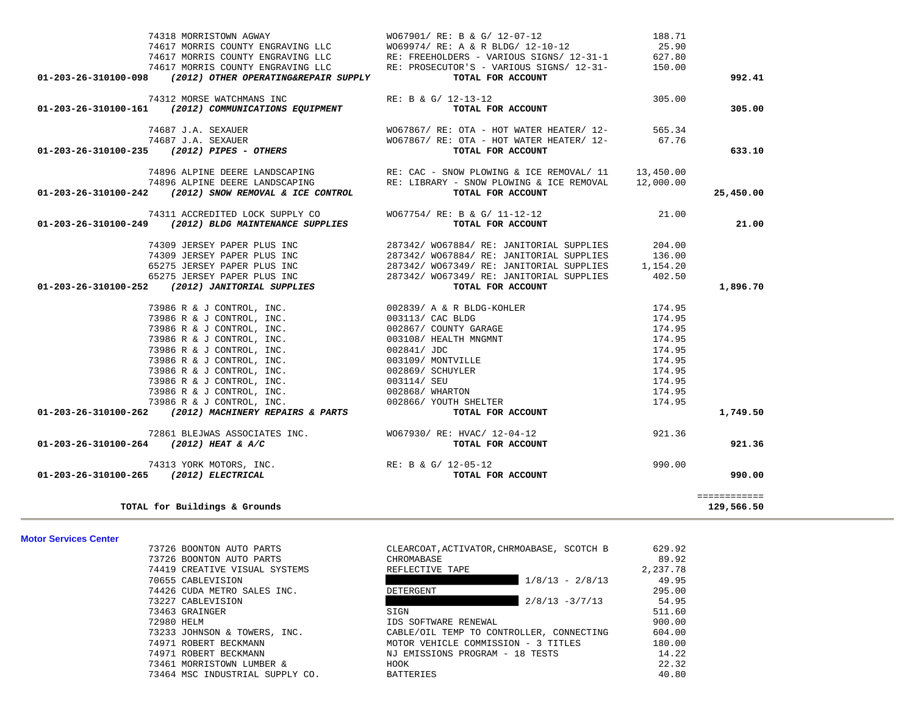| Account / Vendor | Description | Amount | Total |
|---|---|---|---|
| 74318 MORRISTOWN AGWAY | WO67901/ RE: B & G/ 12-07-12 | 188.71 | |
| 74617 MORRIS COUNTY ENGRAVING LLC | WO69974/ RE: A & R BLDG/ 12-10-12 | 25.90 | |
| 74617 MORRIS COUNTY ENGRAVING LLC | RE: FREEHOLDERS - VARIOUS SIGNS/ 12-31-1 | 627.80 | |
| 74617 MORRIS COUNTY ENGRAVING LLC | RE: PROSECUTOR'S - VARIOUS SIGNS/ 12-31- | 150.00 | |
| **01-203-26-310100-098** ***(2012) OTHER OPERATING&REPAIR SUPPLY*** | **TOTAL FOR ACCOUNT** | | **992.41** |
| 74312 MORSE WATCHMANS INC | RE: B & G/ 12-13-12 | 305.00 | |
| **01-203-26-310100-161** ***(2012) COMMUNICATIONS EQUIPMENT*** | **TOTAL FOR ACCOUNT** | | **305.00** |
| 74687 J.A. SEXAUER | WO67867/ RE: OTA - HOT WATER HEATER/ 12- | 565.34 | |
| 74687 J.A. SEXAUER | WO67867/ RE: OTA - HOT WATER HEATER/ 12- | 67.76 | |
| **01-203-26-310100-235** ***(2012) PIPES - OTHERS*** | **TOTAL FOR ACCOUNT** | | **633.10** |
| 74896 ALPINE DEERE LANDSCAPING | RE: CAC - SNOW PLOWING & ICE REMOVAL/ 11 | 13,450.00 | |
| 74896 ALPINE DEERE LANDSCAPING | RE: LIBRARY - SNOW PLOWING & ICE REMOVAL | 12,000.00 | |
| **01-203-26-310100-242** ***(2012) SNOW REMOVAL & ICE CONTROL*** | **TOTAL FOR ACCOUNT** | | **25,450.00** |
| 74311 ACCREDITED LOCK SUPPLY CO | WO67754/ RE: B & G/ 11-12-12 | 21.00 | |
| **01-203-26-310100-249** ***(2012) BLDG MAINTENANCE SUPPLIES*** | **TOTAL FOR ACCOUNT** | | **21.00** |
| 74309 JERSEY PAPER PLUS INC | 287342/ WO67884/ RE: JANITORIAL SUPPLIES | 204.00 | |
| 74309 JERSEY PAPER PLUS INC | 287342/ WO67884/ RE: JANITORIAL SUPPLIES | 136.00 | |
| 65275 JERSEY PAPER PLUS INC | 287342/ WO67349/ RE: JANITORIAL SUPPLIES | 1,154.20 | |
| 65275 JERSEY PAPER PLUS INC | 287342/ WO67349/ RE: JANITORIAL SUPPLIES | 402.50 | |
| **01-203-26-310100-252** ***(2012) JANITORIAL SUPPLIES*** | **TOTAL FOR ACCOUNT** | | **1,896.70** |
| 73986 R & J CONTROL, INC. | 002839/ A & R BLDG-KOHLER | 174.95 | |
| 73986 R & J CONTROL, INC. | 003113/ CAC BLDG | 174.95 | |
| 73986 R & J CONTROL, INC. | 002867/ COUNTY GARAGE | 174.95 | |
| 73986 R & J CONTROL, INC. | 003108/ HEALTH MNGMNT | 174.95 | |
| 73986 R & J CONTROL, INC. | 002841/ JDC | 174.95 | |
| 73986 R & J CONTROL, INC. | 003109/ MONTVILLE | 174.95 | |
| 73986 R & J CONTROL, INC. | 002869/ SCHUYLER | 174.95 | |
| 73986 R & J CONTROL, INC. | 003114/ SEU | 174.95 | |
| 73986 R & J CONTROL, INC. | 002868/ WHARTON | 174.95 | |
| 73986 R & J CONTROL, INC. | 002866/ YOUTH SHELTER | 174.95 | |
| **01-203-26-310100-262** ***(2012) MACHINERY REPAIRS & PARTS*** | **TOTAL FOR ACCOUNT** | | **1,749.50** |
| 72861 BLEJWAS ASSOCIATES INC. | WO67930/ RE: HVAC/ 12-04-12 | 921.36 | |
| **01-203-26-310100-264** ***(2012) HEAT & A/C*** | **TOTAL FOR ACCOUNT** | | **921.36** |
| 74313 YORK MOTORS, INC. | RE: B & G/ 12-05-12 | 990.00 | |
| **01-203-26-310100-265** ***(2012) ELECTRICAL*** | **TOTAL FOR ACCOUNT** | | **990.00** |
| | | | ============ |
| **TOTAL for Buildings & Grounds** | | | **129,566.50** |

**Motor Services Center**

| Vendor | Description | Amount |
|---|---|---|
| 73726 BOONTON AUTO PARTS | CLEARCOAT,ACTIVATOR,CHRMOABASE, SCOTCH B | 629.92 |
| 73726 BOONTON AUTO PARTS | CHROMABASE | 89.92 |
| 74419 CREATIVE VISUAL SYSTEMS | REFLECTIVE TAPE | 2,237.78 |
| 70655 CABLEVISION | [REDACTED] 1/8/13 - 2/8/13 | 49.95 |
| 74426 CUDA METRO SALES INC. | DETERGENT | 295.00 |
| 73227 CABLEVISION | [REDACTED] 2/8/13 -3/7/13 | 54.95 |
| 73463 GRAINGER | SIGN | 511.60 |
| 72980 HELM | IDS SOFTWARE RENEWAL | 900.00 |
| 73233 JOHNSON & TOWERS, INC. | CABLE/OIL TEMP TO CONTROLLER, CONNECTING | 604.00 |
| 74971 ROBERT BECKMANN | MOTOR VEHICLE COMMISSION - 3 TITLES | 180.00 |
| 74971 ROBERT BECKMANN | NJ EMISSIONS PROGRAM - 18 TESTS | 14.22 |
| 73461 MORRISTOWN LUMBER & | HOOK | 22.32 |
| 73464 MSC INDUSTRIAL SUPPLY CO. | BATTERIES | 40.80 |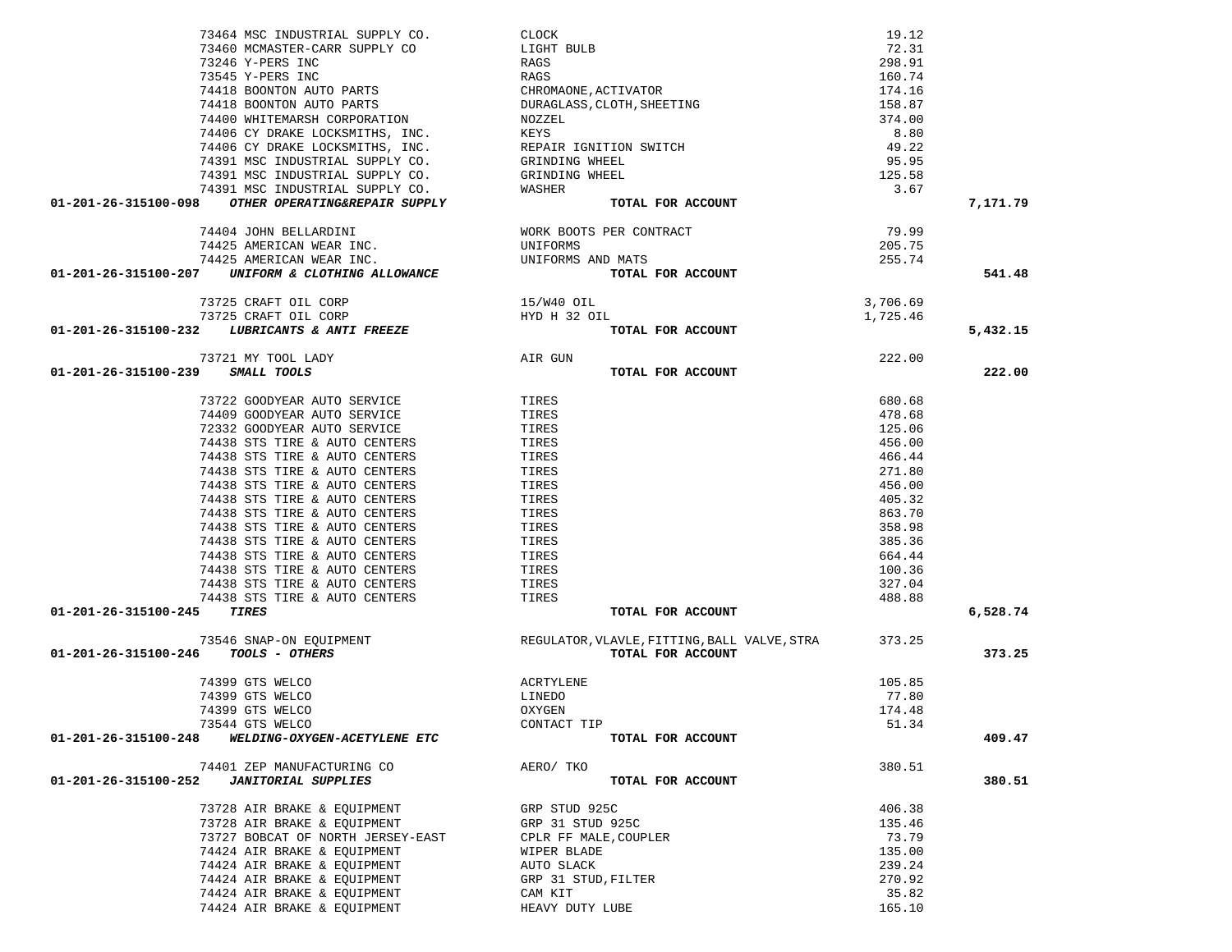| Account | Vendor | Description | Amount | Total |
|---|---|---|---|---|
| | 73464 MSC INDUSTRIAL SUPPLY CO. | CLOCK | 19.12 | |
| | 73460 MCMASTER-CARR SUPPLY CO | LIGHT BULB | 72.31 | |
| | 73246 Y-PERS INC | RAGS | 298.91 | |
| | 73545 Y-PERS INC | RAGS | 160.74 | |
| | 74418 BOONTON AUTO PARTS | CHROMAONE,ACTIVATOR | 174.16 | |
| | 74418 BOONTON AUTO PARTS | DURAGLASS,CLOTH,SHEETING | 158.87 | |
| | 74400 WHITEMARSH CORPORATION | NOZZEL | 374.00 | |
| | 74406 CY DRAKE LOCKSMITHS, INC. | KEYS | 8.80 | |
| | 74406 CY DRAKE LOCKSMITHS, INC. | REPAIR IGNITION SWITCH | 49.22 | |
| | 74391 MSC INDUSTRIAL SUPPLY CO. | GRINDING WHEEL | 95.95 | |
| | 74391 MSC INDUSTRIAL SUPPLY CO. | GRINDING WHEEL | 125.58 | |
| | 74391 MSC INDUSTRIAL SUPPLY CO. | WASHER | 3.67 | |
| **01-201-26-315100-098** | ***OTHER OPERATING&REPAIR SUPPLY*** | **TOTAL FOR ACCOUNT** | | **7,171.79** |
| | 74404 JOHN BELLARDINI | WORK BOOTS PER CONTRACT | 79.99 | |
| | 74425 AMERICAN WEAR INC. | UNIFORMS | 205.75 | |
| | 74425 AMERICAN WEAR INC. | UNIFORMS AND MATS | 255.74 | |
| **01-201-26-315100-207** | ***UNIFORM & CLOTHING ALLOWANCE*** | **TOTAL FOR ACCOUNT** | | **541.48** |
| | 73725 CRAFT OIL CORP | 15/W40 OIL | 3,706.69 | |
| | 73725 CRAFT OIL CORP | HYD H 32 OIL | 1,725.46 | |
| **01-201-26-315100-232** | ***LUBRICANTS & ANTI FREEZE*** | **TOTAL FOR ACCOUNT** | | **5,432.15** |
| | 73721 MY TOOL LADY | AIR GUN | 222.00 | |
| **01-201-26-315100-239** | ***SMALL TOOLS*** | **TOTAL FOR ACCOUNT** | | **222.00** |
| | 73722 GOODYEAR AUTO SERVICE | TIRES | 680.68 | |
| | 74409 GOODYEAR AUTO SERVICE | TIRES | 478.68 | |
| | 72332 GOODYEAR AUTO SERVICE | TIRES | 125.06 | |
| | 74438 STS TIRE & AUTO CENTERS | TIRES | 456.00 | |
| | 74438 STS TIRE & AUTO CENTERS | TIRES | 466.44 | |
| | 74438 STS TIRE & AUTO CENTERS | TIRES | 271.80 | |
| | 74438 STS TIRE & AUTO CENTERS | TIRES | 456.00 | |
| | 74438 STS TIRE & AUTO CENTERS | TIRES | 405.32 | |
| | 74438 STS TIRE & AUTO CENTERS | TIRES | 863.70 | |
| | 74438 STS TIRE & AUTO CENTERS | TIRES | 358.98 | |
| | 74438 STS TIRE & AUTO CENTERS | TIRES | 385.36 | |
| | 74438 STS TIRE & AUTO CENTERS | TIRES | 664.44 | |
| | 74438 STS TIRE & AUTO CENTERS | TIRES | 100.36 | |
| | 74438 STS TIRE & AUTO CENTERS | TIRES | 327.04 | |
| | 74438 STS TIRE & AUTO CENTERS | TIRES | 488.88 | |
| **01-201-26-315100-245** | ***TIRES*** | **TOTAL FOR ACCOUNT** | | **6,528.74** |
| | 73546 SNAP-ON EQUIPMENT | REGULATOR,VLAVLE,FITTING,BALL VALVE,STRA | 373.25 | |
| **01-201-26-315100-246** | ***TOOLS - OTHERS*** | **TOTAL FOR ACCOUNT** | | **373.25** |
| | 74399 GTS WELCO | ACRTYLENE | 105.85 | |
| | 74399 GTS WELCO | LINEDO | 77.80 | |
| | 74399 GTS WELCO | OXYGEN | 174.48 | |
| | 73544 GTS WELCO | CONTACT TIP | 51.34 | |
| **01-201-26-315100-248** | ***WELDING-OXYGEN-ACETYLENE ETC*** | **TOTAL FOR ACCOUNT** | | **409.47** |
| | 74401 ZEP MANUFACTURING CO | AERO/ TKO | 380.51 | |
| **01-201-26-315100-252** | ***JANITORIAL SUPPLIES*** | **TOTAL FOR ACCOUNT** | | **380.51** |
| | 73728 AIR BRAKE & EQUIPMENT | GRP STUD 925C | 406.38 | |
| | 73728 AIR BRAKE & EQUIPMENT | GRP 31 STUD 925C | 135.46 | |
| | 73727 BOBCAT OF NORTH JERSEY-EAST | CPLR FF MALE,COUPLER | 73.79 | |
| | 74424 AIR BRAKE & EQUIPMENT | WIPER BLADE | 135.00 | |
| | 74424 AIR BRAKE & EQUIPMENT | AUTO SLACK | 239.24 | |
| | 74424 AIR BRAKE & EQUIPMENT | GRP 31 STUD,FILTER | 270.92 | |
| | 74424 AIR BRAKE & EQUIPMENT | CAM KIT | 35.82 | |
| | 74424 AIR BRAKE & EQUIPMENT | HEAVY DUTY LUBE | 165.10 | |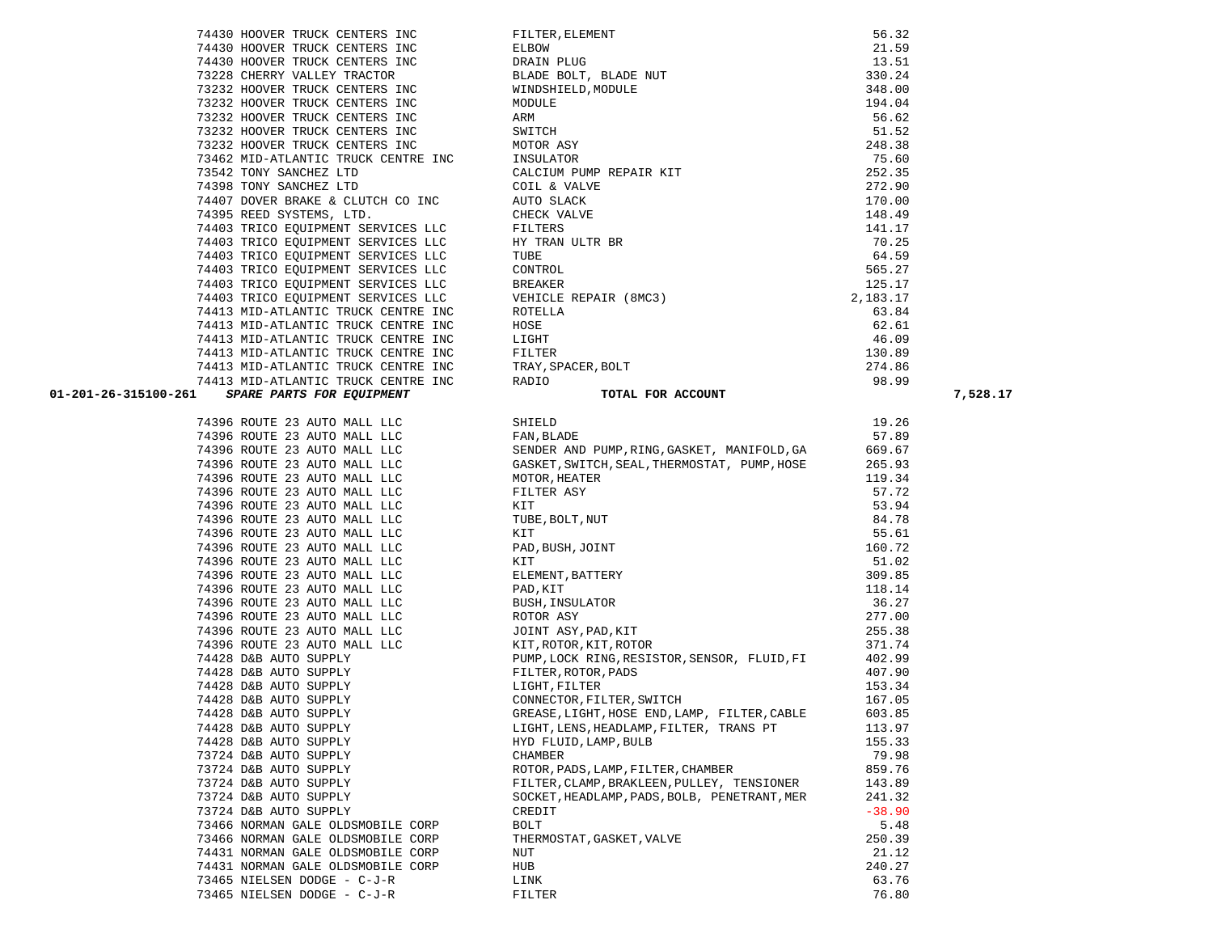| Account | Vendor | Description | Amount | Total |
|---|---|---|---|---|
| | 74430 HOOVER TRUCK CENTERS INC | FILTER,ELEMENT | 56.32 | |
| | 74430 HOOVER TRUCK CENTERS INC | ELBOW | 21.59 | |
| | 74430 HOOVER TRUCK CENTERS INC | DRAIN PLUG | 13.51 | |
| | 73228 CHERRY VALLEY TRACTOR | BLADE BOLT, BLADE NUT | 330.24 | |
| | 73232 HOOVER TRUCK CENTERS INC | WINDSHIELD,MODULE | 348.00 | |
| | 73232 HOOVER TRUCK CENTERS INC | MODULE | 194.04 | |
| | 73232 HOOVER TRUCK CENTERS INC | ARM | 56.62 | |
| | 73232 HOOVER TRUCK CENTERS INC | SWITCH | 51.52 | |
| | 73232 HOOVER TRUCK CENTERS INC | MOTOR ASY | 248.38 | |
| | 73462 MID-ATLANTIC TRUCK CENTRE INC | INSULATOR | 75.60 | |
| | 73542 TONY SANCHEZ LTD | CALCIUM PUMP REPAIR KIT | 252.35 | |
| | 74398 TONY SANCHEZ LTD | COIL & VALVE | 272.90 | |
| | 74407 DOVER BRAKE & CLUTCH CO INC | AUTO SLACK | 170.00 | |
| | 74395 REED SYSTEMS, LTD. | CHECK VALVE | 148.49 | |
| | 74403 TRICO EQUIPMENT SERVICES LLC | FILTERS | 141.17 | |
| | 74403 TRICO EQUIPMENT SERVICES LLC | HY TRAN ULTR BR | 70.25 | |
| | 74403 TRICO EQUIPMENT SERVICES LLC | TUBE | 64.59 | |
| | 74403 TRICO EQUIPMENT SERVICES LLC | CONTROL | 565.27 | |
| | 74403 TRICO EQUIPMENT SERVICES LLC | BREAKER | 125.17 | |
| | 74403 TRICO EQUIPMENT SERVICES LLC | VEHICLE REPAIR (8MC3) | 2,183.17 | |
| | 74413 MID-ATLANTIC TRUCK CENTRE INC | ROTELLA | 63.84 | |
| | 74413 MID-ATLANTIC TRUCK CENTRE INC | HOSE | 62.61 | |
| | 74413 MID-ATLANTIC TRUCK CENTRE INC | LIGHT | 46.09 | |
| | 74413 MID-ATLANTIC TRUCK CENTRE INC | FILTER | 130.89 | |
| | 74413 MID-ATLANTIC TRUCK CENTRE INC | TRAY,SPACER,BOLT | 274.86 | |
| | 74413 MID-ATLANTIC TRUCK CENTRE INC | RADIO | 98.99 | |
| **01-201-26-315100-261** | ***SPARE PARTS FOR EQUIPMENT*** | **TOTAL FOR ACCOUNT** | | **7,528.17** |
| | 74396 ROUTE 23 AUTO MALL LLC | SHIELD | 19.26 | |
| | 74396 ROUTE 23 AUTO MALL LLC | FAN,BLADE | 57.89 | |
| | 74396 ROUTE 23 AUTO MALL LLC | SENDER AND PUMP,RING,GASKET, MANIFOLD,GA | 669.67 | |
| | 74396 ROUTE 23 AUTO MALL LLC | GASKET,SWITCH,SEAL,THERMOSTAT, PUMP,HOSE | 265.93 | |
| | 74396 ROUTE 23 AUTO MALL LLC | MOTOR,HEATER | 119.34 | |
| | 74396 ROUTE 23 AUTO MALL LLC | FILTER ASY | 57.72 | |
| | 74396 ROUTE 23 AUTO MALL LLC | KIT | 53.94 | |
| | 74396 ROUTE 23 AUTO MALL LLC | TUBE,BOLT,NUT | 84.78 | |
| | 74396 ROUTE 23 AUTO MALL LLC | KIT | 55.61 | |
| | 74396 ROUTE 23 AUTO MALL LLC | PAD,BUSH,JOINT | 160.72 | |
| | 74396 ROUTE 23 AUTO MALL LLC | KIT | 51.02 | |
| | 74396 ROUTE 23 AUTO MALL LLC | ELEMENT,BATTERY | 309.85 | |
| | 74396 ROUTE 23 AUTO MALL LLC | PAD,KIT | 118.14 | |
| | 74396 ROUTE 23 AUTO MALL LLC | BUSH,INSULATOR | 36.27 | |
| | 74396 ROUTE 23 AUTO MALL LLC | ROTOR ASY | 277.00 | |
| | 74396 ROUTE 23 AUTO MALL LLC | JOINT ASY,PAD,KIT | 255.38 | |
| | 74396 ROUTE 23 AUTO MALL LLC | KIT,ROTOR,KIT,ROTOR | 371.74 | |
| | 74428 D&B AUTO SUPPLY | PUMP,LOCK RING,RESISTOR,SENSOR, FLUID,FI | 402.99 | |
| | 74428 D&B AUTO SUPPLY | FILTER,ROTOR,PADS | 407.90 | |
| | 74428 D&B AUTO SUPPLY | LIGHT,FILTER | 153.34 | |
| | 74428 D&B AUTO SUPPLY | CONNECTOR,FILTER,SWITCH | 167.05 | |
| | 74428 D&B AUTO SUPPLY | GREASE,LIGHT,HOSE END,LAMP, FILTER,CABLE | 603.85 | |
| | 74428 D&B AUTO SUPPLY | LIGHT,LENS,HEADLAMP,FILTER, TRANS PT | 113.97 | |
| | 74428 D&B AUTO SUPPLY | HYD FLUID,LAMP,BULB | 155.33 | |
| | 73724 D&B AUTO SUPPLY | CHAMBER | 79.98 | |
| | 73724 D&B AUTO SUPPLY | ROTOR,PADS,LAMP,FILTER,CHAMBER | 859.76 | |
| | 73724 D&B AUTO SUPPLY | FILTER,CLAMP,BRAKLEEN,PULLEY, TENSIONER | 143.89 | |
| | 73724 D&B AUTO SUPPLY | SOCKET,HEADLAMP,PADS,BOLB, PENETRANT,MER | 241.32 | |
| | 73724 D&B AUTO SUPPLY | CREDIT | -38.90 | |
| | 73466 NORMAN GALE OLDSMOBILE CORP | BOLT | 5.48 | |
| | 73466 NORMAN GALE OLDSMOBILE CORP | THERMOSTAT,GASKET,VALVE | 250.39 | |
| | 74431 NORMAN GALE OLDSMOBILE CORP | NUT | 21.12 | |
| | 74431 NORMAN GALE OLDSMOBILE CORP | HUB | 240.27 | |
| | 73465 NIELSEN DODGE - C-J-R | LINK | 63.76 | |
| | 73465 NIELSEN DODGE - C-J-R | FILTER | 76.80 | |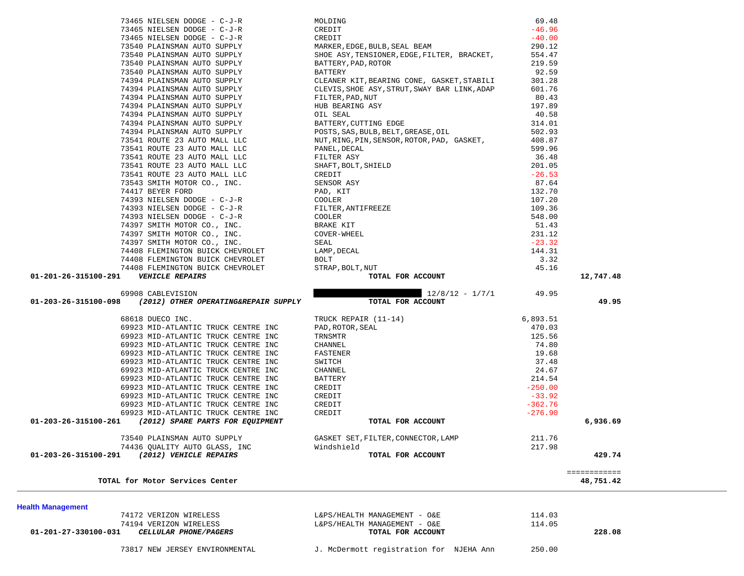| Account | Vendor | Description | Amount | Total |
|---|---|---|---|---|
| | 73465 NIELSEN DODGE - C-J-R | MOLDING | 69.48 | |
| | 73465 NIELSEN DODGE - C-J-R | CREDIT | -46.96 | |
| | 73465 NIELSEN DODGE - C-J-R | CREDIT | -40.00 | |
| | 73540 PLAINSMAN AUTO SUPPLY | MARKER,EDGE,BULB,SEAL BEAM | 290.12 | |
| | 73540 PLAINSMAN AUTO SUPPLY | SHOE ASY,TENSIONER,EDGE,FILTER, BRACKET, | 554.47 | |
| | 73540 PLAINSMAN AUTO SUPPLY | BATTERY,PAD,ROTOR | 219.59 | |
| | 73540 PLAINSMAN AUTO SUPPLY | BATTERY | 92.59 | |
| | 74394 PLAINSMAN AUTO SUPPLY | CLEANER KIT,BEARING CONE, GASKET,STABILI | 301.28 | |
| | 74394 PLAINSMAN AUTO SUPPLY | CLEVIS,SHOE ASY,STRUT,SWAY BAR LINK,ADAP | 601.76 | |
| | 74394 PLAINSMAN AUTO SUPPLY | FILTER,PAD,NUT | 80.43 | |
| | 74394 PLAINSMAN AUTO SUPPLY | HUB BEARING ASY | 197.89 | |
| | 74394 PLAINSMAN AUTO SUPPLY | OIL SEAL | 40.58 | |
| | 74394 PLAINSMAN AUTO SUPPLY | BATTERY,CUTTING EDGE | 314.01 | |
| | 74394 PLAINSMAN AUTO SUPPLY | POSTS,SAS,BULB,BELT,GREASE,OIL | 502.93 | |
| | 73541 ROUTE 23 AUTO MALL LLC | NUT,RING,PIN,SENSOR,ROTOR,PAD, GASKET, | 408.87 | |
| | 73541 ROUTE 23 AUTO MALL LLC | PANEL,DECAL | 599.96 | |
| | 73541 ROUTE 23 AUTO MALL LLC | FILTER ASY | 36.48 | |
| | 73541 ROUTE 23 AUTO MALL LLC | SHAFT,BOLT,SHIELD | 201.05 | |
| | 73541 ROUTE 23 AUTO MALL LLC | CREDIT | -26.53 | |
| | 73543 SMITH MOTOR CO., INC. | SENSOR ASY | 87.64 | |
| | 74417 BEYER FORD | PAD, KIT | 132.70 | |
| | 74393 NIELSEN DODGE - C-J-R | COOLER | 107.20 | |
| | 74393 NIELSEN DODGE - C-J-R | FILTER,ANTIFREEZE | 109.36 | |
| | 74393 NIELSEN DODGE - C-J-R | COOLER | 548.00 | |
| | 74397 SMITH MOTOR CO., INC. | BRAKE KIT | 51.43 | |
| | 74397 SMITH MOTOR CO., INC. | COVER-WHEEL | 231.12 | |
| | 74397 SMITH MOTOR CO., INC. | SEAL | -23.32 | |
| | 74408 FLEMINGTON BUICK CHEVROLET | LAMP,DECAL | 144.31 | |
| | 74408 FLEMINGTON BUICK CHEVROLET | BOLT | 3.32 | |
| | 74408 FLEMINGTON BUICK CHEVROLET | STRAP,BOLT,NUT | 45.16 | |
| **01-201-26-315100-291** | ***VEHICLE REPAIRS*** | **TOTAL FOR ACCOUNT** | | **12,747.48** |
| | 69908 CABLEVISION | 12/8/12 - 1/7/1 | 49.95 | |
| **01-203-26-315100-098** | ***(2012) OTHER OPERATING&REPAIR SUPPLY*** | **TOTAL FOR ACCOUNT** | | **49.95** |
| | 68618 DUECO INC. | TRUCK REPAIR (11-14) | 6,893.51 | |
| | 69923 MID-ATLANTIC TRUCK CENTRE INC | PAD,ROTOR,SEAL | 470.03 | |
| | 69923 MID-ATLANTIC TRUCK CENTRE INC | TRNSMTR | 125.56 | |
| | 69923 MID-ATLANTIC TRUCK CENTRE INC | CHANNEL | 74.80 | |
| | 69923 MID-ATLANTIC TRUCK CENTRE INC | FASTENER | 19.68 | |
| | 69923 MID-ATLANTIC TRUCK CENTRE INC | SWITCH | 37.48 | |
| | 69923 MID-ATLANTIC TRUCK CENTRE INC | CHANNEL | 24.67 | |
| | 69923 MID-ATLANTIC TRUCK CENTRE INC | BATTERY | 214.54 | |
| | 69923 MID-ATLANTIC TRUCK CENTRE INC | CREDIT | -250.00 | |
| | 69923 MID-ATLANTIC TRUCK CENTRE INC | CREDIT | -33.92 | |
| | 69923 MID-ATLANTIC TRUCK CENTRE INC | CREDIT | -362.76 | |
| | 69923 MID-ATLANTIC TRUCK CENTRE INC | CREDIT | -276.90 | |
| **01-203-26-315100-261** | ***(2012) SPARE PARTS FOR EQUIPMENT*** | **TOTAL FOR ACCOUNT** | | **6,936.69** |
| | 73540 PLAINSMAN AUTO SUPPLY | GASKET SET,FILTER,CONNECTOR,LAMP | 211.76 | |
| | 74436 QUALITY AUTO GLASS, INC | Windshield | 217.98 | |
| **01-203-26-315100-291** | ***(2012) VEHICLE REPAIRS*** | **TOTAL FOR ACCOUNT** | | **429.74** |
| | | | | ============ |
| | **TOTAL for Motor Services Center** | | | **48,751.42** |

## Health Management

| Account | Vendor | Description | Amount | Total |
|---|---|---|---|---|
| | 74172 VERIZON WIRELESS | L&PS/HEALTH MANAGEMENT - O&E | 114.03 | |
| | 74194 VERIZON WIRELESS | L&PS/HEALTH MANAGEMENT - O&E | 114.05 | |
| **01-201-27-330100-031** | ***CELLULAR PHONE/PAGERS*** | **TOTAL FOR ACCOUNT** | | **228.08** |
| | 73817 NEW JERSEY ENVIRONMENTAL | J. McDermott registration for NJEHA Ann | 250.00 | |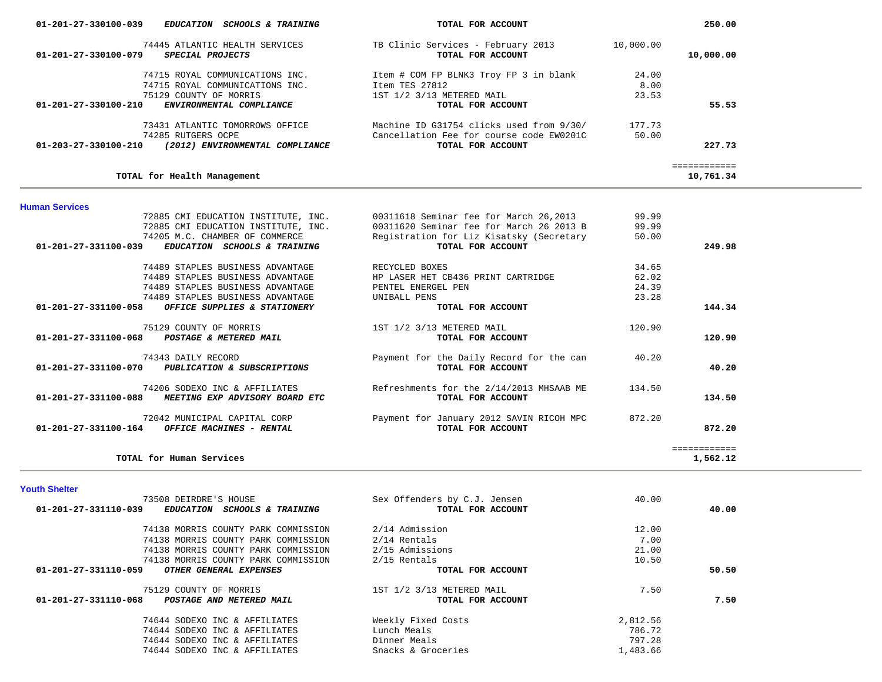| Account | Vendor / Account Name | Description | Amount | Total |
|---|---|---|---|---|
| 01-201-27-330100-039 | ***EDUCATION SCHOOLS & TRAINING*** | **TOTAL FOR ACCOUNT** | | **250.00** |
| | 74445 ATLANTIC HEALTH SERVICES | TB Clinic Services - February 2013 | 10,000.00 | |
| 01-201-27-330100-079 | ***SPECIAL PROJECTS*** | **TOTAL FOR ACCOUNT** | | **10,000.00** |
| | 74715 ROYAL COMMUNICATIONS INC. | Item # COM FP BLNK3 Troy FP 3 in blank | 24.00 | |
| | 74715 ROYAL COMMUNICATIONS INC. | Item TES 27812 | 8.00 | |
| | 75129 COUNTY OF MORRIS | 1ST 1/2 3/13 METERED MAIL | 23.53 | |
| 01-201-27-330100-210 | ***ENVIRONMENTAL COMPLIANCE*** | **TOTAL FOR ACCOUNT** | | **55.53** |
| | 73431 ATLANTIC TOMORROWS OFFICE | Machine ID G31754 clicks used from 9/30/ | 177.73 | |
| | 74285 RUTGERS OCPE | Cancellation Fee for course code EW0201C | 50.00 | |
| 01-203-27-330100-210 | ***(2012) ENVIRONMENTAL COMPLIANCE*** | **TOTAL FOR ACCOUNT** | | **227.73** |
| | | | | ============ |
| | **TOTAL for Health Management** | | | **10,761.34** |

## Human Services

| Account | Vendor / Account Name | Description | Amount | Total |
|---|---|---|---|---|
| | 72885 CMI EDUCATION INSTITUTE, INC. | 00311618 Seminar fee for March 26,2013 | 99.99 | |
| | 72885 CMI EDUCATION INSTITUTE, INC. | 00311620 Seminar fee for March 26 2013 B | 99.99 | |
| | 74205 M.C. CHAMBER OF COMMERCE | Registration for Liz Kisatsky (Secretary | 50.00 | |
| 01-201-27-331100-039 | ***EDUCATION SCHOOLS & TRAINING*** | **TOTAL FOR ACCOUNT** | | **249.98** |
| | 74489 STAPLES BUSINESS ADVANTAGE | RECYCLED BOXES | 34.65 | |
| | 74489 STAPLES BUSINESS ADVANTAGE | HP LASER HET CB436 PRINT CARTRIDGE | 62.02 | |
| | 74489 STAPLES BUSINESS ADVANTAGE | PENTEL ENERGEL PEN | 24.39 | |
| | 74489 STAPLES BUSINESS ADVANTAGE | UNIBALL PENS | 23.28 | |
| 01-201-27-331100-058 | ***OFFICE SUPPLIES & STATIONERY*** | **TOTAL FOR ACCOUNT** | | **144.34** |
| | 75129 COUNTY OF MORRIS | 1ST 1/2 3/13 METERED MAIL | 120.90 | |
| 01-201-27-331100-068 | ***POSTAGE & METERED MAIL*** | **TOTAL FOR ACCOUNT** | | **120.90** |
| | 74343 DAILY RECORD | Payment for the Daily Record for the can | 40.20 | |
| 01-201-27-331100-070 | ***PUBLICATION & SUBSCRIPTIONS*** | **TOTAL FOR ACCOUNT** | | **40.20** |
| | 74206 SODEXO INC & AFFILIATES | Refreshments for the 2/14/2013 MHSAAB ME | 134.50 | |
| 01-201-27-331100-088 | ***MEETING EXP ADVISORY BOARD ETC*** | **TOTAL FOR ACCOUNT** | | **134.50** |
| | 72042 MUNICIPAL CAPITAL CORP | Payment for January 2012 SAVIN RICOH MPC | 872.20 | |
| 01-201-27-331100-164 | ***OFFICE MACHINES - RENTAL*** | **TOTAL FOR ACCOUNT** | | **872.20** |
| | | | | ============ |
| | **TOTAL for Human Services** | | | **1,562.12** |

## Youth Shelter

| Account | Vendor / Account Name | Description | Amount | Total |
|---|---|---|---|---|
| | 73508 DEIRDRE'S HOUSE | Sex Offenders by C.J. Jensen | 40.00 | |
| 01-201-27-331110-039 | ***EDUCATION SCHOOLS & TRAINING*** | **TOTAL FOR ACCOUNT** | | **40.00** |
| | 74138 MORRIS COUNTY PARK COMMISSION | 2/14 Admission | 12.00 | |
| | 74138 MORRIS COUNTY PARK COMMISSION | 2/14 Rentals | 7.00 | |
| | 74138 MORRIS COUNTY PARK COMMISSION | 2/15 Admissions | 21.00 | |
| | 74138 MORRIS COUNTY PARK COMMISSION | 2/15 Rentals | 10.50 | |
| 01-201-27-331110-059 | ***OTHER GENERAL EXPENSES*** | **TOTAL FOR ACCOUNT** | | **50.50** |
| | 75129 COUNTY OF MORRIS | 1ST 1/2 3/13 METERED MAIL | 7.50 | |
| 01-201-27-331110-068 | ***POSTAGE AND METERED MAIL*** | **TOTAL FOR ACCOUNT** | | **7.50** |
| | 74644 SODEXO INC & AFFILIATES | Weekly Fixed Costs | 2,812.56 | |
| | 74644 SODEXO INC & AFFILIATES | Lunch Meals | 786.72 | |
| | 74644 SODEXO INC & AFFILIATES | Dinner Meals | 797.28 | |
| | 74644 SODEXO INC & AFFILIATES | Snacks & Groceries | 1,483.66 | |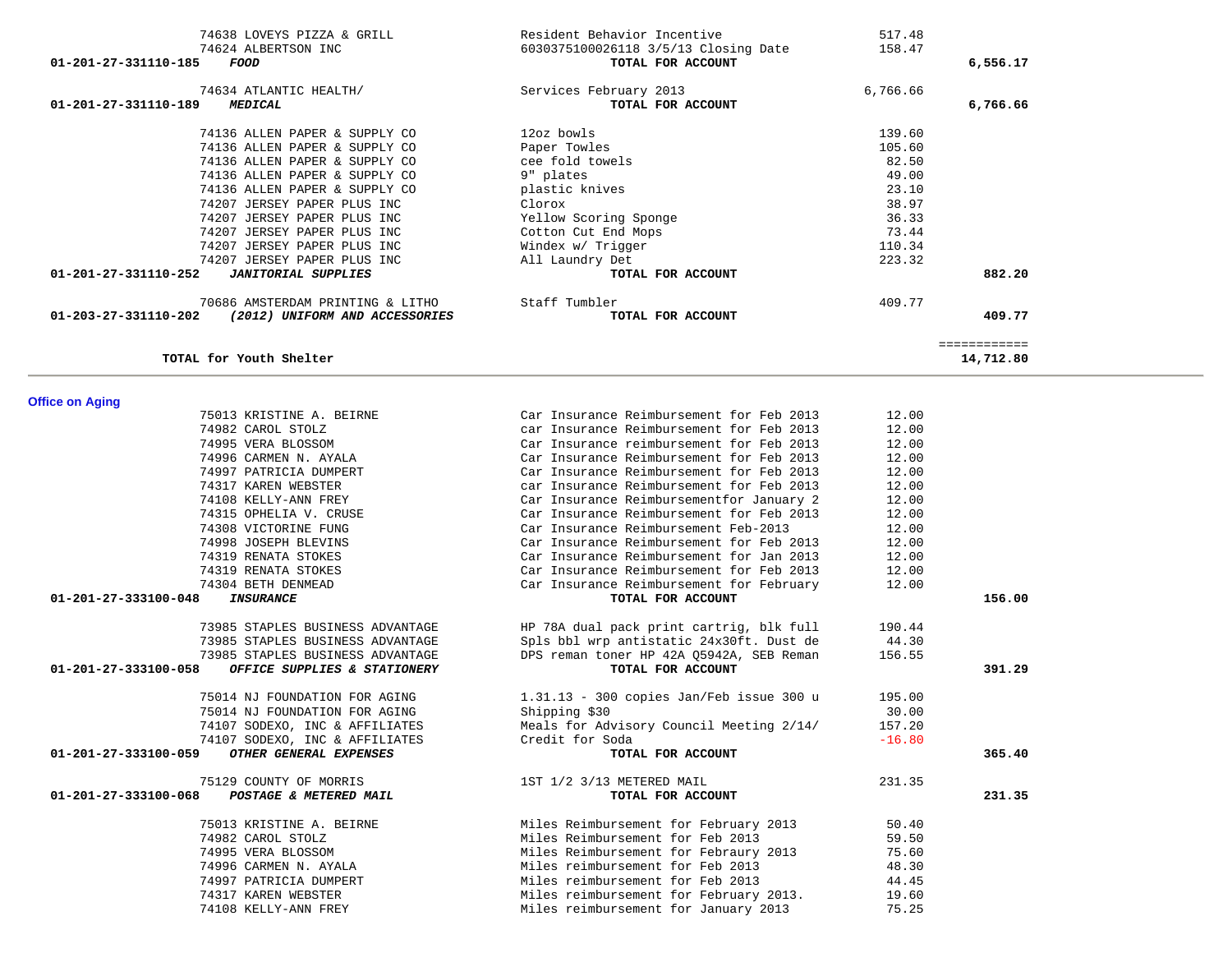| Account | Vendor | Description | Amount | Total |
|---|---|---|---|---|
| | 74638 LOVEYS PIZZA & GRILL | Resident Behavior Incentive | 517.48 | |
| | 74624 ALBERTSON INC | 6030375100026118 3/5/13 Closing Date | 158.47 | |
| **01-201-27-331110-185** | ***FOOD*** | **TOTAL FOR ACCOUNT** | | **6,556.17** |
| | 74634 ATLANTIC HEALTH/ | Services February 2013 | 6,766.66 | |
| **01-201-27-331110-189** | ***MEDICAL*** | **TOTAL FOR ACCOUNT** | | **6,766.66** |
| | 74136 ALLEN PAPER & SUPPLY CO | 12oz bowls | 139.60 | |
| | 74136 ALLEN PAPER & SUPPLY CO | Paper Towles | 105.60 | |
| | 74136 ALLEN PAPER & SUPPLY CO | cee fold towels | 82.50 | |
| | 74136 ALLEN PAPER & SUPPLY CO | 9" plates | 49.00 | |
| | 74136 ALLEN PAPER & SUPPLY CO | plastic knives | 23.10 | |
| | 74207 JERSEY PAPER PLUS INC | Clorox | 38.97 | |
| | 74207 JERSEY PAPER PLUS INC | Yellow Scoring Sponge | 36.33 | |
| | 74207 JERSEY PAPER PLUS INC | Cotton Cut End Mops | 73.44 | |
| | 74207 JERSEY PAPER PLUS INC | Windex w/ Trigger | 110.34 | |
| | 74207 JERSEY PAPER PLUS INC | All Laundry Det | 223.32 | |
| **01-201-27-331110-252** | ***JANITORIAL SUPPLIES*** | **TOTAL FOR ACCOUNT** | | **882.20** |
| | 70686 AMSTERDAM PRINTING & LITHO | Staff Tumbler | 409.77 | |
| **01-203-27-331110-202** | ***(2012) UNIFORM AND ACCESSORIES*** | **TOTAL FOR ACCOUNT** | | **409.77** |
| | | | | ============ |
| | **TOTAL for Youth Shelter** | | | **14,712.80** |

**Office on Aging**

| Account | Vendor | Description | Amount | Total |
|---|---|---|---|---|
| | 75013 KRISTINE A. BEIRNE | Car Insurance Reimbursement for Feb 2013 | 12.00 | |
| | 74982 CAROL STOLZ | car Insurance Reimbursement for Feb 2013 | 12.00 | |
| | 74995 VERA BLOSSOM | Car Insurance reimbursement for Feb 2013 | 12.00 | |
| | 74996 CARMEN N. AYALA | Car Insurance Reimbursement for Feb 2013 | 12.00 | |
| | 74997 PATRICIA DUMPERT | Car Insurance Reimbursement for Feb 2013 | 12.00 | |
| | 74317 KAREN WEBSTER | car Insurance Reimbursement for Feb 2013 | 12.00 | |
| | 74108 KELLY-ANN FREY | Car Insurance Reimbursementfor January 2 | 12.00 | |
| | 74315 OPHELIA V. CRUSE | Car Insurance Reimbursement for Feb 2013 | 12.00 | |
| | 74308 VICTORINE FUNG | Car Insurance Reimbursement Feb-2013 | 12.00 | |
| | 74998 JOSEPH BLEVINS | Car Insurance Reimbursement for Feb 2013 | 12.00 | |
| | 74319 RENATA STOKES | Car Insurance Reimbursement for Jan 2013 | 12.00 | |
| | 74319 RENATA STOKES | Car Insurance Reimbursement for Feb 2013 | 12.00 | |
| | 74304 BETH DENMEAD | Car Insurance Reimbursement for February | 12.00 | |
| **01-201-27-333100-048** | ***INSURANCE*** | **TOTAL FOR ACCOUNT** | | **156.00** |
| | 73985 STAPLES BUSINESS ADVANTAGE | HP 78A dual pack print cartrig, blk full | 190.44 | |
| | 73985 STAPLES BUSINESS ADVANTAGE | Spls bbl wrp antistatic 24x30ft. Dust de | 44.30 | |
| | 73985 STAPLES BUSINESS ADVANTAGE | DPS reman toner HP 42A Q5942A, SEB Reman | 156.55 | |
| **01-201-27-333100-058** | ***OFFICE SUPPLIES & STATIONERY*** | **TOTAL FOR ACCOUNT** | | **391.29** |
| | 75014 NJ FOUNDATION FOR AGING | 1.31.13 - 300 copies Jan/Feb issue 300 u | 195.00 | |
| | 75014 NJ FOUNDATION FOR AGING | Shipping $30 | 30.00 | |
| | 74107 SODEXO, INC & AFFILIATES | Meals for Advisory Council Meeting 2/14/ | 157.20 | |
| | 74107 SODEXO, INC & AFFILIATES | Credit for Soda | -16.80 | |
| **01-201-27-333100-059** | ***OTHER GENERAL EXPENSES*** | **TOTAL FOR ACCOUNT** | | **365.40** |
| | 75129 COUNTY OF MORRIS | 1ST 1/2 3/13 METERED MAIL | 231.35 | |
| **01-201-27-333100-068** | ***POSTAGE & METERED MAIL*** | **TOTAL FOR ACCOUNT** | | **231.35** |
| | 75013 KRISTINE A. BEIRNE | Miles Reimbursement for February 2013 | 50.40 | |
| | 74982 CAROL STOLZ | Miles Reimbursement for Feb 2013 | 59.50 | |
| | 74995 VERA BLOSSOM | Miles Reimbursement for Febraury 2013 | 75.60 | |
| | 74996 CARMEN N. AYALA | Miles reimbursement for Feb 2013 | 48.30 | |
| | 74997 PATRICIA DUMPERT | Miles reimbursement for Feb 2013 | 44.45 | |
| | 74317 KAREN WEBSTER | Miles reimbursement for February 2013. | 19.60 | |
| | 74108 KELLY-ANN FREY | Miles reimbursement for January 2013 | 75.25 | |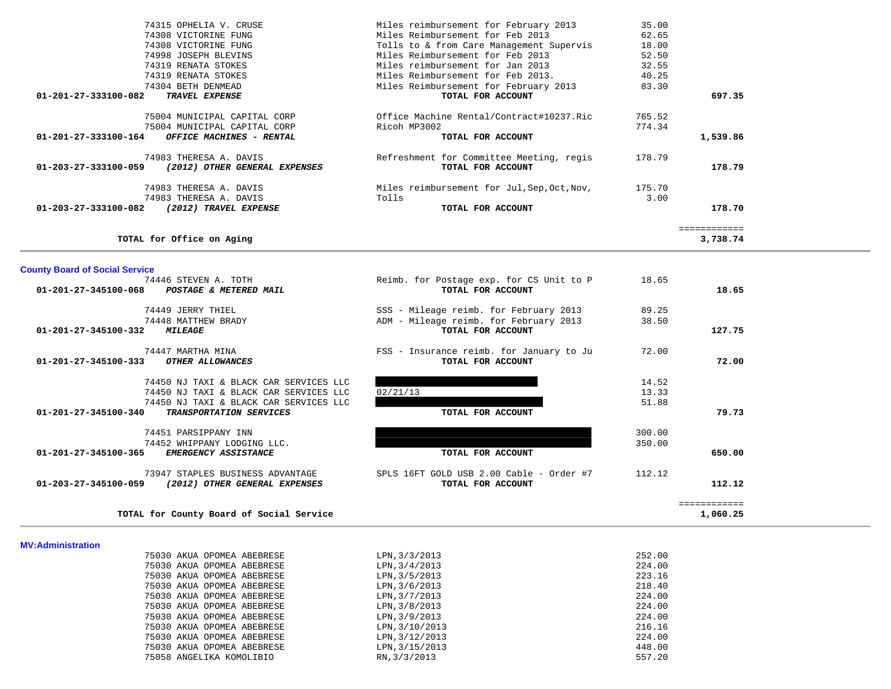| Account | Vendor | Description | Amount | Total |
|---|---|---|---|---|
| | 74315 OPHELIA V. CRUSE | Miles reimbursement for February 2013 | 35.00 | |
| | 74308 VICTORINE FUNG | Miles Reimbursement for Feb 2013 | 62.65 | |
| | 74308 VICTORINE FUNG | Tolls to & from Care Management Supervis | 18.00 | |
| | 74998 JOSEPH BLEVINS | Miles Reimbursement for Feb 2013 | 52.50 | |
| | 74319 RENATA STOKES | Miles reimbursement for Jan 2013 | 32.55 | |
| | 74319 RENATA STOKES | Miles Reimbursement for Feb 2013. | 40.25 | |
| | 74304 BETH DENMEAD | Miles Reimbursement for February 2013 | 83.30 | |
| **01-201-27-333100-082** | ***TRAVEL EXPENSE*** | **TOTAL FOR ACCOUNT** | | **697.35** |
| | 75004 MUNICIPAL CAPITAL CORP | Office Machine Rental/Contract#10237.Ric | 765.52 | |
| | 75004 MUNICIPAL CAPITAL CORP | Ricoh MP3002 | 774.34 | |
| **01-201-27-333100-164** | ***OFFICE MACHINES - RENTAL*** | **TOTAL FOR ACCOUNT** | | **1,539.86** |
| | 74983 THERESA A. DAVIS | Refreshment for Committee Meeting, regis | 178.79 | |
| **01-203-27-333100-059** | ***(2012) OTHER GENERAL EXPENSES*** | **TOTAL FOR ACCOUNT** | | **178.79** |
| | 74983 THERESA A. DAVIS | Miles reimbursement for Jul,Sep,Oct,Nov, | 175.70 | |
| | 74983 THERESA A. DAVIS | Tolls | 3.00 | |
| **01-203-27-333100-082** | ***(2012) TRAVEL EXPENSE*** | **TOTAL FOR ACCOUNT** | | **178.70** |
| | | | | ============ |
| | **TOTAL for Office on Aging** | | | **3,738.74** |

**County Board of Social Service**

| Account | Vendor | Description | Amount | Total |
|---|---|---|---|---|
| | 74446 STEVEN A. TOTH | Reimb. for Postage exp. for CS Unit to P | 18.65 | |
| **01-201-27-345100-068** | ***POSTAGE & METERED MAIL*** | **TOTAL FOR ACCOUNT** | | **18.65** |
| | 74449 JERRY THIEL | SSS - Mileage reimb. for February 2013 | 89.25 | |
| | 74448 MATTHEW BRADY | ADM - Mileage reimb. for February 2013 | 38.50 | |
| **01-201-27-345100-332** | ***MILEAGE*** | **TOTAL FOR ACCOUNT** | | **127.75** |
| | 74447 MARTHA MINA | FSS - Insurance reimb. for January to Ju | 72.00 | |
| **01-201-27-345100-333** | ***OTHER ALLOWANCES*** | **TOTAL FOR ACCOUNT** | | **72.00** |
| | 74450 NJ TAXI & BLACK CAR SERVICES LLC | [REDACTED] | 14.52 | |
| | 74450 NJ TAXI & BLACK CAR SERVICES LLC | 02/21/13 | 13.33 | |
| | 74450 NJ TAXI & BLACK CAR SERVICES LLC | [REDACTED] | 51.88 | |
| **01-201-27-345100-340** | ***TRANSPORTATION SERVICES*** | **TOTAL FOR ACCOUNT** | | **79.73** |
| | 74451 PARSIPPANY INN | [REDACTED] | 300.00 | |
| | 74452 WHIPPANY LODGING LLC. | [REDACTED] | 350.00 | |
| **01-201-27-345100-365** | ***EMERGENCY ASSISTANCE*** | **TOTAL FOR ACCOUNT** | | **650.00** |
| | 73947 STAPLES BUSINESS ADVANTAGE | SPLS 16FT GOLD USB 2.00 Cable - Order #7 | 112.12 | |
| **01-203-27-345100-059** | ***(2012) OTHER GENERAL EXPENSES*** | **TOTAL FOR ACCOUNT** | | **112.12** |
| | | | | ============ |
| | **TOTAL for County Board of Social Service** | | | **1,060.25** |

**MV:Administration**

| Account | Vendor | Description | Amount | Total |
|---|---|---|---|---|
| | 75030 AKUA OPOMEA ABEBRESE | LPN,3/3/2013 | 252.00 | |
| | 75030 AKUA OPOMEA ABEBRESE | LPN,3/4/2013 | 224.00 | |
| | 75030 AKUA OPOMEA ABEBRESE | LPN,3/5/2013 | 223.16 | |
| | 75030 AKUA OPOMEA ABEBRESE | LPN,3/6/2013 | 218.40 | |
| | 75030 AKUA OPOMEA ABEBRESE | LPN,3/7/2013 | 224.00 | |
| | 75030 AKUA OPOMEA ABEBRESE | LPN,3/8/2013 | 224.00 | |
| | 75030 AKUA OPOMEA ABEBRESE | LPN,3/9/2013 | 224.00 | |
| | 75030 AKUA OPOMEA ABEBRESE | LPN,3/10/2013 | 216.16 | |
| | 75030 AKUA OPOMEA ABEBRESE | LPN,3/12/2013 | 224.00 | |
| | 75030 AKUA OPOMEA ABEBRESE | LPN,3/15/2013 | 448.00 | |
| | 75058 ANGELIKA KOMOLIBIO | RN,3/3/2013 | 557.20 | |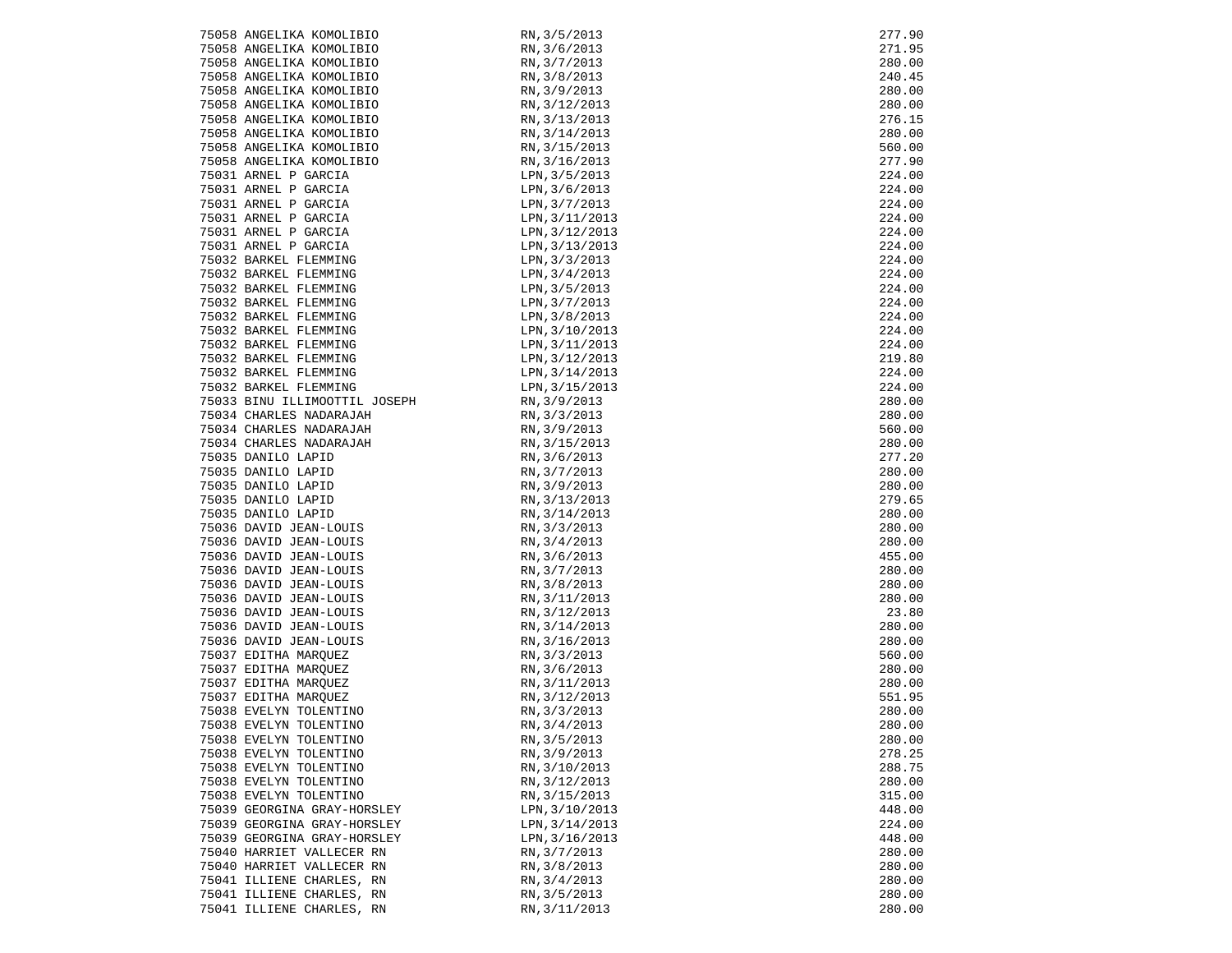| | | |
|---|---|---|
| 75058 ANGELIKA KOMOLIBIO | RN,3/5/2013 | 277.90 |
| 75058 ANGELIKA KOMOLIBIO | RN,3/6/2013 | 271.95 |
| 75058 ANGELIKA KOMOLIBIO | RN,3/7/2013 | 280.00 |
| 75058 ANGELIKA KOMOLIBIO | RN,3/8/2013 | 240.45 |
| 75058 ANGELIKA KOMOLIBIO | RN,3/9/2013 | 280.00 |
| 75058 ANGELIKA KOMOLIBIO | RN,3/12/2013 | 280.00 |
| 75058 ANGELIKA KOMOLIBIO | RN,3/13/2013 | 276.15 |
| 75058 ANGELIKA KOMOLIBIO | RN,3/14/2013 | 280.00 |
| 75058 ANGELIKA KOMOLIBIO | RN,3/15/2013 | 560.00 |
| 75058 ANGELIKA KOMOLIBIO | RN,3/16/2013 | 277.90 |
| 75031 ARNEL P GARCIA | LPN,3/5/2013 | 224.00 |
| 75031 ARNEL P GARCIA | LPN,3/6/2013 | 224.00 |
| 75031 ARNEL P GARCIA | LPN,3/7/2013 | 224.00 |
| 75031 ARNEL P GARCIA | LPN,3/11/2013 | 224.00 |
| 75031 ARNEL P GARCIA | LPN,3/12/2013 | 224.00 |
| 75031 ARNEL P GARCIA | LPN,3/13/2013 | 224.00 |
| 75032 BARKEL FLEMMING | LPN,3/3/2013 | 224.00 |
| 75032 BARKEL FLEMMING | LPN,3/4/2013 | 224.00 |
| 75032 BARKEL FLEMMING | LPN,3/5/2013 | 224.00 |
| 75032 BARKEL FLEMMING | LPN,3/7/2013 | 224.00 |
| 75032 BARKEL FLEMMING | LPN,3/8/2013 | 224.00 |
| 75032 BARKEL FLEMMING | LPN,3/10/2013 | 224.00 |
| 75032 BARKEL FLEMMING | LPN,3/11/2013 | 224.00 |
| 75032 BARKEL FLEMMING | LPN,3/12/2013 | 219.80 |
| 75032 BARKEL FLEMMING | LPN,3/14/2013 | 224.00 |
| 75032 BARKEL FLEMMING | LPN,3/15/2013 | 224.00 |
| 75033 BINU ILLIMOOTTIL JOSEPH | RN,3/9/2013 | 280.00 |
| 75034 CHARLES NADARAJAH | RN,3/3/2013 | 280.00 |
| 75034 CHARLES NADARAJAH | RN,3/9/2013 | 560.00 |
| 75034 CHARLES NADARAJAH | RN,3/15/2013 | 280.00 |
| 75035 DANILO LAPID | RN,3/6/2013 | 277.20 |
| 75035 DANILO LAPID | RN,3/7/2013 | 280.00 |
| 75035 DANILO LAPID | RN,3/9/2013 | 280.00 |
| 75035 DANILO LAPID | RN,3/13/2013 | 279.65 |
| 75035 DANILO LAPID | RN,3/14/2013 | 280.00 |
| 75036 DAVID JEAN-LOUIS | RN,3/3/2013 | 280.00 |
| 75036 DAVID JEAN-LOUIS | RN,3/4/2013 | 280.00 |
| 75036 DAVID JEAN-LOUIS | RN,3/6/2013 | 455.00 |
| 75036 DAVID JEAN-LOUIS | RN,3/7/2013 | 280.00 |
| 75036 DAVID JEAN-LOUIS | RN,3/8/2013 | 280.00 |
| 75036 DAVID JEAN-LOUIS | RN,3/11/2013 | 280.00 |
| 75036 DAVID JEAN-LOUIS | RN,3/12/2013 | 23.80 |
| 75036 DAVID JEAN-LOUIS | RN,3/14/2013 | 280.00 |
| 75036 DAVID JEAN-LOUIS | RN,3/16/2013 | 280.00 |
| 75037 EDITHA MARQUEZ | RN,3/3/2013 | 560.00 |
| 75037 EDITHA MARQUEZ | RN,3/6/2013 | 280.00 |
| 75037 EDITHA MARQUEZ | RN,3/11/2013 | 280.00 |
| 75037 EDITHA MARQUEZ | RN,3/12/2013 | 551.95 |
| 75038 EVELYN TOLENTINO | RN,3/3/2013 | 280.00 |
| 75038 EVELYN TOLENTINO | RN,3/4/2013 | 280.00 |
| 75038 EVELYN TOLENTINO | RN,3/5/2013 | 280.00 |
| 75038 EVELYN TOLENTINO | RN,3/9/2013 | 278.25 |
| 75038 EVELYN TOLENTINO | RN,3/10/2013 | 288.75 |
| 75038 EVELYN TOLENTINO | RN,3/12/2013 | 280.00 |
| 75038 EVELYN TOLENTINO | RN,3/15/2013 | 315.00 |
| 75039 GEORGINA GRAY-HORSLEY | LPN,3/10/2013 | 448.00 |
| 75039 GEORGINA GRAY-HORSLEY | LPN,3/14/2013 | 224.00 |
| 75039 GEORGINA GRAY-HORSLEY | LPN,3/16/2013 | 448.00 |
| 75040 HARRIET VALLECER RN | RN,3/7/2013 | 280.00 |
| 75040 HARRIET VALLECER RN | RN,3/8/2013 | 280.00 |
| 75041 ILLIENE CHARLES, RN | RN,3/4/2013 | 280.00 |
| 75041 ILLIENE CHARLES, RN | RN,3/5/2013 | 280.00 |
| 75041 ILLIENE CHARLES, RN | RN,3/11/2013 | 280.00 |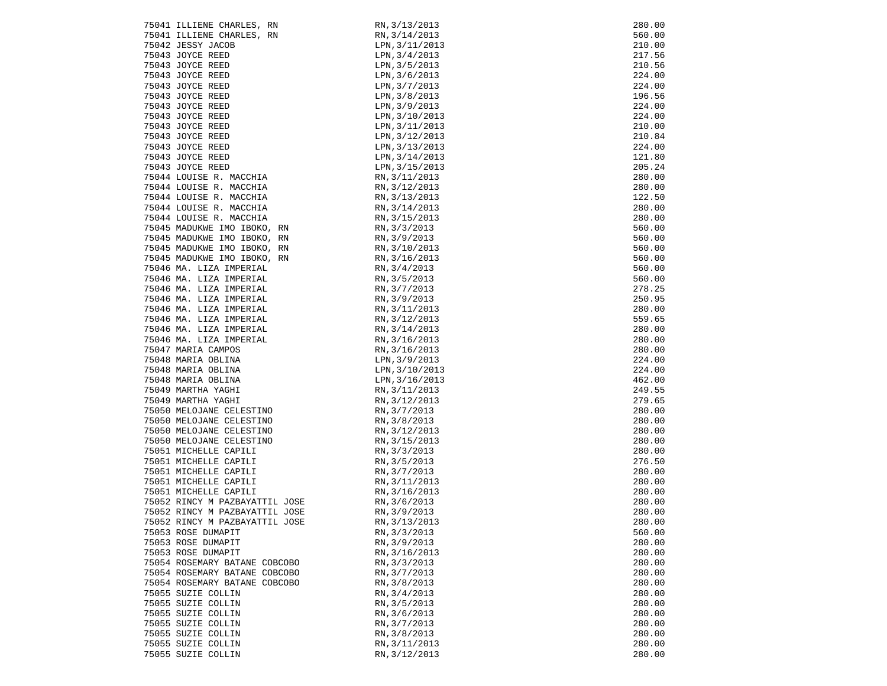| | | |
|---|---|---|
| 75041 ILLIENE CHARLES, RN | RN,3/13/2013 | 280.00 |
| 75041 ILLIENE CHARLES, RN | RN,3/14/2013 | 560.00 |
| 75042 JESSY JACOB | LPN,3/11/2013 | 210.00 |
| 75043 JOYCE REED | LPN,3/4/2013 | 217.56 |
| 75043 JOYCE REED | LPN,3/5/2013 | 210.56 |
| 75043 JOYCE REED | LPN,3/6/2013 | 224.00 |
| 75043 JOYCE REED | LPN,3/7/2013 | 224.00 |
| 75043 JOYCE REED | LPN,3/8/2013 | 196.56 |
| 75043 JOYCE REED | LPN,3/9/2013 | 224.00 |
| 75043 JOYCE REED | LPN,3/10/2013 | 224.00 |
| 75043 JOYCE REED | LPN,3/11/2013 | 210.00 |
| 75043 JOYCE REED | LPN,3/12/2013 | 210.84 |
| 75043 JOYCE REED | LPN,3/13/2013 | 224.00 |
| 75043 JOYCE REED | LPN,3/14/2013 | 121.80 |
| 75043 JOYCE REED | LPN,3/15/2013 | 205.24 |
| 75044 LOUISE R. MACCHIA | RN,3/11/2013 | 280.00 |
| 75044 LOUISE R. MACCHIA | RN,3/12/2013 | 280.00 |
| 75044 LOUISE R. MACCHIA | RN,3/13/2013 | 122.50 |
| 75044 LOUISE R. MACCHIA | RN,3/14/2013 | 280.00 |
| 75044 LOUISE R. MACCHIA | RN,3/15/2013 | 280.00 |
| 75045 MADUKWE IMO IBOKO, RN | RN,3/3/2013 | 560.00 |
| 75045 MADUKWE IMO IBOKO, RN | RN,3/9/2013 | 560.00 |
| 75045 MADUKWE IMO IBOKO, RN | RN,3/10/2013 | 560.00 |
| 75045 MADUKWE IMO IBOKO, RN | RN,3/16/2013 | 560.00 |
| 75046 MA. LIZA IMPERIAL | RN,3/4/2013 | 560.00 |
| 75046 MA. LIZA IMPERIAL | RN,3/5/2013 | 560.00 |
| 75046 MA. LIZA IMPERIAL | RN,3/7/2013 | 278.25 |
| 75046 MA. LIZA IMPERIAL | RN,3/9/2013 | 250.95 |
| 75046 MA. LIZA IMPERIAL | RN,3/11/2013 | 280.00 |
| 75046 MA. LIZA IMPERIAL | RN,3/12/2013 | 559.65 |
| 75046 MA. LIZA IMPERIAL | RN,3/14/2013 | 280.00 |
| 75046 MA. LIZA IMPERIAL | RN,3/16/2013 | 280.00 |
| 75047 MARIA CAMPOS | RN,3/16/2013 | 280.00 |
| 75048 MARIA OBLINA | LPN,3/9/2013 | 224.00 |
| 75048 MARIA OBLINA | LPN,3/10/2013 | 224.00 |
| 75048 MARIA OBLINA | LPN,3/16/2013 | 462.00 |
| 75049 MARTHA YAGHI | RN,3/11/2013 | 249.55 |
| 75049 MARTHA YAGHI | RN,3/12/2013 | 279.65 |
| 75050 MELOJANE CELESTINO | RN,3/7/2013 | 280.00 |
| 75050 MELOJANE CELESTINO | RN,3/8/2013 | 280.00 |
| 75050 MELOJANE CELESTINO | RN,3/12/2013 | 280.00 |
| 75050 MELOJANE CELESTINO | RN,3/15/2013 | 280.00 |
| 75051 MICHELLE CAPILI | RN,3/3/2013 | 280.00 |
| 75051 MICHELLE CAPILI | RN,3/5/2013 | 276.50 |
| 75051 MICHELLE CAPILI | RN,3/7/2013 | 280.00 |
| 75051 MICHELLE CAPILI | RN,3/11/2013 | 280.00 |
| 75051 MICHELLE CAPILI | RN,3/16/2013 | 280.00 |
| 75052 RINCY M PAZBAYATTIL JOSE | RN,3/6/2013 | 280.00 |
| 75052 RINCY M PAZBAYATTIL JOSE | RN,3/9/2013 | 280.00 |
| 75052 RINCY M PAZBAYATTIL JOSE | RN,3/13/2013 | 280.00 |
| 75053 ROSE DUMAPIT | RN,3/3/2013 | 560.00 |
| 75053 ROSE DUMAPIT | RN,3/9/2013 | 280.00 |
| 75053 ROSE DUMAPIT | RN,3/16/2013 | 280.00 |
| 75054 ROSEMARY BATANE COBCOBO | RN,3/3/2013 | 280.00 |
| 75054 ROSEMARY BATANE COBCOBO | RN,3/7/2013 | 280.00 |
| 75054 ROSEMARY BATANE COBCOBO | RN,3/8/2013 | 280.00 |
| 75055 SUZIE COLLIN | RN,3/4/2013 | 280.00 |
| 75055 SUZIE COLLIN | RN,3/5/2013 | 280.00 |
| 75055 SUZIE COLLIN | RN,3/6/2013 | 280.00 |
| 75055 SUZIE COLLIN | RN,3/7/2013 | 280.00 |
| 75055 SUZIE COLLIN | RN,3/8/2013 | 280.00 |
| 75055 SUZIE COLLIN | RN,3/11/2013 | 280.00 |
| 75055 SUZIE COLLIN | RN,3/12/2013 | 280.00 |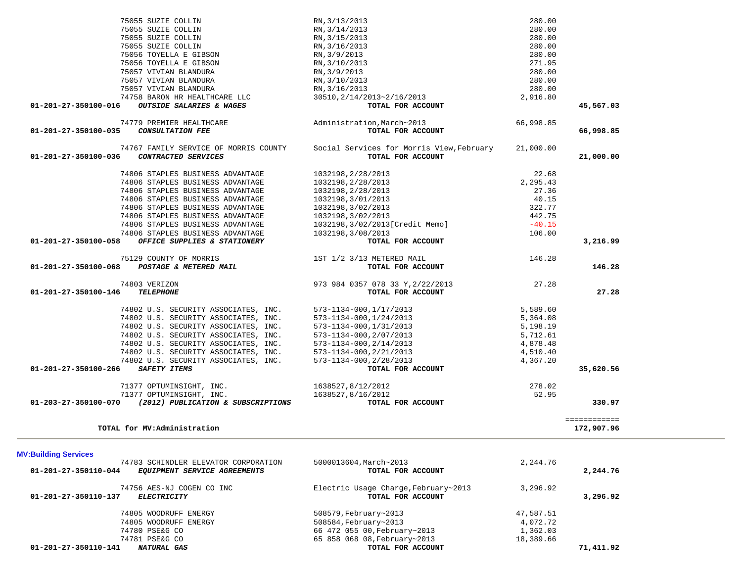| Account | Vendor / Description | Reference | Amount | Total |
|---|---|---|---|---|
| | 75055 SUZIE COLLIN | RN,3/13/2013 | 280.00 | |
| | 75055 SUZIE COLLIN | RN,3/14/2013 | 280.00 | |
| | 75055 SUZIE COLLIN | RN,3/15/2013 | 280.00 | |
| | 75055 SUZIE COLLIN | RN,3/16/2013 | 280.00 | |
| | 75056 TOYELLA E GIBSON | RN,3/9/2013 | 280.00 | |
| | 75056 TOYELLA E GIBSON | RN,3/10/2013 | 271.95 | |
| | 75057 VIVIAN BLANDURA | RN,3/9/2013 | 280.00 | |
| | 75057 VIVIAN BLANDURA | RN,3/10/2013 | 280.00 | |
| | 75057 VIVIAN BLANDURA | RN,3/16/2013 | 280.00 | |
| | 74758 BARON HR HEALTHCARE LLC | 30510,2/14/2013~2/16/2013 | 2,916.80 | |
| **01-201-27-350100-016** | ***OUTSIDE SALARIES & WAGES*** | **TOTAL FOR ACCOUNT** | | **45,567.03** |
| | 74779 PREMIER HEALTHCARE | Administration,March~2013 | 66,998.85 | |
| **01-201-27-350100-035** | ***CONSULTATION FEE*** | **TOTAL FOR ACCOUNT** | | **66,998.85** |
| | 74767 FAMILY SERVICE OF MORRIS COUNTY | Social Services for Morris View,February | 21,000.00 | |
| **01-201-27-350100-036** | ***CONTRACTED SERVICES*** | **TOTAL FOR ACCOUNT** | | **21,000.00** |
| | 74806 STAPLES BUSINESS ADVANTAGE | 1032198,2/28/2013 | 22.68 | |
| | 74806 STAPLES BUSINESS ADVANTAGE | 1032198,2/28/2013 | 2,295.43 | |
| | 74806 STAPLES BUSINESS ADVANTAGE | 1032198,2/28/2013 | 27.36 | |
| | 74806 STAPLES BUSINESS ADVANTAGE | 1032198,3/01/2013 | 40.15 | |
| | 74806 STAPLES BUSINESS ADVANTAGE | 1032198,3/02/2013 | 322.77 | |
| | 74806 STAPLES BUSINESS ADVANTAGE | 1032198,3/02/2013 | 442.75 | |
| | 74806 STAPLES BUSINESS ADVANTAGE | 1032198,3/02/2013[Credit Memo] | -40.15 | |
| | 74806 STAPLES BUSINESS ADVANTAGE | 1032198,3/08/2013 | 106.00 | |
| **01-201-27-350100-058** | ***OFFICE SUPPLIES & STATIONERY*** | **TOTAL FOR ACCOUNT** | | **3,216.99** |
| | 75129 COUNTY OF MORRIS | 1ST 1/2 3/13 METERED MAIL | 146.28 | |
| **01-201-27-350100-068** | ***POSTAGE & METERED MAIL*** | **TOTAL FOR ACCOUNT** | | **146.28** |
| | 74803 VERIZON | 973 984 0357 078 33 Y,2/22/2013 | 27.28 | |
| **01-201-27-350100-146** | ***TELEPHONE*** | **TOTAL FOR ACCOUNT** | | **27.28** |
| | 74802 U.S. SECURITY ASSOCIATES, INC. | 573-1134-000,1/17/2013 | 5,589.60 | |
| | 74802 U.S. SECURITY ASSOCIATES, INC. | 573-1134-000,1/24/2013 | 5,364.08 | |
| | 74802 U.S. SECURITY ASSOCIATES, INC. | 573-1134-000,1/31/2013 | 5,198.19 | |
| | 74802 U.S. SECURITY ASSOCIATES, INC. | 573-1134-000,2/07/2013 | 5,712.61 | |
| | 74802 U.S. SECURITY ASSOCIATES, INC. | 573-1134-000,2/14/2013 | 4,878.48 | |
| | 74802 U.S. SECURITY ASSOCIATES, INC. | 573-1134-000,2/21/2013 | 4,510.40 | |
| | 74802 U.S. SECURITY ASSOCIATES, INC. | 573-1134-000,2/28/2013 | 4,367.20 | |
| **01-201-27-350100-266** | ***SAFETY ITEMS*** | **TOTAL FOR ACCOUNT** | | **35,620.56** |
| | 71377 OPTUMINSIGHT, INC. | 1638527,8/12/2012 | 278.02 | |
| | 71377 OPTUMINSIGHT, INC. | 1638527,8/16/2012 | 52.95 | |
| **01-203-27-350100-070** | ***(2012) PUBLICATION & SUBSCRIPTIONS*** | **TOTAL FOR ACCOUNT** | | **330.97** |
| | | | | ============ |
| | **TOTAL for MV:Administration** | | | **172,907.96** |

**MV:Building Services**

| Account | Vendor / Description | Reference | Amount | Total |
|---|---|---|---|---|
| | 74783 SCHINDLER ELEVATOR CORPORATION | 5000013604,March~2013 | 2,244.76 | |
| **01-201-27-350110-044** | ***EQUIPMENT SERVICE AGREEMENTS*** | **TOTAL FOR ACCOUNT** | | **2,244.76** |
| | 74756 AES-NJ COGEN CO INC | Electric Usage Charge,February~2013 | 3,296.92 | |
| **01-201-27-350110-137** | ***ELECTRICITY*** | **TOTAL FOR ACCOUNT** | | **3,296.92** |
| | 74805 WOODRUFF ENERGY | 508579,February~2013 | 47,587.51 | |
| | 74805 WOODRUFF ENERGY | 508584,February~2013 | 4,072.72 | |
| | 74780 PSE&G CO | 66 472 055 00,February~2013 | 1,362.03 | |
| | 74781 PSE&G CO | 65 858 068 08,February~2013 | 18,389.66 | |
| **01-201-27-350110-141** | ***NATURAL GAS*** | **TOTAL FOR ACCOUNT** | | **71,411.92** |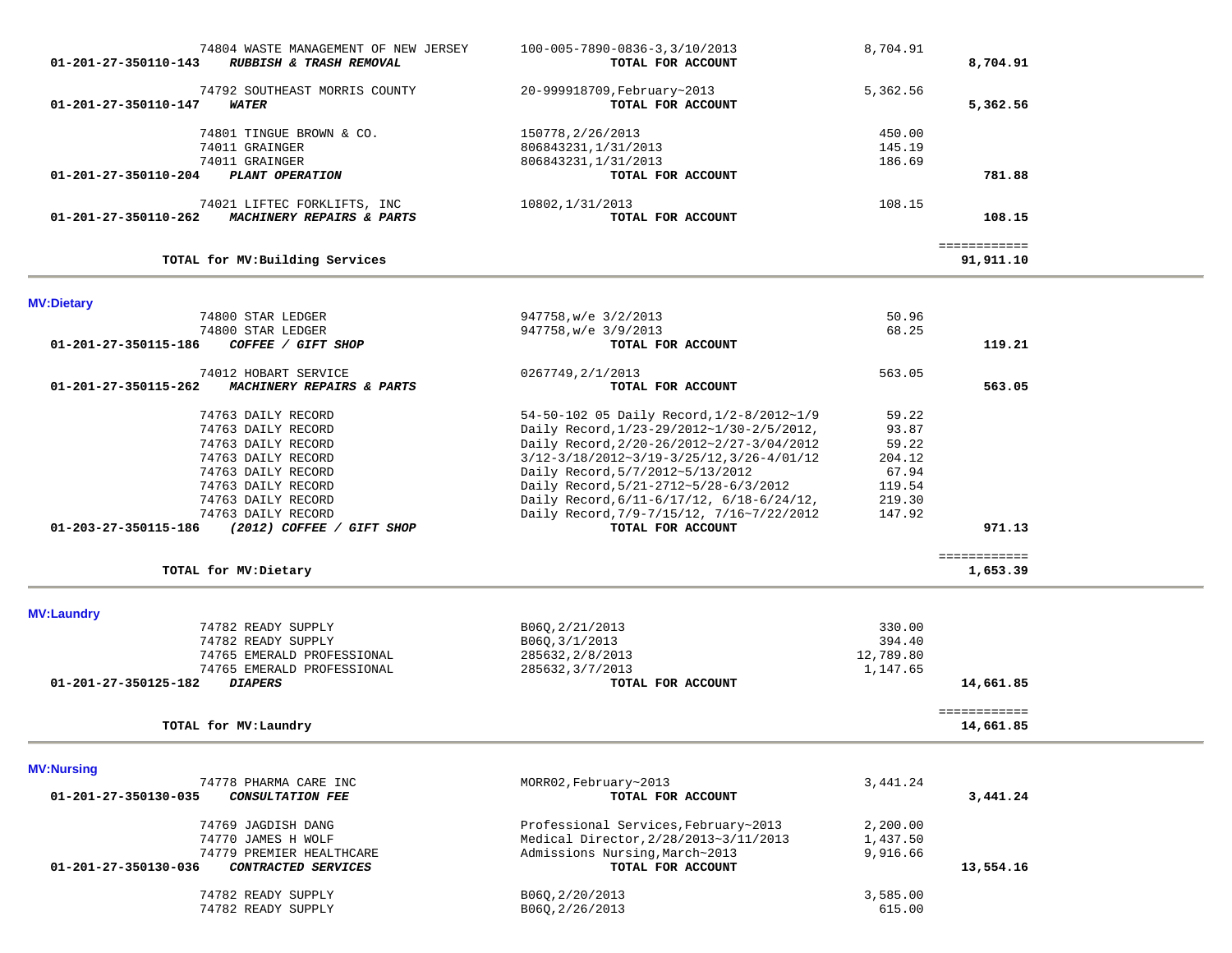| Account | Vendor / Description | Reference | Amount | Total |
|---|---|---|---|---|
| | 74804 WASTE MANAGEMENT OF NEW JERSEY | 100-005-7890-0836-3,3/10/2013 | 8,704.91 | |
| **01-201-27-350110-143** | ***RUBBISH & TRASH REMOVAL*** | **TOTAL FOR ACCOUNT** | | **8,704.91** |
| | 74792 SOUTHEAST MORRIS COUNTY | 20-999918709,February~2013 | 5,362.56 | |
| **01-201-27-350110-147** | ***WATER*** | **TOTAL FOR ACCOUNT** | | **5,362.56** |
| | 74801 TINGUE BROWN & CO. | 150778,2/26/2013 | 450.00 | |
| | 74011 GRAINGER | 806843231,1/31/2013 | 145.19 | |
| | 74011 GRAINGER | 806843231,1/31/2013 | 186.69 | |
| **01-201-27-350110-204** | ***PLANT OPERATION*** | **TOTAL FOR ACCOUNT** | | **781.88** |
| | 74021 LIFTEC FORKLIFTS, INC | 10802,1/31/2013 | 108.15 | |
| **01-201-27-350110-262** | ***MACHINERY REPAIRS & PARTS*** | **TOTAL FOR ACCOUNT** | | **108.15** |
| | | | | ============ |
| | **TOTAL for MV:Building Services** | | | **91,911.10** |

**MV:Dietary**

| Account | Vendor / Description | Reference | Amount | Total |
|---|---|---|---|---|
| | 74800 STAR LEDGER | 947758,w/e 3/2/2013 | 50.96 | |
| | 74800 STAR LEDGER | 947758,w/e 3/9/2013 | 68.25 | |
| **01-201-27-350115-186** | ***COFFEE / GIFT SHOP*** | **TOTAL FOR ACCOUNT** | | **119.21** |
| | 74012 HOBART SERVICE | 0267749,2/1/2013 | 563.05 | |
| **01-201-27-350115-262** | ***MACHINERY REPAIRS & PARTS*** | **TOTAL FOR ACCOUNT** | | **563.05** |
| | 74763 DAILY RECORD | 54-50-102 05 Daily Record,1/2-8/2012~1/9 | 59.22 | |
| | 74763 DAILY RECORD | Daily Record,1/23-29/2012~1/30-2/5/2012, | 93.87 | |
| | 74763 DAILY RECORD | Daily Record,2/20-26/2012~2/27-3/04/2012 | 59.22 | |
| | 74763 DAILY RECORD | 3/12-3/18/2012~3/19-3/25/12,3/26-4/01/12 | 204.12 | |
| | 74763 DAILY RECORD | Daily Record,5/7/2012~5/13/2012 | 67.94 | |
| | 74763 DAILY RECORD | Daily Record,5/21-2712~5/28-6/3/2012 | 119.54 | |
| | 74763 DAILY RECORD | Daily Record,6/11-6/17/12, 6/18-6/24/12, | 219.30 | |
| | 74763 DAILY RECORD | Daily Record,7/9-7/15/12, 7/16~7/22/2012 | 147.92 | |
| **01-203-27-350115-186** | ***(2012) COFFEE / GIFT SHOP*** | **TOTAL FOR ACCOUNT** | | **971.13** |
| | | | | ============ |
| | **TOTAL for MV:Dietary** | | | **1,653.39** |

**MV:Laundry**

| Account | Vendor / Description | Reference | Amount | Total |
|---|---|---|---|---|
| | 74782 READY SUPPLY | B06Q,2/21/2013 | 330.00 | |
| | 74782 READY SUPPLY | B06Q,3/1/2013 | 394.40 | |
| | 74765 EMERALD PROFESSIONAL | 285632,2/8/2013 | 12,789.80 | |
| | 74765 EMERALD PROFESSIONAL | 285632,3/7/2013 | 1,147.65 | |
| **01-201-27-350125-182** | ***DIAPERS*** | **TOTAL FOR ACCOUNT** | | **14,661.85** |
| | | | | ============ |
| | **TOTAL for MV:Laundry** | | | **14,661.85** |

**MV:Nursing**

| Account | Vendor / Description | Reference | Amount | Total |
|---|---|---|---|---|
| | 74778 PHARMA CARE INC | MORR02,February~2013 | 3,441.24 | |
| **01-201-27-350130-035** | ***CONSULTATION FEE*** | **TOTAL FOR ACCOUNT** | | **3,441.24** |
| | 74769 JAGDISH DANG | Professional Services,February~2013 | 2,200.00 | |
| | 74770 JAMES H WOLF | Medical Director,2/28/2013~3/11/2013 | 1,437.50 | |
| | 74779 PREMIER HEALTHCARE | Admissions Nursing,March~2013 | 9,916.66 | |
| **01-201-27-350130-036** | ***CONTRACTED SERVICES*** | **TOTAL FOR ACCOUNT** | | **13,554.16** |
| | 74782 READY SUPPLY | B06Q,2/20/2013 | 3,585.00 | |
| | 74782 READY SUPPLY | B06Q,2/26/2013 | 615.00 | |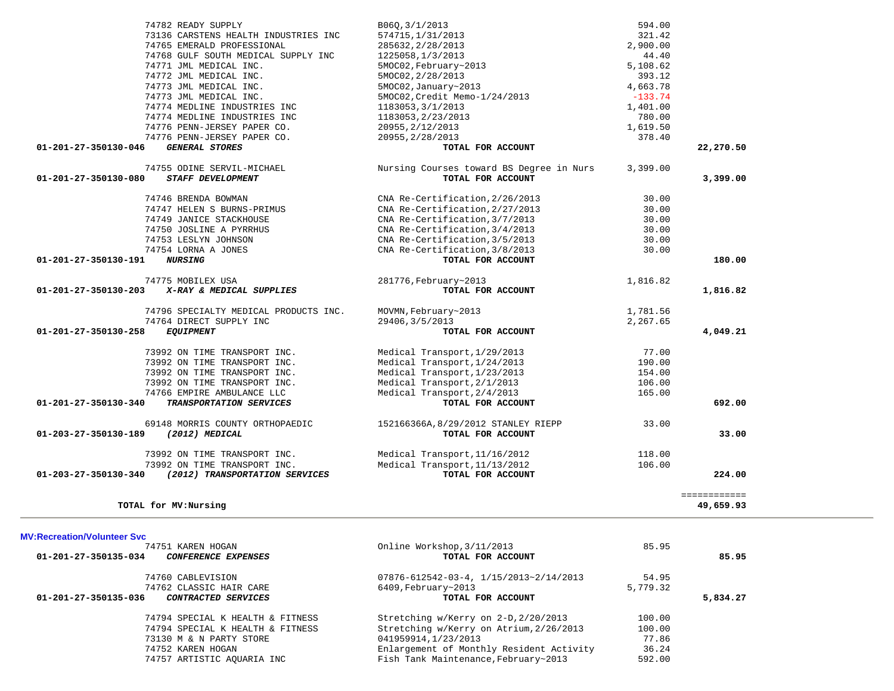| Account | Vendor | Description | Amount | Total |
|---|---|---|---|---|
| | 74782 READY SUPPLY | B06Q,3/1/2013 | 594.00 | |
| | 73136 CARSTENS HEALTH INDUSTRIES INC | 574715,1/31/2013 | 321.42 | |
| | 74765 EMERALD PROFESSIONAL | 285632,2/28/2013 | 2,900.00 | |
| | 74768 GULF SOUTH MEDICAL SUPPLY INC | 1225058,1/3/2013 | 44.40 | |
| | 74771 JML MEDICAL INC. | 5MOC02,February~2013 | 5,108.62 | |
| | 74772 JML MEDICAL INC. | 5MOC02,2/28/2013 | 393.12 | |
| | 74773 JML MEDICAL INC. | 5MOC02,January~2013 | 4,663.78 | |
| | 74773 JML MEDICAL INC. | 5MOC02,Credit Memo-1/24/2013 | -133.74 | |
| | 74774 MEDLINE INDUSTRIES INC | 1183053,3/1/2013 | 1,401.00 | |
| | 74774 MEDLINE INDUSTRIES INC | 1183053,2/23/2013 | 780.00 | |
| | 74776 PENN-JERSEY PAPER CO. | 20955,2/12/2013 | 1,619.50 | |
| | 74776 PENN-JERSEY PAPER CO. | 20955,2/28/2013 | 378.40 | |
| **01-201-27-350130-046** | ***GENERAL STORES*** | **TOTAL FOR ACCOUNT** | | **22,270.50** |
| | 74755 ODINE SERVIL-MICHAEL | Nursing Courses toward BS Degree in Nurs | 3,399.00 | |
| **01-201-27-350130-080** | ***STAFF DEVELOPMENT*** | **TOTAL FOR ACCOUNT** | | **3,399.00** |
| | 74746 BRENDA BOWMAN | CNA Re-Certification,2/26/2013 | 30.00 | |
| | 74747 HELEN S BURNS-PRIMUS | CNA Re-Certification,2/27/2013 | 30.00 | |
| | 74749 JANICE STACKHOUSE | CNA Re-Certification,3/7/2013 | 30.00 | |
| | 74750 JOSLINE A PYRRHUS | CNA Re-Certification,3/4/2013 | 30.00 | |
| | 74753 LESLYN JOHNSON | CNA Re-Certification,3/5/2013 | 30.00 | |
| | 74754 LORNA A JONES | CNA Re-Certification,3/8/2013 | 30.00 | |
| **01-201-27-350130-191** | ***NURSING*** | **TOTAL FOR ACCOUNT** | | **180.00** |
| | 74775 MOBILEX USA | 281776,February~2013 | 1,816.82 | |
| **01-201-27-350130-203** | ***X-RAY & MEDICAL SUPPLIES*** | **TOTAL FOR ACCOUNT** | | **1,816.82** |
| | 74796 SPECIALTY MEDICAL PRODUCTS INC. | MOVMN,February~2013 | 1,781.56 | |
| | 74764 DIRECT SUPPLY INC | 29406,3/5/2013 | 2,267.65 | |
| **01-201-27-350130-258** | ***EQUIPMENT*** | **TOTAL FOR ACCOUNT** | | **4,049.21** |
| | 73992 ON TIME TRANSPORT INC. | Medical Transport,1/29/2013 | 77.00 | |
| | 73992 ON TIME TRANSPORT INC. | Medical Transport,1/24/2013 | 190.00 | |
| | 73992 ON TIME TRANSPORT INC. | Medical Transport,1/23/2013 | 154.00 | |
| | 73992 ON TIME TRANSPORT INC. | Medical Transport,2/1/2013 | 106.00 | |
| | 74766 EMPIRE AMBULANCE LLC | Medical Transport,2/4/2013 | 165.00 | |
| **01-201-27-350130-340** | ***TRANSPORTATION SERVICES*** | **TOTAL FOR ACCOUNT** | | **692.00** |
| | 69148 MORRIS COUNTY ORTHOPAEDIC | 152166366A,8/29/2012 STANLEY RIEPP | 33.00 | |
| **01-203-27-350130-189** | ***(2012) MEDICAL*** | **TOTAL FOR ACCOUNT** | | **33.00** |
| | 73992 ON TIME TRANSPORT INC. | Medical Transport,11/16/2012 | 118.00 | |
| | 73992 ON TIME TRANSPORT INC. | Medical Transport,11/13/2012 | 106.00 | |
| **01-203-27-350130-340** | ***(2012) TRANSPORTATION SERVICES*** | **TOTAL FOR ACCOUNT** | | **224.00** |
| | | | | ============ |
| | **TOTAL for MV:Nursing** | | | **49,659.93** |

**MV:Recreation/Volunteer Svc**

| Account | Vendor | Description | Amount | Total |
|---|---|---|---|---|
| | 74751 KAREN HOGAN | Online Workshop,3/11/2013 | 85.95 | |
| **01-201-27-350135-034** | ***CONFERENCE EXPENSES*** | **TOTAL FOR ACCOUNT** | | **85.95** |
| | 74760 CABLEVISION | 07876-612542-03-4, 1/15/2013~2/14/2013 | 54.95 | |
| | 74762 CLASSIC HAIR CARE | 6409,February~2013 | 5,779.32 | |
| **01-201-27-350135-036** | ***CONTRACTED SERVICES*** | **TOTAL FOR ACCOUNT** | | **5,834.27** |
| | 74794 SPECIAL K HEALTH & FITNESS | Stretching w/Kerry on 2-D,2/20/2013 | 100.00 | |
| | 74794 SPECIAL K HEALTH & FITNESS | Stretching w/Kerry on Atrium,2/26/2013 | 100.00 | |
| | 73130 M & N PARTY STORE | 041959914,1/23/2013 | 77.86 | |
| | 74752 KAREN HOGAN | Enlargement of Monthly Resident Activity | 36.24 | |
| | 74757 ARTISTIC AQUARIA INC | Fish Tank Maintenance,February~2013 | 592.00 | |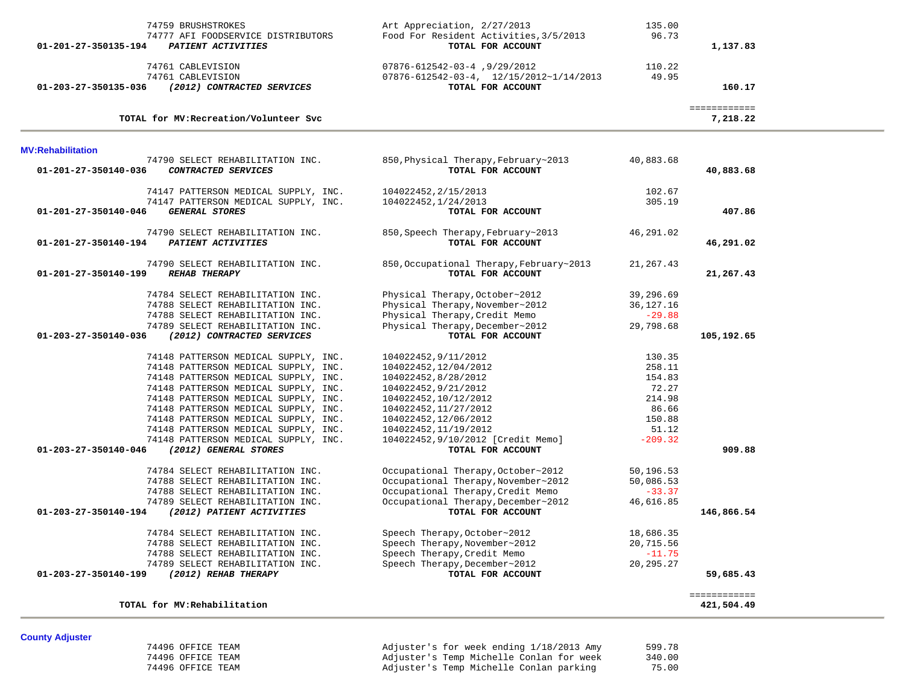| Account | Vendor | Description | Amount | Total |
|---|---|---|---|---|
| | 74759 BRUSHSTROKES | Art Appreciation, 2/27/2013 | 135.00 | |
| | 74777 AFI FOODSERVICE DISTRIBUTORS | Food For Resident Activities,3/5/2013 | 96.73 | |
| **01-201-27-350135-194** | ***PATIENT ACTIVITIES*** | **TOTAL FOR ACCOUNT** | | **1,137.83** |
| | 74761 CABLEVISION | 07876-612542-03-4 ,9/29/2012 | 110.22 | |
| | 74761 CABLEVISION | 07876-612542-03-4, 12/15/2012~1/14/2013 | 49.95 | |
| **01-203-27-350135-036** | ***(2012) CONTRACTED SERVICES*** | **TOTAL FOR ACCOUNT** | | **160.17** |
| | | | | ============ |
| **TOTAL for MV:Recreation/Volunteer Svc** | | | | **7,218.22** |

**MV:Rehabilitation**

| Account | Vendor | Description | Amount | Total |
|---|---|---|---|---|
| | 74790 SELECT REHABILITATION INC. | 850,Physical Therapy,February~2013 | 40,883.68 | |
| **01-201-27-350140-036** | ***CONTRACTED SERVICES*** | **TOTAL FOR ACCOUNT** | | **40,883.68** |
| | 74147 PATTERSON MEDICAL SUPPLY, INC. | 104022452,2/15/2013 | 102.67 | |
| | 74147 PATTERSON MEDICAL SUPPLY, INC. | 104022452,1/24/2013 | 305.19 | |
| **01-201-27-350140-046** | ***GENERAL STORES*** | **TOTAL FOR ACCOUNT** | | **407.86** |
| | 74790 SELECT REHABILITATION INC. | 850,Speech Therapy,February~2013 | 46,291.02 | |
| **01-201-27-350140-194** | ***PATIENT ACTIVITIES*** | **TOTAL FOR ACCOUNT** | | **46,291.02** |
| | 74790 SELECT REHABILITATION INC. | 850,Occupational Therapy,February~2013 | 21,267.43 | |
| **01-201-27-350140-199** | ***REHAB THERAPY*** | **TOTAL FOR ACCOUNT** | | **21,267.43** |
| | 74784 SELECT REHABILITATION INC. | Physical Therapy,October~2012 | 39,296.69 | |
| | 74788 SELECT REHABILITATION INC. | Physical Therapy,November~2012 | 36,127.16 | |
| | 74788 SELECT REHABILITATION INC. | Physical Therapy,Credit Memo | -29.88 | |
| | 74789 SELECT REHABILITATION INC. | Physical Therapy,December~2012 | 29,798.68 | |
| **01-203-27-350140-036** | ***(2012) CONTRACTED SERVICES*** | **TOTAL FOR ACCOUNT** | | **105,192.65** |
| | 74148 PATTERSON MEDICAL SUPPLY, INC. | 104022452,9/11/2012 | 130.35 | |
| | 74148 PATTERSON MEDICAL SUPPLY, INC. | 104022452,12/04/2012 | 258.11 | |
| | 74148 PATTERSON MEDICAL SUPPLY, INC. | 104022452,8/28/2012 | 154.83 | |
| | 74148 PATTERSON MEDICAL SUPPLY, INC. | 104022452,9/21/2012 | 72.27 | |
| | 74148 PATTERSON MEDICAL SUPPLY, INC. | 104022452,10/12/2012 | 214.98 | |
| | 74148 PATTERSON MEDICAL SUPPLY, INC. | 104022452,11/27/2012 | 86.66 | |
| | 74148 PATTERSON MEDICAL SUPPLY, INC. | 104022452,12/06/2012 | 150.88 | |
| | 74148 PATTERSON MEDICAL SUPPLY, INC. | 104022452,11/19/2012 | 51.12 | |
| | 74148 PATTERSON MEDICAL SUPPLY, INC. | 104022452,9/10/2012 [Credit Memo] | -209.32 | |
| **01-203-27-350140-046** | ***(2012) GENERAL STORES*** | **TOTAL FOR ACCOUNT** | | **909.88** |
| | 74784 SELECT REHABILITATION INC. | Occupational Therapy,October~2012 | 50,196.53 | |
| | 74788 SELECT REHABILITATION INC. | Occupational Therapy,November~2012 | 50,086.53 | |
| | 74788 SELECT REHABILITATION INC. | Occupational Therapy,Credit Memo | -33.37 | |
| | 74789 SELECT REHABILITATION INC. | Occupational Therapy,December~2012 | 46,616.85 | |
| **01-203-27-350140-194** | ***(2012) PATIENT ACTIVITIES*** | **TOTAL FOR ACCOUNT** | | **146,866.54** |
| | 74784 SELECT REHABILITATION INC. | Speech Therapy,October~2012 | 18,686.35 | |
| | 74788 SELECT REHABILITATION INC. | Speech Therapy,November~2012 | 20,715.56 | |
| | 74788 SELECT REHABILITATION INC. | Speech Therapy,Credit Memo | -11.75 | |
| | 74789 SELECT REHABILITATION INC. | Speech Therapy,December~2012 | 20,295.27 | |
| **01-203-27-350140-199** | ***(2012) REHAB THERAPY*** | **TOTAL FOR ACCOUNT** | | **59,685.43** |
| | | | | ============ |
| **TOTAL for MV:Rehabilitation** | | | | **421,504.49** |

**County Adjuster**

| Account | Vendor | Description | Amount | Total |
|---|---|---|---|---|
| | 74496 OFFICE TEAM | Adjuster's for week ending 1/18/2013 Amy | 599.78 | |
| | 74496 OFFICE TEAM | Adjuster's Temp Michelle Conlan for week | 340.00 | |
| | 74496 OFFICE TEAM | Adjuster's Temp Michelle Conlan parking | 75.00 | |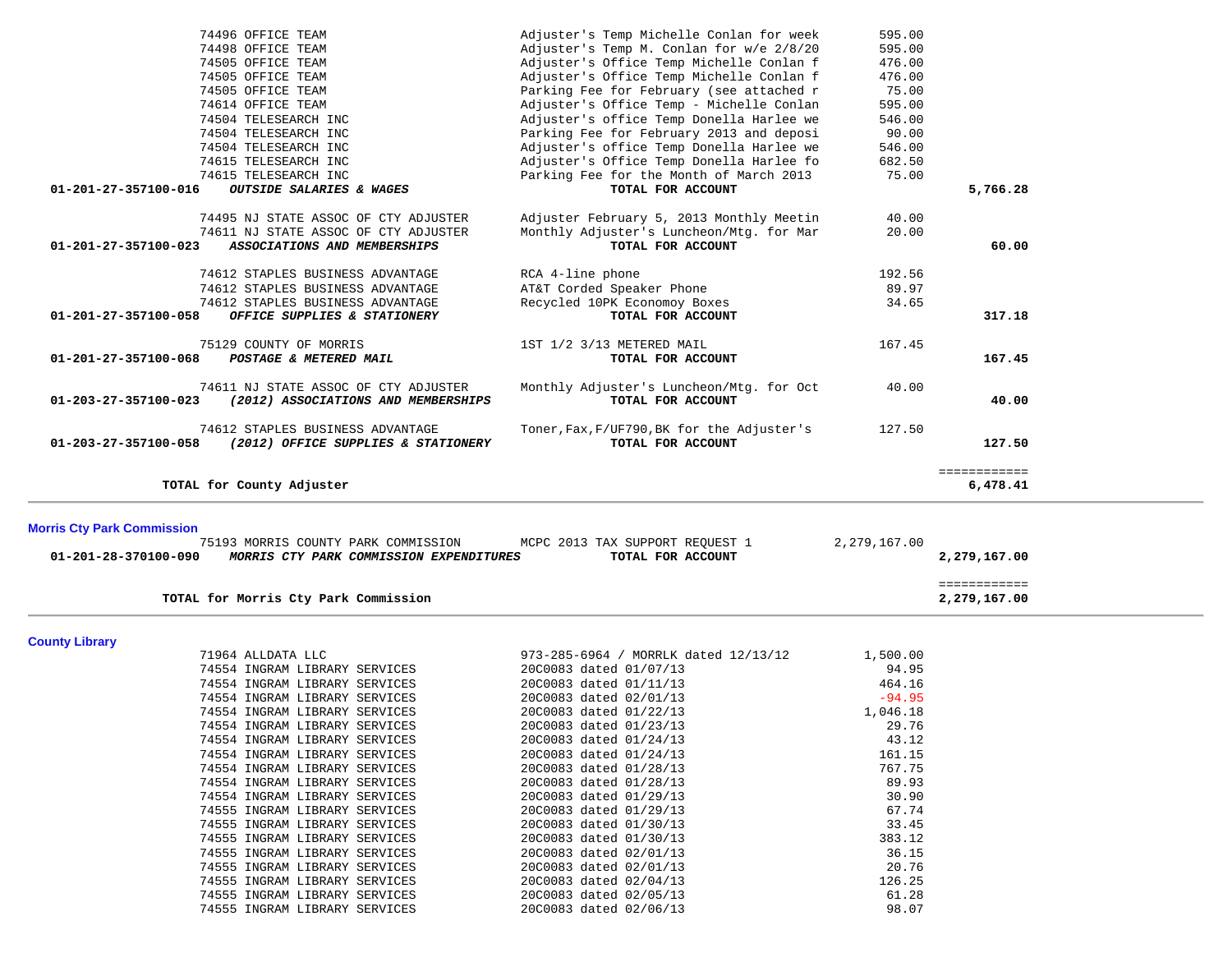| Account | Vendor / Description | Description | Amount | Total |
|---|---|---|---|---|
| | 74496 OFFICE TEAM | Adjuster's Temp Michelle Conlan for week | 595.00 | |
| | 74498 OFFICE TEAM | Adjuster's Temp M. Conlan for w/e 2/8/20 | 595.00 | |
| | 74505 OFFICE TEAM | Adjuster's Office Temp Michelle Conlan f | 476.00 | |
| | 74505 OFFICE TEAM | Adjuster's Office Temp Michelle Conlan f | 476.00 | |
| | 74505 OFFICE TEAM | Parking Fee for February (see attached r | 75.00 | |
| | 74614 OFFICE TEAM | Adjuster's Office Temp - Michelle Conlan | 595.00 | |
| | 74504 TELESEARCH INC | Adjuster's office Temp Donella Harlee we | 546.00 | |
| | 74504 TELESEARCH INC | Parking Fee for February 2013 and deposi | 90.00 | |
| | 74504 TELESEARCH INC | Adjuster's office Temp Donella Harlee we | 546.00 | |
| | 74615 TELESEARCH INC | Adjuster's Office Temp Donella Harlee fo | 682.50 | |
| | 74615 TELESEARCH INC | Parking Fee for the Month of March 2013 | 75.00 | |
| **01-201-27-357100-016** | ***OUTSIDE SALARIES & WAGES*** | **TOTAL FOR ACCOUNT** | | **5,766.28** |
| | 74495 NJ STATE ASSOC OF CTY ADJUSTER | Adjuster February 5, 2013 Monthly Meetin | 40.00 | |
| | 74611 NJ STATE ASSOC OF CTY ADJUSTER | Monthly Adjuster's Luncheon/Mtg. for Mar | 20.00 | |
| **01-201-27-357100-023** | ***ASSOCIATIONS AND MEMBERSHIPS*** | **TOTAL FOR ACCOUNT** | | **60.00** |
| | 74612 STAPLES BUSINESS ADVANTAGE | RCA 4-line phone | 192.56 | |
| | 74612 STAPLES BUSINESS ADVANTAGE | AT&T Corded Speaker Phone | 89.97 | |
| | 74612 STAPLES BUSINESS ADVANTAGE | Recycled 10PK Economoy Boxes | 34.65 | |
| **01-201-27-357100-058** | ***OFFICE SUPPLIES & STATIONERY*** | **TOTAL FOR ACCOUNT** | | **317.18** |
| | 75129 COUNTY OF MORRIS | 1ST 1/2 3/13 METERED MAIL | 167.45 | |
| **01-201-27-357100-068** | ***POSTAGE & METERED MAIL*** | **TOTAL FOR ACCOUNT** | | **167.45** |
| | 74611 NJ STATE ASSOC OF CTY ADJUSTER | Monthly Adjuster's Luncheon/Mtg. for Oct | 40.00 | |
| **01-203-27-357100-023** | ***(2012) ASSOCIATIONS AND MEMBERSHIPS*** | **TOTAL FOR ACCOUNT** | | **40.00** |
| | 74612 STAPLES BUSINESS ADVANTAGE | Toner,Fax,F/UF790,BK for the Adjuster's | 127.50 | |
| **01-203-27-357100-058** | ***(2012) OFFICE SUPPLIES & STATIONERY*** | **TOTAL FOR ACCOUNT** | | **127.50** |
| | **TOTAL for County Adjuster** | | | **6,478.41** |

## Morris Cty Park Commission

| Account | Vendor / Description | Description | Amount | Total |
|---|---|---|---|---|
| | 75193 MORRIS COUNTY PARK COMMISSION | MCPC 2013 TAX SUPPORT REQUEST 1 | 2,279,167.00 | |
| **01-201-28-370100-090** | ***MORRIS CTY PARK COMMISSION EXPENDITURES*** | **TOTAL FOR ACCOUNT** | | **2,279,167.00** |
| | **TOTAL for Morris Cty Park Commission** | | | **2,279,167.00** |

## County Library

| Account | Vendor | Description | Amount | Total |
|---|---|---|---|---|
| | 71964 ALLDATA LLC | 973-285-6964 / MORRLK dated 12/13/12 | 1,500.00 | |
| | 74554 INGRAM LIBRARY SERVICES | 20C0083 dated 01/07/13 | 94.95 | |
| | 74554 INGRAM LIBRARY SERVICES | 20C0083 dated 01/11/13 | 464.16 | |
| | 74554 INGRAM LIBRARY SERVICES | 20C0083 dated 02/01/13 | -94.95 | |
| | 74554 INGRAM LIBRARY SERVICES | 20C0083 dated 01/22/13 | 1,046.18 | |
| | 74554 INGRAM LIBRARY SERVICES | 20C0083 dated 01/23/13 | 29.76 | |
| | 74554 INGRAM LIBRARY SERVICES | 20C0083 dated 01/24/13 | 43.12 | |
| | 74554 INGRAM LIBRARY SERVICES | 20C0083 dated 01/24/13 | 161.15 | |
| | 74554 INGRAM LIBRARY SERVICES | 20C0083 dated 01/28/13 | 767.75 | |
| | 74554 INGRAM LIBRARY SERVICES | 20C0083 dated 01/28/13 | 89.93 | |
| | 74554 INGRAM LIBRARY SERVICES | 20C0083 dated 01/29/13 | 30.90 | |
| | 74555 INGRAM LIBRARY SERVICES | 20C0083 dated 01/29/13 | 67.74 | |
| | 74555 INGRAM LIBRARY SERVICES | 20C0083 dated 01/30/13 | 33.45 | |
| | 74555 INGRAM LIBRARY SERVICES | 20C0083 dated 01/30/13 | 383.12 | |
| | 74555 INGRAM LIBRARY SERVICES | 20C0083 dated 02/01/13 | 36.15 | |
| | 74555 INGRAM LIBRARY SERVICES | 20C0083 dated 02/01/13 | 20.76 | |
| | 74555 INGRAM LIBRARY SERVICES | 20C0083 dated 02/04/13 | 126.25 | |
| | 74555 INGRAM LIBRARY SERVICES | 20C0083 dated 02/05/13 | 61.28 | |
| | 74555 INGRAM LIBRARY SERVICES | 20C0083 dated 02/06/13 | 98.07 | |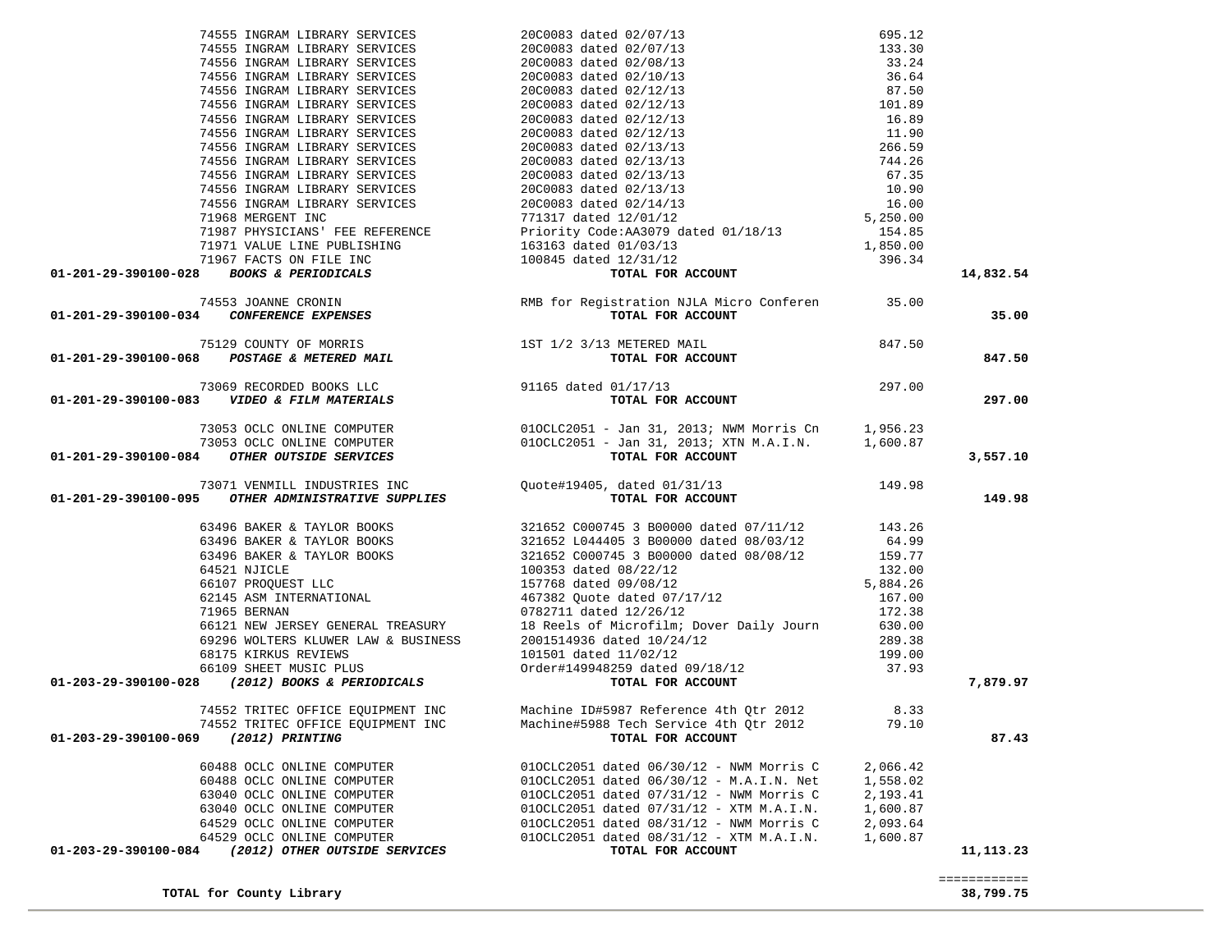| Account | Vendor | Description | Amount | Total |
|---|---|---|---|---|
| | 74555 INGRAM LIBRARY SERVICES | 20C0083 dated 02/07/13 | 695.12 | |
| | 74555 INGRAM LIBRARY SERVICES | 20C0083 dated 02/07/13 | 133.30 | |
| | 74556 INGRAM LIBRARY SERVICES | 20C0083 dated 02/08/13 | 33.24 | |
| | 74556 INGRAM LIBRARY SERVICES | 20C0083 dated 02/10/13 | 36.64 | |
| | 74556 INGRAM LIBRARY SERVICES | 20C0083 dated 02/12/13 | 87.50 | |
| | 74556 INGRAM LIBRARY SERVICES | 20C0083 dated 02/12/13 | 101.89 | |
| | 74556 INGRAM LIBRARY SERVICES | 20C0083 dated 02/12/13 | 16.89 | |
| | 74556 INGRAM LIBRARY SERVICES | 20C0083 dated 02/12/13 | 11.90 | |
| | 74556 INGRAM LIBRARY SERVICES | 20C0083 dated 02/13/13 | 266.59 | |
| | 74556 INGRAM LIBRARY SERVICES | 20C0083 dated 02/13/13 | 744.26 | |
| | 74556 INGRAM LIBRARY SERVICES | 20C0083 dated 02/13/13 | 67.35 | |
| | 74556 INGRAM LIBRARY SERVICES | 20C0083 dated 02/13/13 | 10.90 | |
| | 74556 INGRAM LIBRARY SERVICES | 20C0083 dated 02/14/13 | 16.00 | |
| | 71968 MERGENT INC | 771317 dated 12/01/12 | 5,250.00 | |
| | 71987 PHYSICIANS' FEE REFERENCE | Priority Code:AA3079 dated 01/18/13 | 154.85 | |
| | 71971 VALUE LINE PUBLISHING | 163163 dated 01/03/13 | 1,850.00 | |
| | 71967 FACTS ON FILE INC | 100845 dated 12/31/12 | 396.34 | |
| **01-201-29-390100-028** ***BOOKS & PERIODICALS*** | | **TOTAL FOR ACCOUNT** | | **14,832.54** |
| | 74553 JOANNE CRONIN | RMB for Registration NJLA Micro Conferen | 35.00 | |
| **01-201-29-390100-034** ***CONFERENCE EXPENSES*** | | **TOTAL FOR ACCOUNT** | | **35.00** |
| | 75129 COUNTY OF MORRIS | 1ST 1/2 3/13 METERED MAIL | 847.50 | |
| **01-201-29-390100-068** ***POSTAGE & METERED MAIL*** | | **TOTAL FOR ACCOUNT** | | **847.50** |
| | 73069 RECORDED BOOKS LLC | 91165 dated 01/17/13 | 297.00 | |
| **01-201-29-390100-083** ***VIDEO & FILM MATERIALS*** | | **TOTAL FOR ACCOUNT** | | **297.00** |
| | 73053 OCLC ONLINE COMPUTER | 01OCLC2051 - Jan 31, 2013; NWM Morris Cn | 1,956.23 | |
| | 73053 OCLC ONLINE COMPUTER | 01OCLC2051 - Jan 31, 2013; XTN M.A.I.N. | 1,600.87 | |
| **01-201-29-390100-084** ***OTHER OUTSIDE SERVICES*** | | **TOTAL FOR ACCOUNT** | | **3,557.10** |
| | 73071 VENMILL INDUSTRIES INC | Quote#19405, dated 01/31/13 | 149.98 | |
| **01-201-29-390100-095** ***OTHER ADMINISTRATIVE SUPPLIES*** | | **TOTAL FOR ACCOUNT** | | **149.98** |
| | 63496 BAKER & TAYLOR BOOKS | 321652 C000745 3 B00000 dated 07/11/12 | 143.26 | |
| | 63496 BAKER & TAYLOR BOOKS | 321652 L044405 3 B00000 dated 08/03/12 | 64.99 | |
| | 63496 BAKER & TAYLOR BOOKS | 321652 C000745 3 B00000 dated 08/08/12 | 159.77 | |
| | 64521 NJICLE | 100353 dated 08/22/12 | 132.00 | |
| | 66107 PROQUEST LLC | 157768 dated 09/08/12 | 5,884.26 | |
| | 62145 ASM INTERNATIONAL | 467382 Quote dated 07/17/12 | 167.00 | |
| | 71965 BERNAN | 0782711 dated 12/26/12 | 172.38 | |
| | 66121 NEW JERSEY GENERAL TREASURY | 18 Reels of Microfilm; Dover Daily Journ | 630.00 | |
| | 69296 WOLTERS KLUWER LAW & BUSINESS | 2001514936 dated 10/24/12 | 289.38 | |
| | 68175 KIRKUS REVIEWS | 101501 dated 11/02/12 | 199.00 | |
| | 66109 SHEET MUSIC PLUS | Order#149948259 dated 09/18/12 | 37.93 | |
| **01-203-29-390100-028** ***(2012) BOOKS & PERIODICALS*** | | **TOTAL FOR ACCOUNT** | | **7,879.97** |
| | 74552 TRITEC OFFICE EQUIPMENT INC | Machine ID#5987 Reference 4th Qtr 2012 | 8.33 | |
| | 74552 TRITEC OFFICE EQUIPMENT INC | Machine#5988 Tech Service 4th Qtr 2012 | 79.10 | |
| **01-203-29-390100-069** ***(2012) PRINTING*** | | **TOTAL FOR ACCOUNT** | | **87.43** |
| | 60488 OCLC ONLINE COMPUTER | 01OCLC2051 dated 06/30/12 - NWM Morris C | 2,066.42 | |
| | 60488 OCLC ONLINE COMPUTER | 01OCLC2051 dated 06/30/12 - M.A.I.N. Net | 1,558.02 | |
| | 63040 OCLC ONLINE COMPUTER | 01OCLC2051 dated 07/31/12 - NWM Morris C | 2,193.41 | |
| | 63040 OCLC ONLINE COMPUTER | 01OCLC2051 dated 07/31/12 - XTM M.A.I.N. | 1,600.87 | |
| | 64529 OCLC ONLINE COMPUTER | 01OCLC2051 dated 08/31/12 - NWM Morris C | 2,093.64 | |
| | 64529 OCLC ONLINE COMPUTER | 01OCLC2051 dated 08/31/12 - XTM M.A.I.N. | 1,600.87 | |
| **01-203-29-390100-084** ***(2012) OTHER OUTSIDE SERVICES*** | | **TOTAL FOR ACCOUNT** | | **11,113.23** |
| | | | | ============ |
| **TOTAL for County Library** | | | | **38,799.75** |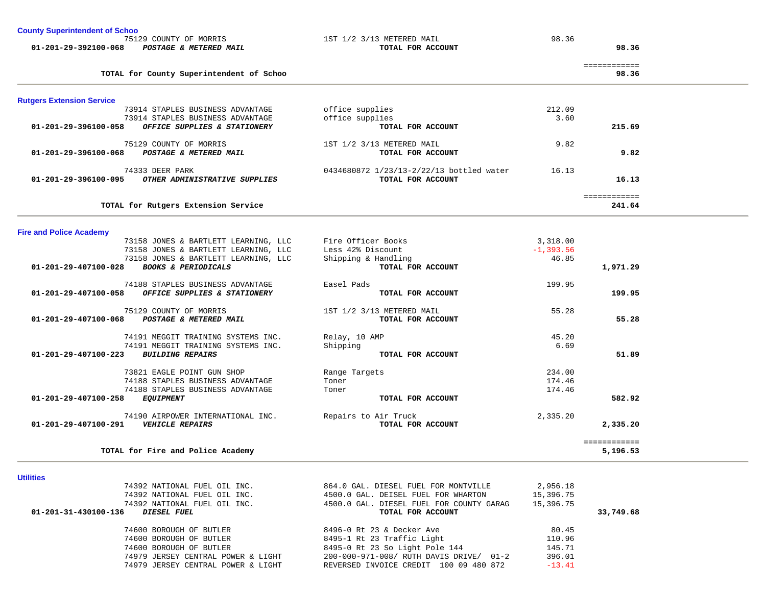### County Superintendent of Schoo

| Account | Vendor / Description | Detail | Amount | Total |
|---|---|---|---|---|
| | 75129 COUNTY OF MORRIS | 1ST 1/2 3/13 METERED MAIL | 98.36 | |
| **01-201-29-392100-068** | ***POSTAGE & METERED MAIL*** | **TOTAL FOR ACCOUNT** | | **98.36** |
| | | | | ============ |
| | **TOTAL for County Superintendent of Schoo** | | | **98.36** |

### Rutgers Extension Service

| Account | Vendor / Description | Detail | Amount | Total |
|---|---|---|---|---|
| | 73914 STAPLES BUSINESS ADVANTAGE | office supplies | 212.09 | |
| | 73914 STAPLES BUSINESS ADVANTAGE | office supplies | 3.60 | |
| **01-201-29-396100-058** | ***OFFICE SUPPLIES & STATIONERY*** | **TOTAL FOR ACCOUNT** | | **215.69** |
| | 75129 COUNTY OF MORRIS | 1ST 1/2 3/13 METERED MAIL | 9.82 | |
| **01-201-29-396100-068** | ***POSTAGE & METERED MAIL*** | **TOTAL FOR ACCOUNT** | | **9.82** |
| | 74333 DEER PARK | 0434680872 1/23/13-2/22/13 bottled water | 16.13 | |
| **01-201-29-396100-095** | ***OTHER ADMINISTRATIVE SUPPLIES*** | **TOTAL FOR ACCOUNT** | | **16.13** |
| | | | | ============ |
| | **TOTAL for Rutgers Extension Service** | | | **241.64** |

### Fire and Police Academy

| Account | Vendor / Description | Detail | Amount | Total |
|---|---|---|---|---|
| | 73158 JONES & BARTLETT LEARNING, LLC | Fire Officer Books | 3,318.00 | |
| | 73158 JONES & BARTLETT LEARNING, LLC | Less 42% Discount | -1,393.56 | |
| | 73158 JONES & BARTLETT LEARNING, LLC | Shipping & Handling | 46.85 | |
| **01-201-29-407100-028** | ***BOOKS & PERIODICALS*** | **TOTAL FOR ACCOUNT** | | **1,971.29** |
| | 74188 STAPLES BUSINESS ADVANTAGE | Easel Pads | 199.95 | |
| **01-201-29-407100-058** | ***OFFICE SUPPLIES & STATIONERY*** | **TOTAL FOR ACCOUNT** | | **199.95** |
| | 75129 COUNTY OF MORRIS | 1ST 1/2 3/13 METERED MAIL | 55.28 | |
| **01-201-29-407100-068** | ***POSTAGE & METERED MAIL*** | **TOTAL FOR ACCOUNT** | | **55.28** |
| | 74191 MEGGIT TRAINING SYSTEMS INC. | Relay, 10 AMP | 45.20 | |
| | 74191 MEGGIT TRAINING SYSTEMS INC. | Shipping | 6.69 | |
| **01-201-29-407100-223** | ***BUILDING REPAIRS*** | **TOTAL FOR ACCOUNT** | | **51.89** |
| | 73821 EAGLE POINT GUN SHOP | Range Targets | 234.00 | |
| | 74188 STAPLES BUSINESS ADVANTAGE | Toner | 174.46 | |
| | 74188 STAPLES BUSINESS ADVANTAGE | Toner | 174.46 | |
| **01-201-29-407100-258** | ***EQUIPMENT*** | **TOTAL FOR ACCOUNT** | | **582.92** |
| | 74190 AIRPOWER INTERNATIONAL INC. | Repairs to Air Truck | 2,335.20 | |
| **01-201-29-407100-291** | ***VEHICLE REPAIRS*** | **TOTAL FOR ACCOUNT** | | **2,335.20** |
| | | | | ============ |
| | **TOTAL for Fire and Police Academy** | | | **5,196.53** |

### Utilities

| Account | Vendor / Description | Detail | Amount | Total |
|---|---|---|---|---|
| | 74392 NATIONAL FUEL OIL INC. | 864.0 GAL. DIESEL FUEL FOR MONTVILLE | 2,956.18 | |
| | 74392 NATIONAL FUEL OIL INC. | 4500.0 GAL. DEISEL FUEL FOR WHARTON | 15,396.75 | |
| | 74392 NATIONAL FUEL OIL INC. | 4500.0 GAL. DIESEL FUEL FOR COUNTY GARAG | 15,396.75 | |
| **01-201-31-430100-136** | ***DIESEL FUEL*** | **TOTAL FOR ACCOUNT** | | **33,749.68** |
| | 74600 BOROUGH OF BUTLER | 8496-0 Rt 23 & Decker Ave | 80.45 | |
| | 74600 BOROUGH OF BUTLER | 8495-1 Rt 23 Traffic Light | 110.96 | |
| | 74600 BOROUGH OF BUTLER | 8495-0 Rt 23 So Light Pole 144 | 145.71 | |
| | 74979 JERSEY CENTRAL POWER & LIGHT | 200-000-971-008/ RUTH DAVIS DRIVE/ 01-2 | 396.01 | |
| | 74979 JERSEY CENTRAL POWER & LIGHT | REVERSED INVOICE CREDIT 100 09 480 872 | -13.41 | |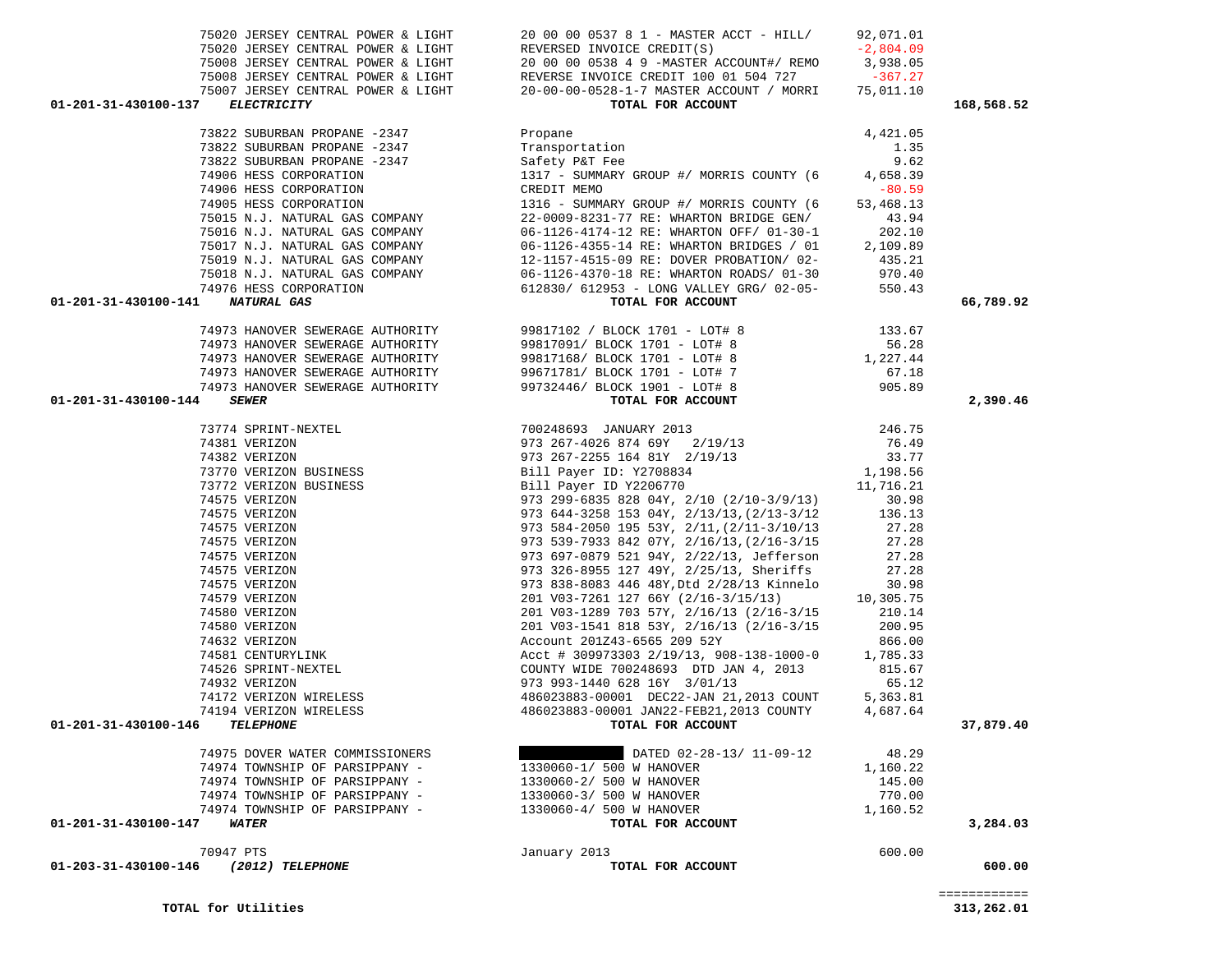| Account | Vendor | Description | Amount | Total |
|---|---|---|---|---|
| | 75020 JERSEY CENTRAL POWER & LIGHT | 20 00 00 0537 8 1 - MASTER ACCT - HILL/ | 92,071.01 | |
| | 75020 JERSEY CENTRAL POWER & LIGHT | REVERSED INVOICE CREDIT(S) | -2,804.09 | |
| | 75008 JERSEY CENTRAL POWER & LIGHT | 20 00 00 0538 4 9 -MASTER ACCOUNT#/ REMO | 3,938.05 | |
| | 75008 JERSEY CENTRAL POWER & LIGHT | REVERSE INVOICE CREDIT 100 01 504 727 | -367.27 | |
| | 75007 JERSEY CENTRAL POWER & LIGHT | 20-00-00-0528-1-7 MASTER ACCOUNT / MORRI | 75,011.10 | |
| **01-201-31-430100-137** | ***ELECTRICITY*** | **TOTAL FOR ACCOUNT** | | **168,568.52** |
| | 73822 SUBURBAN PROPANE -2347 | Propane | 4,421.05 | |
| | 73822 SUBURBAN PROPANE -2347 | Transportation | 1.35 | |
| | 73822 SUBURBAN PROPANE -2347 | Safety P&T Fee | 9.62 | |
| | 74906 HESS CORPORATION | 1317 - SUMMARY GROUP #/ MORRIS COUNTY (6 | 4,658.39 | |
| | 74906 HESS CORPORATION | CREDIT MEMO | -80.59 | |
| | 74905 HESS CORPORATION | 1316 - SUMMARY GROUP #/ MORRIS COUNTY (6 | 53,468.13 | |
| | 75015 N.J. NATURAL GAS COMPANY | 22-0009-8231-77 RE: WHARTON BRIDGE GEN/ | 43.94 | |
| | 75016 N.J. NATURAL GAS COMPANY | 06-1126-4174-12 RE: WHARTON OFF/ 01-30-1 | 202.10 | |
| | 75017 N.J. NATURAL GAS COMPANY | 06-1126-4355-14 RE: WHARTON BRIDGES / 01 | 2,109.89 | |
| | 75019 N.J. NATURAL GAS COMPANY | 12-1157-4515-09 RE: DOVER PROBATION/ 02- | 435.21 | |
| | 75018 N.J. NATURAL GAS COMPANY | 06-1126-4370-18 RE: WHARTON ROADS/ 01-30 | 970.40 | |
| | 74976 HESS CORPORATION | 612830/ 612953 - LONG VALLEY GRG/ 02-05- | 550.43 | |
| **01-201-31-430100-141** | ***NATURAL GAS*** | **TOTAL FOR ACCOUNT** | | **66,789.92** |
| | 74973 HANOVER SEWERAGE AUTHORITY | 99817102 / BLOCK 1701 - LOT# 8 | 133.67 | |
| | 74973 HANOVER SEWERAGE AUTHORITY | 99817091/ BLOCK 1701 - LOT# 8 | 56.28 | |
| | 74973 HANOVER SEWERAGE AUTHORITY | 99817168/ BLOCK 1701 - LOT# 8 | 1,227.44 | |
| | 74973 HANOVER SEWERAGE AUTHORITY | 99671781/ BLOCK 1701 - LOT# 7 | 67.18 | |
| | 74973 HANOVER SEWERAGE AUTHORITY | 99732446/ BLOCK 1901 - LOT# 8 | 905.89 | |
| **01-201-31-430100-144** | ***SEWER*** | **TOTAL FOR ACCOUNT** | | **2,390.46** |
| | 73774 SPRINT-NEXTEL | 700248693 JANUARY 2013 | 246.75 | |
| | 74381 VERIZON | 973 267-4026 874 69Y 2/19/13 | 76.49 | |
| | 74382 VERIZON | 973 267-2255 164 81Y 2/19/13 | 33.77 | |
| | 73770 VERIZON BUSINESS | Bill Payer ID: Y2708834 | 1,198.56 | |
| | 73772 VERIZON BUSINESS | Bill Payer ID Y2206770 | 11,716.21 | |
| | 74575 VERIZON | 973 299-6835 828 04Y, 2/10 (2/10-3/9/13) | 30.98 | |
| | 74575 VERIZON | 973 644-3258 153 04Y, 2/13/13,(2/13-3/12 | 136.13 | |
| | 74575 VERIZON | 973 584-2050 195 53Y, 2/11,(2/11-3/10/13 | 27.28 | |
| | 74575 VERIZON | 973 539-7933 842 07Y, 2/16/13,(2/16-3/15 | 27.28 | |
| | 74575 VERIZON | 973 697-0879 521 94Y, 2/22/13, Jefferson | 27.28 | |
| | 74575 VERIZON | 973 326-8955 127 49Y, 2/25/13, Sheriffs | 27.28 | |
| | 74575 VERIZON | 973 838-8083 446 48Y,Dtd 2/28/13 Kinnelo | 30.98 | |
| | 74579 VERIZON | 201 V03-7261 127 66Y (2/16-3/15/13) | 10,305.75 | |
| | 74580 VERIZON | 201 V03-1289 703 57Y, 2/16/13 (2/16-3/15 | 210.14 | |
| | 74580 VERIZON | 201 V03-1541 818 53Y, 2/16/13 (2/16-3/15 | 200.95 | |
| | 74632 VERIZON | Account 201Z43-6565 209 52Y | 866.00 | |
| | 74581 CENTURYLINK | Acct # 309973303 2/19/13, 908-138-1000-0 | 1,785.33 | |
| | 74526 SPRINT-NEXTEL | COUNTY WIDE 700248693 DTD JAN 4, 2013 | 815.67 | |
| | 74932 VERIZON | 973 993-1440 628 16Y 3/01/13 | 65.12 | |
| | 74172 VERIZON WIRELESS | 486023883-00001 DEC22-JAN 21,2013 COUNT | 5,363.81 | |
| | 74194 VERIZON WIRELESS | 486023883-00001 JAN22-FEB21,2013 COUNTY | 4,687.64 | |
| **01-201-31-430100-146** | ***TELEPHONE*** | **TOTAL FOR ACCOUNT** | | **37,879.40** |
| | 74975 DOVER WATER COMMISSIONERS | DATED 02-28-13/ 11-09-12 | 48.29 | |
| | 74974 TOWNSHIP OF PARSIPPANY - | 1330060-1/ 500 W HANOVER | 1,160.22 | |
| | 74974 TOWNSHIP OF PARSIPPANY - | 1330060-2/ 500 W HANOVER | 145.00 | |
| | 74974 TOWNSHIP OF PARSIPPANY - | 1330060-3/ 500 W HANOVER | 770.00 | |
| | 74974 TOWNSHIP OF PARSIPPANY - | 1330060-4/ 500 W HANOVER | 1,160.52 | |
| **01-201-31-430100-147** | ***WATER*** | **TOTAL FOR ACCOUNT** | | **3,284.03** |
| | 70947 PTS | January 2013 | 600.00 | |
| **01-203-31-430100-146** | ***(2012) TELEPHONE*** | **TOTAL FOR ACCOUNT** | | **600.00** |
| | | | | ============ |
| | **TOTAL for Utilities** | | | **313,262.01** |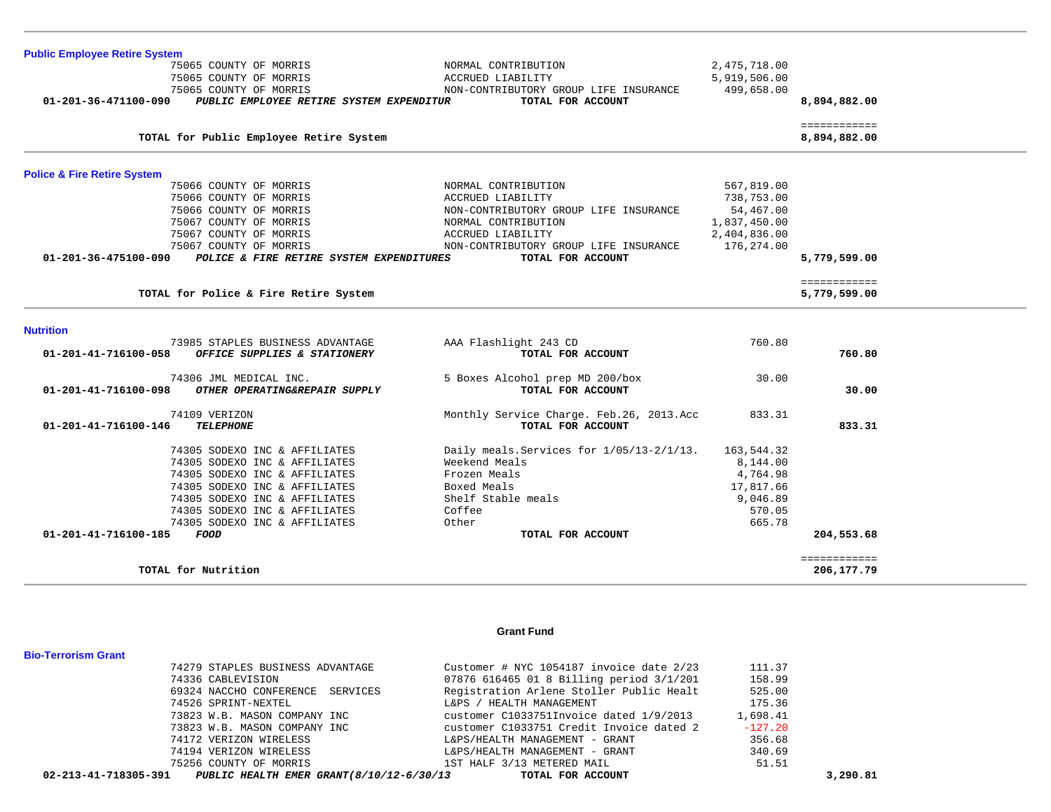### Public Employee Retire System

| Account / Vendor | Description | Amount | Total |
|---|---|---|---|
| 75065 COUNTY OF MORRIS | NORMAL CONTRIBUTION | 2,475,718.00 | |
| 75065 COUNTY OF MORRIS | ACCRUED LIABILITY | 5,919,506.00 | |
| 75065 COUNTY OF MORRIS | NON-CONTRIBUTORY GROUP LIFE INSURANCE | 499,658.00 | |
| **01-201-36-471100-090** ***PUBLIC EMPLOYEE RETIRE SYSTEM EXPENDITUR*** | **TOTAL FOR ACCOUNT** | | **8,894,882.00** |
| | | | ============ |
| **TOTAL for Public Employee Retire System** | | | **8,894,882.00** |

### Police & Fire Retire System

| Account / Vendor | Description | Amount | Total |
|---|---|---|---|
| 75066 COUNTY OF MORRIS | NORMAL CONTRIBUTION | 567,819.00 | |
| 75066 COUNTY OF MORRIS | ACCRUED LIABILITY | 738,753.00 | |
| 75066 COUNTY OF MORRIS | NON-CONTRIBUTORY GROUP LIFE INSURANCE | 54,467.00 | |
| 75067 COUNTY OF MORRIS | NORMAL CONTRIBUTION | 1,837,450.00 | |
| 75067 COUNTY OF MORRIS | ACCRUED LIABILITY | 2,404,836.00 | |
| 75067 COUNTY OF MORRIS | NON-CONTRIBUTORY GROUP LIFE INSURANCE | 176,274.00 | |
| **01-201-36-475100-090** ***POLICE & FIRE RETIRE SYSTEM EXPENDITURES*** | **TOTAL FOR ACCOUNT** | | **5,779,599.00** |
| | | | ============ |
| **TOTAL for Police & Fire Retire System** | | | **5,779,599.00** |

### Nutrition

| Account / Vendor | Description | Amount | Total |
|---|---|---|---|
| 73985 STAPLES BUSINESS ADVANTAGE | AAA Flashlight 243 CD | 760.80 | |
| **01-201-41-716100-058** ***OFFICE SUPPLIES & STATIONERY*** | **TOTAL FOR ACCOUNT** | | **760.80** |
| 74306 JML MEDICAL INC. | 5 Boxes Alcohol prep MD 200/box | 30.00 | |
| **01-201-41-716100-098** ***OTHER OPERATING&REPAIR SUPPLY*** | **TOTAL FOR ACCOUNT** | | **30.00** |
| 74109 VERIZON | Monthly Service Charge. Feb.26, 2013.Acc | 833.31 | |
| **01-201-41-716100-146** ***TELEPHONE*** | **TOTAL FOR ACCOUNT** | | **833.31** |
| 74305 SODEXO INC & AFFILIATES | Daily meals.Services for 1/05/13-2/1/13. | 163,544.32 | |
| 74305 SODEXO INC & AFFILIATES | Weekend Meals | 8,144.00 | |
| 74305 SODEXO INC & AFFILIATES | Frozen Meals | 4,764.98 | |
| 74305 SODEXO INC & AFFILIATES | Boxed Meals | 17,817.66 | |
| 74305 SODEXO INC & AFFILIATES | Shelf Stable meals | 9,046.89 | |
| 74305 SODEXO INC & AFFILIATES | Coffee | 570.05 | |
| 74305 SODEXO INC & AFFILIATES | Other | 665.78 | |
| **01-201-41-716100-185** ***FOOD*** | **TOTAL FOR ACCOUNT** | | **204,553.68** |
| | | | ============ |
| **TOTAL for Nutrition** | | | **206,177.79** |

## Grant Fund

### Bio-Terrorism Grant

| Account / Vendor | Description | Amount | Total |
|---|---|---|---|
| 74279 STAPLES BUSINESS ADVANTAGE | Customer # NYC 1054187 invoice date 2/23 | 111.37 | |
| 74336 CABLEVISION | 07876 616465 01 8 Billing period 3/1/201 | 158.99 | |
| 69324 NACCHO CONFERENCE SERVICES | Registration Arlene Stoller Public Healt | 525.00 | |
| 74526 SPRINT-NEXTEL | L&PS / HEALTH MANAGEMENT | 175.36 | |
| 73823 W.B. MASON COMPANY INC | customer C1033751Invoice dated 1/9/2013 | 1,698.41 | |
| 73823 W.B. MASON COMPANY INC | customer C1033751 Credit Invoice dated 2 | -127.20 | |
| 74172 VERIZON WIRELESS | L&PS/HEALTH MANAGEMENT - GRANT | 356.68 | |
| 74194 VERIZON WIRELESS | L&PS/HEALTH MANAGEMENT - GRANT | 340.69 | |
| 75256 COUNTY OF MORRIS | 1ST HALF 3/13 METERED MAIL | 51.51 | |
| **02-213-41-718305-391** ***PUBLIC HEALTH EMER GRANT(8/10/12-6/30/13*** | **TOTAL FOR ACCOUNT** | | **3,290.81** |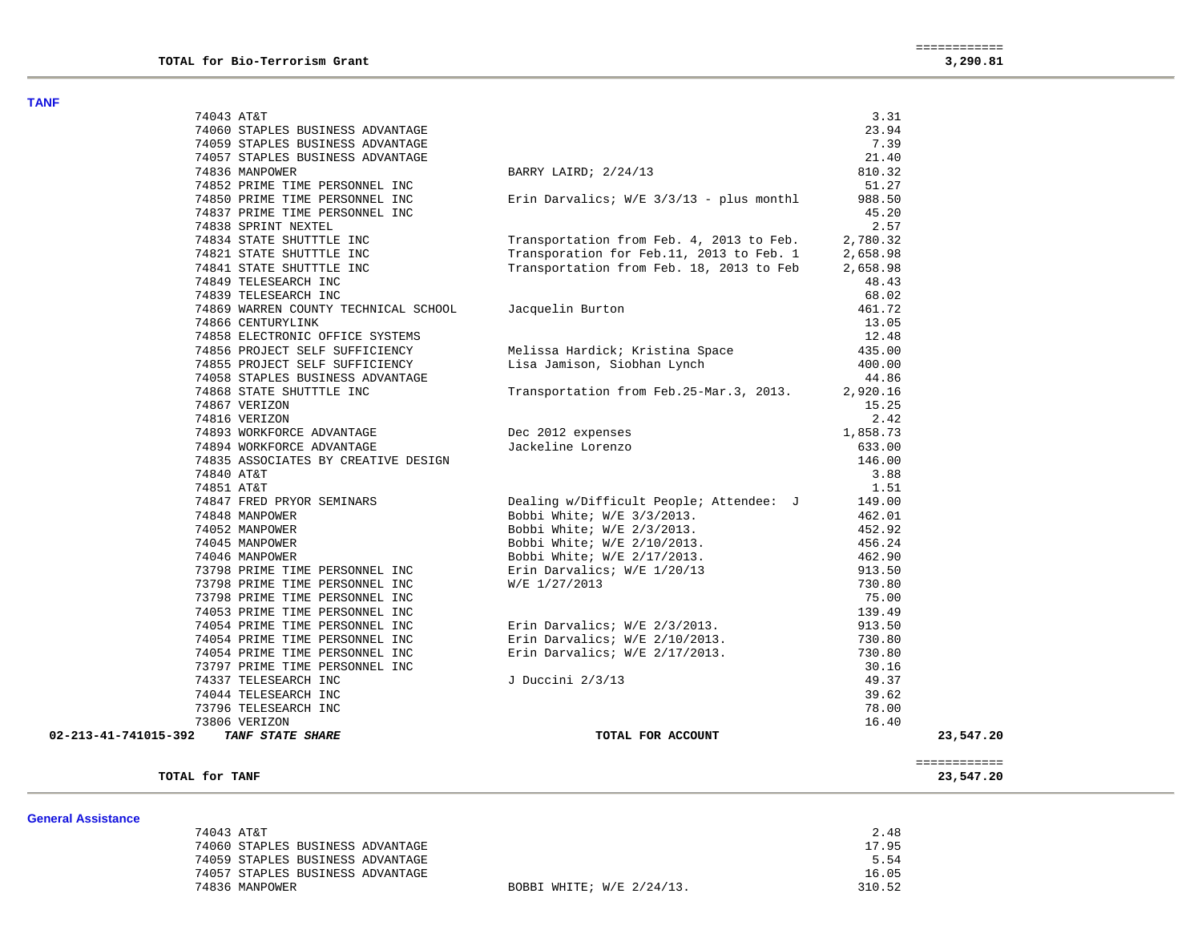**TOTAL for Bio-Terrorism Grant** ============ **3,290.81**

---

**TANF**

| Vendor | Description | Amount | Total |
|---|---|---|---|
| 74043 AT&T | | 3.31 | |
| 74060 STAPLES BUSINESS ADVANTAGE | | 23.94 | |
| 74059 STAPLES BUSINESS ADVANTAGE | | 7.39 | |
| 74057 STAPLES BUSINESS ADVANTAGE | | 21.40 | |
| 74836 MANPOWER | BARRY LAIRD; 2/24/13 | 810.32 | |
| 74852 PRIME TIME PERSONNEL INC | | 51.27 | |
| 74850 PRIME TIME PERSONNEL INC | Erin Darvalics; W/E 3/3/13 - plus monthl | 988.50 | |
| 74837 PRIME TIME PERSONNEL INC | | 45.20 | |
| 74838 SPRINT NEXTEL | | 2.57 | |
| 74834 STATE SHUTTTLE INC | Transportation from Feb. 4, 2013 to Feb. | 2,780.32 | |
| 74821 STATE SHUTTTLE INC | Transporation for Feb.11, 2013 to Feb. 1 | 2,658.98 | |
| 74841 STATE SHUTTTLE INC | Transportation from Feb. 18, 2013 to Feb | 2,658.98 | |
| 74849 TELESEARCH INC | | 48.43 | |
| 74839 TELESEARCH INC | | 68.02 | |
| 74869 WARREN COUNTY TECHNICAL SCHOOL | Jacquelin Burton | 461.72 | |
| 74866 CENTURYLINK | | 13.05 | |
| 74858 ELECTRONIC OFFICE SYSTEMS | | 12.48 | |
| 74856 PROJECT SELF SUFFICIENCY | Melissa Hardick; Kristina Space | 435.00 | |
| 74855 PROJECT SELF SUFFICIENCY | Lisa Jamison, Siobhan Lynch | 400.00 | |
| 74058 STAPLES BUSINESS ADVANTAGE | | 44.86 | |
| 74868 STATE SHUTTTLE INC | Transportation from Feb.25-Mar.3, 2013. | 2,920.16 | |
| 74867 VERIZON | | 15.25 | |
| 74816 VERIZON | | 2.42 | |
| 74893 WORKFORCE ADVANTAGE | Dec 2012 expenses | 1,858.73 | |
| 74894 WORKFORCE ADVANTAGE | Jackeline Lorenzo | 633.00 | |
| 74835 ASSOCIATES BY CREATIVE DESIGN | | 146.00 | |
| 74840 AT&T | | 3.88 | |
| 74851 AT&T | | 1.51 | |
| 74847 FRED PRYOR SEMINARS | Dealing w/Difficult People; Attendee: J | 149.00 | |
| 74848 MANPOWER | Bobbi White; W/E 3/3/2013. | 462.01 | |
| 74052 MANPOWER | Bobbi White; W/E 2/3/2013. | 452.92 | |
| 74045 MANPOWER | Bobbi White; W/E 2/10/2013. | 456.24 | |
| 74046 MANPOWER | Bobbi White; W/E 2/17/2013. | 462.90 | |
| 73798 PRIME TIME PERSONNEL INC | Erin Darvalics; W/E 1/20/13 | 913.50 | |
| 73798 PRIME TIME PERSONNEL INC | W/E 1/27/2013 | 730.80 | |
| 73798 PRIME TIME PERSONNEL INC | | 75.00 | |
| 74053 PRIME TIME PERSONNEL INC | | 139.49 | |
| 74054 PRIME TIME PERSONNEL INC | Erin Darvalics; W/E 2/3/2013. | 913.50 | |
| 74054 PRIME TIME PERSONNEL INC | Erin Darvalics; W/E 2/10/2013. | 730.80 | |
| 74054 PRIME TIME PERSONNEL INC | Erin Darvalics; W/E 2/17/2013. | 730.80 | |
| 73797 PRIME TIME PERSONNEL INC | | 30.16 | |
| 74337 TELESEARCH INC | J Duccini 2/3/13 | 49.37 | |
| 74044 TELESEARCH INC | | 39.62 | |
| 73796 TELESEARCH INC | | 78.00 | |
| 73806 VERIZON | | 16.40 | |
| **02-213-41-741015-392** ***TANF STATE SHARE*** | **TOTAL FOR ACCOUNT** | | **23,547.20** |

**TOTAL for TANF** ============ **23,547.20**

---

**General Assistance**

| Vendor | Description | Amount |
|---|---|---|
| 74043 AT&T | | 2.48 |
| 74060 STAPLES BUSINESS ADVANTAGE | | 17.95 |
| 74059 STAPLES BUSINESS ADVANTAGE | | 5.54 |
| 74057 STAPLES BUSINESS ADVANTAGE | | 16.05 |
| 74836 MANPOWER | BOBBI WHITE; W/E 2/24/13. | 310.52 |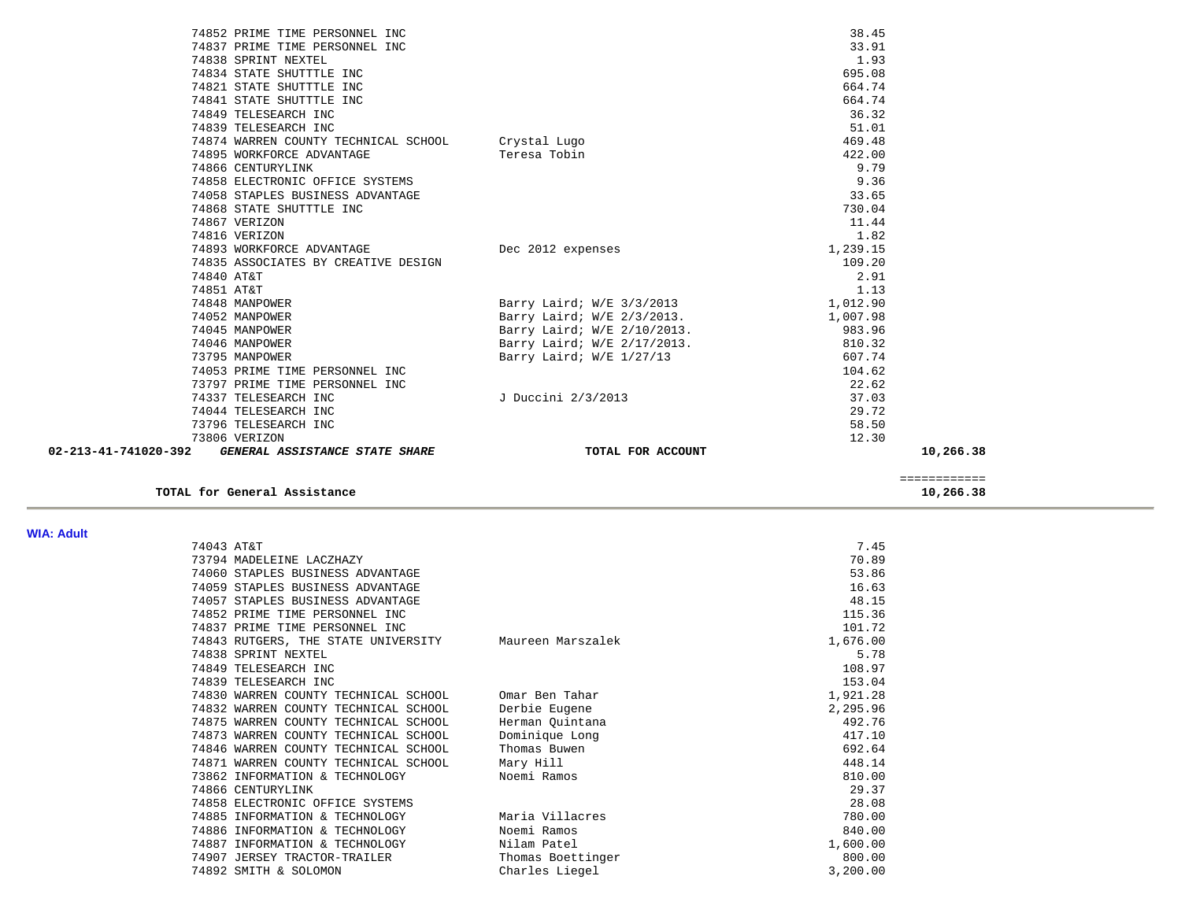| | | | |
|---|---|---|---|
| 74852 PRIME TIME PERSONNEL INC | | 38.45 | |
| 74837 PRIME TIME PERSONNEL INC | | 33.91 | |
| 74838 SPRINT NEXTEL | | 1.93 | |
| 74834 STATE SHUTTTLE INC | | 695.08 | |
| 74821 STATE SHUTTTLE INC | | 664.74 | |
| 74841 STATE SHUTTTLE INC | | 664.74 | |
| 74849 TELESEARCH INC | | 36.32 | |
| 74839 TELESEARCH INC | | 51.01 | |
| 74874 WARREN COUNTY TECHNICAL SCHOOL | Crystal Lugo | 469.48 | |
| 74895 WORKFORCE ADVANTAGE | Teresa Tobin | 422.00 | |
| 74866 CENTURYLINK | | 9.79 | |
| 74858 ELECTRONIC OFFICE SYSTEMS | | 9.36 | |
| 74058 STAPLES BUSINESS ADVANTAGE | | 33.65 | |
| 74868 STATE SHUTTTLE INC | | 730.04 | |
| 74867 VERIZON | | 11.44 | |
| 74816 VERIZON | | 1.82 | |
| 74893 WORKFORCE ADVANTAGE | Dec 2012 expenses | 1,239.15 | |
| 74835 ASSOCIATES BY CREATIVE DESIGN | | 109.20 | |
| 74840 AT&T | | 2.91 | |
| 74851 AT&T | | 1.13 | |
| 74848 MANPOWER | Barry Laird; W/E 3/3/2013 | 1,012.90 | |
| 74052 MANPOWER | Barry Laird; W/E 2/3/2013. | 1,007.98 | |
| 74045 MANPOWER | Barry Laird; W/E 2/10/2013. | 983.96 | |
| 74046 MANPOWER | Barry Laird; W/E 2/17/2013. | 810.32 | |
| 73795 MANPOWER | Barry Laird; W/E 1/27/13 | 607.74 | |
| 74053 PRIME TIME PERSONNEL INC | | 104.62 | |
| 73797 PRIME TIME PERSONNEL INC | | 22.62 | |
| 74337 TELESEARCH INC | J Duccini 2/3/2013 | 37.03 | |
| 74044 TELESEARCH INC | | 29.72 | |
| 73796 TELESEARCH INC | | 58.50 | |
| 73806 VERIZON | | 12.30 | |
| **02-213-41-741020-392** ***GENERAL ASSISTANCE STATE SHARE*** | **TOTAL FOR ACCOUNT** | | **10,266.38** |
| | | | ============ |
| **TOTAL for General Assistance** | | | **10,266.38** |

**WIA: Adult**

| | | | |
|---|---|---|---|
| 74043 AT&T | | 7.45 | |
| 73794 MADELEINE LACZHAZY | | 70.89 | |
| 74060 STAPLES BUSINESS ADVANTAGE | | 53.86 | |
| 74059 STAPLES BUSINESS ADVANTAGE | | 16.63 | |
| 74057 STAPLES BUSINESS ADVANTAGE | | 48.15 | |
| 74852 PRIME TIME PERSONNEL INC | | 115.36 | |
| 74837 PRIME TIME PERSONNEL INC | | 101.72 | |
| 74843 RUTGERS, THE STATE UNIVERSITY | Maureen Marszalek | 1,676.00 | |
| 74838 SPRINT NEXTEL | | 5.78 | |
| 74849 TELESEARCH INC | | 108.97 | |
| 74839 TELESEARCH INC | | 153.04 | |
| 74830 WARREN COUNTY TECHNICAL SCHOOL | Omar Ben Tahar | 1,921.28 | |
| 74832 WARREN COUNTY TECHNICAL SCHOOL | Derbie Eugene | 2,295.96 | |
| 74875 WARREN COUNTY TECHNICAL SCHOOL | Herman Quintana | 492.76 | |
| 74873 WARREN COUNTY TECHNICAL SCHOOL | Dominique Long | 417.10 | |
| 74846 WARREN COUNTY TECHNICAL SCHOOL | Thomas Buwen | 692.64 | |
| 74871 WARREN COUNTY TECHNICAL SCHOOL | Mary Hill | 448.14 | |
| 73862 INFORMATION & TECHNOLOGY | Noemi Ramos | 810.00 | |
| 74866 CENTURYLINK | | 29.37 | |
| 74858 ELECTRONIC OFFICE SYSTEMS | | 28.08 | |
| 74885 INFORMATION & TECHNOLOGY | Maria Villacres | 780.00 | |
| 74886 INFORMATION & TECHNOLOGY | Noemi Ramos | 840.00 | |
| 74887 INFORMATION & TECHNOLOGY | Nilam Patel | 1,600.00 | |
| 74907 JERSEY TRACTOR-TRAILER | Thomas Boettinger | 800.00 | |
| 74892 SMITH & SOLOMON | Charles Liegel | 3,200.00 | |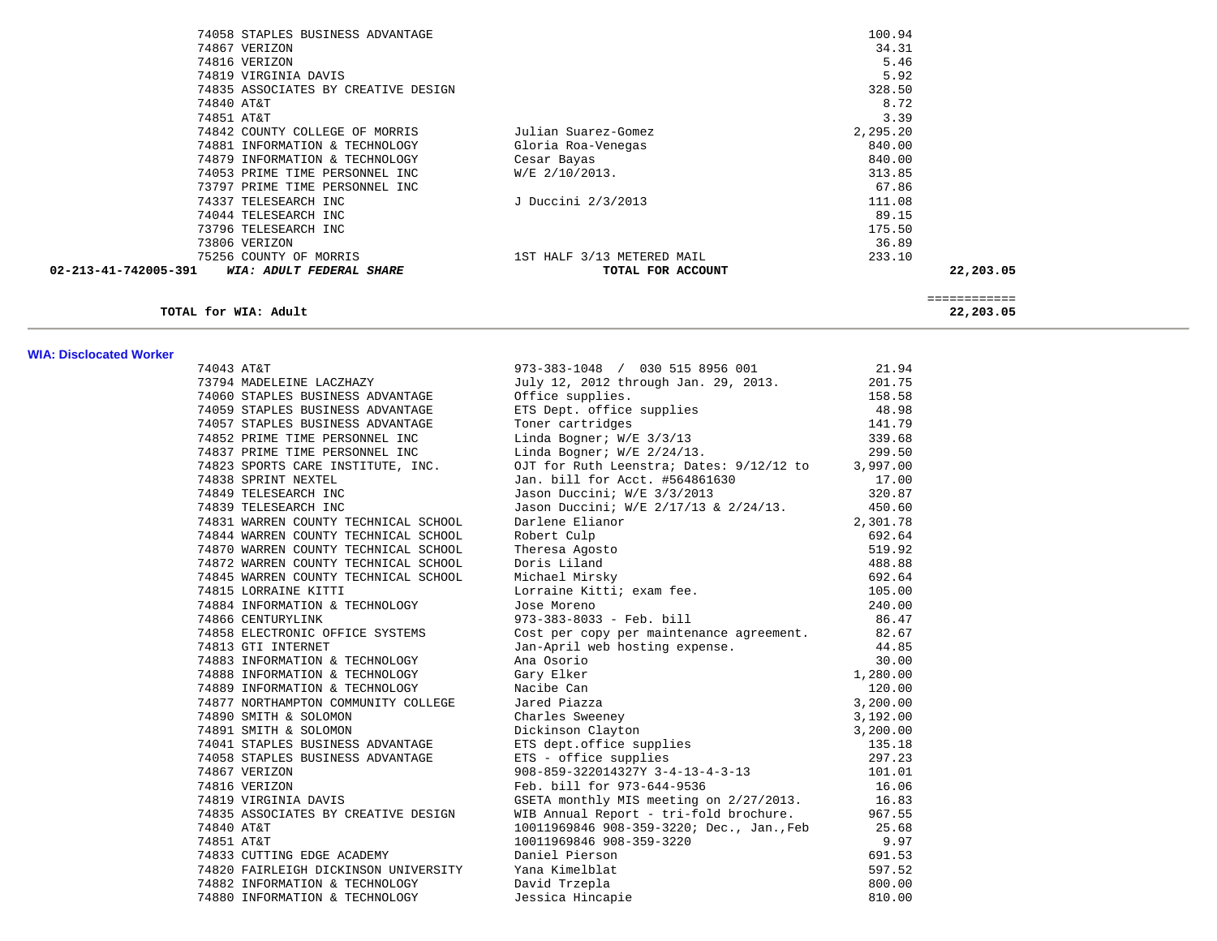| | | | | |
|---|---|---|---|---|
| | 74058 STAPLES BUSINESS ADVANTAGE | | 100.94 | |
| | 74867 VERIZON | | 34.31 | |
| | 74816 VERIZON | | 5.46 | |
| | 74819 VIRGINIA DAVIS | | 5.92 | |
| | 74835 ASSOCIATES BY CREATIVE DESIGN | | 328.50 | |
| | 74840 AT&T | | 8.72 | |
| | 74851 AT&T | | 3.39 | |
| | 74842 COUNTY COLLEGE OF MORRIS | Julian Suarez-Gomez | 2,295.20 | |
| | 74881 INFORMATION & TECHNOLOGY | Gloria Roa-Venegas | 840.00 | |
| | 74879 INFORMATION & TECHNOLOGY | Cesar Bayas | 840.00 | |
| | 74053 PRIME TIME PERSONNEL INC | W/E 2/10/2013. | 313.85 | |
| | 73797 PRIME TIME PERSONNEL INC | | 67.86 | |
| | 74337 TELESEARCH INC | J Duccini 2/3/2013 | 111.08 | |
| | 74044 TELESEARCH INC | | 89.15 | |
| | 73796 TELESEARCH INC | | 175.50 | |
| | 73806 VERIZON | | 36.89 | |
| | 75256 COUNTY OF MORRIS | 1ST HALF 3/13 METERED MAIL | 233.10 | |
| **02-213-41-742005-391** | ***WIA: ADULT FEDERAL SHARE*** | **TOTAL FOR ACCOUNT** | | **22,203.05** |

| | |
|---|---|
| | ============ |
| **TOTAL for WIA: Adult** | **22,203.05** |

---

### WIA: Disclocated Worker

| | | |
|---|---|---|
| 74043 AT&T | 973-383-1048 / 030 515 8956 001 | 21.94 |
| 73794 MADELEINE LACZHAZY | July 12, 2012 through Jan. 29, 2013. | 201.75 |
| 74060 STAPLES BUSINESS ADVANTAGE | Office supplies. | 158.58 |
| 74059 STAPLES BUSINESS ADVANTAGE | ETS Dept. office supplies | 48.98 |
| 74057 STAPLES BUSINESS ADVANTAGE | Toner cartridges | 141.79 |
| 74852 PRIME TIME PERSONNEL INC | Linda Bogner; W/E 3/3/13 | 339.68 |
| 74837 PRIME TIME PERSONNEL INC | Linda Bogner; W/E 2/24/13. | 299.50 |
| 74823 SPORTS CARE INSTITUTE, INC. | OJT for Ruth Leenstra; Dates: 9/12/12 to | 3,997.00 |
| 74838 SPRINT NEXTEL | Jan. bill for Acct. #564861630 | 17.00 |
| 74849 TELESEARCH INC | Jason Duccini; W/E 3/3/2013 | 320.87 |
| 74839 TELESEARCH INC | Jason Duccini; W/E 2/17/13 & 2/24/13. | 450.60 |
| 74831 WARREN COUNTY TECHNICAL SCHOOL | Darlene Elianor | 2,301.78 |
| 74844 WARREN COUNTY TECHNICAL SCHOOL | Robert Culp | 692.64 |
| 74870 WARREN COUNTY TECHNICAL SCHOOL | Theresa Agosto | 519.92 |
| 74872 WARREN COUNTY TECHNICAL SCHOOL | Doris Liland | 488.88 |
| 74845 WARREN COUNTY TECHNICAL SCHOOL | Michael Mirsky | 692.64 |
| 74815 LORRAINE KITTI | Lorraine Kitti; exam fee. | 105.00 |
| 74884 INFORMATION & TECHNOLOGY | Jose Moreno | 240.00 |
| 74866 CENTURYLINK | 973-383-8033 - Feb. bill | 86.47 |
| 74858 ELECTRONIC OFFICE SYSTEMS | Cost per copy per maintenance agreement. | 82.67 |
| 74813 GTI INTERNET | Jan-April web hosting expense. | 44.85 |
| 74883 INFORMATION & TECHNOLOGY | Ana Osorio | 30.00 |
| 74888 INFORMATION & TECHNOLOGY | Gary Elker | 1,280.00 |
| 74889 INFORMATION & TECHNOLOGY | Nacibe Can | 120.00 |
| 74877 NORTHAMPTON COMMUNITY COLLEGE | Jared Piazza | 3,200.00 |
| 74890 SMITH & SOLOMON | Charles Sweeney | 3,192.00 |
| 74891 SMITH & SOLOMON | Dickinson Clayton | 3,200.00 |
| 74041 STAPLES BUSINESS ADVANTAGE | ETS dept.office supplies | 135.18 |
| 74058 STAPLES BUSINESS ADVANTAGE | ETS - office supplies | 297.23 |
| 74867 VERIZON | 908-859-322014327Y 3-4-13-4-3-13 | 101.01 |
| 74816 VERIZON | Feb. bill for 973-644-9536 | 16.06 |
| 74819 VIRGINIA DAVIS | GSETA monthly MIS meeting on 2/27/2013. | 16.83 |
| 74835 ASSOCIATES BY CREATIVE DESIGN | WIB Annual Report - tri-fold brochure. | 967.55 |
| 74840 AT&T | 10011969846 908-359-3220; Dec., Jan.,Feb | 25.68 |
| 74851 AT&T | 10011969846 908-359-3220 | 9.97 |
| 74833 CUTTING EDGE ACADEMY | Daniel Pierson | 691.53 |
| 74820 FAIRLEIGH DICKINSON UNIVERSITY | Yana Kimelblat | 597.52 |
| 74882 INFORMATION & TECHNOLOGY | David Trzepla | 800.00 |
| 74880 INFORMATION & TECHNOLOGY | Jessica Hincapie | 810.00 |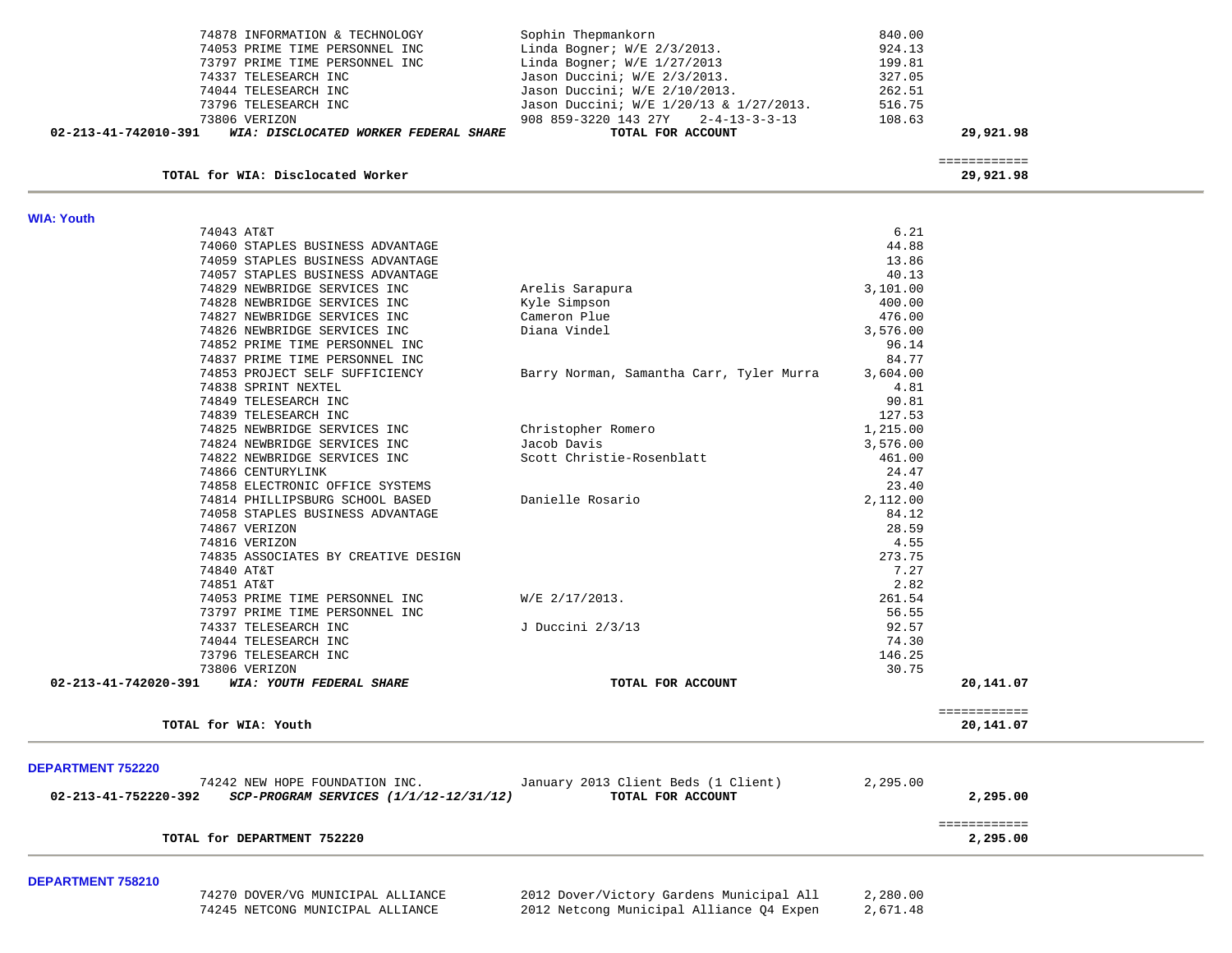| | | | | |
|---|---|---|---|---|
| | 74878 INFORMATION & TECHNOLOGY | Sophin Thepmankorn | 840.00 | |
| | 74053 PRIME TIME PERSONNEL INC | Linda Bogner; W/E 2/3/2013. | 924.13 | |
| | 73797 PRIME TIME PERSONNEL INC | Linda Bogner; W/E 1/27/2013 | 199.81 | |
| | 74337 TELESEARCH INC | Jason Duccini; W/E 2/3/2013. | 327.05 | |
| | 74044 TELESEARCH INC | Jason Duccini; W/E 2/10/2013. | 262.51 | |
| | 73796 TELESEARCH INC | Jason Duccini; W/E 1/20/13 & 1/27/2013. | 516.75 | |
| | 73806 VERIZON | 908 859-3220 143 27Y 2-4-13-3-3-13 | 108.63 | |
| 02-213-41-742010-391 | ***WIA: DISCLOCATED WORKER FEDERAL SHARE*** | **TOTAL FOR ACCOUNT** | | **29,921.98** |

**TOTAL for WIA: Disclocated Worker** ============ **29,921.98**

## WIA: Youth

| | | | | |
|---|---|---|---|---|
| | 74043 AT&T | | 6.21 | |
| | 74060 STAPLES BUSINESS ADVANTAGE | | 44.88 | |
| | 74059 STAPLES BUSINESS ADVANTAGE | | 13.86 | |
| | 74057 STAPLES BUSINESS ADVANTAGE | | 40.13 | |
| | 74829 NEWBRIDGE SERVICES INC | Arelis Sarapura | 3,101.00 | |
| | 74828 NEWBRIDGE SERVICES INC | Kyle Simpson | 400.00 | |
| | 74827 NEWBRIDGE SERVICES INC | Cameron Plue | 476.00 | |
| | 74826 NEWBRIDGE SERVICES INC | Diana Vindel | 3,576.00 | |
| | 74852 PRIME TIME PERSONNEL INC | | 96.14 | |
| | 74837 PRIME TIME PERSONNEL INC | | 84.77 | |
| | 74853 PROJECT SELF SUFFICIENCY | Barry Norman, Samantha Carr, Tyler Murra | 3,604.00 | |
| | 74838 SPRINT NEXTEL | | 4.81 | |
| | 74849 TELESEARCH INC | | 90.81 | |
| | 74839 TELESEARCH INC | | 127.53 | |
| | 74825 NEWBRIDGE SERVICES INC | Christopher Romero | 1,215.00 | |
| | 74824 NEWBRIDGE SERVICES INC | Jacob Davis | 3,576.00 | |
| | 74822 NEWBRIDGE SERVICES INC | Scott Christie-Rosenblatt | 461.00 | |
| | 74866 CENTURYLINK | | 24.47 | |
| | 74858 ELECTRONIC OFFICE SYSTEMS | | 23.40 | |
| | 74814 PHILLIPSBURG SCHOOL BASED | Danielle Rosario | 2,112.00 | |
| | 74058 STAPLES BUSINESS ADVANTAGE | | 84.12 | |
| | 74867 VERIZON | | 28.59 | |
| | 74816 VERIZON | | 4.55 | |
| | 74835 ASSOCIATES BY CREATIVE DESIGN | | 273.75 | |
| | 74840 AT&T | | 7.27 | |
| | 74851 AT&T | | 2.82 | |
| | 74053 PRIME TIME PERSONNEL INC | W/E 2/17/2013. | 261.54 | |
| | 73797 PRIME TIME PERSONNEL INC | | 56.55 | |
| | 74337 TELESEARCH INC | J Duccini 2/3/13 | 92.57 | |
| | 74044 TELESEARCH INC | | 74.30 | |
| | 73796 TELESEARCH INC | | 146.25 | |
| | 73806 VERIZON | | 30.75 | |
| 02-213-41-742020-391 | ***WIA: YOUTH FEDERAL SHARE*** | **TOTAL FOR ACCOUNT** | | **20,141.07** |

**TOTAL for WIA: Youth** ============ **20,141.07**

## DEPARTMENT 752220

| | | | | |
|---|---|---|---|---|
| | 74242 NEW HOPE FOUNDATION INC. | January 2013 Client Beds (1 Client) | 2,295.00 | |
| 02-213-41-752220-392 | ***SCP-PROGRAM SERVICES (1/1/12-12/31/12)*** | **TOTAL FOR ACCOUNT** | | **2,295.00** |

**TOTAL for DEPARTMENT 752220** ============ **2,295.00**

## DEPARTMENT 758210

| | | | | |
|---|---|---|---|---|
| | 74270 DOVER/VG MUNICIPAL ALLIANCE | 2012 Dover/Victory Gardens Municipal All | 2,280.00 | |
| | 74245 NETCONG MUNICIPAL ALLIANCE | 2012 Netcong Municipal Alliance Q4 Expen | 2,671.48 | |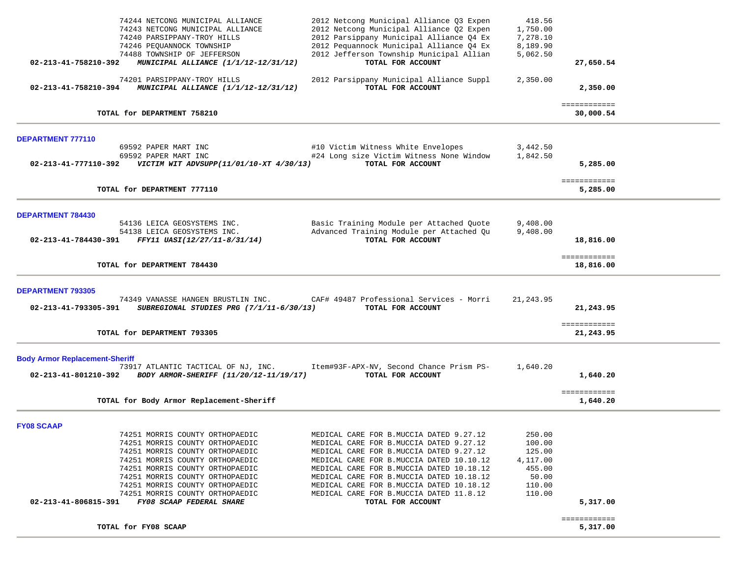| Account | Vendor / Description | Item Description | Amount | Total |
|---|---|---|---|---|
| | 74244 NETCONG MUNICIPAL ALLIANCE | 2012 Netcong Municipal Alliance Q3 Expen | 418.56 | |
| | 74243 NETCONG MUNICIPAL ALLIANCE | 2012 Netcong Municipal Alliance Q2 Expen | 1,750.00 | |
| | 74240 PARSIPPANY-TROY HILLS | 2012 Parsippany Municipal Alliance Q4 Ex | 7,278.10 | |
| | 74246 PEQUANNOCK TOWNSHIP | 2012 Pequannock Municipal Alliance Q4 Ex | 8,189.90 | |
| | 74488 TOWNSHIP OF JEFFERSON | 2012 Jefferson Township Municipal Allian | 5,062.50 | |
| **02-213-41-758210-392** | ***MUNICIPAL ALLIANCE (1/1/12-12/31/12)*** | **TOTAL FOR ACCOUNT** | | **27,650.54** |
| | 74201 PARSIPPANY-TROY HILLS | 2012 Parsippany Municipal Alliance Suppl | 2,350.00 | |
| **02-213-41-758210-394** | ***MUNICIPAL ALLIANCE (1/1/12-12/31/12)*** | **TOTAL FOR ACCOUNT** | | **2,350.00** |
| | **TOTAL for DEPARTMENT 758210** | | | **30,000.54** |

## DEPARTMENT 777110

| Account | Vendor / Description | Item Description | Amount | Total |
|---|---|---|---|---|
| | 69592 PAPER MART INC | #10 Victim Witness White Envelopes | 3,442.50 | |
| | 69592 PAPER MART INC | #24 Long size Victim Witness None Window | 1,842.50 | |
| **02-213-41-777110-392** | ***VICTIM WIT ADVSUPP(11/01/10-XT 4/30/13)*** | **TOTAL FOR ACCOUNT** | | **5,285.00** |
| | **TOTAL for DEPARTMENT 777110** | | | **5,285.00** |

## DEPARTMENT 784430

| Account | Vendor / Description | Item Description | Amount | Total |
|---|---|---|---|---|
| | 54136 LEICA GEOSYSTEMS INC. | Basic Training Module per Attached Quote | 9,408.00 | |
| | 54138 LEICA GEOSYSTEMS INC. | Advanced Training Module per Attached Qu | 9,408.00 | |
| **02-213-41-784430-391** | ***FFY11 UASI(12/27/11-8/31/14)*** | **TOTAL FOR ACCOUNT** | | **18,816.00** |
| | **TOTAL for DEPARTMENT 784430** | | | **18,816.00** |

## DEPARTMENT 793305

| Account | Vendor / Description | Item Description | Amount | Total |
|---|---|---|---|---|
| | 74349 VANASSE HANGEN BRUSTLIN INC. | CAF# 49487 Professional Services - Morri | 21,243.95 | |
| **02-213-41-793305-391** | ***SUBREGIONAL STUDIES PRG (7/1/11-6/30/13)*** | **TOTAL FOR ACCOUNT** | | **21,243.95** |
| | **TOTAL for DEPARTMENT 793305** | | | **21,243.95** |

## Body Armor Replacement-Sheriff

| Account | Vendor / Description | Item Description | Amount | Total |
|---|---|---|---|---|
| | 73917 ATLANTIC TACTICAL OF NJ, INC. | Item#93F-APX-NV, Second Chance Prism PS- | 1,640.20 | |
| **02-213-41-801210-392** | ***BODY ARMOR-SHERIFF (11/20/12-11/19/17)*** | **TOTAL FOR ACCOUNT** | | **1,640.20** |
| | **TOTAL for Body Armor Replacement-Sheriff** | | | **1,640.20** |

## FY08 SCAAP

| Account | Vendor / Description | Item Description | Amount | Total |
|---|---|---|---|---|
| | 74251 MORRIS COUNTY ORTHOPAEDIC | MEDICAL CARE FOR B.MUCCIA DATED 9.27.12 | 250.00 | |
| | 74251 MORRIS COUNTY ORTHOPAEDIC | MEDICAL CARE FOR B.MUCCIA DATED 9.27.12 | 100.00 | |
| | 74251 MORRIS COUNTY ORTHOPAEDIC | MEDICAL CARE FOR B.MUCCIA DATED 9.27.12 | 125.00 | |
| | 74251 MORRIS COUNTY ORTHOPAEDIC | MEDICAL CARE FOR B.MUCCIA DATED 10.10.12 | 4,117.00 | |
| | 74251 MORRIS COUNTY ORTHOPAEDIC | MEDICAL CARE FOR B.MUCCIA DATED 10.18.12 | 455.00 | |
| | 74251 MORRIS COUNTY ORTHOPAEDIC | MEDICAL CARE FOR B.MUCCIA DATED 10.18.12 | 50.00 | |
| | 74251 MORRIS COUNTY ORTHOPAEDIC | MEDICAL CARE FOR B.MUCCIA DATED 10.18.12 | 110.00 | |
| | 74251 MORRIS COUNTY ORTHOPAEDIC | MEDICAL CARE FOR B.MUCCIA DATED 11.8.12 | 110.00 | |
| **02-213-41-806815-391** | ***FY08 SCAAP FEDERAL SHARE*** | **TOTAL FOR ACCOUNT** | | **5,317.00** |
| | **TOTAL for FY08 SCAAP** | | | **5,317.00** |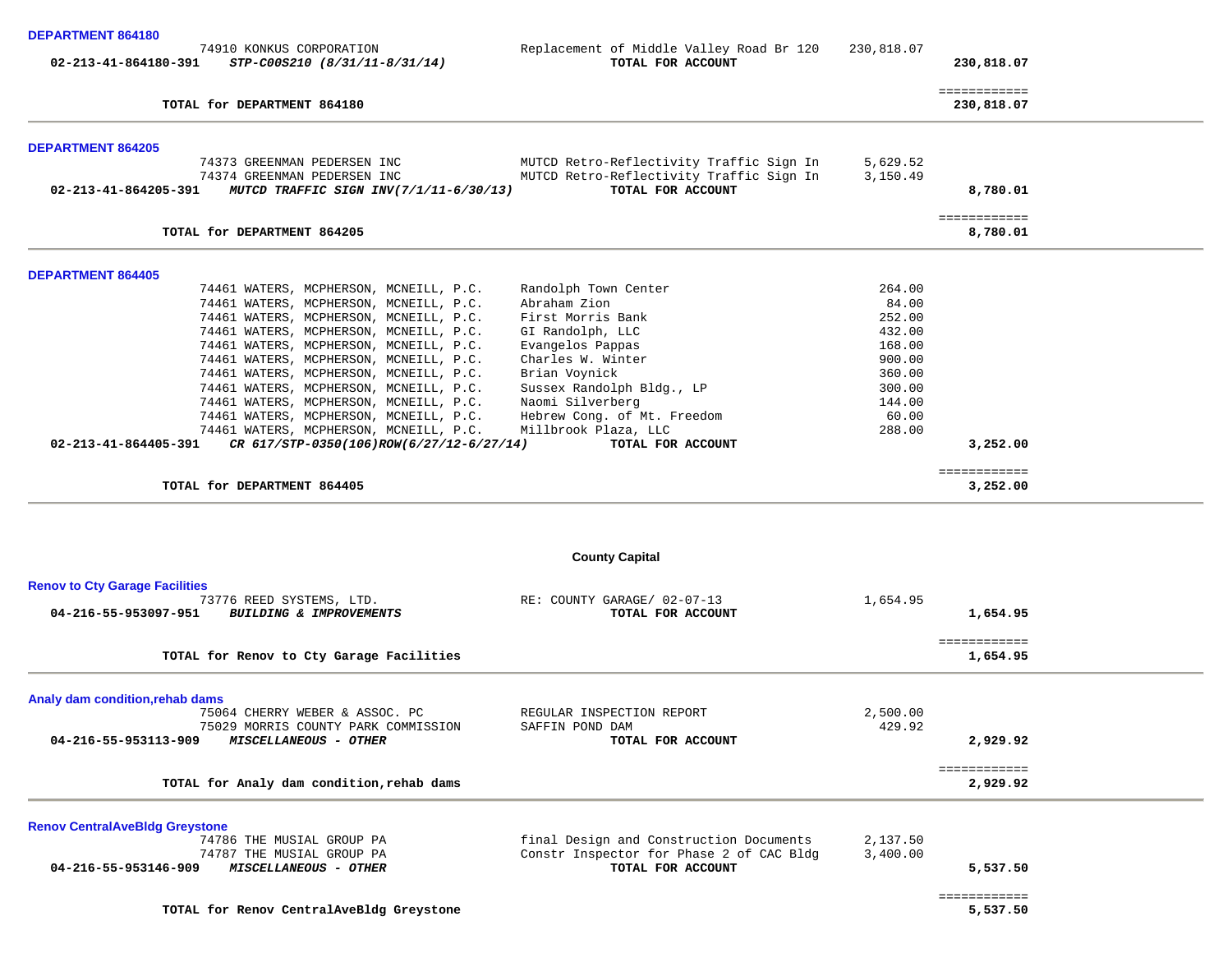### DEPARTMENT 864180

| | Vendor | Description | Amount | Total |
|---|---|---|---|---|
| | 74910 KONKUS CORPORATION | Replacement of Middle Valley Road Br 120 | 230,818.07 | |
| **02-213-41-864180-391** | ***STP-C00S210 (8/31/11-8/31/14)*** | **TOTAL FOR ACCOUNT** | | **230,818.07** |

**TOTAL for DEPARTMENT 864180** — **230,818.07**

### DEPARTMENT 864205

| | Vendor | Description | Amount | Total |
|---|---|---|---|---|
| | 74373 GREENMAN PEDERSEN INC | MUTCD Retro-Reflectivity Traffic Sign In | 5,629.52 | |
| | 74374 GREENMAN PEDERSEN INC | MUTCD Retro-Reflectivity Traffic Sign In | 3,150.49 | |
| **02-213-41-864205-391** | ***MUTCD TRAFFIC SIGN INV(7/1/11-6/30/13)*** | **TOTAL FOR ACCOUNT** | | **8,780.01** |

**TOTAL for DEPARTMENT 864205** — **8,780.01**

### DEPARTMENT 864405

| | Vendor | Description | Amount | Total |
|---|---|---|---|---|
| | 74461 WATERS, MCPHERSON, MCNEILL, P.C. | Randolph Town Center | 264.00 | |
| | 74461 WATERS, MCPHERSON, MCNEILL, P.C. | Abraham Zion | 84.00 | |
| | 74461 WATERS, MCPHERSON, MCNEILL, P.C. | First Morris Bank | 252.00 | |
| | 74461 WATERS, MCPHERSON, MCNEILL, P.C. | GI Randolph, LLC | 432.00 | |
| | 74461 WATERS, MCPHERSON, MCNEILL, P.C. | Evangelos Pappas | 168.00 | |
| | 74461 WATERS, MCPHERSON, MCNEILL, P.C. | Charles W. Winter | 900.00 | |
| | 74461 WATERS, MCPHERSON, MCNEILL, P.C. | Brian Voynick | 360.00 | |
| | 74461 WATERS, MCPHERSON, MCNEILL, P.C. | Sussex Randolph Bldg., LP | 300.00 | |
| | 74461 WATERS, MCPHERSON, MCNEILL, P.C. | Naomi Silverberg | 144.00 | |
| | 74461 WATERS, MCPHERSON, MCNEILL, P.C. | Hebrew Cong. of Mt. Freedom | 60.00 | |
| | 74461 WATERS, MCPHERSON, MCNEILL, P.C. | Millbrook Plaza, LLC | 288.00 | |
| **02-213-41-864405-391** | ***CR 617/STP-0350(106)ROW(6/27/12-6/27/14)*** | **TOTAL FOR ACCOUNT** | | **3,252.00** |

**TOTAL for DEPARTMENT 864405** — **3,252.00**

## County Capital

### Renov to Cty Garage Facilities

| | Vendor | Description | Amount | Total |
|---|---|---|---|---|
| | 73776 REED SYSTEMS, LTD. | RE: COUNTY GARAGE/ 02-07-13 | 1,654.95 | |
| **04-216-55-953097-951** | ***BUILDING & IMPROVEMENTS*** | **TOTAL FOR ACCOUNT** | | **1,654.95** |

**TOTAL for Renov to Cty Garage Facilities** — **1,654.95**

### Analy dam condition,rehab dams

| | Vendor | Description | Amount | Total |
|---|---|---|---|---|
| | 75064 CHERRY WEBER & ASSOC. PC | REGULAR INSPECTION REPORT | 2,500.00 | |
| | 75029 MORRIS COUNTY PARK COMMISSION | SAFFIN POND DAM | 429.92 | |
| **04-216-55-953113-909** | ***MISCELLANEOUS - OTHER*** | **TOTAL FOR ACCOUNT** | | **2,929.92** |

**TOTAL for Analy dam condition,rehab dams** — **2,929.92**

### Renov CentralAveBldg Greystone

| | Vendor | Description | Amount | Total |
|---|---|---|---|---|
| | 74786 THE MUSIAL GROUP PA | final Design and Construction Documents | 2,137.50 | |
| | 74787 THE MUSIAL GROUP PA | Constr Inspector for Phase 2 of CAC Bldg | 3,400.00 | |
| **04-216-55-953146-909** | ***MISCELLANEOUS - OTHER*** | **TOTAL FOR ACCOUNT** | | **5,537.50** |

**TOTAL for Renov CentralAveBldg Greystone** — **5,537.50**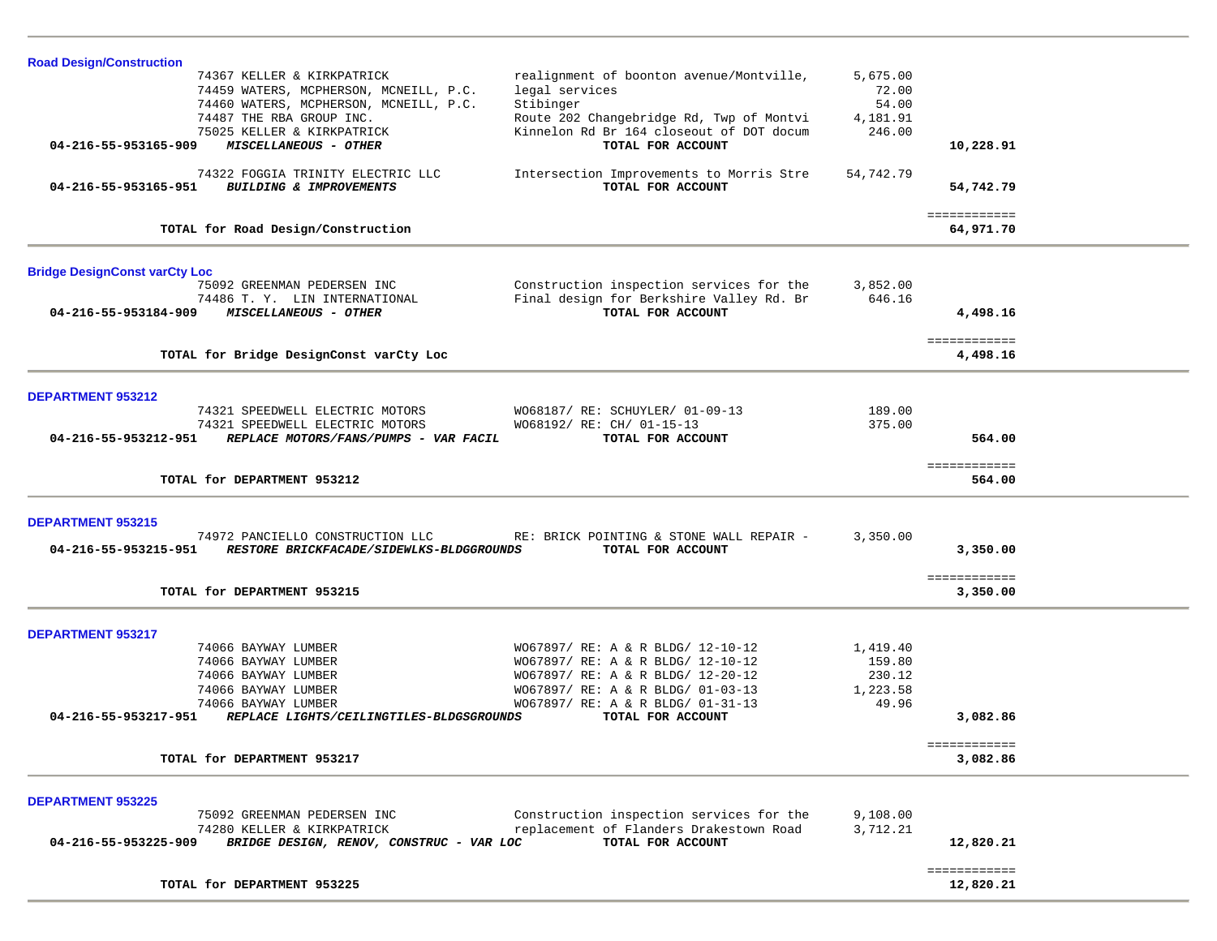### Road Design/Construction

| Vendor | Description | Amount | Total |
|---|---|---|---|
| 74367 KELLER & KIRKPATRICK | realignment of boonton avenue/Montville, | 5,675.00 | |
| 74459 WATERS, MCPHERSON, MCNEILL, P.C. | legal services | 72.00 | |
| 74460 WATERS, MCPHERSON, MCNEILL, P.C. | Stibinger | 54.00 | |
| 74487 THE RBA GROUP INC. | Route 202 Changebridge Rd, Twp of Montvi | 4,181.91 | |
| 75025 KELLER & KIRKPATRICK | Kinnelon Rd Br 164 closeout of DOT docum | 246.00 | |
| **04-216-55-953165-909** ***MISCELLANEOUS - OTHER*** | **TOTAL FOR ACCOUNT** | | **10,228.91** |
| 74322 FOGGIA TRINITY ELECTRIC LLC | Intersection Improvements to Morris Stre | 54,742.79 | |
| **04-216-55-953165-951** ***BUILDING & IMPROVEMENTS*** | **TOTAL FOR ACCOUNT** | | **54,742.79** |
| **TOTAL for Road Design/Construction** | | | **64,971.70** |

### Bridge DesignConst varCty Loc

| Vendor | Description | Amount | Total |
|---|---|---|---|
| 75092 GREENMAN PEDERSEN INC | Construction inspection services for the | 3,852.00 | |
| 74486 T. Y. LIN INTERNATIONAL | Final design for Berkshire Valley Rd. Br | 646.16 | |
| **04-216-55-953184-909** ***MISCELLANEOUS - OTHER*** | **TOTAL FOR ACCOUNT** | | **4,498.16** |
| **TOTAL for Bridge DesignConst varCty Loc** | | | **4,498.16** |

### DEPARTMENT 953212

| Vendor | Description | Amount | Total |
|---|---|---|---|
| 74321 SPEEDWELL ELECTRIC MOTORS | WO68187/ RE: SCHUYLER/ 01-09-13 | 189.00 | |
| 74321 SPEEDWELL ELECTRIC MOTORS | WO68192/ RE: CH/ 01-15-13 | 375.00 | |
| **04-216-55-953212-951** ***REPLACE MOTORS/FANS/PUMPS - VAR FACIL*** | **TOTAL FOR ACCOUNT** | | **564.00** |
| **TOTAL for DEPARTMENT 953212** | | | **564.00** |

### DEPARTMENT 953215

| Vendor | Description | Amount | Total |
|---|---|---|---|
| 74972 PANCIELLO CONSTRUCTION LLC | RE: BRICK POINTING & STONE WALL REPAIR - | 3,350.00 | |
| **04-216-55-953215-951** ***RESTORE BRICKFACADE/SIDEWLKS-BLDGGROUNDS*** | **TOTAL FOR ACCOUNT** | | **3,350.00** |
| **TOTAL for DEPARTMENT 953215** | | | **3,350.00** |

### DEPARTMENT 953217

| Vendor | Description | Amount | Total |
|---|---|---|---|
| 74066 BAYWAY LUMBER | WO67897/ RE: A & R BLDG/ 12-10-12 | 1,419.40 | |
| 74066 BAYWAY LUMBER | WO67897/ RE: A & R BLDG/ 12-10-12 | 159.80 | |
| 74066 BAYWAY LUMBER | WO67897/ RE: A & R BLDG/ 12-20-12 | 230.12 | |
| 74066 BAYWAY LUMBER | WO67897/ RE: A & R BLDG/ 01-03-13 | 1,223.58 | |
| 74066 BAYWAY LUMBER | WO67897/ RE: A & R BLDG/ 01-31-13 | 49.96 | |
| **04-216-55-953217-951** ***REPLACE LIGHTS/CEILINGTILES-BLDGSGROUNDS*** | **TOTAL FOR ACCOUNT** | | **3,082.86** |
| **TOTAL for DEPARTMENT 953217** | | | **3,082.86** |

### DEPARTMENT 953225

| Vendor | Description | Amount | Total |
|---|---|---|---|
| 75092 GREENMAN PEDERSEN INC | Construction inspection services for the | 9,108.00 | |
| 74280 KELLER & KIRKPATRICK | replacement of Flanders Drakestown Road | 3,712.21 | |
| **04-216-55-953225-909** ***BRIDGE DESIGN, RENOV, CONSTRUC - VAR LOC*** | **TOTAL FOR ACCOUNT** | | **12,820.21** |
| **TOTAL for DEPARTMENT 953225** | | | **12,820.21** |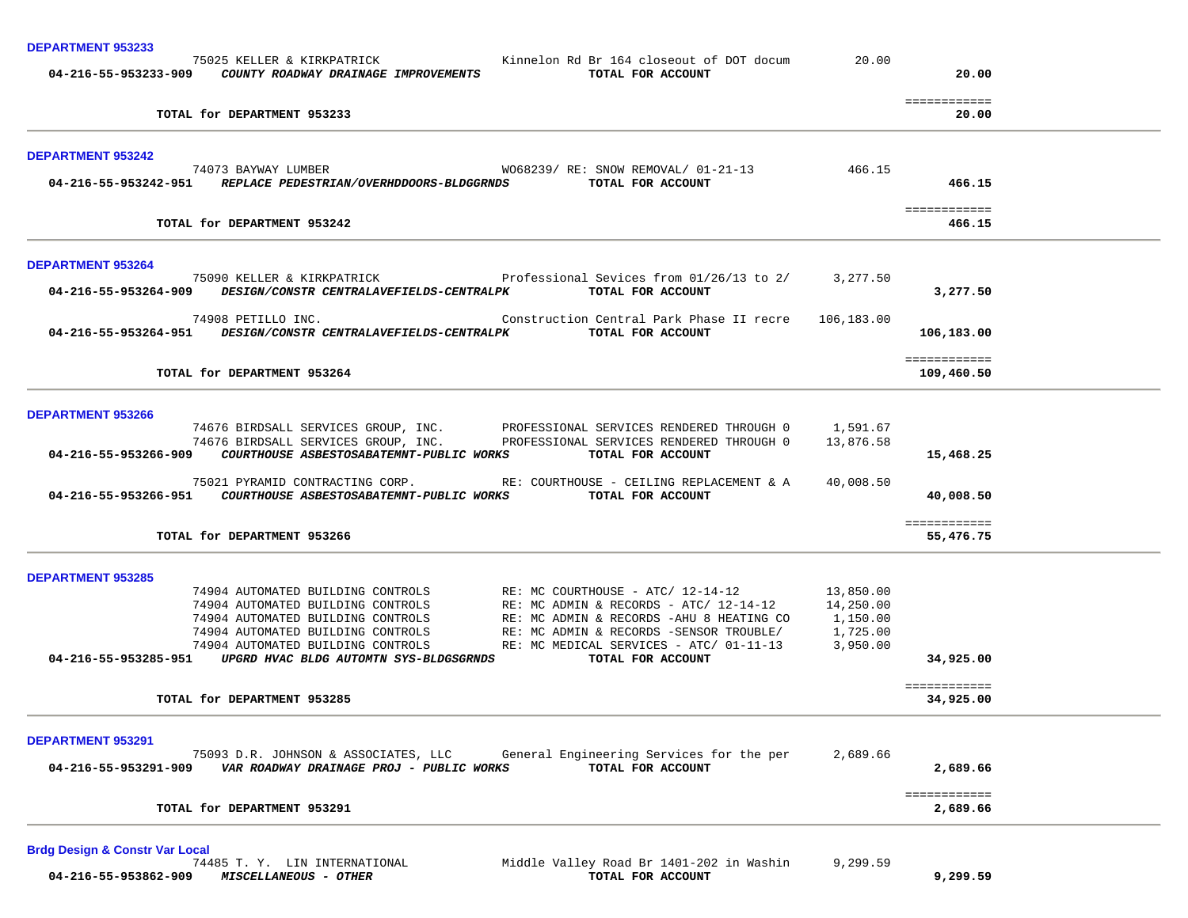**DEPARTMENT 953233**

| | | | | |
|---|---|---|---|---|
| | 75025 KELLER & KIRKPATRICK | Kinnelon Rd Br 164 closeout of DOT docum | 20.00 | |
| 04-216-55-953233-909 | ***COUNTY ROADWAY DRAINAGE IMPROVEMENTS*** | **TOTAL FOR ACCOUNT** | | **20.00** |
| | | | | ============ |
| | **TOTAL for DEPARTMENT 953233** | | | **20.00** |

**DEPARTMENT 953242**

| | | | | |
|---|---|---|---|---|
| | 74073 BAYWAY LUMBER | WO68239/ RE: SNOW REMOVAL/ 01-21-13 | 466.15 | |
| 04-216-55-953242-951 | ***REPLACE PEDESTRIAN/OVERHDDOORS-BLDGGRNDS*** | **TOTAL FOR ACCOUNT** | | **466.15** |
| | | | | ============ |
| | **TOTAL for DEPARTMENT 953242** | | | **466.15** |

**DEPARTMENT 953264**

| | | | | |
|---|---|---|---|---|
| | 75090 KELLER & KIRKPATRICK | Professional Sevices from 01/26/13 to 2/ | 3,277.50 | |
| 04-216-55-953264-909 | ***DESIGN/CONSTR CENTRALAVEFIELDS-CENTRALPK*** | **TOTAL FOR ACCOUNT** | | **3,277.50** |
| | 74908 PETILLO INC. | Construction Central Park Phase II recre | 106,183.00 | |
| 04-216-55-953264-951 | ***DESIGN/CONSTR CENTRALAVEFIELDS-CENTRALPK*** | **TOTAL FOR ACCOUNT** | | **106,183.00** |
| | | | | ============ |
| | **TOTAL for DEPARTMENT 953264** | | | **109,460.50** |

**DEPARTMENT 953266**

| | | | | |
|---|---|---|---|---|
| | 74676 BIRDSALL SERVICES GROUP, INC. | PROFESSIONAL SERVICES RENDERED THROUGH 0 | 1,591.67 | |
| | 74676 BIRDSALL SERVICES GROUP, INC. | PROFESSIONAL SERVICES RENDERED THROUGH 0 | 13,876.58 | |
| 04-216-55-953266-909 | ***COURTHOUSE ASBESTOSABATEMNT-PUBLIC WORKS*** | **TOTAL FOR ACCOUNT** | | **15,468.25** |
| | 75021 PYRAMID CONTRACTING CORP. | RE: COURTHOUSE - CEILING REPLACEMENT & A | 40,008.50 | |
| 04-216-55-953266-951 | ***COURTHOUSE ASBESTOSABATEMNT-PUBLIC WORKS*** | **TOTAL FOR ACCOUNT** | | **40,008.50** |
| | | | | ============ |
| | **TOTAL for DEPARTMENT 953266** | | | **55,476.75** |

**DEPARTMENT 953285**

| | | | | |
|---|---|---|---|---|
| | 74904 AUTOMATED BUILDING CONTROLS | RE: MC COURTHOUSE - ATC/ 12-14-12 | 13,850.00 | |
| | 74904 AUTOMATED BUILDING CONTROLS | RE: MC ADMIN & RECORDS - ATC/ 12-14-12 | 14,250.00 | |
| | 74904 AUTOMATED BUILDING CONTROLS | RE: MC ADMIN & RECORDS -AHU 8 HEATING CO | 1,150.00 | |
| | 74904 AUTOMATED BUILDING CONTROLS | RE: MC ADMIN & RECORDS -SENSOR TROUBLE/ | 1,725.00 | |
| | 74904 AUTOMATED BUILDING CONTROLS | RE: MC MEDICAL SERVICES - ATC/ 01-11-13 | 3,950.00 | |
| 04-216-55-953285-951 | ***UPGRD HVAC BLDG AUTOMTN SYS-BLDGSGRNDS*** | **TOTAL FOR ACCOUNT** | | **34,925.00** |
| | | | | ============ |
| | **TOTAL for DEPARTMENT 953285** | | | **34,925.00** |

**DEPARTMENT 953291**

| | | | | |
|---|---|---|---|---|
| | 75093 D.R. JOHNSON & ASSOCIATES, LLC | General Engineering Services for the per | 2,689.66 | |
| 04-216-55-953291-909 | ***VAR ROADWAY DRAINAGE PROJ - PUBLIC WORKS*** | **TOTAL FOR ACCOUNT** | | **2,689.66** |
| | | | | ============ |
| | **TOTAL for DEPARTMENT 953291** | | | **2,689.66** |

**Brdg Design & Constr Var Local**

| | | | | |
|---|---|---|---|---|
| | 74485 T. Y. LIN INTERNATIONAL | Middle Valley Road Br 1401-202 in Washin | 9,299.59 | |
| 04-216-55-953862-909 | ***MISCELLANEOUS - OTHER*** | **TOTAL FOR ACCOUNT** | | **9,299.59** |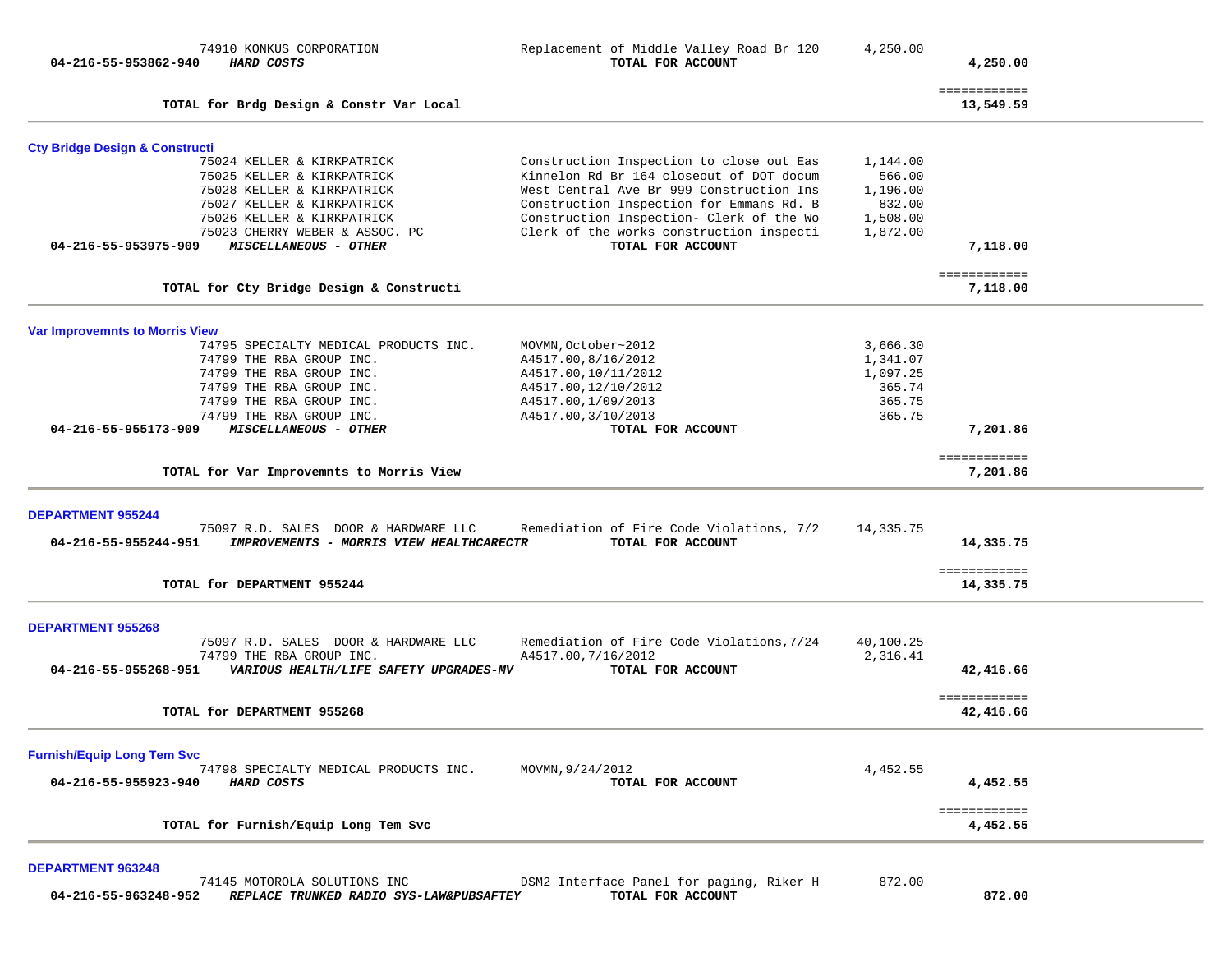| Account / Vendor | Description | Amount | Total |
|---|---|---|---|
| 74910 KONKUS CORPORATION | Replacement of Middle Valley Road Br 120 | 4,250.00 | |
| **04-216-55-953862-940** ***HARD COSTS*** | **TOTAL FOR ACCOUNT** | | **4,250.00** |
| | | | ============ |
| **TOTAL for Brdg Design & Constr Var Local** | | | **13,549.59** |

**Cty Bridge Design & Constructi**

| Account / Vendor | Description | Amount | Total |
|---|---|---|---|
| 75024 KELLER & KIRKPATRICK | Construction Inspection to close out Eas | 1,144.00 | |
| 75025 KELLER & KIRKPATRICK | Kinnelon Rd Br 164 closeout of DOT docum | 566.00 | |
| 75028 KELLER & KIRKPATRICK | West Central Ave Br 999 Construction Ins | 1,196.00 | |
| 75027 KELLER & KIRKPATRICK | Construction Inspection for Emmans Rd. B | 832.00 | |
| 75026 KELLER & KIRKPATRICK | Construction Inspection- Clerk of the Wo | 1,508.00 | |
| 75023 CHERRY WEBER & ASSOC. PC | Clerk of the works construction inspecti | 1,872.00 | |
| **04-216-55-953975-909** ***MISCELLANEOUS - OTHER*** | **TOTAL FOR ACCOUNT** | | **7,118.00** |
| | | | ============ |
| **TOTAL for Cty Bridge Design & Constructi** | | | **7,118.00** |

**Var Improvemnts to Morris View**

| Account / Vendor | Description | Amount | Total |
|---|---|---|---|
| 74795 SPECIALTY MEDICAL PRODUCTS INC. | MOVMN,October~2012 | 3,666.30 | |
| 74799 THE RBA GROUP INC. | A4517.00,8/16/2012 | 1,341.07 | |
| 74799 THE RBA GROUP INC. | A4517.00,10/11/2012 | 1,097.25 | |
| 74799 THE RBA GROUP INC. | A4517.00,12/10/2012 | 365.74 | |
| 74799 THE RBA GROUP INC. | A4517.00,1/09/2013 | 365.75 | |
| 74799 THE RBA GROUP INC. | A4517.00,3/10/2013 | 365.75 | |
| **04-216-55-955173-909** ***MISCELLANEOUS - OTHER*** | **TOTAL FOR ACCOUNT** | | **7,201.86** |
| | | | ============ |
| **TOTAL for Var Improvemnts to Morris View** | | | **7,201.86** |

**DEPARTMENT 955244**

| Account / Vendor | Description | Amount | Total |
|---|---|---|---|
| 75097 R.D. SALES DOOR & HARDWARE LLC | Remediation of Fire Code Violations, 7/2 | 14,335.75 | |
| **04-216-55-955244-951** ***IMPROVEMENTS - MORRIS VIEW HEALTHCARECTR*** | **TOTAL FOR ACCOUNT** | | **14,335.75** |
| | | | ============ |
| **TOTAL for DEPARTMENT 955244** | | | **14,335.75** |

**DEPARTMENT 955268**

| Account / Vendor | Description | Amount | Total |
|---|---|---|---|
| 75097 R.D. SALES DOOR & HARDWARE LLC | Remediation of Fire Code Violations,7/24 | 40,100.25 | |
| 74799 THE RBA GROUP INC. | A4517.00,7/16/2012 | 2,316.41 | |
| **04-216-55-955268-951** ***VARIOUS HEALTH/LIFE SAFETY UPGRADES-MV*** | **TOTAL FOR ACCOUNT** | | **42,416.66** |
| | | | ============ |
| **TOTAL for DEPARTMENT 955268** | | | **42,416.66** |

**Furnish/Equip Long Tem Svc**

| Account / Vendor | Description | Amount | Total |
|---|---|---|---|
| 74798 SPECIALTY MEDICAL PRODUCTS INC. | MOVMN,9/24/2012 | 4,452.55 | |
| **04-216-55-955923-940** ***HARD COSTS*** | **TOTAL FOR ACCOUNT** | | **4,452.55** |
| | | | ============ |
| **TOTAL for Furnish/Equip Long Tem Svc** | | | **4,452.55** |

**DEPARTMENT 963248**

| Account / Vendor | Description | Amount | Total |
|---|---|---|---|
| 74145 MOTOROLA SOLUTIONS INC | DSM2 Interface Panel for paging, Riker H | 872.00 | |
| **04-216-55-963248-952** ***REPLACE TRUNKED RADIO SYS-LAW&PUBSAFTEY*** | **TOTAL FOR ACCOUNT** | | **872.00** |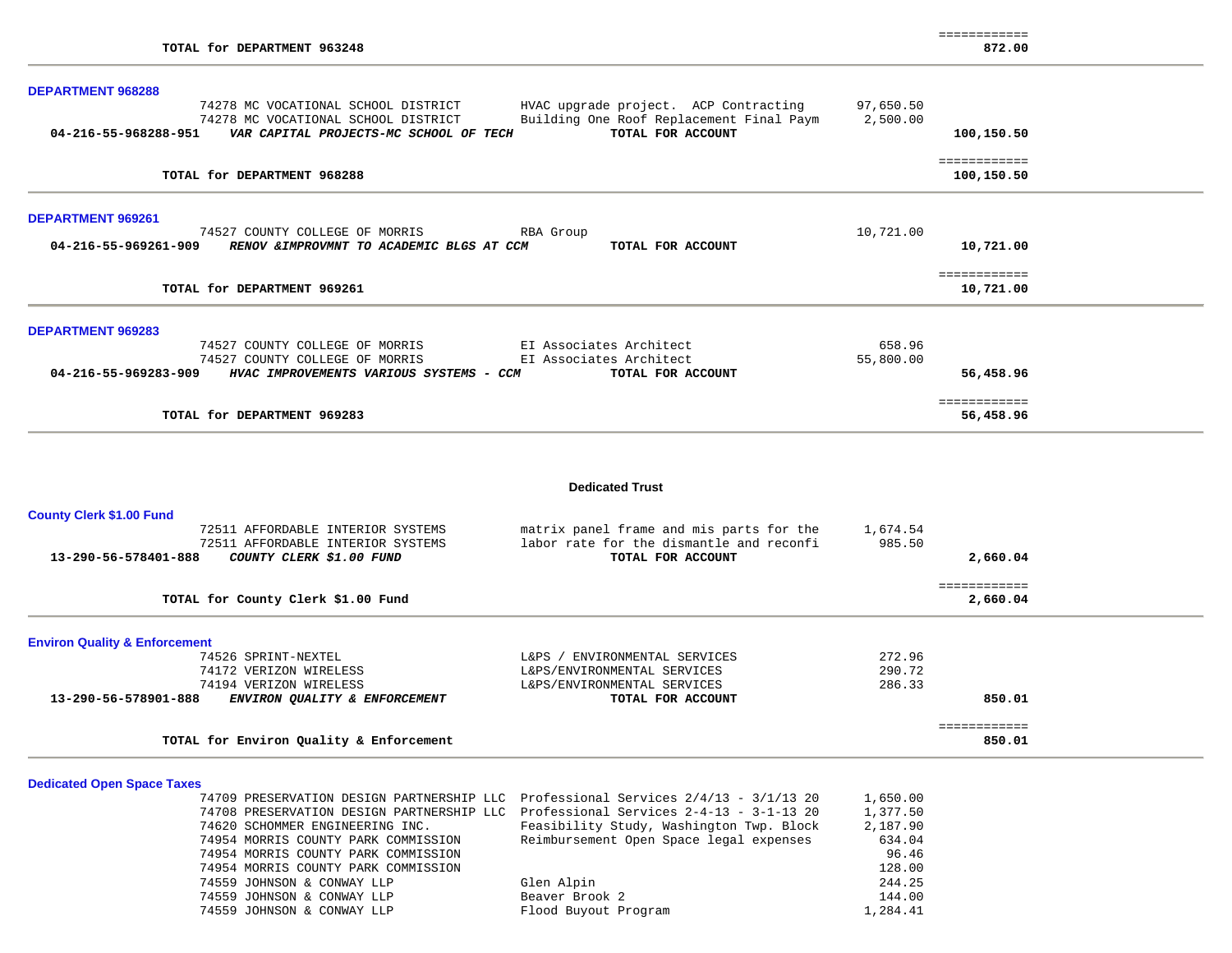| | | | | |
|---|---|---|---|---|
| | **TOTAL for DEPARTMENT 963248** | | | ============ **872.00** |

**DEPARTMENT 968288**

| Account | Vendor | Description | Amount | Total |
|---|---|---|---|---|
| | 74278 MC VOCATIONAL SCHOOL DISTRICT | HVAC upgrade project. ACP Contracting | 97,650.50 | |
| | 74278 MC VOCATIONAL SCHOOL DISTRICT | Building One Roof Replacement Final Paym | 2,500.00 | |
| **04-216-55-968288-951** | ***VAR CAPITAL PROJECTS-MC SCHOOL OF TECH*** | **TOTAL FOR ACCOUNT** | | **100,150.50** |
| | **TOTAL for DEPARTMENT 968288** | | | ============ **100,150.50** |

**DEPARTMENT 969261**

| Account | Vendor | Description | Amount | Total |
|---|---|---|---|---|
| | 74527 COUNTY COLLEGE OF MORRIS | RBA Group | 10,721.00 | |
| **04-216-55-969261-909** | ***RENOV &IMPROVMNT TO ACADEMIC BLGS AT CCM*** | **TOTAL FOR ACCOUNT** | | **10,721.00** |
| | **TOTAL for DEPARTMENT 969261** | | | ============ **10,721.00** |

**DEPARTMENT 969283**

| Account | Vendor | Description | Amount | Total |
|---|---|---|---|---|
| | 74527 COUNTY COLLEGE OF MORRIS | EI Associates Architect | 658.96 | |
| | 74527 COUNTY COLLEGE OF MORRIS | EI Associates Architect | 55,800.00 | |
| **04-216-55-969283-909** | ***HVAC IMPROVEMENTS VARIOUS SYSTEMS - CCM*** | **TOTAL FOR ACCOUNT** | | **56,458.96** |
| | **TOTAL for DEPARTMENT 969283** | | | ============ **56,458.96** |

## Dedicated Trust

**County Clerk $1.00 Fund**

| Account | Vendor | Description | Amount | Total |
|---|---|---|---|---|
| | 72511 AFFORDABLE INTERIOR SYSTEMS | matrix panel frame and mis parts for the | 1,674.54 | |
| | 72511 AFFORDABLE INTERIOR SYSTEMS | labor rate for the dismantle and reconfi | 985.50 | |
| **13-290-56-578401-888** | ***COUNTY CLERK $1.00 FUND*** | **TOTAL FOR ACCOUNT** | | **2,660.04** |
| | **TOTAL for County Clerk $1.00 Fund** | | | ============ **2,660.04** |

**Environ Quality & Enforcement**

| Account | Vendor | Description | Amount | Total |
|---|---|---|---|---|
| | 74526 SPRINT-NEXTEL | L&PS / ENVIRONMENTAL SERVICES | 272.96 | |
| | 74172 VERIZON WIRELESS | L&PS/ENVIRONMENTAL SERVICES | 290.72 | |
| | 74194 VERIZON WIRELESS | L&PS/ENVIRONMENTAL SERVICES | 286.33 | |
| **13-290-56-578901-888** | ***ENVIRON QUALITY & ENFORCEMENT*** | **TOTAL FOR ACCOUNT** | | **850.01** |
| | **TOTAL for Environ Quality & Enforcement** | | | ============ **850.01** |

**Dedicated Open Space Taxes**

| Account | Vendor | Description | Amount | Total |
|---|---|---|---|---|
| | 74709 PRESERVATION DESIGN PARTNERSHIP LLC | Professional Services 2/4/13 - 3/1/13 20 | 1,650.00 | |
| | 74708 PRESERVATION DESIGN PARTNERSHIP LLC | Professional Services 2-4-13 - 3-1-13 20 | 1,377.50 | |
| | 74620 SCHOMMER ENGINEERING INC. | Feasibility Study, Washington Twp. Block | 2,187.90 | |
| | 74954 MORRIS COUNTY PARK COMMISSION | Reimbursement Open Space legal expenses | 634.04 | |
| | 74954 MORRIS COUNTY PARK COMMISSION | | 96.46 | |
| | 74954 MORRIS COUNTY PARK COMMISSION | | 128.00 | |
| | 74559 JOHNSON & CONWAY LLP | Glen Alpin | 244.25 | |
| | 74559 JOHNSON & CONWAY LLP | Beaver Brook 2 | 144.00 | |
| | 74559 JOHNSON & CONWAY LLP | Flood Buyout Program | 1,284.41 | |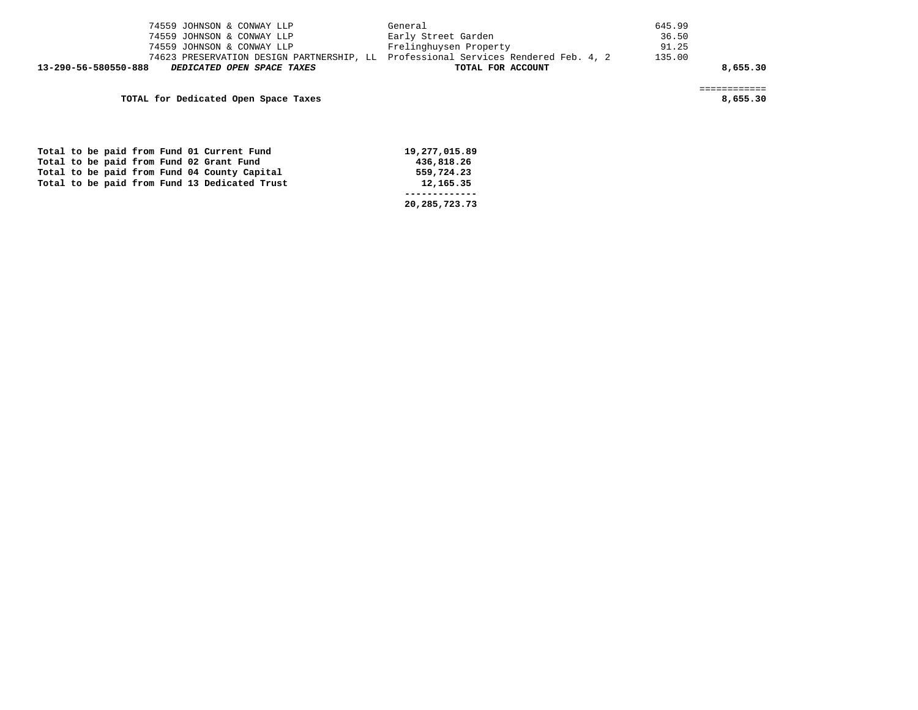| | | | | |
|---|---|---|---|---|
| | 74559 JOHNSON & CONWAY LLP | General | 645.99 | |
| | 74559 JOHNSON & CONWAY LLP | Early Street Garden | 36.50 | |
| | 74559 JOHNSON & CONWAY LLP | Frelinghuysen Property | 91.25 | |
| | 74623 PRESERVATION DESIGN PARTNERSHIP, LL | Professional Services Rendered Feb. 4, 2 | 135.00 | |
| **13-290-56-580550-888** | ***DEDICATED OPEN SPACE TAXES*** | **TOTAL FOR ACCOUNT** | | **8,655.30** |

============

**TOTAL for Dedicated Open Space Taxes** **8,655.30**

| | |
|---|---|
| **Total to be paid from Fund 01 Current Fund** | **19,277,015.89** |
| **Total to be paid from Fund 02 Grant Fund** | **436,818.26** |
| **Total to be paid from Fund 04 County Capital** | **559,724.23** |
| **Total to be paid from Fund 13 Dedicated Trust** | **12,165.35** |
| | ------------- |
| | **20,285,723.73** |